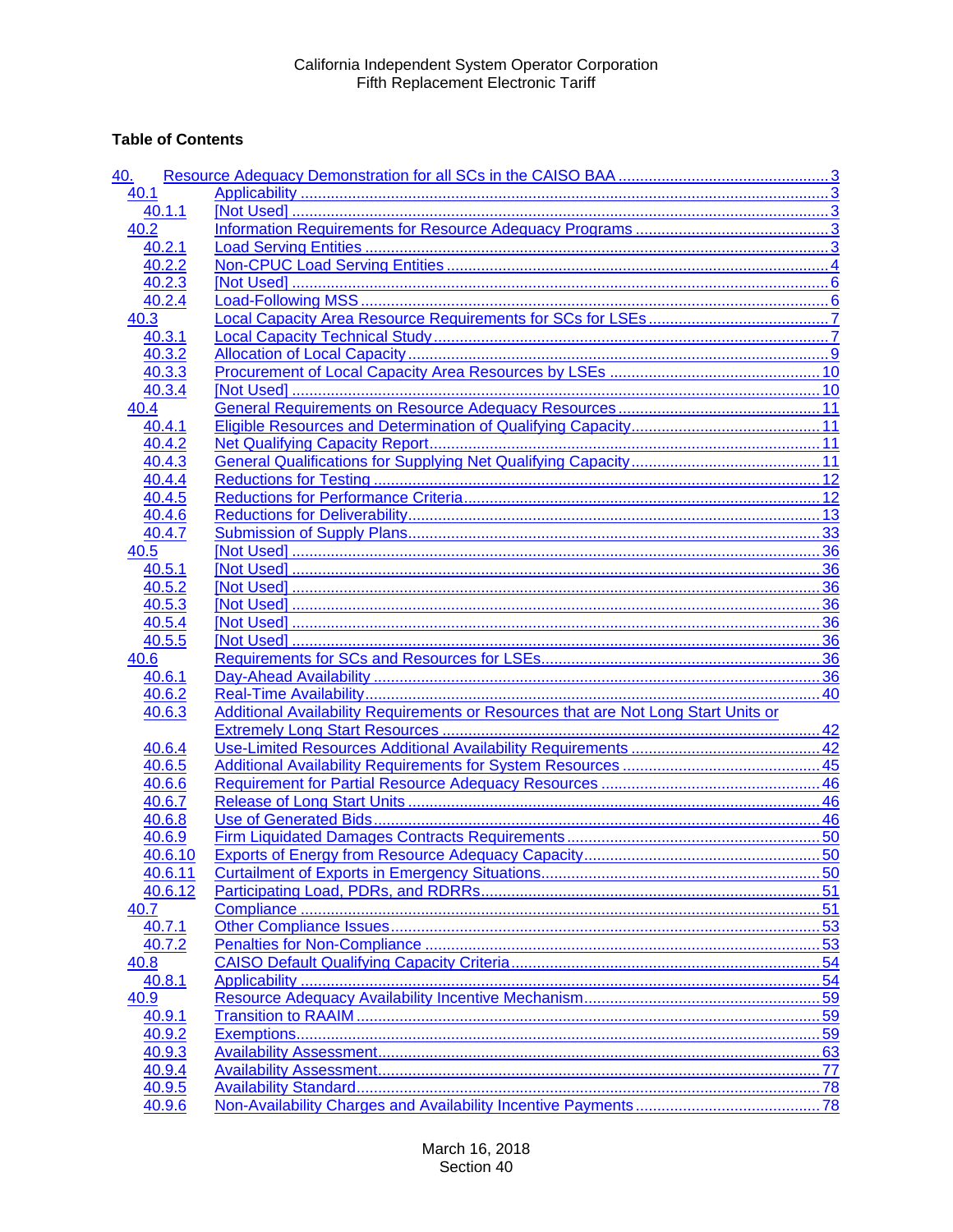California Independent System Operator Corporation
Fifth Replacement Electronic Tariff

**Table of Contents**

| | | |
|---|---|---|
| 40. | Resource Adequacy Demonstration for all SCs in the CAISO BAA | 3 |
| 40.1 | Applicability | 3 |
| 40.1.1 | [Not Used] | 3 |
| 40.2 | Information Requirements for Resource Adequacy Programs | 3 |
| 40.2.1 | Load Serving Entities | 3 |
| 40.2.2 | Non-CPUC Load Serving Entities | 4 |
| 40.2.3 | [Not Used] | 6 |
| 40.2.4 | Load-Following MSS | 6 |
| 40.3 | Local Capacity Area Resource Requirements for SCs for LSEs | 7 |
| 40.3.1 | Local Capacity Technical Study | 7 |
| 40.3.2 | Allocation of Local Capacity | 9 |
| 40.3.3 | Procurement of Local Capacity Area Resources by LSEs | 10 |
| 40.3.4 | [Not Used] | 10 |
| 40.4 | General Requirements on Resource Adequacy Resources | 11 |
| 40.4.1 | Eligible Resources and Determination of Qualifying Capacity | 11 |
| 40.4.2 | Net Qualifying Capacity Report | 11 |
| 40.4.3 | General Qualifications for Supplying Net Qualifying Capacity | 11 |
| 40.4.4 | Reductions for Testing | 12 |
| 40.4.5 | Reductions for Performance Criteria | 12 |
| 40.4.6 | Reductions for Deliverability | 13 |
| 40.4.7 | Submission of Supply Plans | 33 |
| 40.5 | [Not Used] | 36 |
| 40.5.1 | [Not Used] | 36 |
| 40.5.2 | [Not Used] | 36 |
| 40.5.3 | [Not Used] | 36 |
| 40.5.4 | [Not Used] | 36 |
| 40.5.5 | [Not Used] | 36 |
| 40.6 | Requirements for SCs and Resources for LSEs | 36 |
| 40.6.1 | Day-Ahead Availability | 36 |
| 40.6.2 | Real-Time Availability | 40 |
| 40.6.3 | Additional Availability Requirements or Resources that are Not Long Start Units or Extremely Long Start Resources | 42 |
| 40.6.4 | Use-Limited Resources Additional Availability Requirements | 42 |
| 40.6.5 | Additional Availability Requirements for System Resources | 45 |
| 40.6.6 | Requirement for Partial Resource Adequacy Resources | 46 |
| 40.6.7 | Release of Long Start Units | 46 |
| 40.6.8 | Use of Generated Bids | 46 |
| 40.6.9 | Firm Liquidated Damages Contracts Requirements | 50 |
| 40.6.10 | Exports of Energy from Resource Adequacy Capacity | 50 |
| 40.6.11 | Curtailment of Exports in Emergency Situations | 50 |
| 40.6.12 | Participating Load, PDRs, and RDRRs | 51 |
| 40.7 | Compliance | 51 |
| 40.7.1 | Other Compliance Issues | 53 |
| 40.7.2 | Penalties for Non-Compliance | 53 |
| 40.8 | CAISO Default Qualifying Capacity Criteria | 54 |
| 40.8.1 | Applicability | 54 |
| 40.9 | Resource Adequacy Availability Incentive Mechanism | 59 |
| 40.9.1 | Transition to RAAIM | 59 |
| 40.9.2 | Exemptions | 59 |
| 40.9.3 | Availability Assessment | 63 |
| 40.9.4 | Availability Assessment | 77 |
| 40.9.5 | Availability Standard | 78 |
| 40.9.6 | Non-Availability Charges and Availability Incentive Payments | 78 |

March 16, 2018
Section 40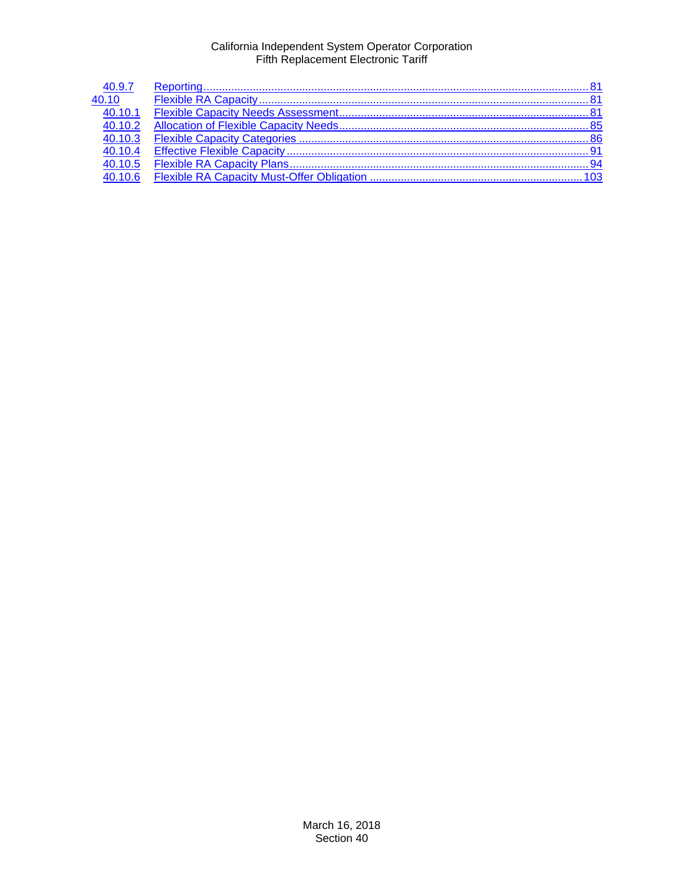| | | |
|---|---|---|
| 40.9.7 | Reporting | 81 |
| 40.10 | Flexible RA Capacity | 81 |
| 40.10.1 | Flexible Capacity Needs Assessment | 81 |
| 40.10.2 | Allocation of Flexible Capacity Needs | 85 |
| 40.10.3 | Flexible Capacity Categories | 86 |
| 40.10.4 | Effective Flexible Capacity | 91 |
| 40.10.5 | Flexible RA Capacity Plans | 94 |
| 40.10.6 | Flexible RA Capacity Must-Offer Obligation | 103 |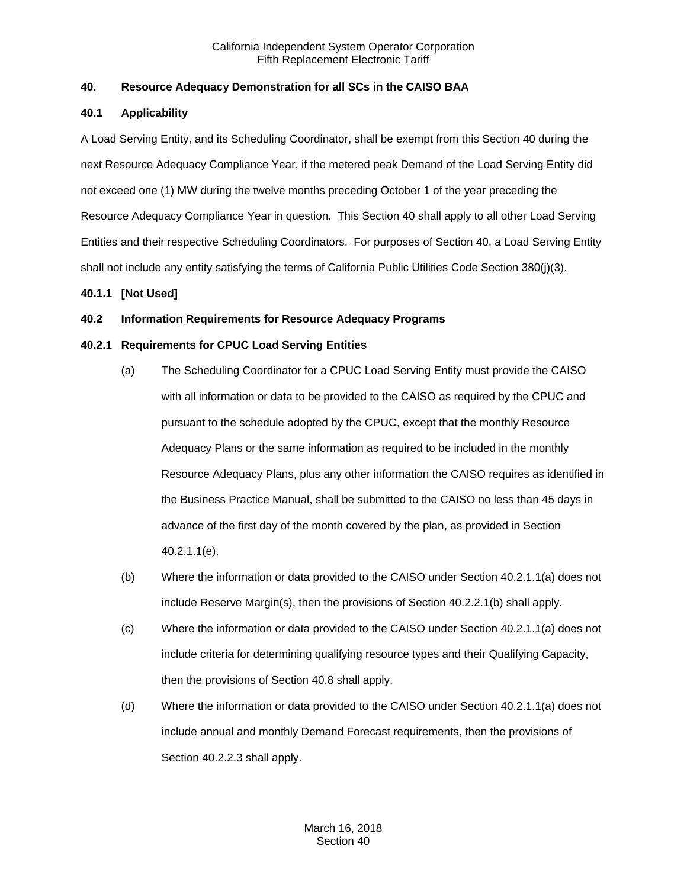## 40. Resource Adequacy Demonstration for all SCs in the CAISO BAA

### 40.1 Applicability

A Load Serving Entity, and its Scheduling Coordinator, shall be exempt from this Section 40 during the next Resource Adequacy Compliance Year, if the metered peak Demand of the Load Serving Entity did not exceed one (1) MW during the twelve months preceding October 1 of the year preceding the Resource Adequacy Compliance Year in question. This Section 40 shall apply to all other Load Serving Entities and their respective Scheduling Coordinators. For purposes of Section 40, a Load Serving Entity shall not include any entity satisfying the terms of California Public Utilities Code Section 380(j)(3).

#### 40.1.1 [Not Used]

### 40.2 Information Requirements for Resource Adequacy Programs

#### 40.2.1 Requirements for CPUC Load Serving Entities

(a) The Scheduling Coordinator for a CPUC Load Serving Entity must provide the CAISO with all information or data to be provided to the CAISO as required by the CPUC and pursuant to the schedule adopted by the CPUC, except that the monthly Resource Adequacy Plans or the same information as required to be included in the monthly Resource Adequacy Plans, plus any other information the CAISO requires as identified in the Business Practice Manual, shall be submitted to the CAISO no less than 45 days in advance of the first day of the month covered by the plan, as provided in Section 40.2.1.1(e).

(b) Where the information or data provided to the CAISO under Section 40.2.1.1(a) does not include Reserve Margin(s), then the provisions of Section 40.2.2.1(b) shall apply.

(c) Where the information or data provided to the CAISO under Section 40.2.1.1(a) does not include criteria for determining qualifying resource types and their Qualifying Capacity, then the provisions of Section 40.8 shall apply.

(d) Where the information or data provided to the CAISO under Section 40.2.1.1(a) does not include annual and monthly Demand Forecast requirements, then the provisions of Section 40.2.2.3 shall apply.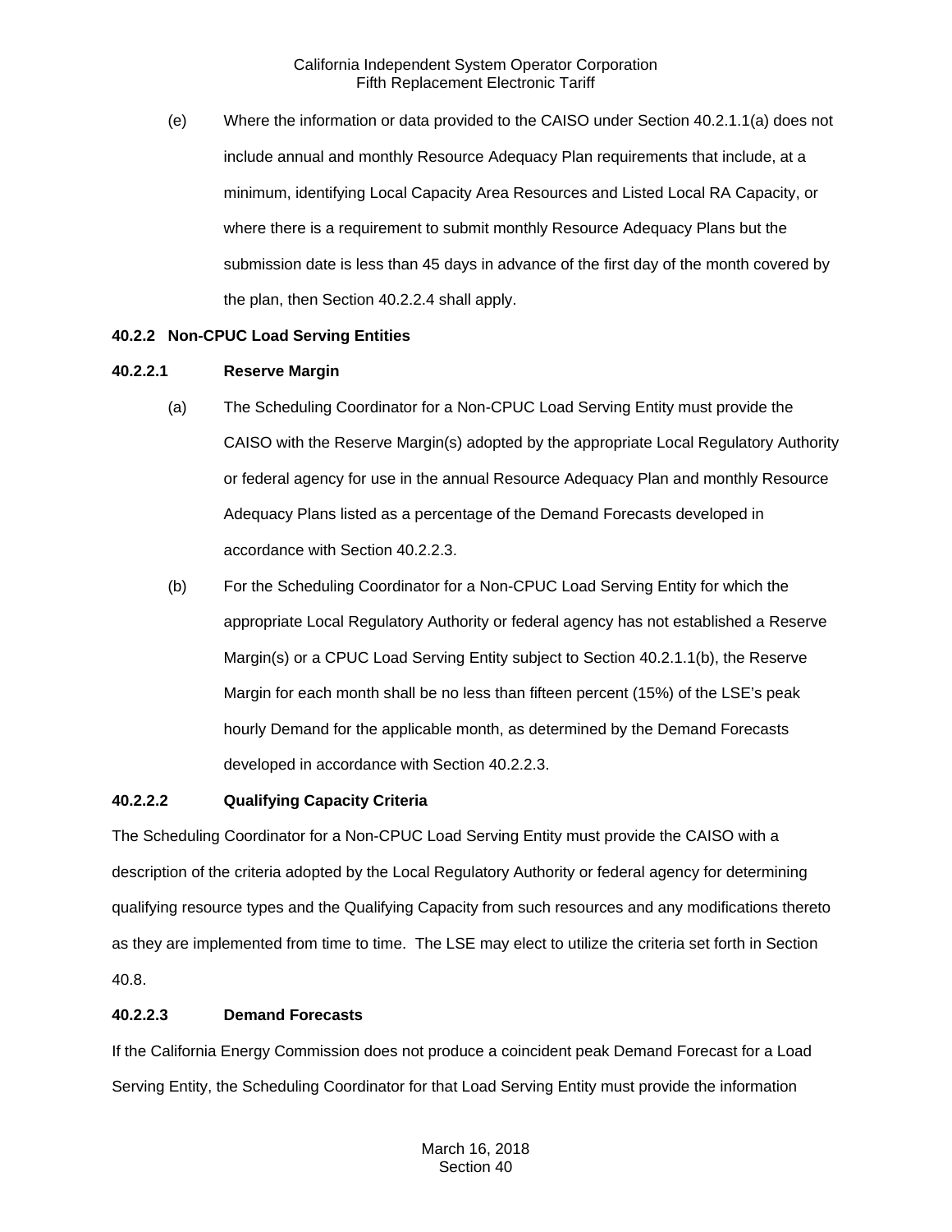(e) Where the information or data provided to the CAISO under Section 40.2.1.1(a) does not include annual and monthly Resource Adequacy Plan requirements that include, at a minimum, identifying Local Capacity Area Resources and Listed Local RA Capacity, or where there is a requirement to submit monthly Resource Adequacy Plans but the submission date is less than 45 days in advance of the first day of the month covered by the plan, then Section 40.2.2.4 shall apply.

### 40.2.2 Non-CPUC Load Serving Entities

#### 40.2.2.1 Reserve Margin

(a) The Scheduling Coordinator for a Non-CPUC Load Serving Entity must provide the CAISO with the Reserve Margin(s) adopted by the appropriate Local Regulatory Authority or federal agency for use in the annual Resource Adequacy Plan and monthly Resource Adequacy Plans listed as a percentage of the Demand Forecasts developed in accordance with Section 40.2.2.3.

(b) For the Scheduling Coordinator for a Non-CPUC Load Serving Entity for which the appropriate Local Regulatory Authority or federal agency has not established a Reserve Margin(s) or a CPUC Load Serving Entity subject to Section 40.2.1.1(b), the Reserve Margin for each month shall be no less than fifteen percent (15%) of the LSE's peak hourly Demand for the applicable month, as determined by the Demand Forecasts developed in accordance with Section 40.2.2.3.

#### 40.2.2.2 Qualifying Capacity Criteria

The Scheduling Coordinator for a Non-CPUC Load Serving Entity must provide the CAISO with a description of the criteria adopted by the Local Regulatory Authority or federal agency for determining qualifying resource types and the Qualifying Capacity from such resources and any modifications thereto as they are implemented from time to time. The LSE may elect to utilize the criteria set forth in Section 40.8.

#### 40.2.2.3 Demand Forecasts

If the California Energy Commission does not produce a coincident peak Demand Forecast for a Load Serving Entity, the Scheduling Coordinator for that Load Serving Entity must provide the information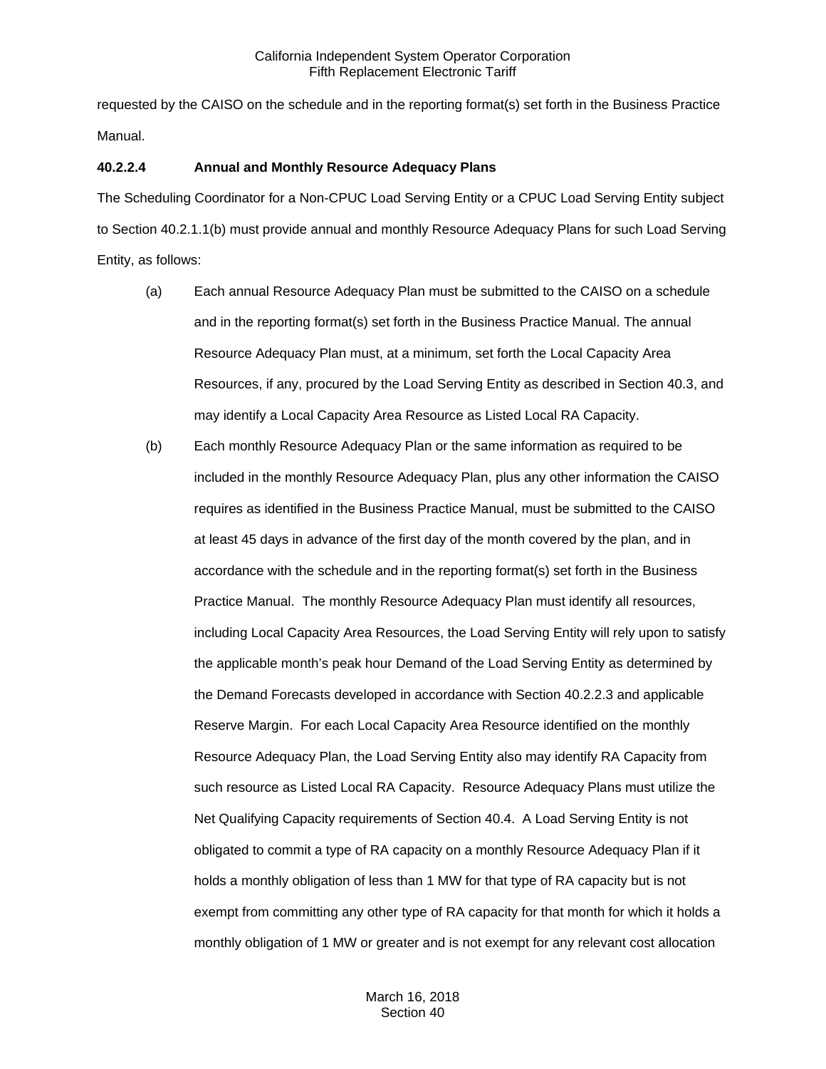requested by the CAISO on the schedule and in the reporting format(s) set forth in the Business Practice Manual.

**40.2.2.4 Annual and Monthly Resource Adequacy Plans**

The Scheduling Coordinator for a Non-CPUC Load Serving Entity or a CPUC Load Serving Entity subject to Section 40.2.1.1(b) must provide annual and monthly Resource Adequacy Plans for such Load Serving Entity, as follows:

(a) Each annual Resource Adequacy Plan must be submitted to the CAISO on a schedule and in the reporting format(s) set forth in the Business Practice Manual. The annual Resource Adequacy Plan must, at a minimum, set forth the Local Capacity Area Resources, if any, procured by the Load Serving Entity as described in Section 40.3, and may identify a Local Capacity Area Resource as Listed Local RA Capacity.

(b) Each monthly Resource Adequacy Plan or the same information as required to be included in the monthly Resource Adequacy Plan, plus any other information the CAISO requires as identified in the Business Practice Manual, must be submitted to the CAISO at least 45 days in advance of the first day of the month covered by the plan, and in accordance with the schedule and in the reporting format(s) set forth in the Business Practice Manual. The monthly Resource Adequacy Plan must identify all resources, including Local Capacity Area Resources, the Load Serving Entity will rely upon to satisfy the applicable month's peak hour Demand of the Load Serving Entity as determined by the Demand Forecasts developed in accordance with Section 40.2.2.3 and applicable Reserve Margin. For each Local Capacity Area Resource identified on the monthly Resource Adequacy Plan, the Load Serving Entity also may identify RA Capacity from such resource as Listed Local RA Capacity. Resource Adequacy Plans must utilize the Net Qualifying Capacity requirements of Section 40.4. A Load Serving Entity is not obligated to commit a type of RA capacity on a monthly Resource Adequacy Plan if it holds a monthly obligation of less than 1 MW for that type of RA capacity but is not exempt from committing any other type of RA capacity for that month for which it holds a monthly obligation of 1 MW or greater and is not exempt for any relevant cost allocation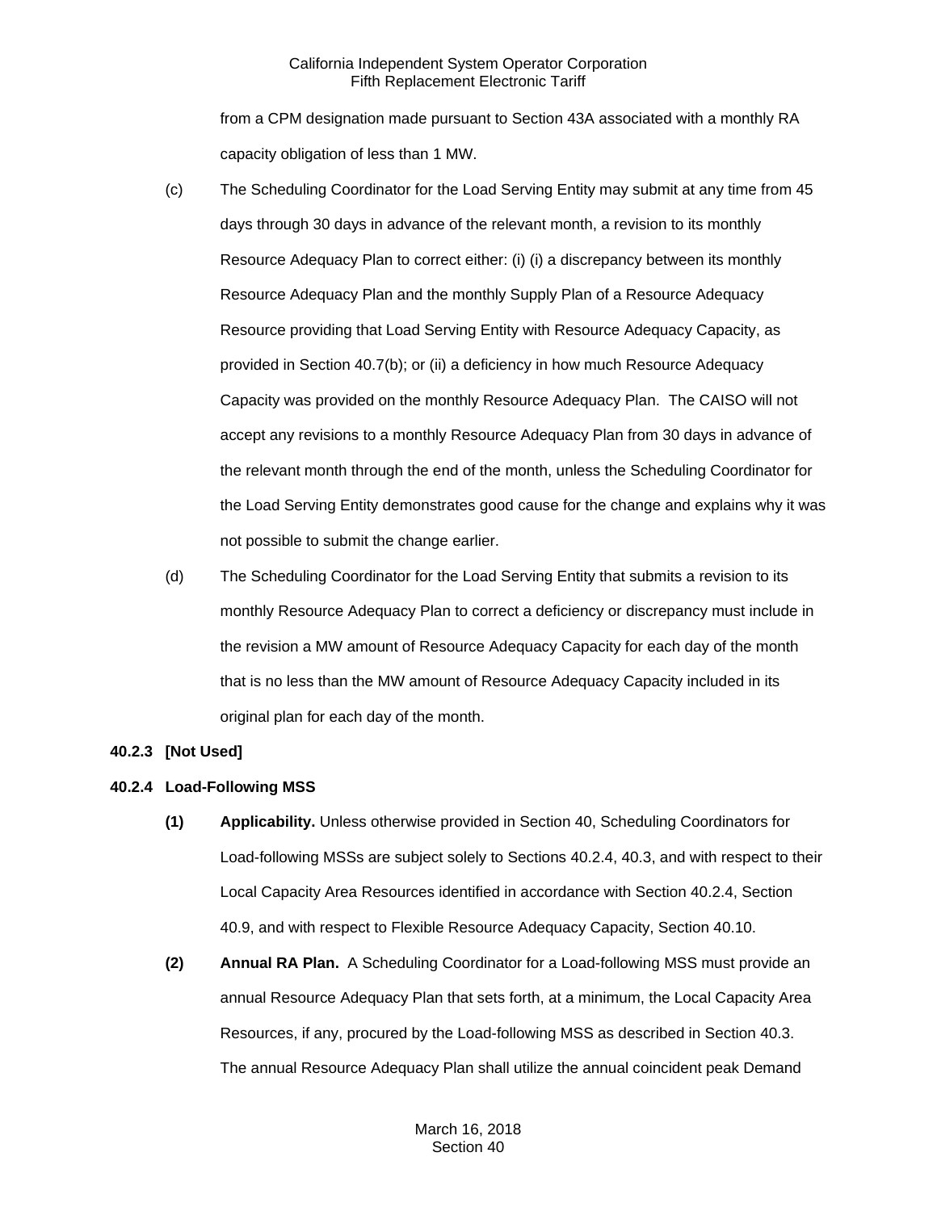from a CPM designation made pursuant to Section 43A associated with a monthly RA capacity obligation of less than 1 MW.

(c) The Scheduling Coordinator for the Load Serving Entity may submit at any time from 45 days through 30 days in advance of the relevant month, a revision to its monthly Resource Adequacy Plan to correct either: (i) (i) a discrepancy between its monthly Resource Adequacy Plan and the monthly Supply Plan of a Resource Adequacy Resource providing that Load Serving Entity with Resource Adequacy Capacity, as provided in Section 40.7(b); or (ii) a deficiency in how much Resource Adequacy Capacity was provided on the monthly Resource Adequacy Plan. The CAISO will not accept any revisions to a monthly Resource Adequacy Plan from 30 days in advance of the relevant month through the end of the month, unless the Scheduling Coordinator for the Load Serving Entity demonstrates good cause for the change and explains why it was not possible to submit the change earlier.

(d) The Scheduling Coordinator for the Load Serving Entity that submits a revision to its monthly Resource Adequacy Plan to correct a deficiency or discrepancy must include in the revision a MW amount of Resource Adequacy Capacity for each day of the month that is no less than the MW amount of Resource Adequacy Capacity included in its original plan for each day of the month.

**40.2.3 [Not Used]**

**40.2.4 Load-Following MSS**

**(1) Applicability.** Unless otherwise provided in Section 40, Scheduling Coordinators for Load-following MSSs are subject solely to Sections 40.2.4, 40.3, and with respect to their Local Capacity Area Resources identified in accordance with Section 40.2.4, Section 40.9, and with respect to Flexible Resource Adequacy Capacity, Section 40.10.

**(2) Annual RA Plan.** A Scheduling Coordinator for a Load-following MSS must provide an annual Resource Adequacy Plan that sets forth, at a minimum, the Local Capacity Area Resources, if any, procured by the Load-following MSS as described in Section 40.3. The annual Resource Adequacy Plan shall utilize the annual coincident peak Demand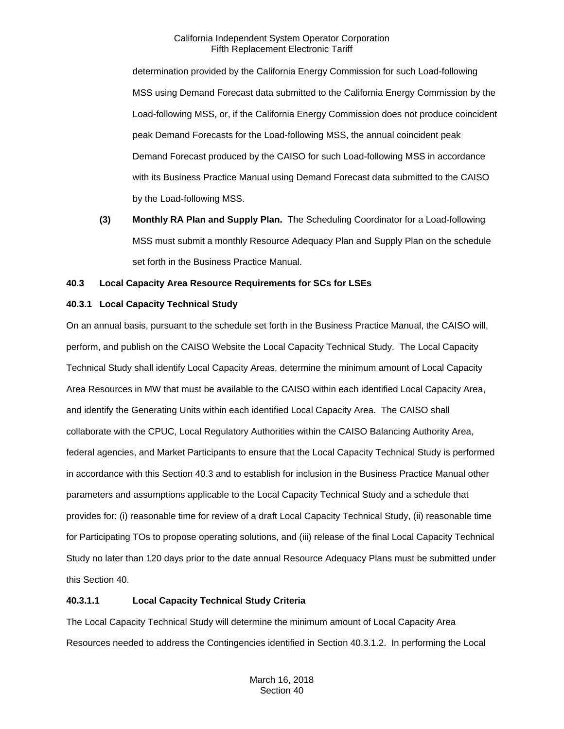determination provided by the California Energy Commission for such Load-following MSS using Demand Forecast data submitted to the California Energy Commission by the Load-following MSS, or, if the California Energy Commission does not produce coincident peak Demand Forecasts for the Load-following MSS, the annual coincident peak Demand Forecast produced by the CAISO for such Load-following MSS in accordance with its Business Practice Manual using Demand Forecast data submitted to the CAISO by the Load-following MSS.

**(3) Monthly RA Plan and Supply Plan.** The Scheduling Coordinator for a Load-following MSS must submit a monthly Resource Adequacy Plan and Supply Plan on the schedule set forth in the Business Practice Manual.

**40.3 Local Capacity Area Resource Requirements for SCs for LSEs**

**40.3.1 Local Capacity Technical Study**

On an annual basis, pursuant to the schedule set forth in the Business Practice Manual, the CAISO will, perform, and publish on the CAISO Website the Local Capacity Technical Study. The Local Capacity Technical Study shall identify Local Capacity Areas, determine the minimum amount of Local Capacity Area Resources in MW that must be available to the CAISO within each identified Local Capacity Area, and identify the Generating Units within each identified Local Capacity Area. The CAISO shall collaborate with the CPUC, Local Regulatory Authorities within the CAISO Balancing Authority Area, federal agencies, and Market Participants to ensure that the Local Capacity Technical Study is performed in accordance with this Section 40.3 and to establish for inclusion in the Business Practice Manual other parameters and assumptions applicable to the Local Capacity Technical Study and a schedule that provides for: (i) reasonable time for review of a draft Local Capacity Technical Study, (ii) reasonable time for Participating TOs to propose operating solutions, and (iii) release of the final Local Capacity Technical Study no later than 120 days prior to the date annual Resource Adequacy Plans must be submitted under this Section 40.

**40.3.1.1 Local Capacity Technical Study Criteria**

The Local Capacity Technical Study will determine the minimum amount of Local Capacity Area Resources needed to address the Contingencies identified in Section 40.3.1.2. In performing the Local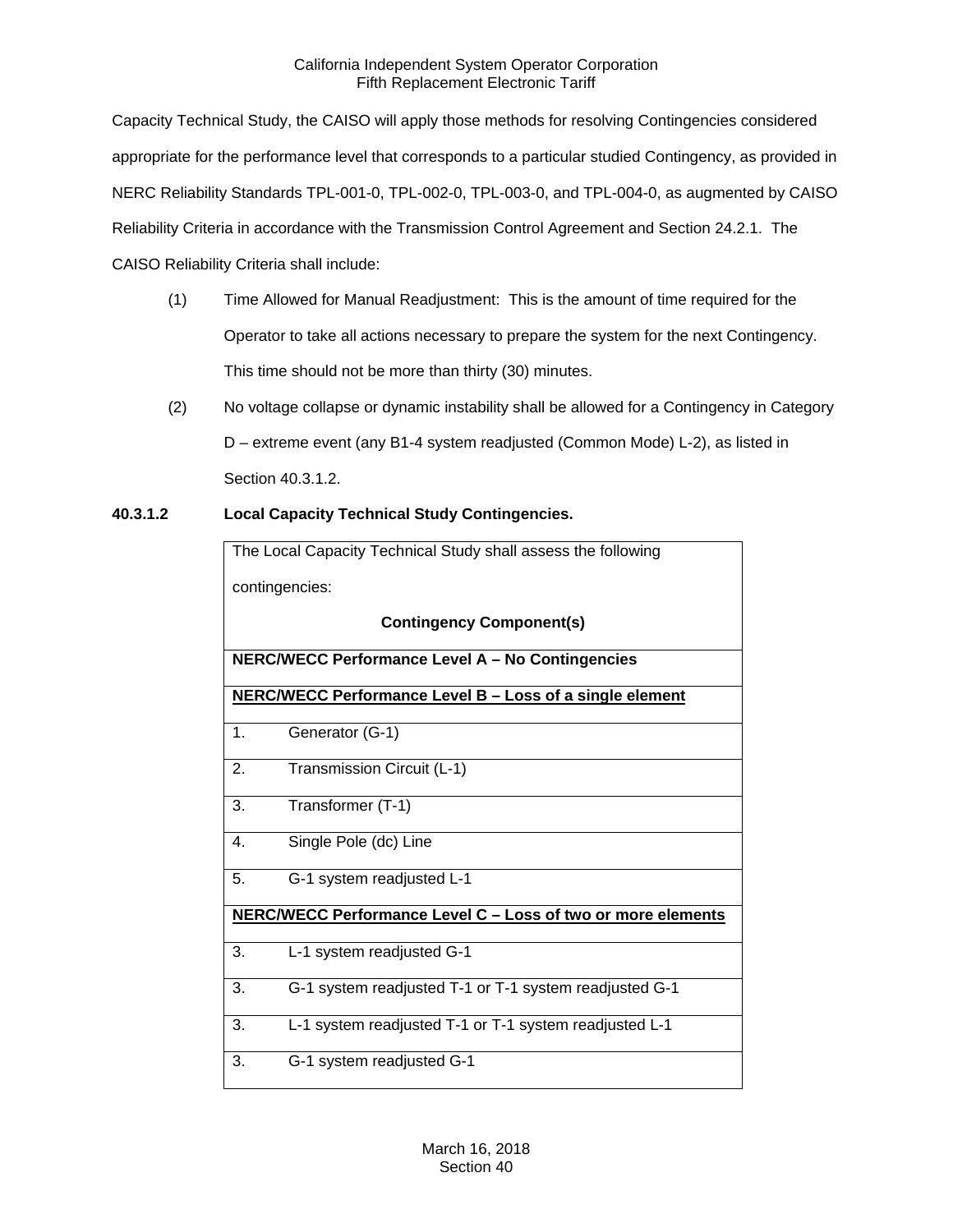Capacity Technical Study, the CAISO will apply those methods for resolving Contingencies considered appropriate for the performance level that corresponds to a particular studied Contingency, as provided in NERC Reliability Standards TPL-001-0, TPL-002-0, TPL-003-0, and TPL-004-0, as augmented by CAISO Reliability Criteria in accordance with the Transmission Control Agreement and Section 24.2.1. The CAISO Reliability Criteria shall include:

(1) Time Allowed for Manual Readjustment: This is the amount of time required for the Operator to take all actions necessary to prepare the system for the next Contingency. This time should not be more than thirty (30) minutes.

(2) No voltage collapse or dynamic instability shall be allowed for a Contingency in Category D – extreme event (any B1-4 system readjusted (Common Mode) L-2), as listed in Section 40.3.1.2.

**40.3.1.2 Local Capacity Technical Study Contingencies.**

| |
|---|
| The Local Capacity Technical Study shall assess the following contingencies: |
| **Contingency Component(s)** |
| **NERC/WECC Performance Level A – No Contingencies** |
| **NERC/WECC Performance Level B – Loss of a single element** |
| 1. Generator (G-1) |
| 2. Transmission Circuit (L-1) |
| 3. Transformer (T-1) |
| 4. Single Pole (dc) Line |
| 5. G-1 system readjusted L-1 |
| **NERC/WECC Performance Level C – Loss of two or more elements** |
| 3. L-1 system readjusted G-1 |
| 3. G-1 system readjusted T-1 or T-1 system readjusted G-1 |
| 3. L-1 system readjusted T-1 or T-1 system readjusted L-1 |
| 3. G-1 system readjusted G-1 |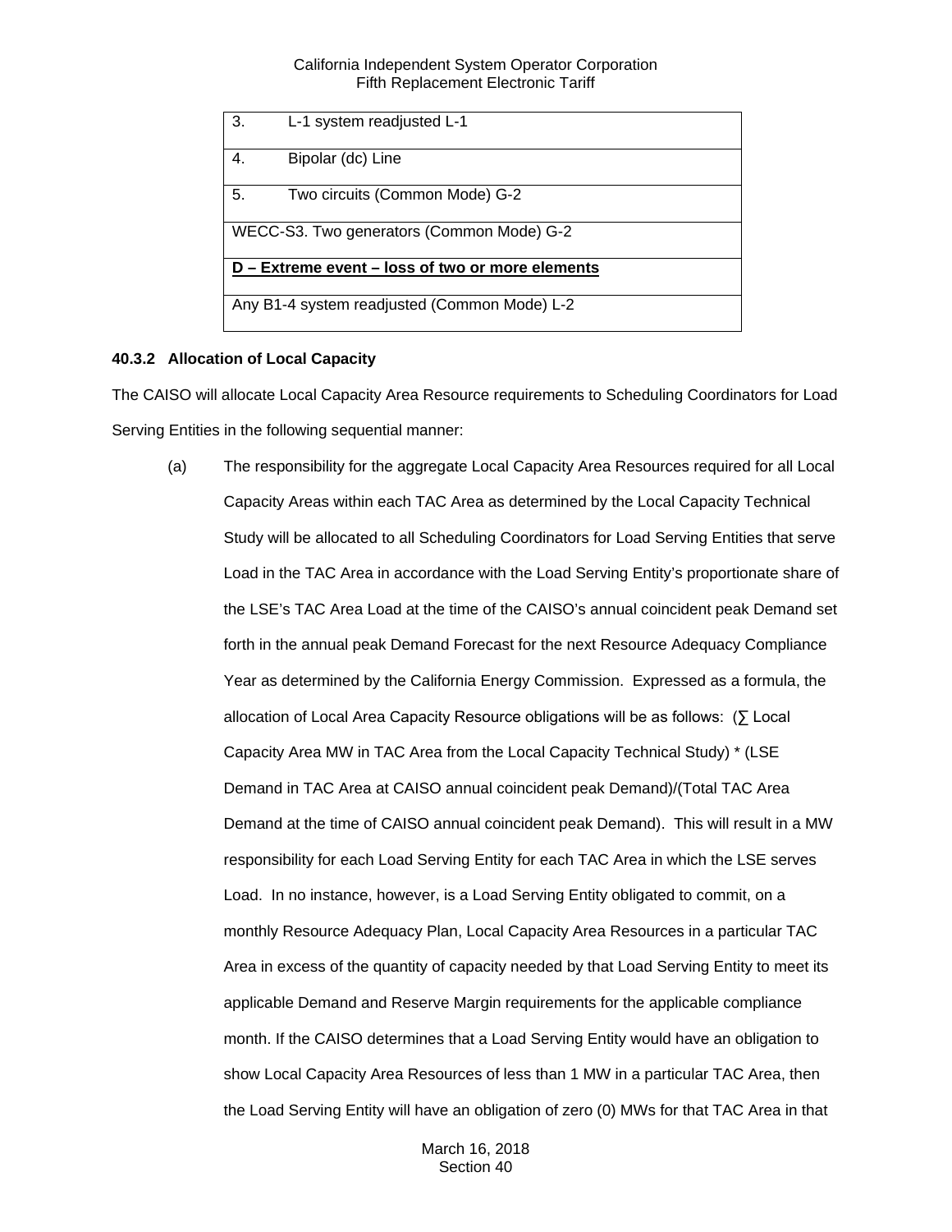| | |
|---|---|
| 3. | L-1 system readjusted L-1 |
| 4. | Bipolar (dc) Line |
| 5. | Two circuits (Common Mode) G-2 |
| WECC-S3. Two generators (Common Mode) G-2 | |
| **D – Extreme event – loss of two or more elements** | |
| Any B1-4 system readjusted (Common Mode) L-2 | |

#### 40.3.2 Allocation of Local Capacity

The CAISO will allocate Local Capacity Area Resource requirements to Scheduling Coordinators for Load Serving Entities in the following sequential manner:

(a) The responsibility for the aggregate Local Capacity Area Resources required for all Local Capacity Areas within each TAC Area as determined by the Local Capacity Technical Study will be allocated to all Scheduling Coordinators for Load Serving Entities that serve Load in the TAC Area in accordance with the Load Serving Entity's proportionate share of the LSE's TAC Area Load at the time of the CAISO's annual coincident peak Demand set forth in the annual peak Demand Forecast for the next Resource Adequacy Compliance Year as determined by the California Energy Commission. Expressed as a formula, the allocation of Local Area Capacity Resource obligations will be as follows: (∑ Local Capacity Area MW in TAC Area from the Local Capacity Technical Study) * (LSE Demand in TAC Area at CAISO annual coincident peak Demand)/(Total TAC Area Demand at the time of CAISO annual coincident peak Demand). This will result in a MW responsibility for each Load Serving Entity for each TAC Area in which the LSE serves Load. In no instance, however, is a Load Serving Entity obligated to commit, on a monthly Resource Adequacy Plan, Local Capacity Area Resources in a particular TAC Area in excess of the quantity of capacity needed by that Load Serving Entity to meet its applicable Demand and Reserve Margin requirements for the applicable compliance month. If the CAISO determines that a Load Serving Entity would have an obligation to show Local Capacity Area Resources of less than 1 MW in a particular TAC Area, then the Load Serving Entity will have an obligation of zero (0) MWs for that TAC Area in that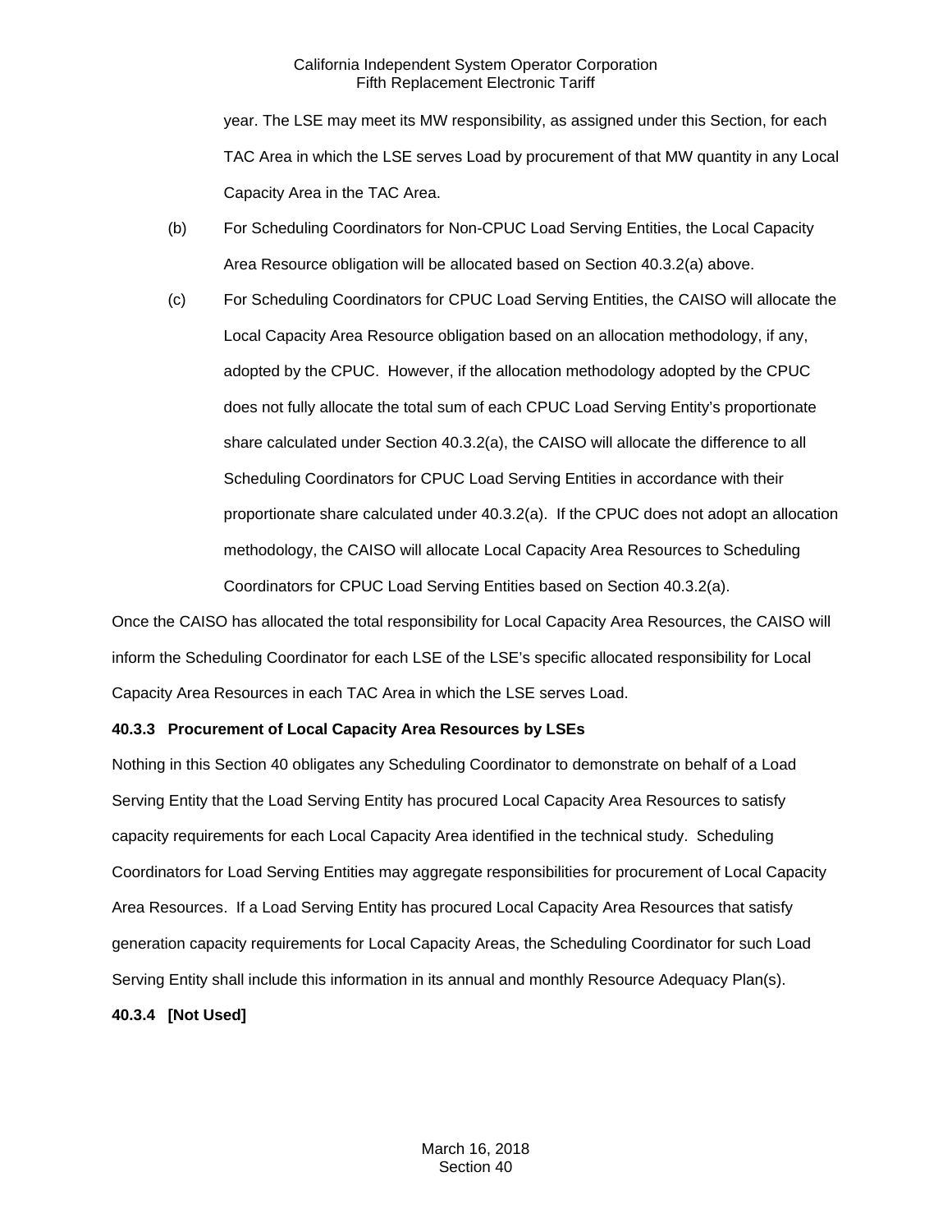year. The LSE may meet its MW responsibility, as assigned under this Section, for each TAC Area in which the LSE serves Load by procurement of that MW quantity in any Local Capacity Area in the TAC Area.

(b) For Scheduling Coordinators for Non-CPUC Load Serving Entities, the Local Capacity Area Resource obligation will be allocated based on Section 40.3.2(a) above.

(c) For Scheduling Coordinators for CPUC Load Serving Entities, the CAISO will allocate the Local Capacity Area Resource obligation based on an allocation methodology, if any, adopted by the CPUC. However, if the allocation methodology adopted by the CPUC does not fully allocate the total sum of each CPUC Load Serving Entity's proportionate share calculated under Section 40.3.2(a), the CAISO will allocate the difference to all Scheduling Coordinators for CPUC Load Serving Entities in accordance with their proportionate share calculated under 40.3.2(a). If the CPUC does not adopt an allocation methodology, the CAISO will allocate Local Capacity Area Resources to Scheduling Coordinators for CPUC Load Serving Entities based on Section 40.3.2(a).

Once the CAISO has allocated the total responsibility for Local Capacity Area Resources, the CAISO will inform the Scheduling Coordinator for each LSE of the LSE's specific allocated responsibility for Local Capacity Area Resources in each TAC Area in which the LSE serves Load.

**40.3.3 Procurement of Local Capacity Area Resources by LSEs**

Nothing in this Section 40 obligates any Scheduling Coordinator to demonstrate on behalf of a Load Serving Entity that the Load Serving Entity has procured Local Capacity Area Resources to satisfy capacity requirements for each Local Capacity Area identified in the technical study. Scheduling Coordinators for Load Serving Entities may aggregate responsibilities for procurement of Local Capacity Area Resources. If a Load Serving Entity has procured Local Capacity Area Resources that satisfy generation capacity requirements for Local Capacity Areas, the Scheduling Coordinator for such Load Serving Entity shall include this information in its annual and monthly Resource Adequacy Plan(s).

**40.3.4 [Not Used]**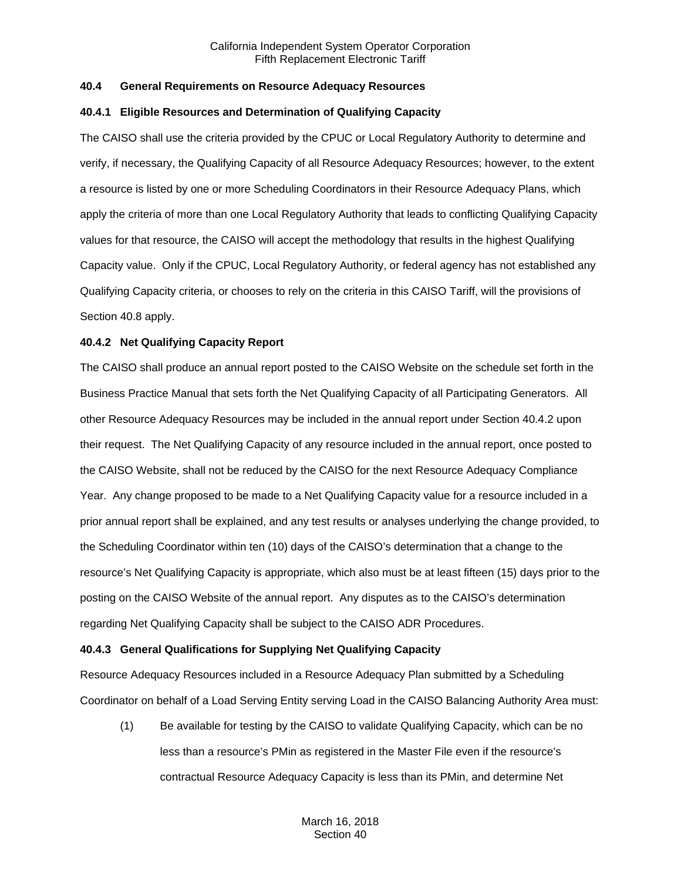### 40.4 General Requirements on Resource Adequacy Resources

#### 40.4.1 Eligible Resources and Determination of Qualifying Capacity

The CAISO shall use the criteria provided by the CPUC or Local Regulatory Authority to determine and verify, if necessary, the Qualifying Capacity of all Resource Adequacy Resources; however, to the extent a resource is listed by one or more Scheduling Coordinators in their Resource Adequacy Plans, which apply the criteria of more than one Local Regulatory Authority that leads to conflicting Qualifying Capacity values for that resource, the CAISO will accept the methodology that results in the highest Qualifying Capacity value. Only if the CPUC, Local Regulatory Authority, or federal agency has not established any Qualifying Capacity criteria, or chooses to rely on the criteria in this CAISO Tariff, will the provisions of Section 40.8 apply.

#### 40.4.2 Net Qualifying Capacity Report

The CAISO shall produce an annual report posted to the CAISO Website on the schedule set forth in the Business Practice Manual that sets forth the Net Qualifying Capacity of all Participating Generators. All other Resource Adequacy Resources may be included in the annual report under Section 40.4.2 upon their request. The Net Qualifying Capacity of any resource included in the annual report, once posted to the CAISO Website, shall not be reduced by the CAISO for the next Resource Adequacy Compliance Year. Any change proposed to be made to a Net Qualifying Capacity value for a resource included in a prior annual report shall be explained, and any test results or analyses underlying the change provided, to the Scheduling Coordinator within ten (10) days of the CAISO's determination that a change to the resource's Net Qualifying Capacity is appropriate, which also must be at least fifteen (15) days prior to the posting on the CAISO Website of the annual report. Any disputes as to the CAISO's determination regarding Net Qualifying Capacity shall be subject to the CAISO ADR Procedures.

#### 40.4.3 General Qualifications for Supplying Net Qualifying Capacity

Resource Adequacy Resources included in a Resource Adequacy Plan submitted by a Scheduling Coordinator on behalf of a Load Serving Entity serving Load in the CAISO Balancing Authority Area must:

(1) Be available for testing by the CAISO to validate Qualifying Capacity, which can be no less than a resource's PMin as registered in the Master File even if the resource's contractual Resource Adequacy Capacity is less than its PMin, and determine Net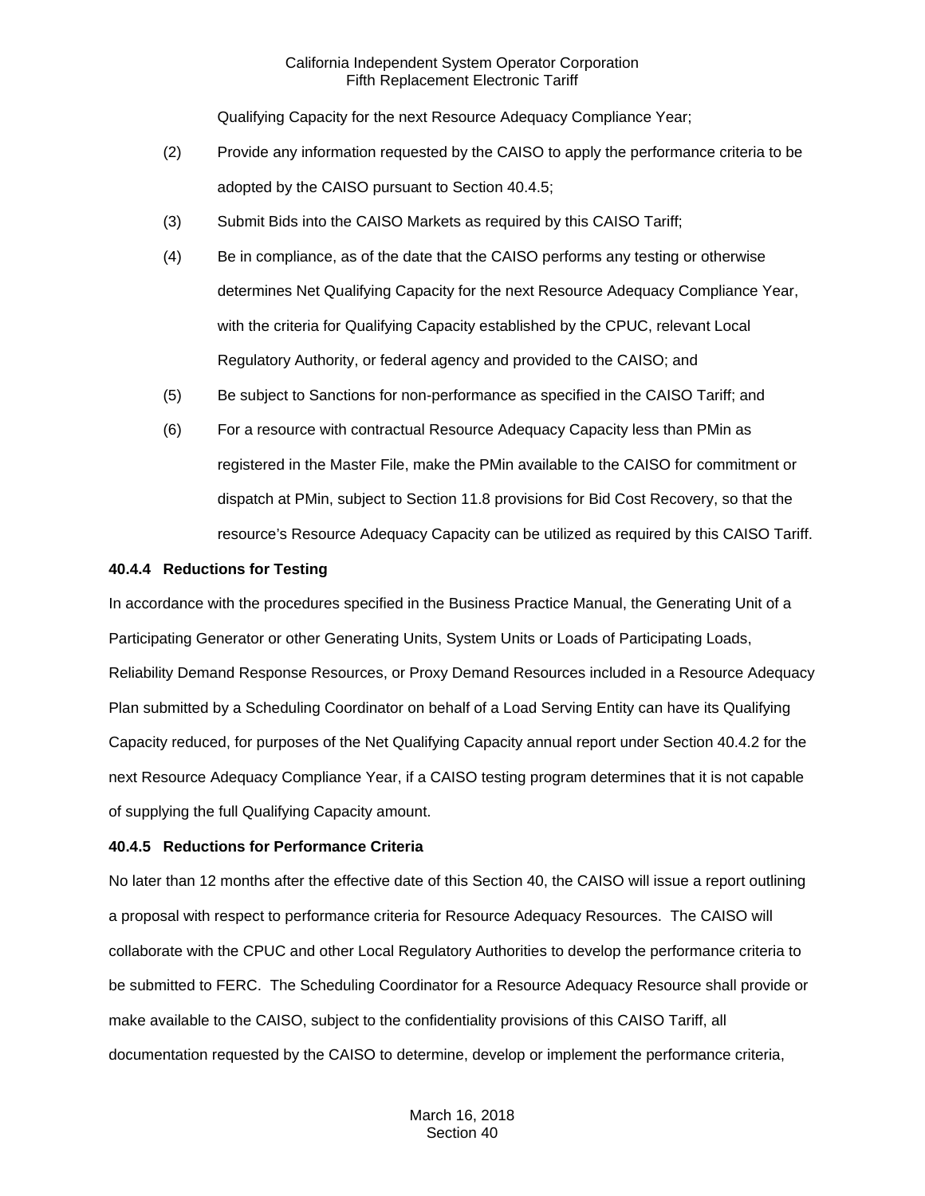Qualifying Capacity for the next Resource Adequacy Compliance Year;

(2) Provide any information requested by the CAISO to apply the performance criteria to be adopted by the CAISO pursuant to Section 40.4.5;

(3) Submit Bids into the CAISO Markets as required by this CAISO Tariff;

(4) Be in compliance, as of the date that the CAISO performs any testing or otherwise determines Net Qualifying Capacity for the next Resource Adequacy Compliance Year, with the criteria for Qualifying Capacity established by the CPUC, relevant Local Regulatory Authority, or federal agency and provided to the CAISO; and

(5) Be subject to Sanctions for non-performance as specified in the CAISO Tariff; and

(6) For a resource with contractual Resource Adequacy Capacity less than PMin as registered in the Master File, make the PMin available to the CAISO for commitment or dispatch at PMin, subject to Section 11.8 provisions for Bid Cost Recovery, so that the resource's Resource Adequacy Capacity can be utilized as required by this CAISO Tariff.

**40.4.4 Reductions for Testing**

In accordance with the procedures specified in the Business Practice Manual, the Generating Unit of a Participating Generator or other Generating Units, System Units or Loads of Participating Loads, Reliability Demand Response Resources, or Proxy Demand Resources included in a Resource Adequacy Plan submitted by a Scheduling Coordinator on behalf of a Load Serving Entity can have its Qualifying Capacity reduced, for purposes of the Net Qualifying Capacity annual report under Section 40.4.2 for the next Resource Adequacy Compliance Year, if a CAISO testing program determines that it is not capable of supplying the full Qualifying Capacity amount.

**40.4.5 Reductions for Performance Criteria**

No later than 12 months after the effective date of this Section 40, the CAISO will issue a report outlining a proposal with respect to performance criteria for Resource Adequacy Resources. The CAISO will collaborate with the CPUC and other Local Regulatory Authorities to develop the performance criteria to be submitted to FERC. The Scheduling Coordinator for a Resource Adequacy Resource shall provide or make available to the CAISO, subject to the confidentiality provisions of this CAISO Tariff, all documentation requested by the CAISO to determine, develop or implement the performance criteria,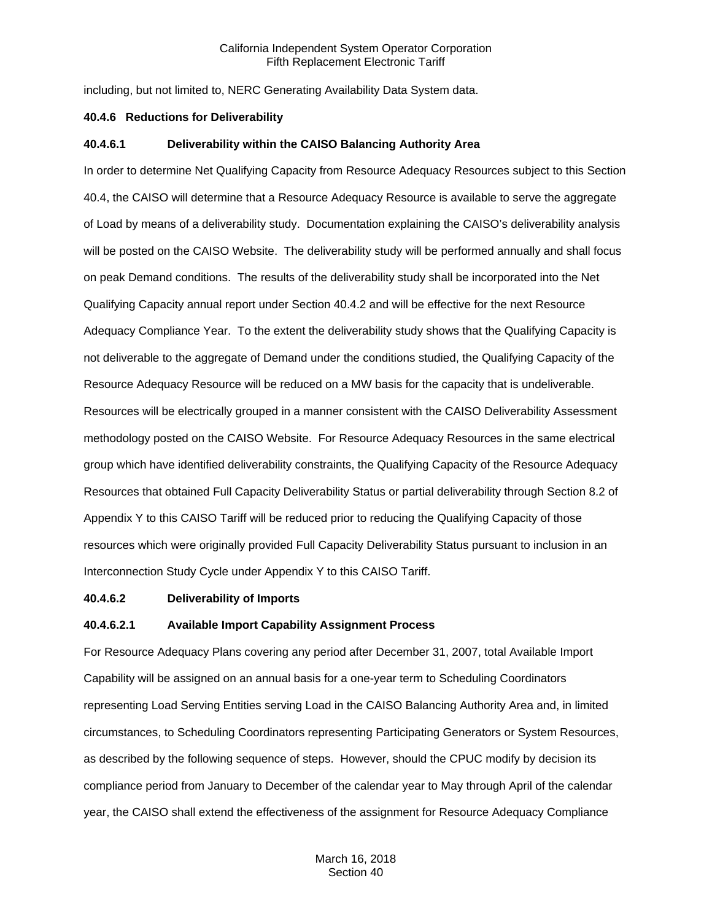including, but not limited to, NERC Generating Availability Data System data.

**40.4.6 Reductions for Deliverability**

**40.4.6.1 Deliverability within the CAISO Balancing Authority Area**

In order to determine Net Qualifying Capacity from Resource Adequacy Resources subject to this Section 40.4, the CAISO will determine that a Resource Adequacy Resource is available to serve the aggregate of Load by means of a deliverability study. Documentation explaining the CAISO's deliverability analysis will be posted on the CAISO Website. The deliverability study will be performed annually and shall focus on peak Demand conditions. The results of the deliverability study shall be incorporated into the Net Qualifying Capacity annual report under Section 40.4.2 and will be effective for the next Resource Adequacy Compliance Year. To the extent the deliverability study shows that the Qualifying Capacity is not deliverable to the aggregate of Demand under the conditions studied, the Qualifying Capacity of the Resource Adequacy Resource will be reduced on a MW basis for the capacity that is undeliverable. Resources will be electrically grouped in a manner consistent with the CAISO Deliverability Assessment methodology posted on the CAISO Website. For Resource Adequacy Resources in the same electrical group which have identified deliverability constraints, the Qualifying Capacity of the Resource Adequacy Resources that obtained Full Capacity Deliverability Status or partial deliverability through Section 8.2 of Appendix Y to this CAISO Tariff will be reduced prior to reducing the Qualifying Capacity of those resources which were originally provided Full Capacity Deliverability Status pursuant to inclusion in an Interconnection Study Cycle under Appendix Y to this CAISO Tariff.

**40.4.6.2 Deliverability of Imports**

**40.4.6.2.1 Available Import Capability Assignment Process**

For Resource Adequacy Plans covering any period after December 31, 2007, total Available Import Capability will be assigned on an annual basis for a one-year term to Scheduling Coordinators representing Load Serving Entities serving Load in the CAISO Balancing Authority Area and, in limited circumstances, to Scheduling Coordinators representing Participating Generators or System Resources, as described by the following sequence of steps. However, should the CPUC modify by decision its compliance period from January to December of the calendar year to May through April of the calendar year, the CAISO shall extend the effectiveness of the assignment for Resource Adequacy Compliance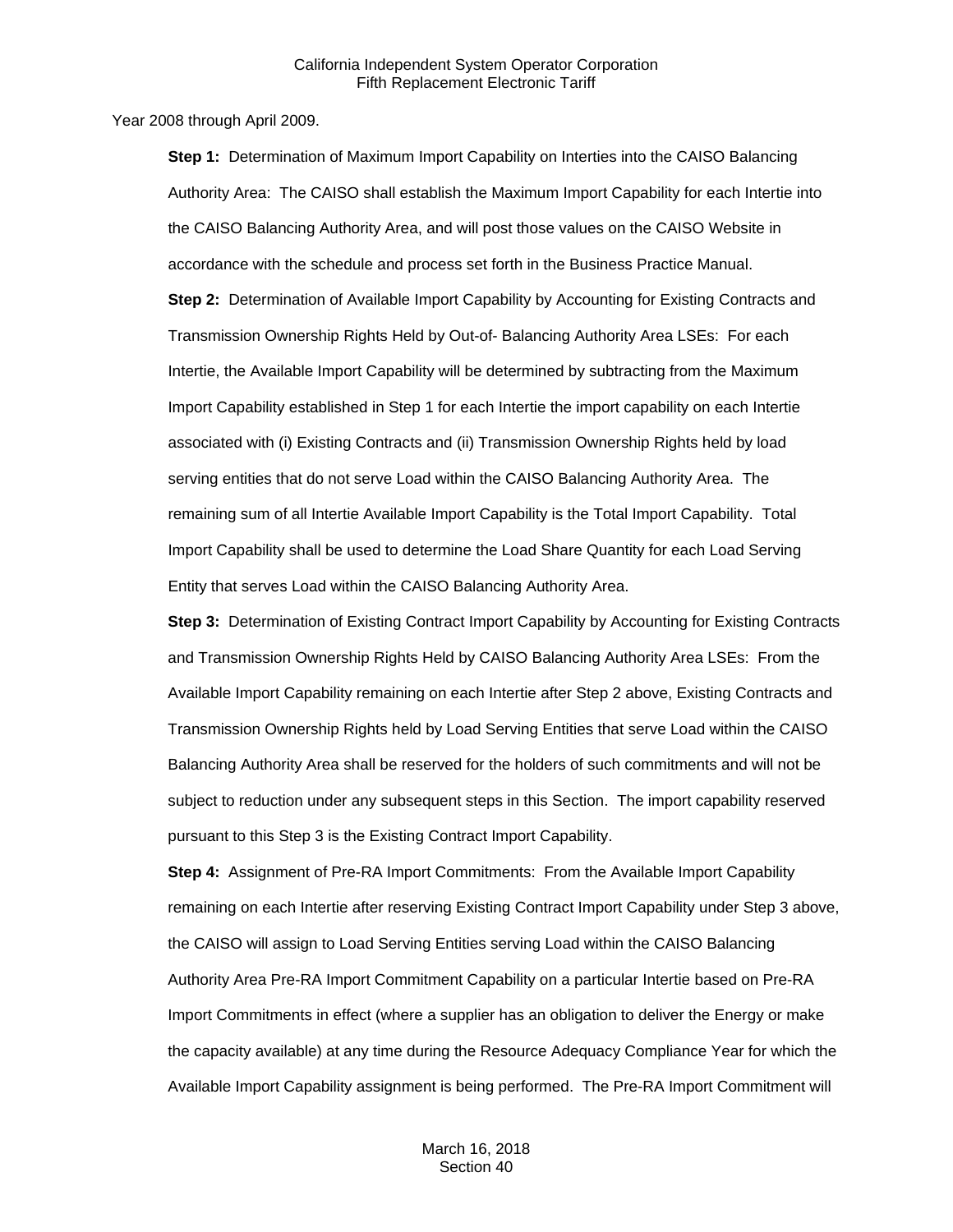Year 2008 through April 2009.

**Step 1:** Determination of Maximum Import Capability on Interties into the CAISO Balancing Authority Area: The CAISO shall establish the Maximum Import Capability for each Intertie into the CAISO Balancing Authority Area, and will post those values on the CAISO Website in accordance with the schedule and process set forth in the Business Practice Manual.

**Step 2:** Determination of Available Import Capability by Accounting for Existing Contracts and Transmission Ownership Rights Held by Out-of- Balancing Authority Area LSEs: For each Intertie, the Available Import Capability will be determined by subtracting from the Maximum Import Capability established in Step 1 for each Intertie the import capability on each Intertie associated with (i) Existing Contracts and (ii) Transmission Ownership Rights held by load serving entities that do not serve Load within the CAISO Balancing Authority Area. The remaining sum of all Intertie Available Import Capability is the Total Import Capability. Total Import Capability shall be used to determine the Load Share Quantity for each Load Serving Entity that serves Load within the CAISO Balancing Authority Area.

**Step 3:** Determination of Existing Contract Import Capability by Accounting for Existing Contracts and Transmission Ownership Rights Held by CAISO Balancing Authority Area LSEs: From the Available Import Capability remaining on each Intertie after Step 2 above, Existing Contracts and Transmission Ownership Rights held by Load Serving Entities that serve Load within the CAISO Balancing Authority Area shall be reserved for the holders of such commitments and will not be subject to reduction under any subsequent steps in this Section. The import capability reserved pursuant to this Step 3 is the Existing Contract Import Capability.

**Step 4:** Assignment of Pre-RA Import Commitments: From the Available Import Capability remaining on each Intertie after reserving Existing Contract Import Capability under Step 3 above, the CAISO will assign to Load Serving Entities serving Load within the CAISO Balancing Authority Area Pre-RA Import Commitment Capability on a particular Intertie based on Pre-RA Import Commitments in effect (where a supplier has an obligation to deliver the Energy or make the capacity available) at any time during the Resource Adequacy Compliance Year for which the Available Import Capability assignment is being performed. The Pre-RA Import Commitment will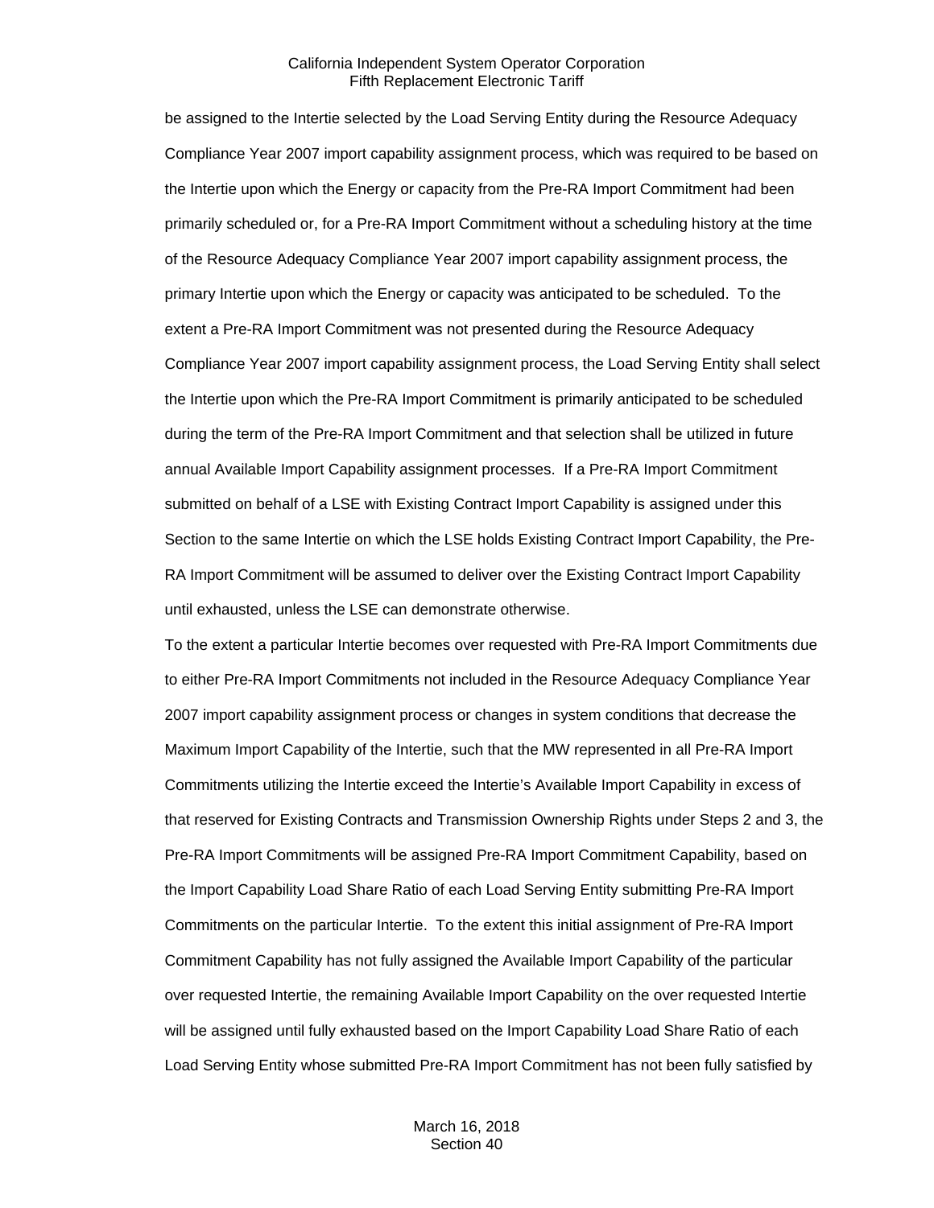be assigned to the Intertie selected by the Load Serving Entity during the Resource Adequacy Compliance Year 2007 import capability assignment process, which was required to be based on the Intertie upon which the Energy or capacity from the Pre-RA Import Commitment had been primarily scheduled or, for a Pre-RA Import Commitment without a scheduling history at the time of the Resource Adequacy Compliance Year 2007 import capability assignment process, the primary Intertie upon which the Energy or capacity was anticipated to be scheduled. To the extent a Pre-RA Import Commitment was not presented during the Resource Adequacy Compliance Year 2007 import capability assignment process, the Load Serving Entity shall select the Intertie upon which the Pre-RA Import Commitment is primarily anticipated to be scheduled during the term of the Pre-RA Import Commitment and that selection shall be utilized in future annual Available Import Capability assignment processes. If a Pre-RA Import Commitment submitted on behalf of a LSE with Existing Contract Import Capability is assigned under this Section to the same Intertie on which the LSE holds Existing Contract Import Capability, the Pre-RA Import Commitment will be assumed to deliver over the Existing Contract Import Capability until exhausted, unless the LSE can demonstrate otherwise.

To the extent a particular Intertie becomes over requested with Pre-RA Import Commitments due to either Pre-RA Import Commitments not included in the Resource Adequacy Compliance Year 2007 import capability assignment process or changes in system conditions that decrease the Maximum Import Capability of the Intertie, such that the MW represented in all Pre-RA Import Commitments utilizing the Intertie exceed the Intertie's Available Import Capability in excess of that reserved for Existing Contracts and Transmission Ownership Rights under Steps 2 and 3, the Pre-RA Import Commitments will be assigned Pre-RA Import Commitment Capability, based on the Import Capability Load Share Ratio of each Load Serving Entity submitting Pre-RA Import Commitments on the particular Intertie. To the extent this initial assignment of Pre-RA Import Commitment Capability has not fully assigned the Available Import Capability of the particular over requested Intertie, the remaining Available Import Capability on the over requested Intertie will be assigned until fully exhausted based on the Import Capability Load Share Ratio of each Load Serving Entity whose submitted Pre-RA Import Commitment has not been fully satisfied by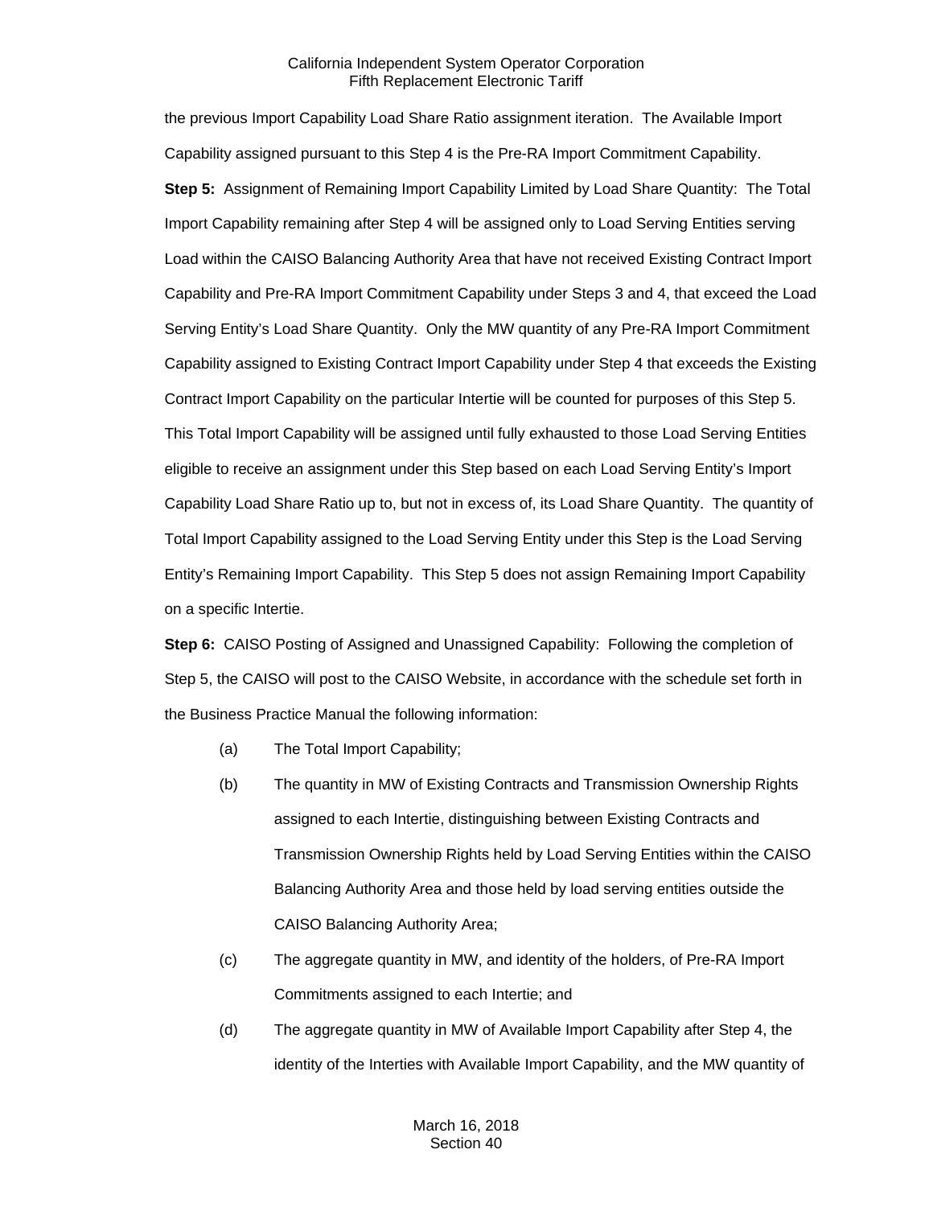the previous Import Capability Load Share Ratio assignment iteration. The Available Import Capability assigned pursuant to this Step 4 is the Pre-RA Import Commitment Capability.

**Step 5:** Assignment of Remaining Import Capability Limited by Load Share Quantity: The Total Import Capability remaining after Step 4 will be assigned only to Load Serving Entities serving Load within the CAISO Balancing Authority Area that have not received Existing Contract Import Capability and Pre-RA Import Commitment Capability under Steps 3 and 4, that exceed the Load Serving Entity's Load Share Quantity. Only the MW quantity of any Pre-RA Import Commitment Capability assigned to Existing Contract Import Capability under Step 4 that exceeds the Existing Contract Import Capability on the particular Intertie will be counted for purposes of this Step 5. This Total Import Capability will be assigned until fully exhausted to those Load Serving Entities eligible to receive an assignment under this Step based on each Load Serving Entity's Import Capability Load Share Ratio up to, but not in excess of, its Load Share Quantity. The quantity of Total Import Capability assigned to the Load Serving Entity under this Step is the Load Serving Entity's Remaining Import Capability. This Step 5 does not assign Remaining Import Capability on a specific Intertie.

**Step 6:** CAISO Posting of Assigned and Unassigned Capability: Following the completion of Step 5, the CAISO will post to the CAISO Website, in accordance with the schedule set forth in the Business Practice Manual the following information:

(a) The Total Import Capability;

(b) The quantity in MW of Existing Contracts and Transmission Ownership Rights assigned to each Intertie, distinguishing between Existing Contracts and Transmission Ownership Rights held by Load Serving Entities within the CAISO Balancing Authority Area and those held by load serving entities outside the CAISO Balancing Authority Area;

(c) The aggregate quantity in MW, and identity of the holders, of Pre-RA Import Commitments assigned to each Intertie; and

(d) The aggregate quantity in MW of Available Import Capability after Step 4, the identity of the Interties with Available Import Capability, and the MW quantity of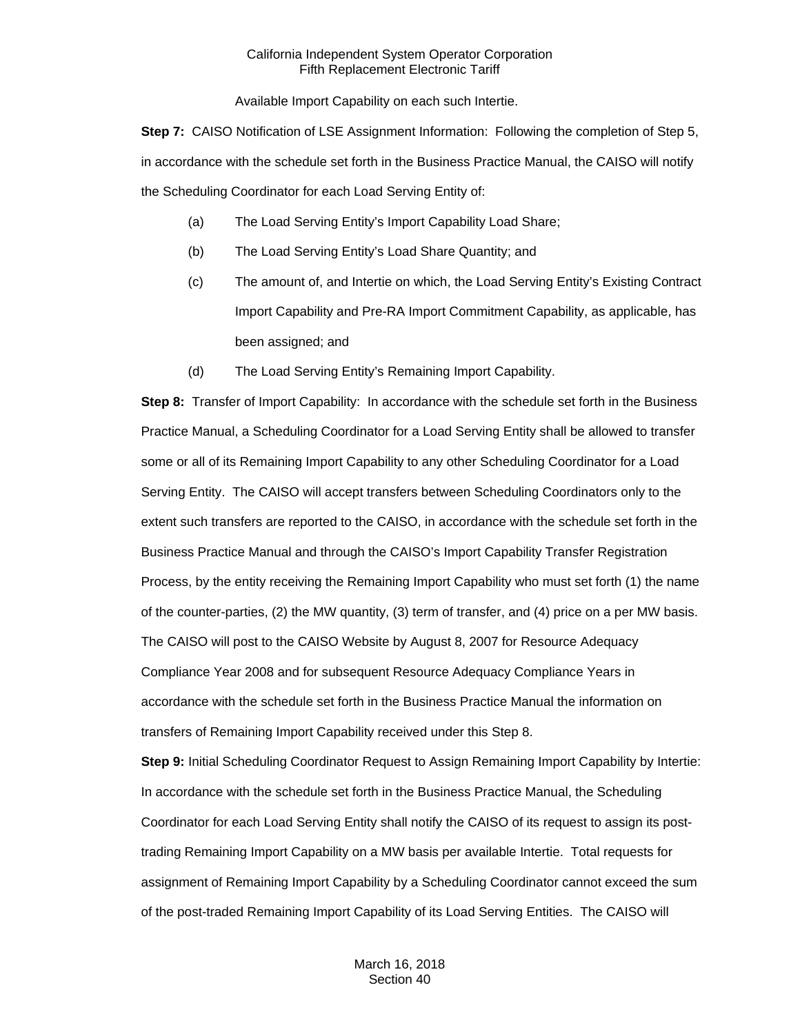Available Import Capability on each such Intertie.

**Step 7:** CAISO Notification of LSE Assignment Information: Following the completion of Step 5, in accordance with the schedule set forth in the Business Practice Manual, the CAISO will notify the Scheduling Coordinator for each Load Serving Entity of:

(a) The Load Serving Entity's Import Capability Load Share;

(b) The Load Serving Entity's Load Share Quantity; and

(c) The amount of, and Intertie on which, the Load Serving Entity's Existing Contract Import Capability and Pre-RA Import Commitment Capability, as applicable, has been assigned; and

(d) The Load Serving Entity's Remaining Import Capability.

**Step 8:** Transfer of Import Capability: In accordance with the schedule set forth in the Business Practice Manual, a Scheduling Coordinator for a Load Serving Entity shall be allowed to transfer some or all of its Remaining Import Capability to any other Scheduling Coordinator for a Load Serving Entity. The CAISO will accept transfers between Scheduling Coordinators only to the extent such transfers are reported to the CAISO, in accordance with the schedule set forth in the Business Practice Manual and through the CAISO's Import Capability Transfer Registration Process, by the entity receiving the Remaining Import Capability who must set forth (1) the name of the counter-parties, (2) the MW quantity, (3) term of transfer, and (4) price on a per MW basis. The CAISO will post to the CAISO Website by August 8, 2007 for Resource Adequacy Compliance Year 2008 and for subsequent Resource Adequacy Compliance Years in accordance with the schedule set forth in the Business Practice Manual the information on transfers of Remaining Import Capability received under this Step 8.

**Step 9:** Initial Scheduling Coordinator Request to Assign Remaining Import Capability by Intertie: In accordance with the schedule set forth in the Business Practice Manual, the Scheduling Coordinator for each Load Serving Entity shall notify the CAISO of its request to assign its post-trading Remaining Import Capability on a MW basis per available Intertie. Total requests for assignment of Remaining Import Capability by a Scheduling Coordinator cannot exceed the sum of the post-traded Remaining Import Capability of its Load Serving Entities. The CAISO will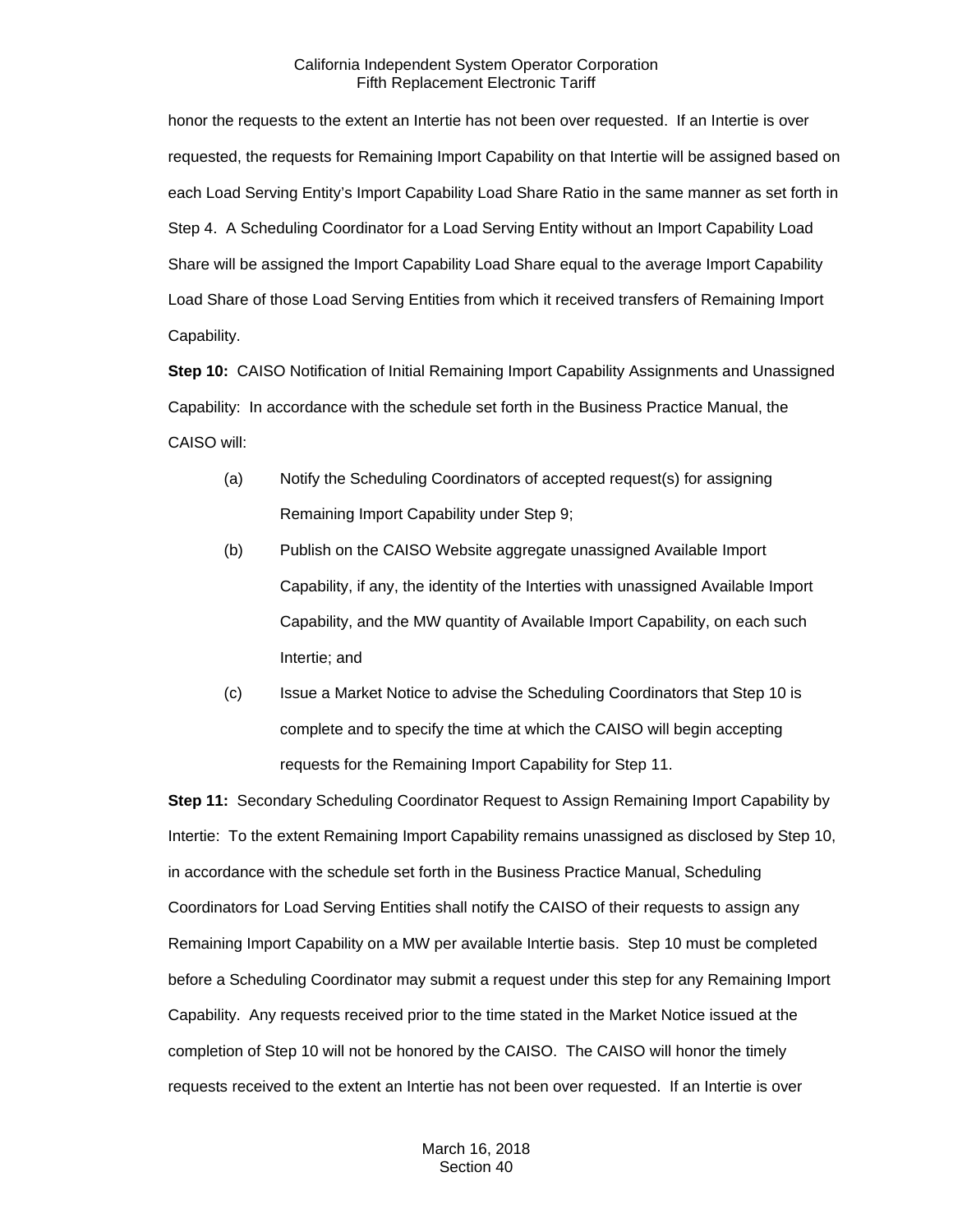honor the requests to the extent an Intertie has not been over requested. If an Intertie is over requested, the requests for Remaining Import Capability on that Intertie will be assigned based on each Load Serving Entity's Import Capability Load Share Ratio in the same manner as set forth in Step 4. A Scheduling Coordinator for a Load Serving Entity without an Import Capability Load Share will be assigned the Import Capability Load Share equal to the average Import Capability Load Share of those Load Serving Entities from which it received transfers of Remaining Import Capability.

**Step 10:** CAISO Notification of Initial Remaining Import Capability Assignments and Unassigned Capability: In accordance with the schedule set forth in the Business Practice Manual, the CAISO will:

(a) Notify the Scheduling Coordinators of accepted request(s) for assigning Remaining Import Capability under Step 9;

(b) Publish on the CAISO Website aggregate unassigned Available Import Capability, if any, the identity of the Interties with unassigned Available Import Capability, and the MW quantity of Available Import Capability, on each such Intertie; and

(c) Issue a Market Notice to advise the Scheduling Coordinators that Step 10 is complete and to specify the time at which the CAISO will begin accepting requests for the Remaining Import Capability for Step 11.

**Step 11:** Secondary Scheduling Coordinator Request to Assign Remaining Import Capability by Intertie: To the extent Remaining Import Capability remains unassigned as disclosed by Step 10, in accordance with the schedule set forth in the Business Practice Manual, Scheduling Coordinators for Load Serving Entities shall notify the CAISO of their requests to assign any Remaining Import Capability on a MW per available Intertie basis. Step 10 must be completed before a Scheduling Coordinator may submit a request under this step for any Remaining Import Capability. Any requests received prior to the time stated in the Market Notice issued at the completion of Step 10 will not be honored by the CAISO. The CAISO will honor the timely requests received to the extent an Intertie has not been over requested. If an Intertie is over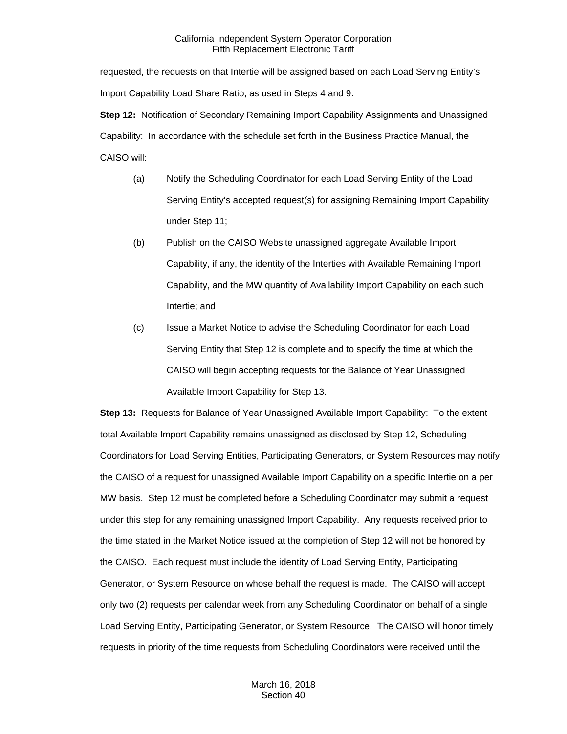requested, the requests on that Intertie will be assigned based on each Load Serving Entity's Import Capability Load Share Ratio, as used in Steps 4 and 9.

**Step 12:** Notification of Secondary Remaining Import Capability Assignments and Unassigned Capability: In accordance with the schedule set forth in the Business Practice Manual, the CAISO will:

(a) Notify the Scheduling Coordinator for each Load Serving Entity of the Load Serving Entity's accepted request(s) for assigning Remaining Import Capability under Step 11;

(b) Publish on the CAISO Website unassigned aggregate Available Import Capability, if any, the identity of the Interties with Available Remaining Import Capability, and the MW quantity of Availability Import Capability on each such Intertie; and

(c) Issue a Market Notice to advise the Scheduling Coordinator for each Load Serving Entity that Step 12 is complete and to specify the time at which the CAISO will begin accepting requests for the Balance of Year Unassigned Available Import Capability for Step 13.

**Step 13:** Requests for Balance of Year Unassigned Available Import Capability: To the extent total Available Import Capability remains unassigned as disclosed by Step 12, Scheduling Coordinators for Load Serving Entities, Participating Generators, or System Resources may notify the CAISO of a request for unassigned Available Import Capability on a specific Intertie on a per MW basis. Step 12 must be completed before a Scheduling Coordinator may submit a request under this step for any remaining unassigned Import Capability. Any requests received prior to the time stated in the Market Notice issued at the completion of Step 12 will not be honored by the CAISO. Each request must include the identity of Load Serving Entity, Participating Generator, or System Resource on whose behalf the request is made. The CAISO will accept only two (2) requests per calendar week from any Scheduling Coordinator on behalf of a single Load Serving Entity, Participating Generator, or System Resource. The CAISO will honor timely requests in priority of the time requests from Scheduling Coordinators were received until the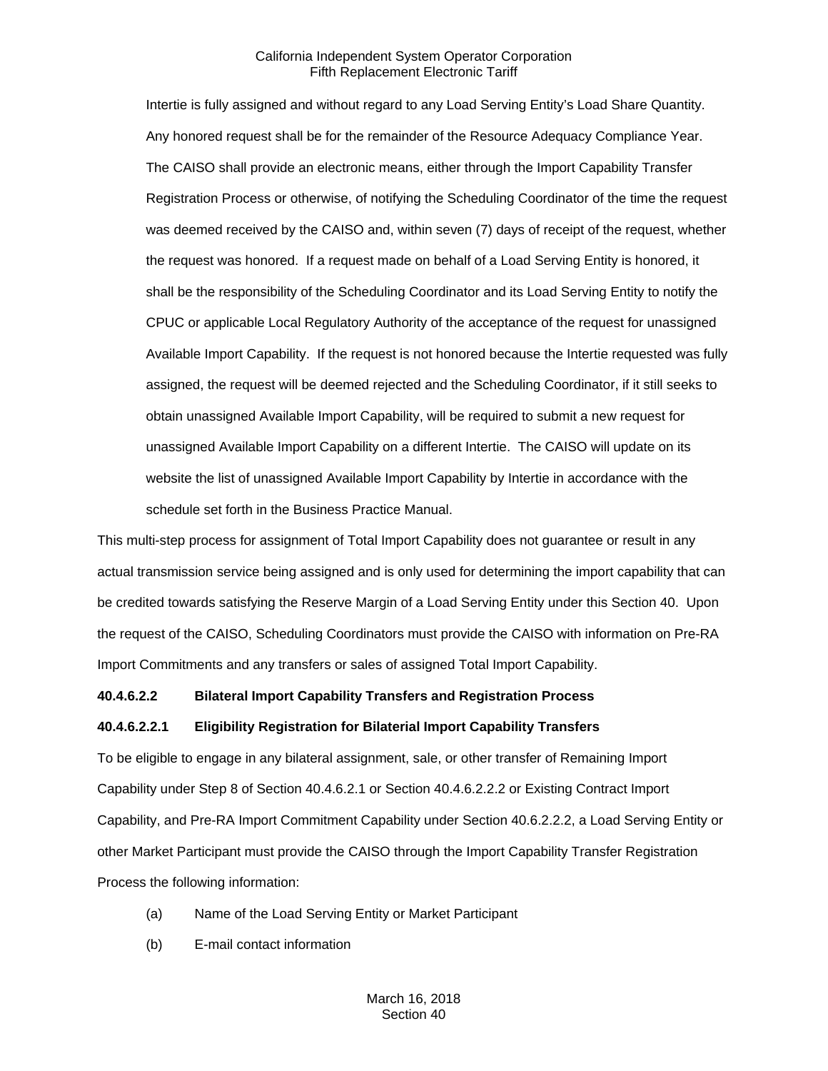Intertie is fully assigned and without regard to any Load Serving Entity's Load Share Quantity. Any honored request shall be for the remainder of the Resource Adequacy Compliance Year. The CAISO shall provide an electronic means, either through the Import Capability Transfer Registration Process or otherwise, of notifying the Scheduling Coordinator of the time the request was deemed received by the CAISO and, within seven (7) days of receipt of the request, whether the request was honored. If a request made on behalf of a Load Serving Entity is honored, it shall be the responsibility of the Scheduling Coordinator and its Load Serving Entity to notify the CPUC or applicable Local Regulatory Authority of the acceptance of the request for unassigned Available Import Capability. If the request is not honored because the Intertie requested was fully assigned, the request will be deemed rejected and the Scheduling Coordinator, if it still seeks to obtain unassigned Available Import Capability, will be required to submit a new request for unassigned Available Import Capability on a different Intertie. The CAISO will update on its website the list of unassigned Available Import Capability by Intertie in accordance with the schedule set forth in the Business Practice Manual.

This multi-step process for assignment of Total Import Capability does not guarantee or result in any actual transmission service being assigned and is only used for determining the import capability that can be credited towards satisfying the Reserve Margin of a Load Serving Entity under this Section 40. Upon the request of the CAISO, Scheduling Coordinators must provide the CAISO with information on Pre-RA Import Commitments and any transfers or sales of assigned Total Import Capability.

**40.4.6.2.2 Bilateral Import Capability Transfers and Registration Process**

**40.4.6.2.2.1 Eligibility Registration for Bilaterial Import Capability Transfers**

To be eligible to engage in any bilateral assignment, sale, or other transfer of Remaining Import Capability under Step 8 of Section 40.4.6.2.1 or Section 40.4.6.2.2.2 or Existing Contract Import Capability, and Pre-RA Import Commitment Capability under Section 40.6.2.2.2, a Load Serving Entity or other Market Participant must provide the CAISO through the Import Capability Transfer Registration Process the following information:

(a) Name of the Load Serving Entity or Market Participant

(b) E-mail contact information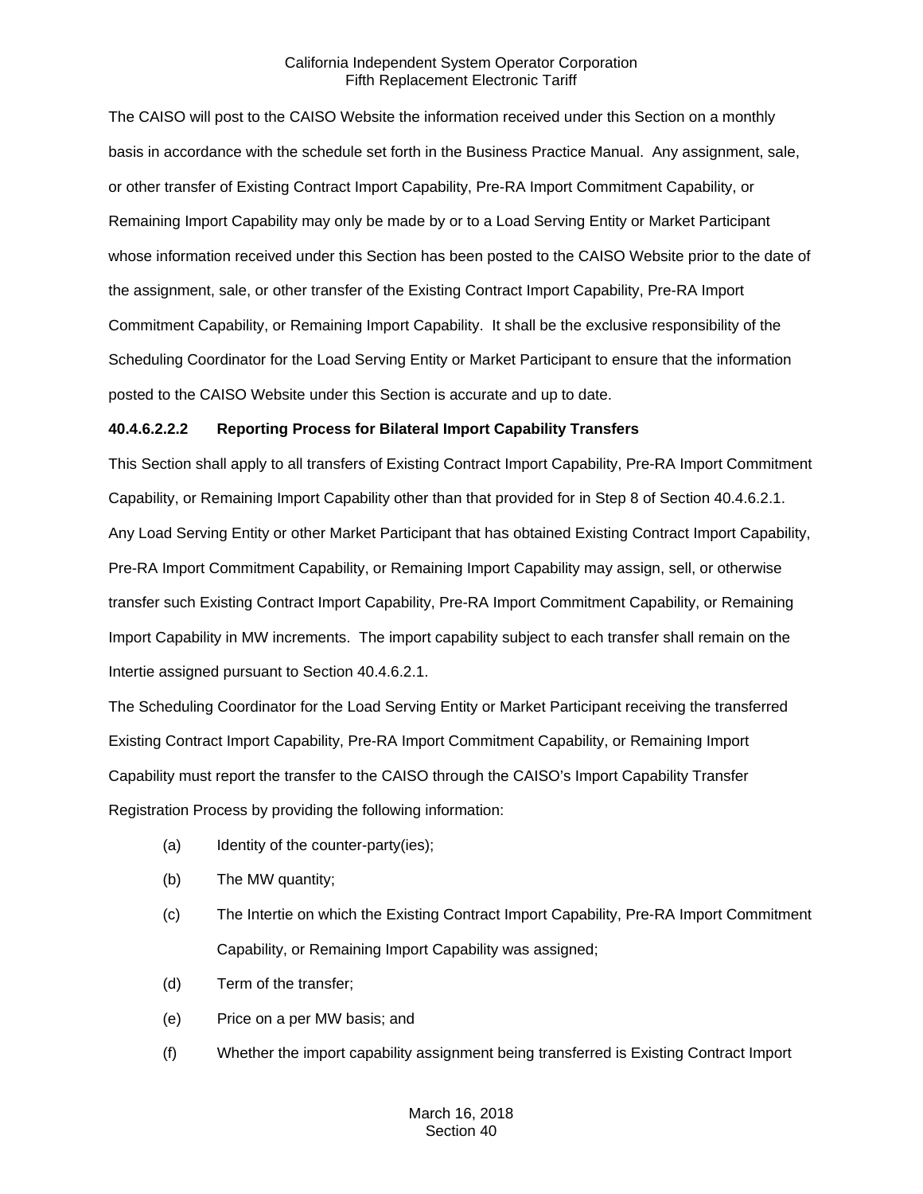The CAISO will post to the CAISO Website the information received under this Section on a monthly basis in accordance with the schedule set forth in the Business Practice Manual. Any assignment, sale, or other transfer of Existing Contract Import Capability, Pre-RA Import Commitment Capability, or Remaining Import Capability may only be made by or to a Load Serving Entity or Market Participant whose information received under this Section has been posted to the CAISO Website prior to the date of the assignment, sale, or other transfer of the Existing Contract Import Capability, Pre-RA Import Commitment Capability, or Remaining Import Capability. It shall be the exclusive responsibility of the Scheduling Coordinator for the Load Serving Entity or Market Participant to ensure that the information posted to the CAISO Website under this Section is accurate and up to date.

**40.4.6.2.2.2 Reporting Process for Bilateral Import Capability Transfers**

This Section shall apply to all transfers of Existing Contract Import Capability, Pre-RA Import Commitment Capability, or Remaining Import Capability other than that provided for in Step 8 of Section 40.4.6.2.1. Any Load Serving Entity or other Market Participant that has obtained Existing Contract Import Capability, Pre-RA Import Commitment Capability, or Remaining Import Capability may assign, sell, or otherwise transfer such Existing Contract Import Capability, Pre-RA Import Commitment Capability, or Remaining Import Capability in MW increments. The import capability subject to each transfer shall remain on the Intertie assigned pursuant to Section 40.4.6.2.1.

The Scheduling Coordinator for the Load Serving Entity or Market Participant receiving the transferred Existing Contract Import Capability, Pre-RA Import Commitment Capability, or Remaining Import Capability must report the transfer to the CAISO through the CAISO's Import Capability Transfer Registration Process by providing the following information:

(a) Identity of the counter-party(ies);

(b) The MW quantity;

(c) The Intertie on which the Existing Contract Import Capability, Pre-RA Import Commitment Capability, or Remaining Import Capability was assigned;

(d) Term of the transfer;

(e) Price on a per MW basis; and

(f) Whether the import capability assignment being transferred is Existing Contract Import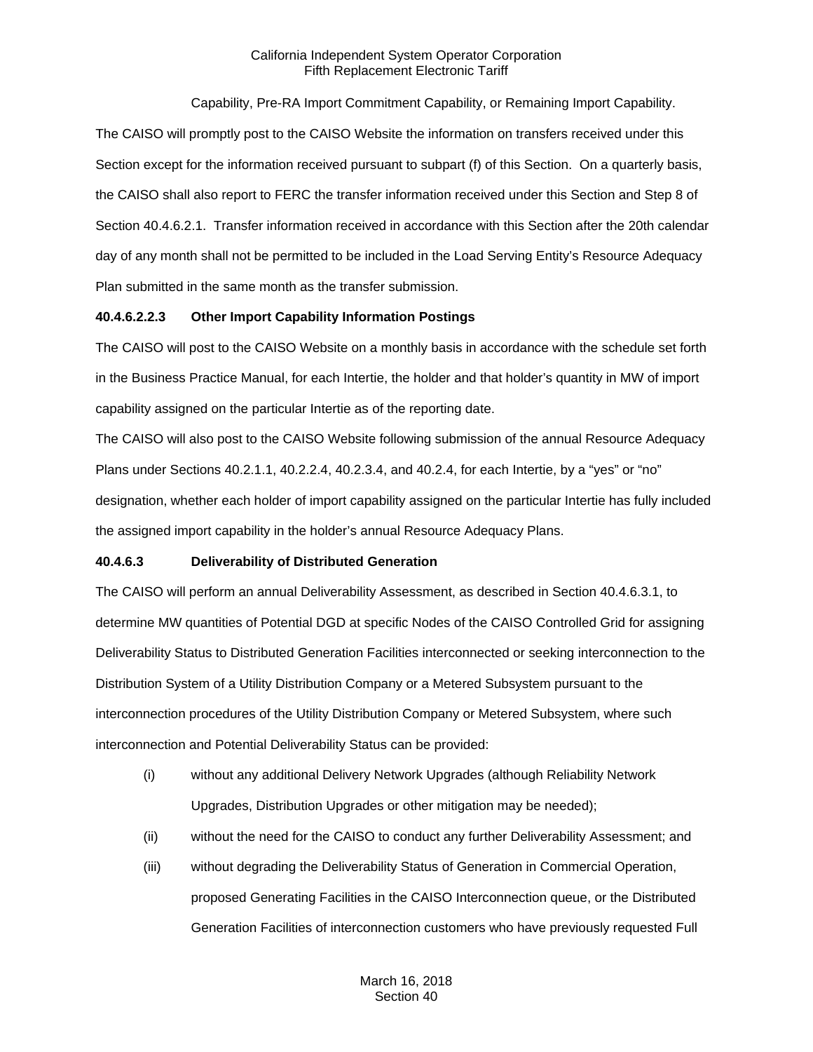Capability, Pre-RA Import Commitment Capability, or Remaining Import Capability.

The CAISO will promptly post to the CAISO Website the information on transfers received under this Section except for the information received pursuant to subpart (f) of this Section. On a quarterly basis, the CAISO shall also report to FERC the transfer information received under this Section and Step 8 of Section 40.4.6.2.1. Transfer information received in accordance with this Section after the 20th calendar day of any month shall not be permitted to be included in the Load Serving Entity's Resource Adequacy Plan submitted in the same month as the transfer submission.

**40.4.6.2.2.3 Other Import Capability Information Postings**

The CAISO will post to the CAISO Website on a monthly basis in accordance with the schedule set forth in the Business Practice Manual, for each Intertie, the holder and that holder's quantity in MW of import capability assigned on the particular Intertie as of the reporting date.

The CAISO will also post to the CAISO Website following submission of the annual Resource Adequacy Plans under Sections 40.2.1.1, 40.2.2.4, 40.2.3.4, and 40.2.4, for each Intertie, by a "yes" or "no" designation, whether each holder of import capability assigned on the particular Intertie has fully included the assigned import capability in the holder's annual Resource Adequacy Plans.

**40.4.6.3 Deliverability of Distributed Generation**

The CAISO will perform an annual Deliverability Assessment, as described in Section 40.4.6.3.1, to determine MW quantities of Potential DGD at specific Nodes of the CAISO Controlled Grid for assigning Deliverability Status to Distributed Generation Facilities interconnected or seeking interconnection to the Distribution System of a Utility Distribution Company or a Metered Subsystem pursuant to the interconnection procedures of the Utility Distribution Company or Metered Subsystem, where such interconnection and Potential Deliverability Status can be provided:

(i) without any additional Delivery Network Upgrades (although Reliability Network Upgrades, Distribution Upgrades or other mitigation may be needed);

(ii) without the need for the CAISO to conduct any further Deliverability Assessment; and

(iii) without degrading the Deliverability Status of Generation in Commercial Operation, proposed Generating Facilities in the CAISO Interconnection queue, or the Distributed Generation Facilities of interconnection customers who have previously requested Full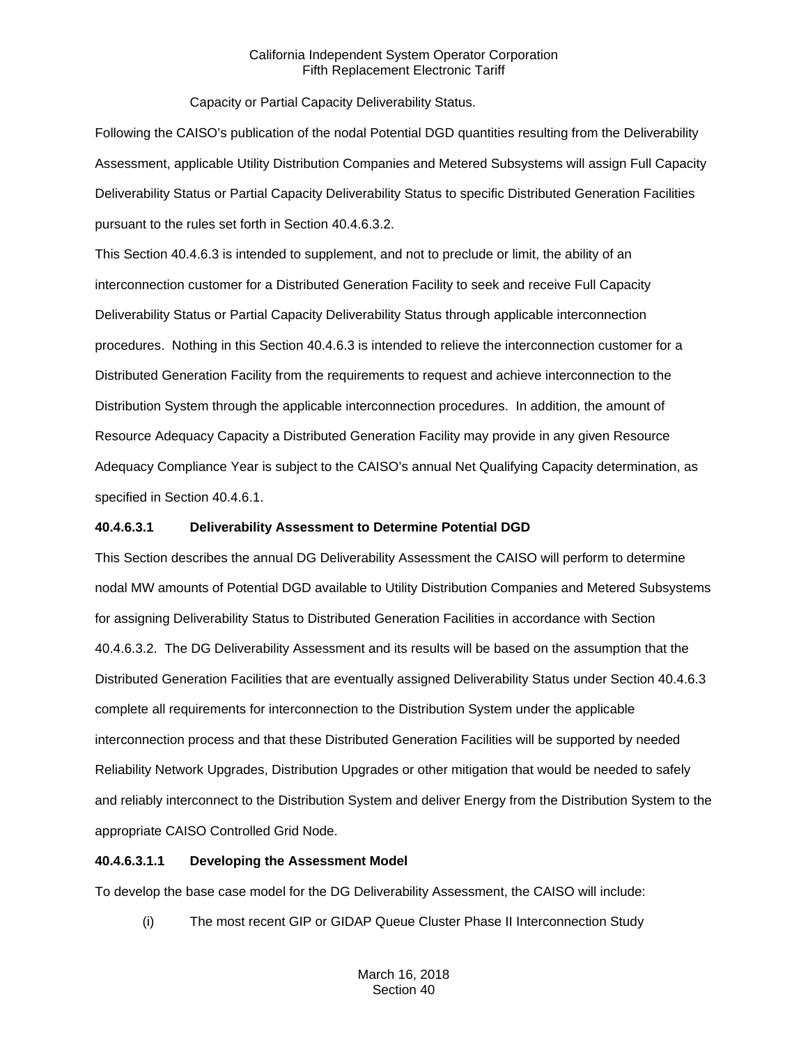Capacity or Partial Capacity Deliverability Status.

Following the CAISO's publication of the nodal Potential DGD quantities resulting from the Deliverability Assessment, applicable Utility Distribution Companies and Metered Subsystems will assign Full Capacity Deliverability Status or Partial Capacity Deliverability Status to specific Distributed Generation Facilities pursuant to the rules set forth in Section 40.4.6.3.2.

This Section 40.4.6.3 is intended to supplement, and not to preclude or limit, the ability of an interconnection customer for a Distributed Generation Facility to seek and receive Full Capacity Deliverability Status or Partial Capacity Deliverability Status through applicable interconnection procedures. Nothing in this Section 40.4.6.3 is intended to relieve the interconnection customer for a Distributed Generation Facility from the requirements to request and achieve interconnection to the Distribution System through the applicable interconnection procedures. In addition, the amount of Resource Adequacy Capacity a Distributed Generation Facility may provide in any given Resource Adequacy Compliance Year is subject to the CAISO's annual Net Qualifying Capacity determination, as specified in Section 40.4.6.1.

**40.4.6.3.1 Deliverability Assessment to Determine Potential DGD**

This Section describes the annual DG Deliverability Assessment the CAISO will perform to determine nodal MW amounts of Potential DGD available to Utility Distribution Companies and Metered Subsystems for assigning Deliverability Status to Distributed Generation Facilities in accordance with Section 40.4.6.3.2. The DG Deliverability Assessment and its results will be based on the assumption that the Distributed Generation Facilities that are eventually assigned Deliverability Status under Section 40.4.6.3 complete all requirements for interconnection to the Distribution System under the applicable interconnection process and that these Distributed Generation Facilities will be supported by needed Reliability Network Upgrades, Distribution Upgrades or other mitigation that would be needed to safely and reliably interconnect to the Distribution System and deliver Energy from the Distribution System to the appropriate CAISO Controlled Grid Node.

**40.4.6.3.1.1 Developing the Assessment Model**

To develop the base case model for the DG Deliverability Assessment, the CAISO will include:

(i) The most recent GIP or GIDAP Queue Cluster Phase II Interconnection Study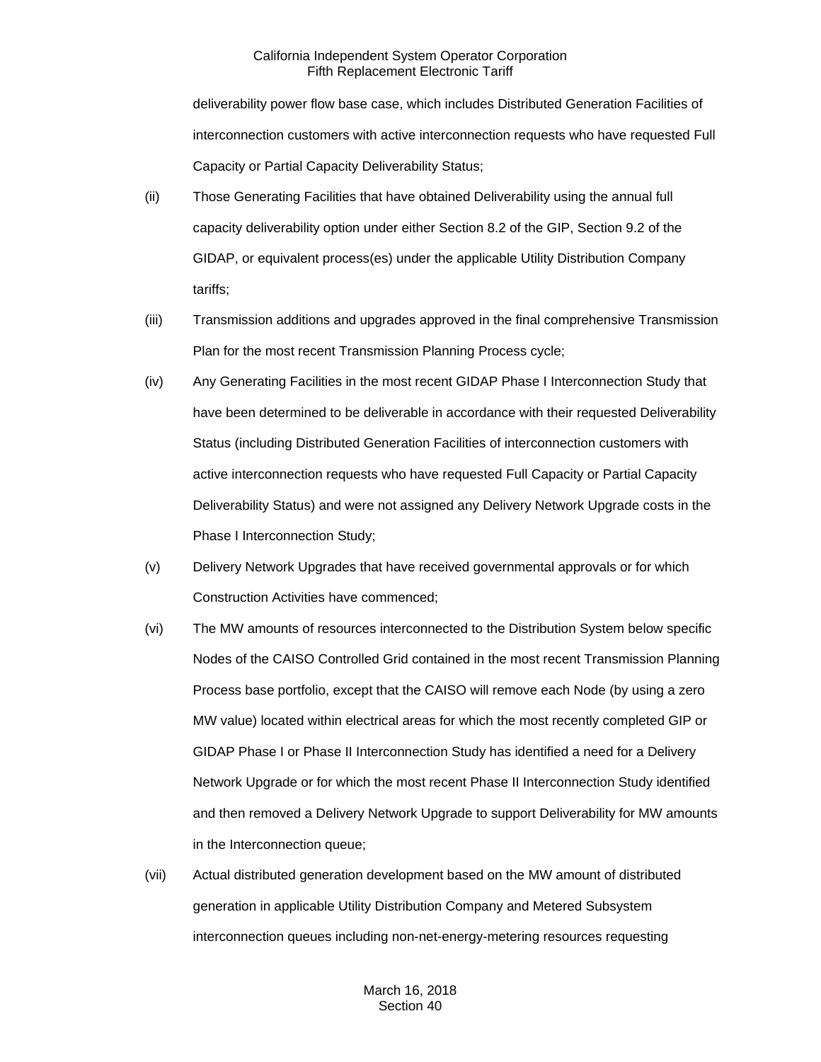deliverability power flow base case, which includes Distributed Generation Facilities of interconnection customers with active interconnection requests who have requested Full Capacity or Partial Capacity Deliverability Status;

(ii) Those Generating Facilities that have obtained Deliverability using the annual full capacity deliverability option under either Section 8.2 of the GIP, Section 9.2 of the GIDAP, or equivalent process(es) under the applicable Utility Distribution Company tariffs;

(iii) Transmission additions and upgrades approved in the final comprehensive Transmission Plan for the most recent Transmission Planning Process cycle;

(iv) Any Generating Facilities in the most recent GIDAP Phase I Interconnection Study that have been determined to be deliverable in accordance with their requested Deliverability Status (including Distributed Generation Facilities of interconnection customers with active interconnection requests who have requested Full Capacity or Partial Capacity Deliverability Status) and were not assigned any Delivery Network Upgrade costs in the Phase I Interconnection Study;

(v) Delivery Network Upgrades that have received governmental approvals or for which Construction Activities have commenced;

(vi) The MW amounts of resources interconnected to the Distribution System below specific Nodes of the CAISO Controlled Grid contained in the most recent Transmission Planning Process base portfolio, except that the CAISO will remove each Node (by using a zero MW value) located within electrical areas for which the most recently completed GIP or GIDAP Phase I or Phase II Interconnection Study has identified a need for a Delivery Network Upgrade or for which the most recent Phase II Interconnection Study identified and then removed a Delivery Network Upgrade to support Deliverability for MW amounts in the Interconnection queue;

(vii) Actual distributed generation development based on the MW amount of distributed generation in applicable Utility Distribution Company and Metered Subsystem interconnection queues including non-net-energy-metering resources requesting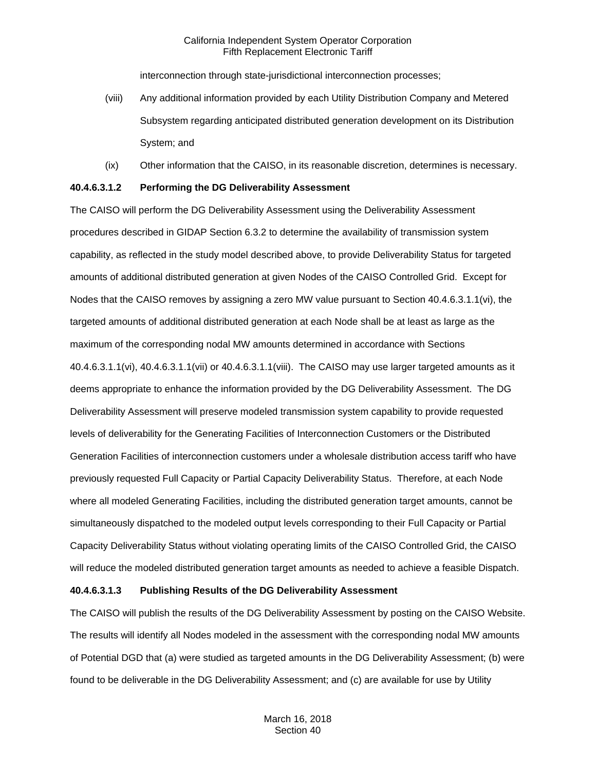interconnection through state-jurisdictional interconnection processes;

(viii) Any additional information provided by each Utility Distribution Company and Metered Subsystem regarding anticipated distributed generation development on its Distribution System; and

(ix) Other information that the CAISO, in its reasonable discretion, determines is necessary.

**40.4.6.3.1.2 Performing the DG Deliverability Assessment**

The CAISO will perform the DG Deliverability Assessment using the Deliverability Assessment procedures described in GIDAP Section 6.3.2 to determine the availability of transmission system capability, as reflected in the study model described above, to provide Deliverability Status for targeted amounts of additional distributed generation at given Nodes of the CAISO Controlled Grid. Except for Nodes that the CAISO removes by assigning a zero MW value pursuant to Section 40.4.6.3.1.1(vi), the targeted amounts of additional distributed generation at each Node shall be at least as large as the maximum of the corresponding nodal MW amounts determined in accordance with Sections 40.4.6.3.1.1(vi), 40.4.6.3.1.1(vii) or 40.4.6.3.1.1(viii). The CAISO may use larger targeted amounts as it deems appropriate to enhance the information provided by the DG Deliverability Assessment. The DG Deliverability Assessment will preserve modeled transmission system capability to provide requested levels of deliverability for the Generating Facilities of Interconnection Customers or the Distributed Generation Facilities of interconnection customers under a wholesale distribution access tariff who have previously requested Full Capacity or Partial Capacity Deliverability Status. Therefore, at each Node where all modeled Generating Facilities, including the distributed generation target amounts, cannot be simultaneously dispatched to the modeled output levels corresponding to their Full Capacity or Partial Capacity Deliverability Status without violating operating limits of the CAISO Controlled Grid, the CAISO will reduce the modeled distributed generation target amounts as needed to achieve a feasible Dispatch.

**40.4.6.3.1.3 Publishing Results of the DG Deliverability Assessment**

The CAISO will publish the results of the DG Deliverability Assessment by posting on the CAISO Website. The results will identify all Nodes modeled in the assessment with the corresponding nodal MW amounts of Potential DGD that (a) were studied as targeted amounts in the DG Deliverability Assessment; (b) were found to be deliverable in the DG Deliverability Assessment; and (c) are available for use by Utility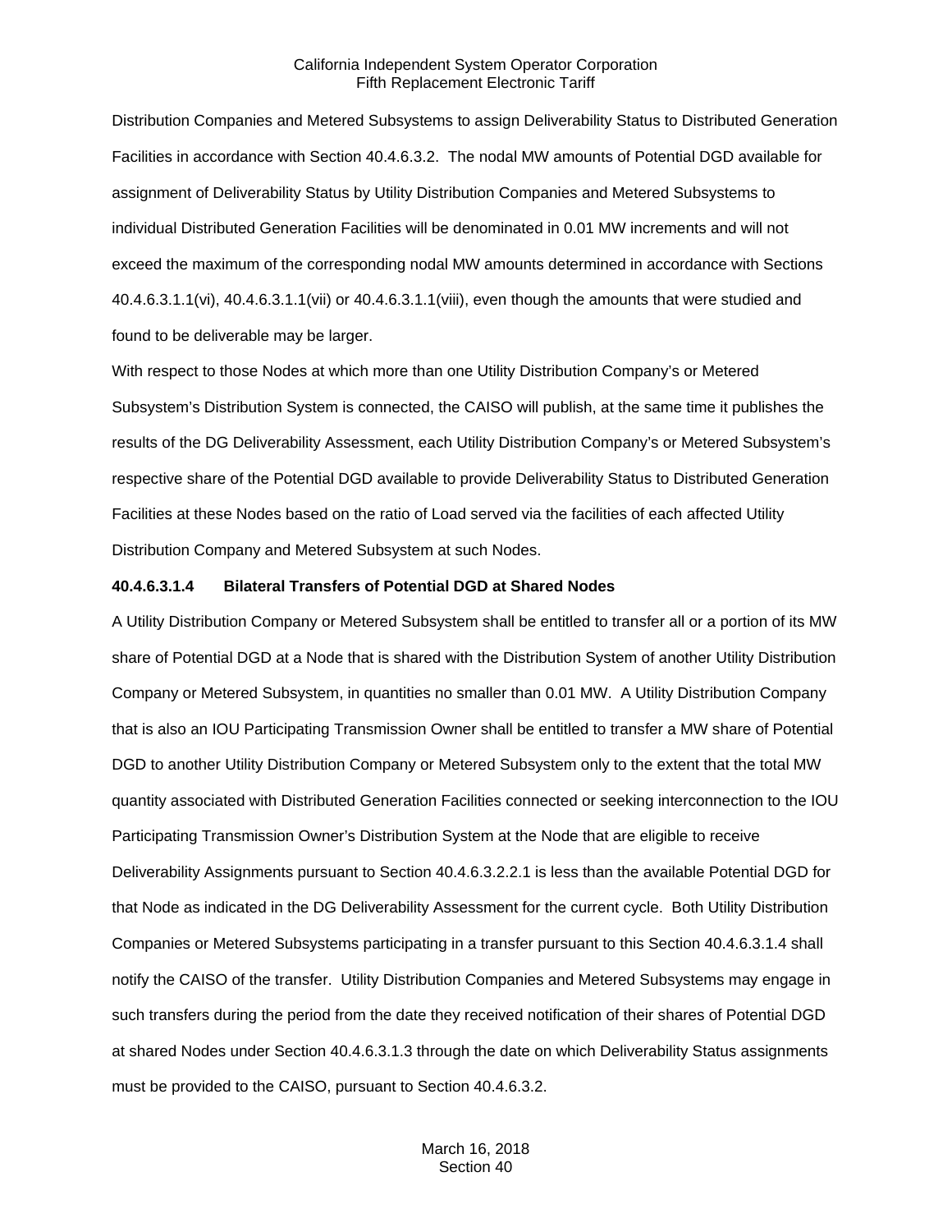Distribution Companies and Metered Subsystems to assign Deliverability Status to Distributed Generation Facilities in accordance with Section 40.4.6.3.2. The nodal MW amounts of Potential DGD available for assignment of Deliverability Status by Utility Distribution Companies and Metered Subsystems to individual Distributed Generation Facilities will be denominated in 0.01 MW increments and will not exceed the maximum of the corresponding nodal MW amounts determined in accordance with Sections 40.4.6.3.1.1(vi), 40.4.6.3.1.1(vii) or 40.4.6.3.1.1(viii), even though the amounts that were studied and found to be deliverable may be larger.

With respect to those Nodes at which more than one Utility Distribution Company's or Metered Subsystem's Distribution System is connected, the CAISO will publish, at the same time it publishes the results of the DG Deliverability Assessment, each Utility Distribution Company's or Metered Subsystem's respective share of the Potential DGD available to provide Deliverability Status to Distributed Generation Facilities at these Nodes based on the ratio of Load served via the facilities of each affected Utility Distribution Company and Metered Subsystem at such Nodes.

**40.4.6.3.1.4 Bilateral Transfers of Potential DGD at Shared Nodes**

A Utility Distribution Company or Metered Subsystem shall be entitled to transfer all or a portion of its MW share of Potential DGD at a Node that is shared with the Distribution System of another Utility Distribution Company or Metered Subsystem, in quantities no smaller than 0.01 MW. A Utility Distribution Company that is also an IOU Participating Transmission Owner shall be entitled to transfer a MW share of Potential DGD to another Utility Distribution Company or Metered Subsystem only to the extent that the total MW quantity associated with Distributed Generation Facilities connected or seeking interconnection to the IOU Participating Transmission Owner's Distribution System at the Node that are eligible to receive Deliverability Assignments pursuant to Section 40.4.6.3.2.2.1 is less than the available Potential DGD for that Node as indicated in the DG Deliverability Assessment for the current cycle. Both Utility Distribution Companies or Metered Subsystems participating in a transfer pursuant to this Section 40.4.6.3.1.4 shall notify the CAISO of the transfer. Utility Distribution Companies and Metered Subsystems may engage in such transfers during the period from the date they received notification of their shares of Potential DGD at shared Nodes under Section 40.4.6.3.1.3 through the date on which Deliverability Status assignments must be provided to the CAISO, pursuant to Section 40.4.6.3.2.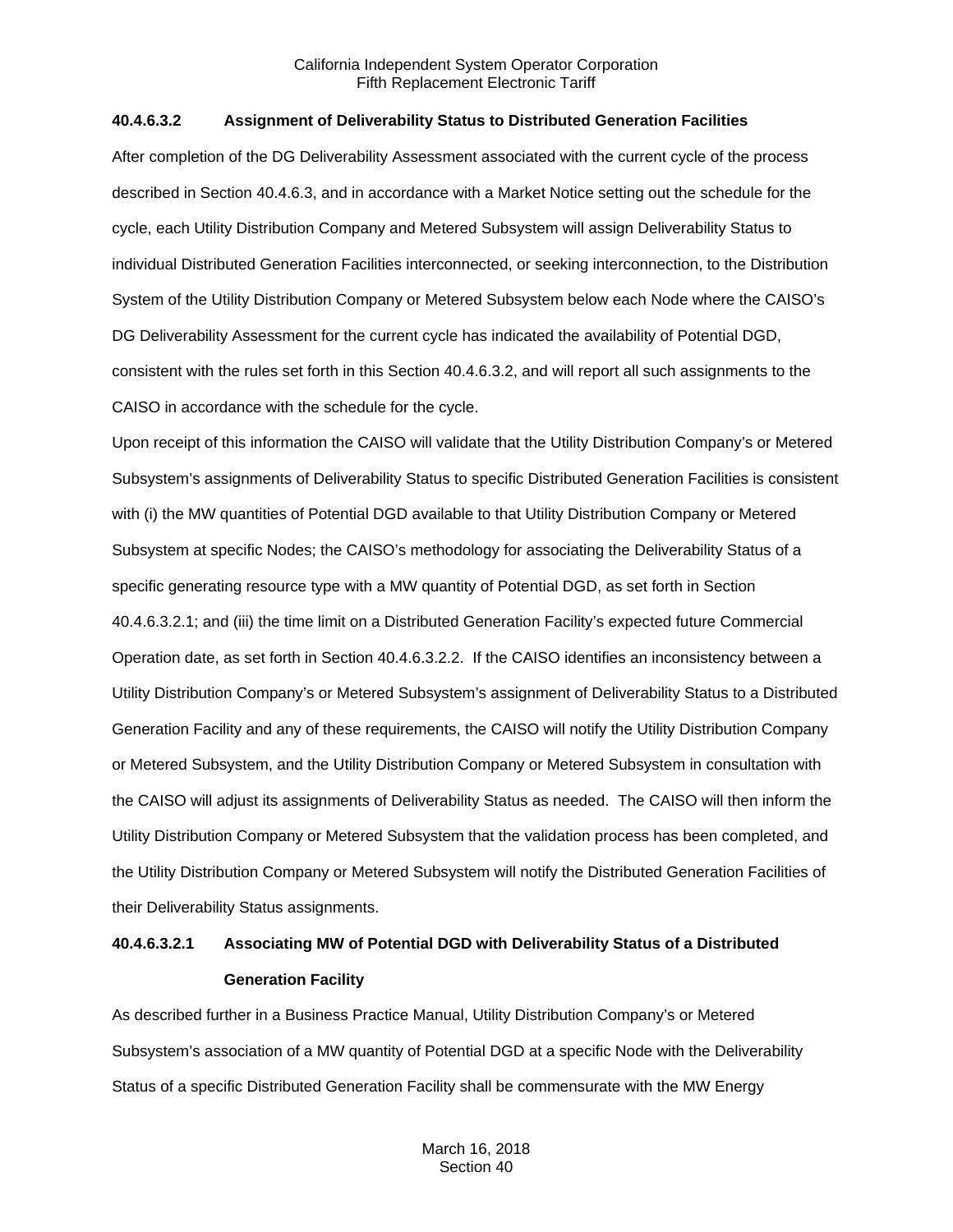### 40.4.6.3.2 Assignment of Deliverability Status to Distributed Generation Facilities

After completion of the DG Deliverability Assessment associated with the current cycle of the process described in Section 40.4.6.3, and in accordance with a Market Notice setting out the schedule for the cycle, each Utility Distribution Company and Metered Subsystem will assign Deliverability Status to individual Distributed Generation Facilities interconnected, or seeking interconnection, to the Distribution System of the Utility Distribution Company or Metered Subsystem below each Node where the CAISO's DG Deliverability Assessment for the current cycle has indicated the availability of Potential DGD, consistent with the rules set forth in this Section 40.4.6.3.2, and will report all such assignments to the CAISO in accordance with the schedule for the cycle.

Upon receipt of this information the CAISO will validate that the Utility Distribution Company's or Metered Subsystem's assignments of Deliverability Status to specific Distributed Generation Facilities is consistent with (i) the MW quantities of Potential DGD available to that Utility Distribution Company or Metered Subsystem at specific Nodes; the CAISO's methodology for associating the Deliverability Status of a specific generating resource type with a MW quantity of Potential DGD, as set forth in Section 40.4.6.3.2.1; and (iii) the time limit on a Distributed Generation Facility's expected future Commercial Operation date, as set forth in Section 40.4.6.3.2.2. If the CAISO identifies an inconsistency between a Utility Distribution Company's or Metered Subsystem's assignment of Deliverability Status to a Distributed Generation Facility and any of these requirements, the CAISO will notify the Utility Distribution Company or Metered Subsystem, and the Utility Distribution Company or Metered Subsystem in consultation with the CAISO will adjust its assignments of Deliverability Status as needed. The CAISO will then inform the Utility Distribution Company or Metered Subsystem that the validation process has been completed, and the Utility Distribution Company or Metered Subsystem will notify the Distributed Generation Facilities of their Deliverability Status assignments.

#### 40.4.6.3.2.1 Associating MW of Potential DGD with Deliverability Status of a Distributed Generation Facility

As described further in a Business Practice Manual, Utility Distribution Company's or Metered Subsystem's association of a MW quantity of Potential DGD at a specific Node with the Deliverability Status of a specific Distributed Generation Facility shall be commensurate with the MW Energy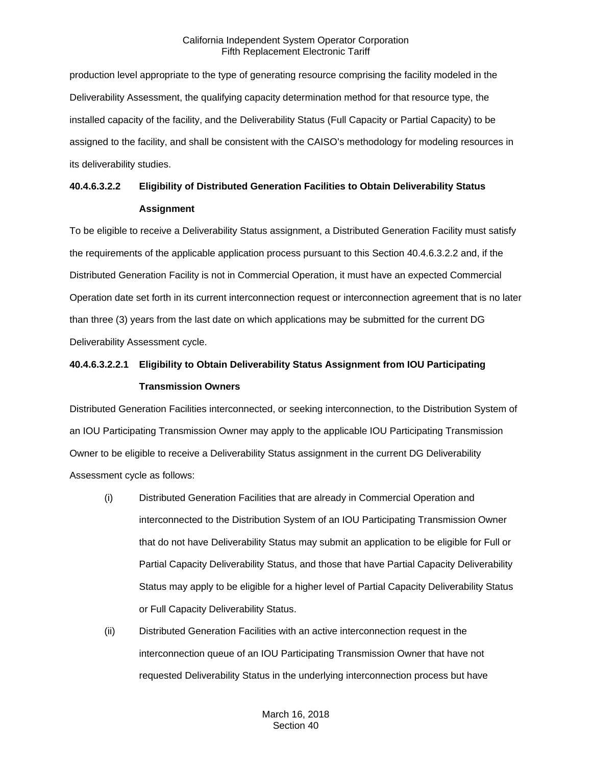production level appropriate to the type of generating resource comprising the facility modeled in the Deliverability Assessment, the qualifying capacity determination method for that resource type, the installed capacity of the facility, and the Deliverability Status (Full Capacity or Partial Capacity) to be assigned to the facility, and shall be consistent with the CAISO's methodology for modeling resources in its deliverability studies.

**40.4.6.3.2.2 Eligibility of Distributed Generation Facilities to Obtain Deliverability Status Assignment**

To be eligible to receive a Deliverability Status assignment, a Distributed Generation Facility must satisfy the requirements of the applicable application process pursuant to this Section 40.4.6.3.2.2 and, if the Distributed Generation Facility is not in Commercial Operation, it must have an expected Commercial Operation date set forth in its current interconnection request or interconnection agreement that is no later than three (3) years from the last date on which applications may be submitted for the current DG Deliverability Assessment cycle.

**40.4.6.3.2.2.1 Eligibility to Obtain Deliverability Status Assignment from IOU Participating Transmission Owners**

Distributed Generation Facilities interconnected, or seeking interconnection, to the Distribution System of an IOU Participating Transmission Owner may apply to the applicable IOU Participating Transmission Owner to be eligible to receive a Deliverability Status assignment in the current DG Deliverability Assessment cycle as follows:

(i) Distributed Generation Facilities that are already in Commercial Operation and interconnected to the Distribution System of an IOU Participating Transmission Owner that do not have Deliverability Status may submit an application to be eligible for Full or Partial Capacity Deliverability Status, and those that have Partial Capacity Deliverability Status may apply to be eligible for a higher level of Partial Capacity Deliverability Status or Full Capacity Deliverability Status.

(ii) Distributed Generation Facilities with an active interconnection request in the interconnection queue of an IOU Participating Transmission Owner that have not requested Deliverability Status in the underlying interconnection process but have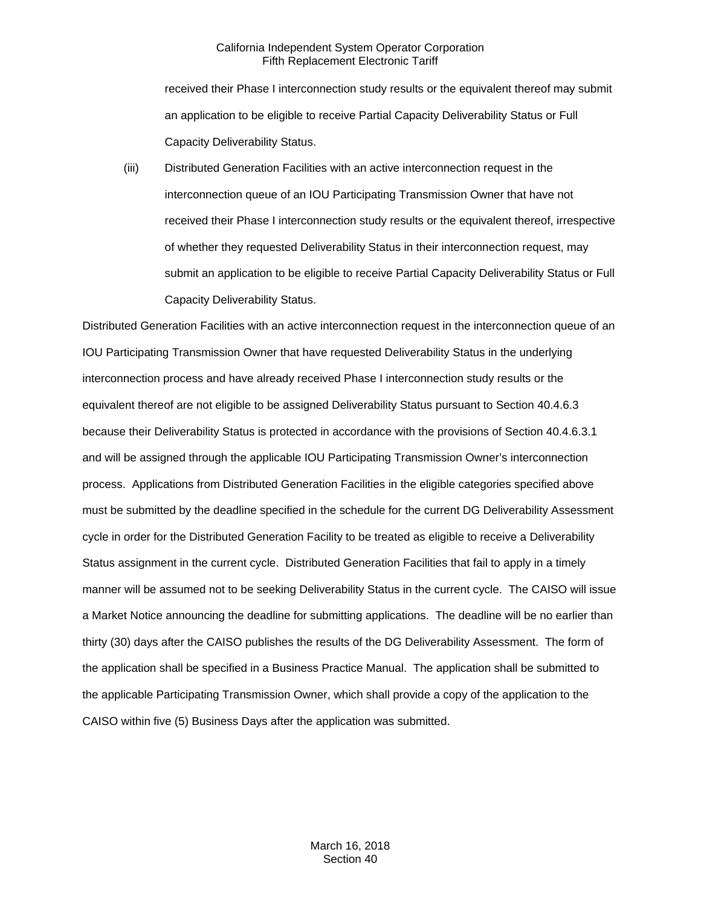received their Phase I interconnection study results or the equivalent thereof may submit an application to be eligible to receive Partial Capacity Deliverability Status or Full Capacity Deliverability Status.

(iii) Distributed Generation Facilities with an active interconnection request in the interconnection queue of an IOU Participating Transmission Owner that have not received their Phase I interconnection study results or the equivalent thereof, irrespective of whether they requested Deliverability Status in their interconnection request, may submit an application to be eligible to receive Partial Capacity Deliverability Status or Full Capacity Deliverability Status.

Distributed Generation Facilities with an active interconnection request in the interconnection queue of an IOU Participating Transmission Owner that have requested Deliverability Status in the underlying interconnection process and have already received Phase I interconnection study results or the equivalent thereof are not eligible to be assigned Deliverability Status pursuant to Section 40.4.6.3 because their Deliverability Status is protected in accordance with the provisions of Section 40.4.6.3.1 and will be assigned through the applicable IOU Participating Transmission Owner's interconnection process. Applications from Distributed Generation Facilities in the eligible categories specified above must be submitted by the deadline specified in the schedule for the current DG Deliverability Assessment cycle in order for the Distributed Generation Facility to be treated as eligible to receive a Deliverability Status assignment in the current cycle. Distributed Generation Facilities that fail to apply in a timely manner will be assumed not to be seeking Deliverability Status in the current cycle. The CAISO will issue a Market Notice announcing the deadline for submitting applications. The deadline will be no earlier than thirty (30) days after the CAISO publishes the results of the DG Deliverability Assessment. The form of the application shall be specified in a Business Practice Manual. The application shall be submitted to the applicable Participating Transmission Owner, which shall provide a copy of the application to the CAISO within five (5) Business Days after the application was submitted.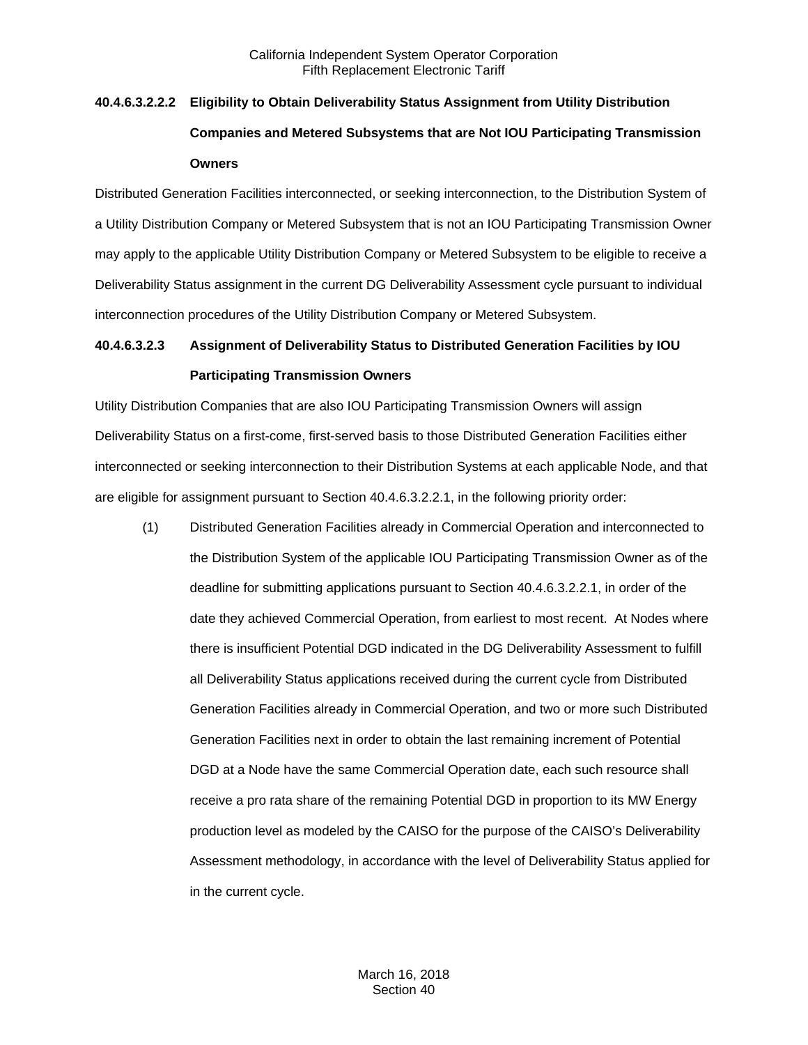**40.4.6.3.2.2.2 Eligibility to Obtain Deliverability Status Assignment from Utility Distribution Companies and Metered Subsystems that are Not IOU Participating Transmission Owners**

Distributed Generation Facilities interconnected, or seeking interconnection, to the Distribution System of a Utility Distribution Company or Metered Subsystem that is not an IOU Participating Transmission Owner may apply to the applicable Utility Distribution Company or Metered Subsystem to be eligible to receive a Deliverability Status assignment in the current DG Deliverability Assessment cycle pursuant to individual interconnection procedures of the Utility Distribution Company or Metered Subsystem.

**40.4.6.3.2.3 Assignment of Deliverability Status to Distributed Generation Facilities by IOU Participating Transmission Owners**

Utility Distribution Companies that are also IOU Participating Transmission Owners will assign Deliverability Status on a first-come, first-served basis to those Distributed Generation Facilities either interconnected or seeking interconnection to their Distribution Systems at each applicable Node, and that are eligible for assignment pursuant to Section 40.4.6.3.2.2.1, in the following priority order:

(1) Distributed Generation Facilities already in Commercial Operation and interconnected to the Distribution System of the applicable IOU Participating Transmission Owner as of the deadline for submitting applications pursuant to Section 40.4.6.3.2.2.1, in order of the date they achieved Commercial Operation, from earliest to most recent. At Nodes where there is insufficient Potential DGD indicated in the DG Deliverability Assessment to fulfill all Deliverability Status applications received during the current cycle from Distributed Generation Facilities already in Commercial Operation, and two or more such Distributed Generation Facilities next in order to obtain the last remaining increment of Potential DGD at a Node have the same Commercial Operation date, each such resource shall receive a pro rata share of the remaining Potential DGD in proportion to its MW Energy production level as modeled by the CAISO for the purpose of the CAISO's Deliverability Assessment methodology, in accordance with the level of Deliverability Status applied for in the current cycle.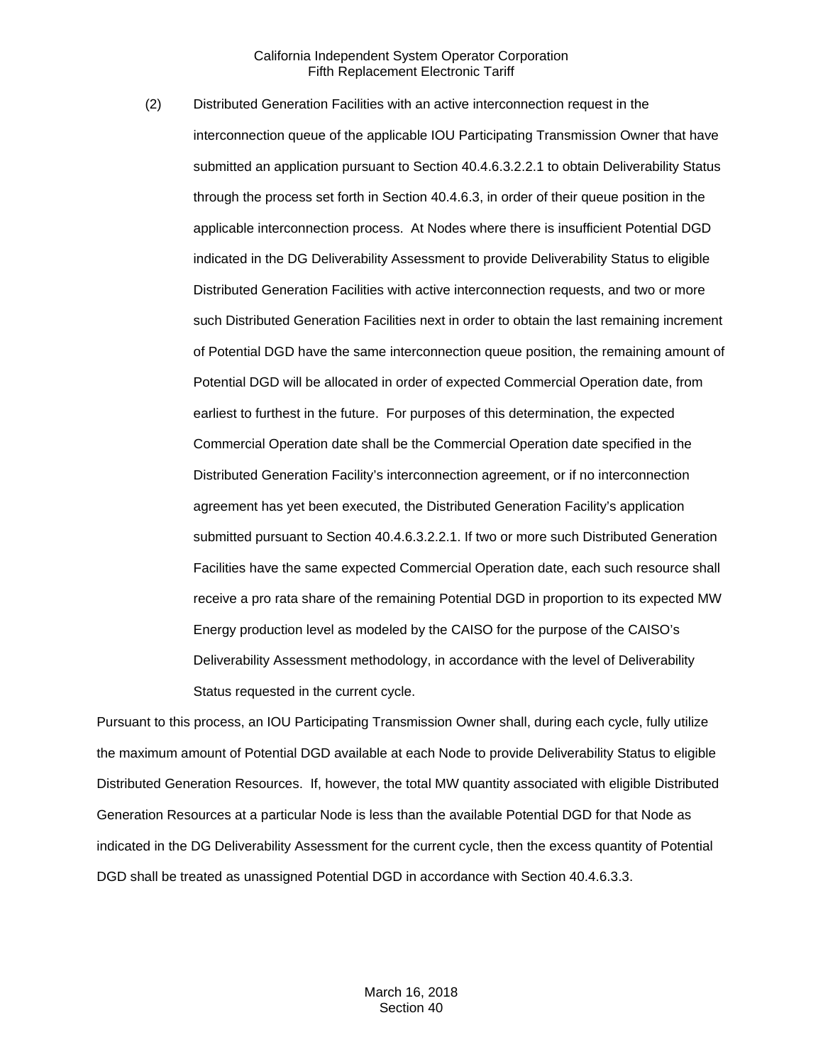(2) Distributed Generation Facilities with an active interconnection request in the interconnection queue of the applicable IOU Participating Transmission Owner that have submitted an application pursuant to Section 40.4.6.3.2.2.1 to obtain Deliverability Status through the process set forth in Section 40.4.6.3, in order of their queue position in the applicable interconnection process. At Nodes where there is insufficient Potential DGD indicated in the DG Deliverability Assessment to provide Deliverability Status to eligible Distributed Generation Facilities with active interconnection requests, and two or more such Distributed Generation Facilities next in order to obtain the last remaining increment of Potential DGD have the same interconnection queue position, the remaining amount of Potential DGD will be allocated in order of expected Commercial Operation date, from earliest to furthest in the future. For purposes of this determination, the expected Commercial Operation date shall be the Commercial Operation date specified in the Distributed Generation Facility's interconnection agreement, or if no interconnection agreement has yet been executed, the Distributed Generation Facility's application submitted pursuant to Section 40.4.6.3.2.2.1. If two or more such Distributed Generation Facilities have the same expected Commercial Operation date, each such resource shall receive a pro rata share of the remaining Potential DGD in proportion to its expected MW Energy production level as modeled by the CAISO for the purpose of the CAISO's Deliverability Assessment methodology, in accordance with the level of Deliverability Status requested in the current cycle.

Pursuant to this process, an IOU Participating Transmission Owner shall, during each cycle, fully utilize the maximum amount of Potential DGD available at each Node to provide Deliverability Status to eligible Distributed Generation Resources. If, however, the total MW quantity associated with eligible Distributed Generation Resources at a particular Node is less than the available Potential DGD for that Node as indicated in the DG Deliverability Assessment for the current cycle, then the excess quantity of Potential DGD shall be treated as unassigned Potential DGD in accordance with Section 40.4.6.3.3.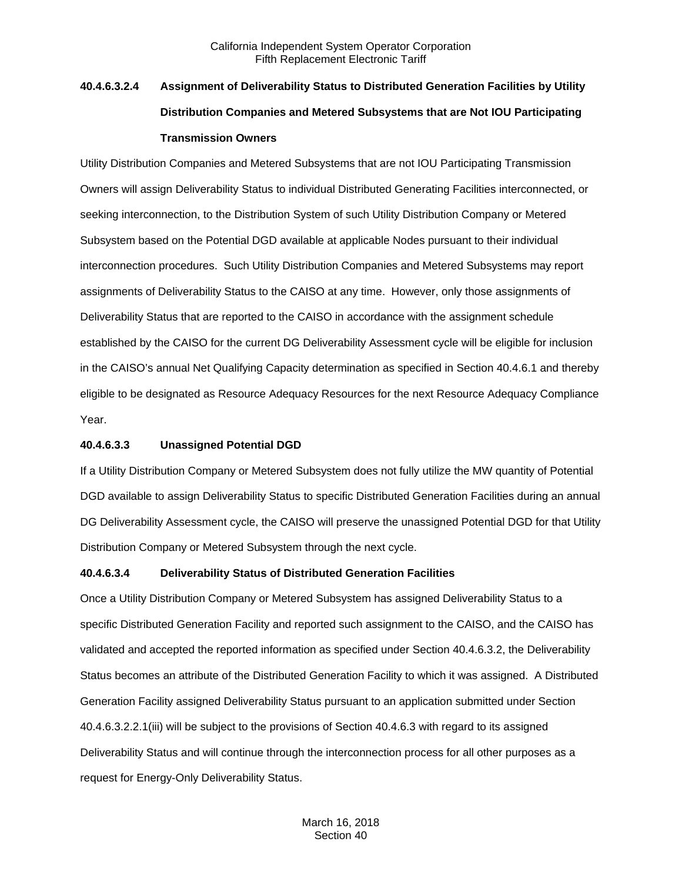#### 40.4.6.3.2.4 Assignment of Deliverability Status to Distributed Generation Facilities by Utility Distribution Companies and Metered Subsystems that are Not IOU Participating Transmission Owners

Utility Distribution Companies and Metered Subsystems that are not IOU Participating Transmission Owners will assign Deliverability Status to individual Distributed Generating Facilities interconnected, or seeking interconnection, to the Distribution System of such Utility Distribution Company or Metered Subsystem based on the Potential DGD available at applicable Nodes pursuant to their individual interconnection procedures. Such Utility Distribution Companies and Metered Subsystems may report assignments of Deliverability Status to the CAISO at any time. However, only those assignments of Deliverability Status that are reported to the CAISO in accordance with the assignment schedule established by the CAISO for the current DG Deliverability Assessment cycle will be eligible for inclusion in the CAISO's annual Net Qualifying Capacity determination as specified in Section 40.4.6.1 and thereby eligible to be designated as Resource Adequacy Resources for the next Resource Adequacy Compliance Year.

#### 40.4.6.3.3 Unassigned Potential DGD

If a Utility Distribution Company or Metered Subsystem does not fully utilize the MW quantity of Potential DGD available to assign Deliverability Status to specific Distributed Generation Facilities during an annual DG Deliverability Assessment cycle, the CAISO will preserve the unassigned Potential DGD for that Utility Distribution Company or Metered Subsystem through the next cycle.

#### 40.4.6.3.4 Deliverability Status of Distributed Generation Facilities

Once a Utility Distribution Company or Metered Subsystem has assigned Deliverability Status to a specific Distributed Generation Facility and reported such assignment to the CAISO, and the CAISO has validated and accepted the reported information as specified under Section 40.4.6.3.2, the Deliverability Status becomes an attribute of the Distributed Generation Facility to which it was assigned. A Distributed Generation Facility assigned Deliverability Status pursuant to an application submitted under Section 40.4.6.3.2.2.1(iii) will be subject to the provisions of Section 40.4.6.3 with regard to its assigned Deliverability Status and will continue through the interconnection process for all other purposes as a request for Energy-Only Deliverability Status.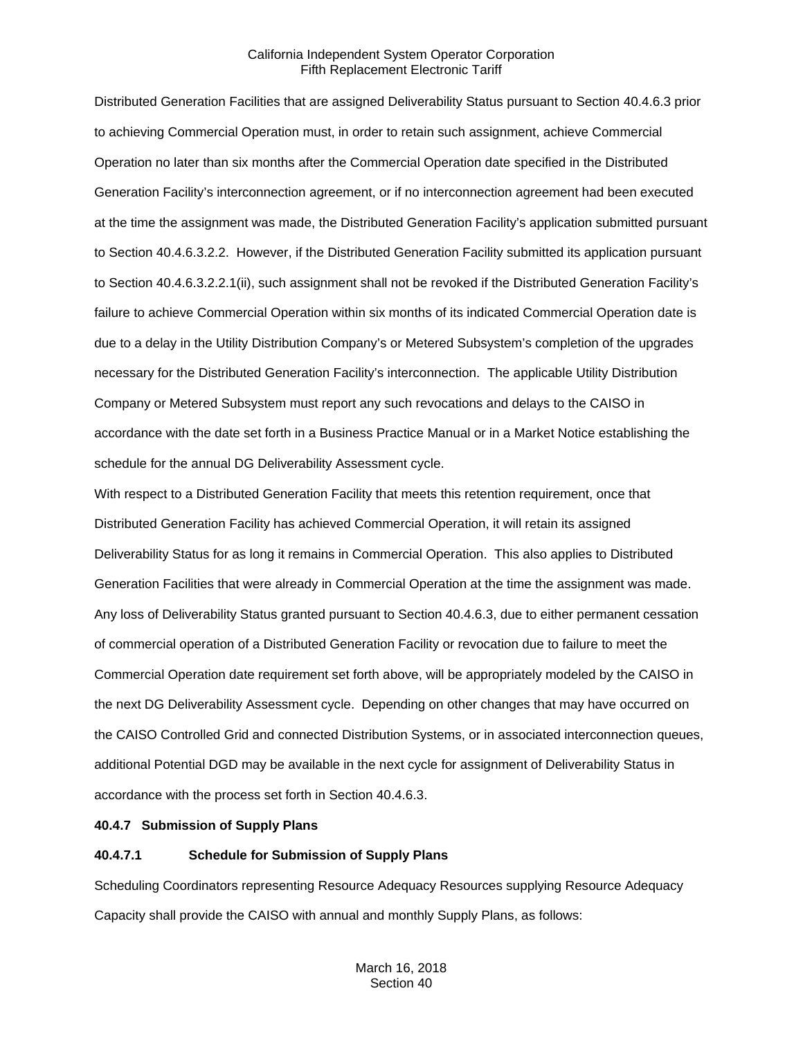Distributed Generation Facilities that are assigned Deliverability Status pursuant to Section 40.4.6.3 prior to achieving Commercial Operation must, in order to retain such assignment, achieve Commercial Operation no later than six months after the Commercial Operation date specified in the Distributed Generation Facility's interconnection agreement, or if no interconnection agreement had been executed at the time the assignment was made, the Distributed Generation Facility's application submitted pursuant to Section 40.4.6.3.2.2. However, if the Distributed Generation Facility submitted its application pursuant to Section 40.4.6.3.2.2.1(ii), such assignment shall not be revoked if the Distributed Generation Facility's failure to achieve Commercial Operation within six months of its indicated Commercial Operation date is due to a delay in the Utility Distribution Company's or Metered Subsystem's completion of the upgrades necessary for the Distributed Generation Facility's interconnection. The applicable Utility Distribution Company or Metered Subsystem must report any such revocations and delays to the CAISO in accordance with the date set forth in a Business Practice Manual or in a Market Notice establishing the schedule for the annual DG Deliverability Assessment cycle.

With respect to a Distributed Generation Facility that meets this retention requirement, once that Distributed Generation Facility has achieved Commercial Operation, it will retain its assigned Deliverability Status for as long it remains in Commercial Operation. This also applies to Distributed Generation Facilities that were already in Commercial Operation at the time the assignment was made. Any loss of Deliverability Status granted pursuant to Section 40.4.6.3, due to either permanent cessation of commercial operation of a Distributed Generation Facility or revocation due to failure to meet the Commercial Operation date requirement set forth above, will be appropriately modeled by the CAISO in the next DG Deliverability Assessment cycle. Depending on other changes that may have occurred on the CAISO Controlled Grid and connected Distribution Systems, or in associated interconnection queues, additional Potential DGD may be available in the next cycle for assignment of Deliverability Status in accordance with the process set forth in Section 40.4.6.3.

**40.4.7 Submission of Supply Plans**

**40.4.7.1 Schedule for Submission of Supply Plans**

Scheduling Coordinators representing Resource Adequacy Resources supplying Resource Adequacy Capacity shall provide the CAISO with annual and monthly Supply Plans, as follows: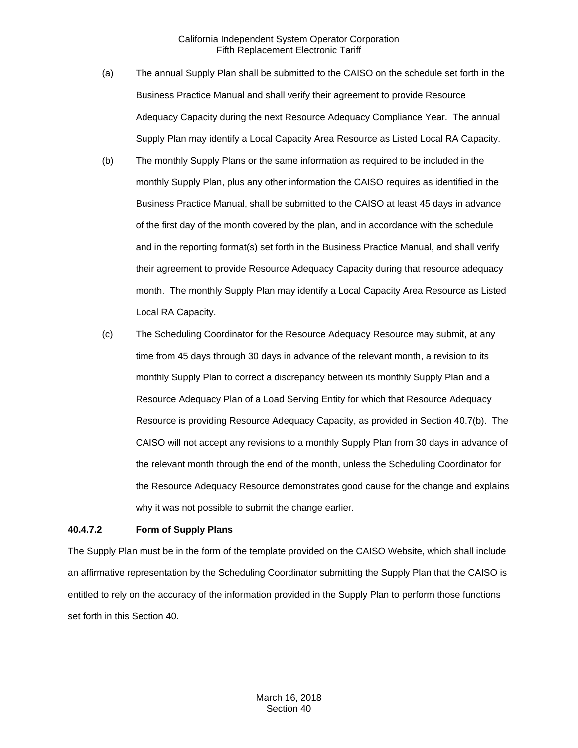(a) The annual Supply Plan shall be submitted to the CAISO on the schedule set forth in the Business Practice Manual and shall verify their agreement to provide Resource Adequacy Capacity during the next Resource Adequacy Compliance Year. The annual Supply Plan may identify a Local Capacity Area Resource as Listed Local RA Capacity.

(b) The monthly Supply Plans or the same information as required to be included in the monthly Supply Plan, plus any other information the CAISO requires as identified in the Business Practice Manual, shall be submitted to the CAISO at least 45 days in advance of the first day of the month covered by the plan, and in accordance with the schedule and in the reporting format(s) set forth in the Business Practice Manual, and shall verify their agreement to provide Resource Adequacy Capacity during that resource adequacy month. The monthly Supply Plan may identify a Local Capacity Area Resource as Listed Local RA Capacity.

(c) The Scheduling Coordinator for the Resource Adequacy Resource may submit, at any time from 45 days through 30 days in advance of the relevant month, a revision to its monthly Supply Plan to correct a discrepancy between its monthly Supply Plan and a Resource Adequacy Plan of a Load Serving Entity for which that Resource Adequacy Resource is providing Resource Adequacy Capacity, as provided in Section 40.7(b). The CAISO will not accept any revisions to a monthly Supply Plan from 30 days in advance of the relevant month through the end of the month, unless the Scheduling Coordinator for the Resource Adequacy Resource demonstrates good cause for the change and explains why it was not possible to submit the change earlier.

**40.4.7.2 Form of Supply Plans**

The Supply Plan must be in the form of the template provided on the CAISO Website, which shall include an affirmative representation by the Scheduling Coordinator submitting the Supply Plan that the CAISO is entitled to rely on the accuracy of the information provided in the Supply Plan to perform those functions set forth in this Section 40.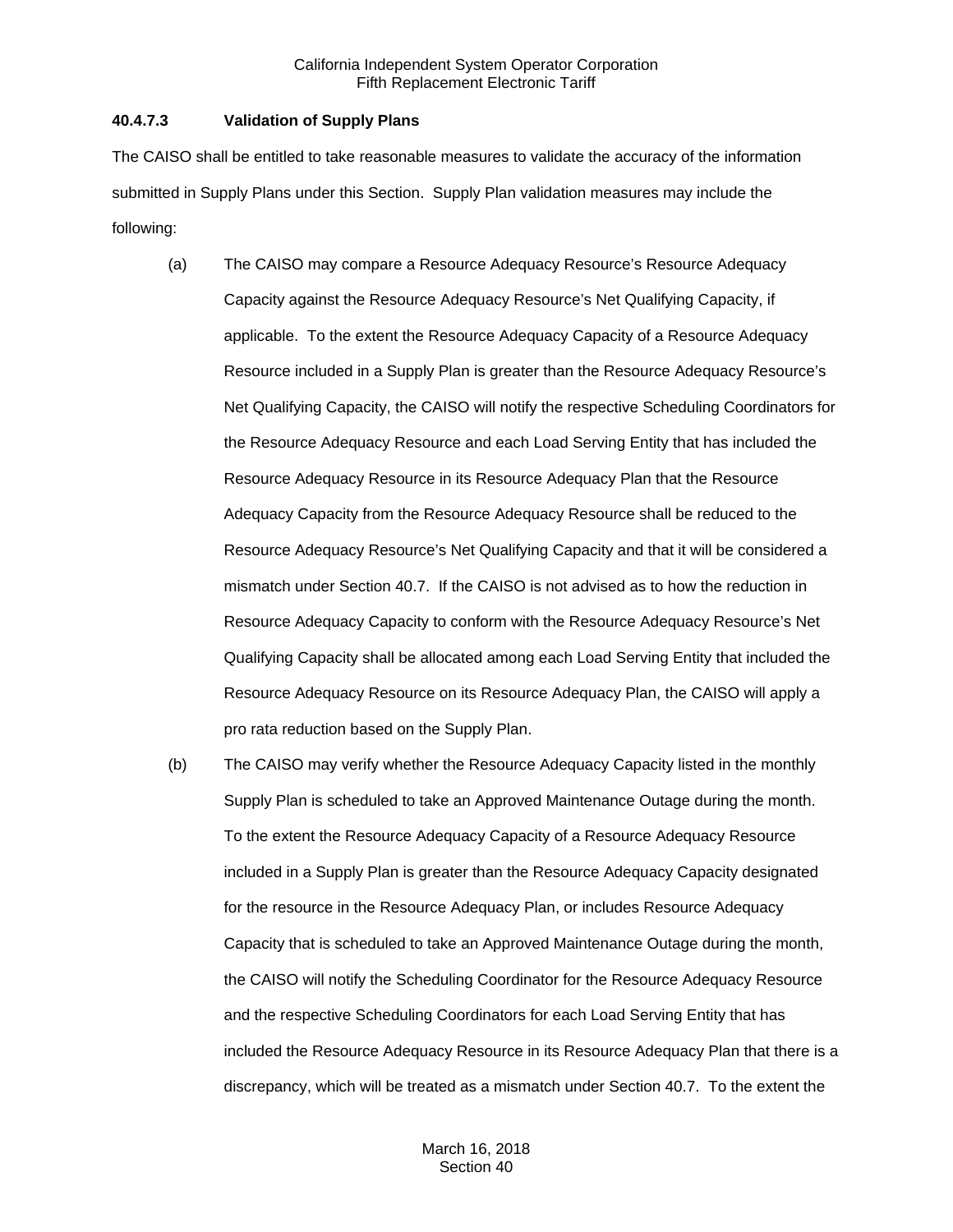**40.4.7.3 Validation of Supply Plans**

The CAISO shall be entitled to take reasonable measures to validate the accuracy of the information submitted in Supply Plans under this Section. Supply Plan validation measures may include the following:

(a) The CAISO may compare a Resource Adequacy Resource's Resource Adequacy Capacity against the Resource Adequacy Resource's Net Qualifying Capacity, if applicable. To the extent the Resource Adequacy Capacity of a Resource Adequacy Resource included in a Supply Plan is greater than the Resource Adequacy Resource's Net Qualifying Capacity, the CAISO will notify the respective Scheduling Coordinators for the Resource Adequacy Resource and each Load Serving Entity that has included the Resource Adequacy Resource in its Resource Adequacy Plan that the Resource Adequacy Capacity from the Resource Adequacy Resource shall be reduced to the Resource Adequacy Resource's Net Qualifying Capacity and that it will be considered a mismatch under Section 40.7. If the CAISO is not advised as to how the reduction in Resource Adequacy Capacity to conform with the Resource Adequacy Resource's Net Qualifying Capacity shall be allocated among each Load Serving Entity that included the Resource Adequacy Resource on its Resource Adequacy Plan, the CAISO will apply a pro rata reduction based on the Supply Plan.

(b) The CAISO may verify whether the Resource Adequacy Capacity listed in the monthly Supply Plan is scheduled to take an Approved Maintenance Outage during the month. To the extent the Resource Adequacy Capacity of a Resource Adequacy Resource included in a Supply Plan is greater than the Resource Adequacy Capacity designated for the resource in the Resource Adequacy Plan, or includes Resource Adequacy Capacity that is scheduled to take an Approved Maintenance Outage during the month, the CAISO will notify the Scheduling Coordinator for the Resource Adequacy Resource and the respective Scheduling Coordinators for each Load Serving Entity that has included the Resource Adequacy Resource in its Resource Adequacy Plan that there is a discrepancy, which will be treated as a mismatch under Section 40.7. To the extent the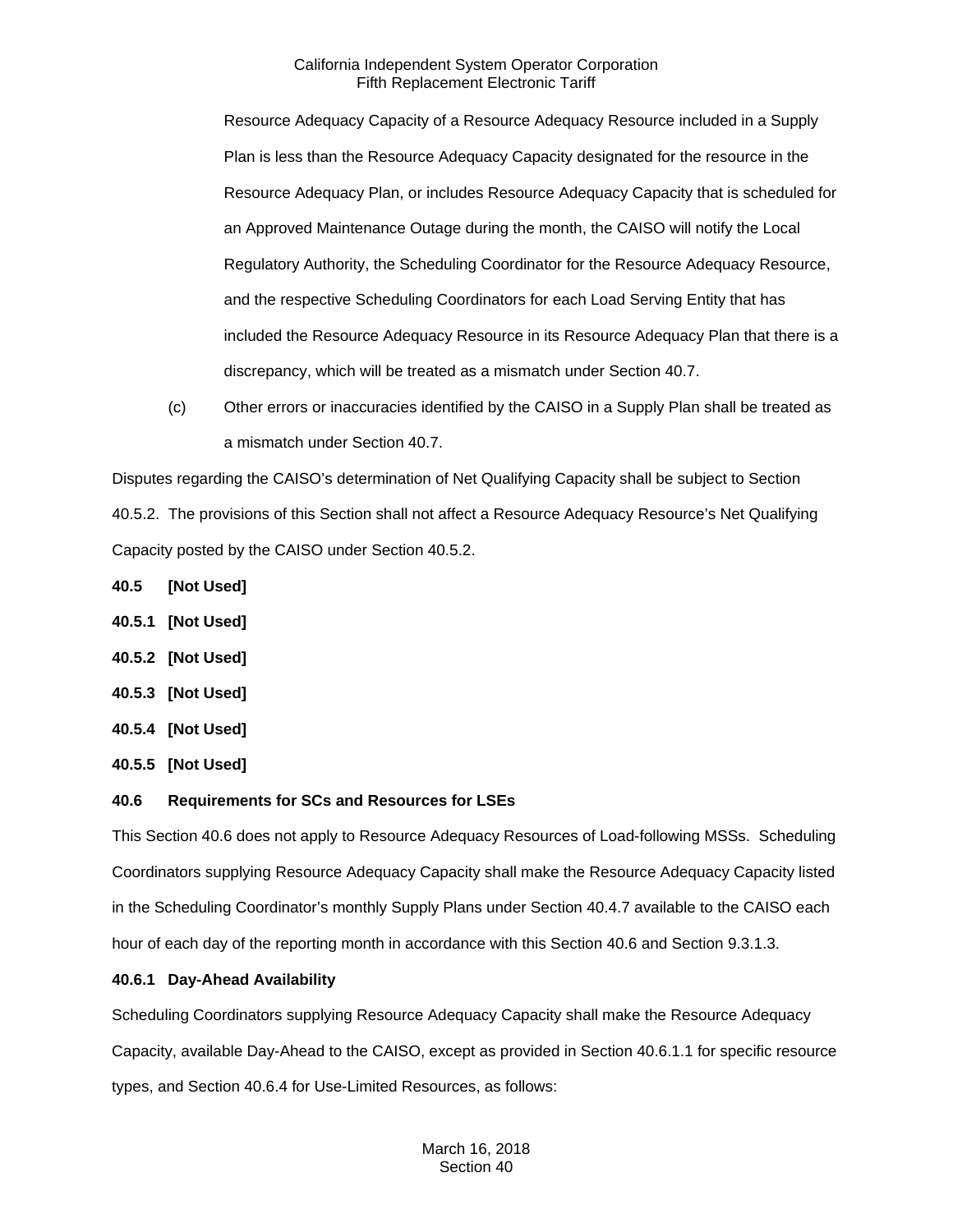Resource Adequacy Capacity of a Resource Adequacy Resource included in a Supply Plan is less than the Resource Adequacy Capacity designated for the resource in the Resource Adequacy Plan, or includes Resource Adequacy Capacity that is scheduled for an Approved Maintenance Outage during the month, the CAISO will notify the Local Regulatory Authority, the Scheduling Coordinator for the Resource Adequacy Resource, and the respective Scheduling Coordinators for each Load Serving Entity that has included the Resource Adequacy Resource in its Resource Adequacy Plan that there is a discrepancy, which will be treated as a mismatch under Section 40.7.

(c) Other errors or inaccuracies identified by the CAISO in a Supply Plan shall be treated as a mismatch under Section 40.7.

Disputes regarding the CAISO's determination of Net Qualifying Capacity shall be subject to Section 40.5.2. The provisions of this Section shall not affect a Resource Adequacy Resource's Net Qualifying Capacity posted by the CAISO under Section 40.5.2.

**40.5 [Not Used]**

**40.5.1 [Not Used]**

**40.5.2 [Not Used]**

**40.5.3 [Not Used]**

**40.5.4 [Not Used]**

**40.5.5 [Not Used]**

**40.6 Requirements for SCs and Resources for LSEs**

This Section 40.6 does not apply to Resource Adequacy Resources of Load-following MSSs. Scheduling Coordinators supplying Resource Adequacy Capacity shall make the Resource Adequacy Capacity listed in the Scheduling Coordinator's monthly Supply Plans under Section 40.4.7 available to the CAISO each hour of each day of the reporting month in accordance with this Section 40.6 and Section 9.3.1.3.

**40.6.1 Day-Ahead Availability**

Scheduling Coordinators supplying Resource Adequacy Capacity shall make the Resource Adequacy Capacity, available Day-Ahead to the CAISO, except as provided in Section 40.6.1.1 for specific resource types, and Section 40.6.4 for Use-Limited Resources, as follows: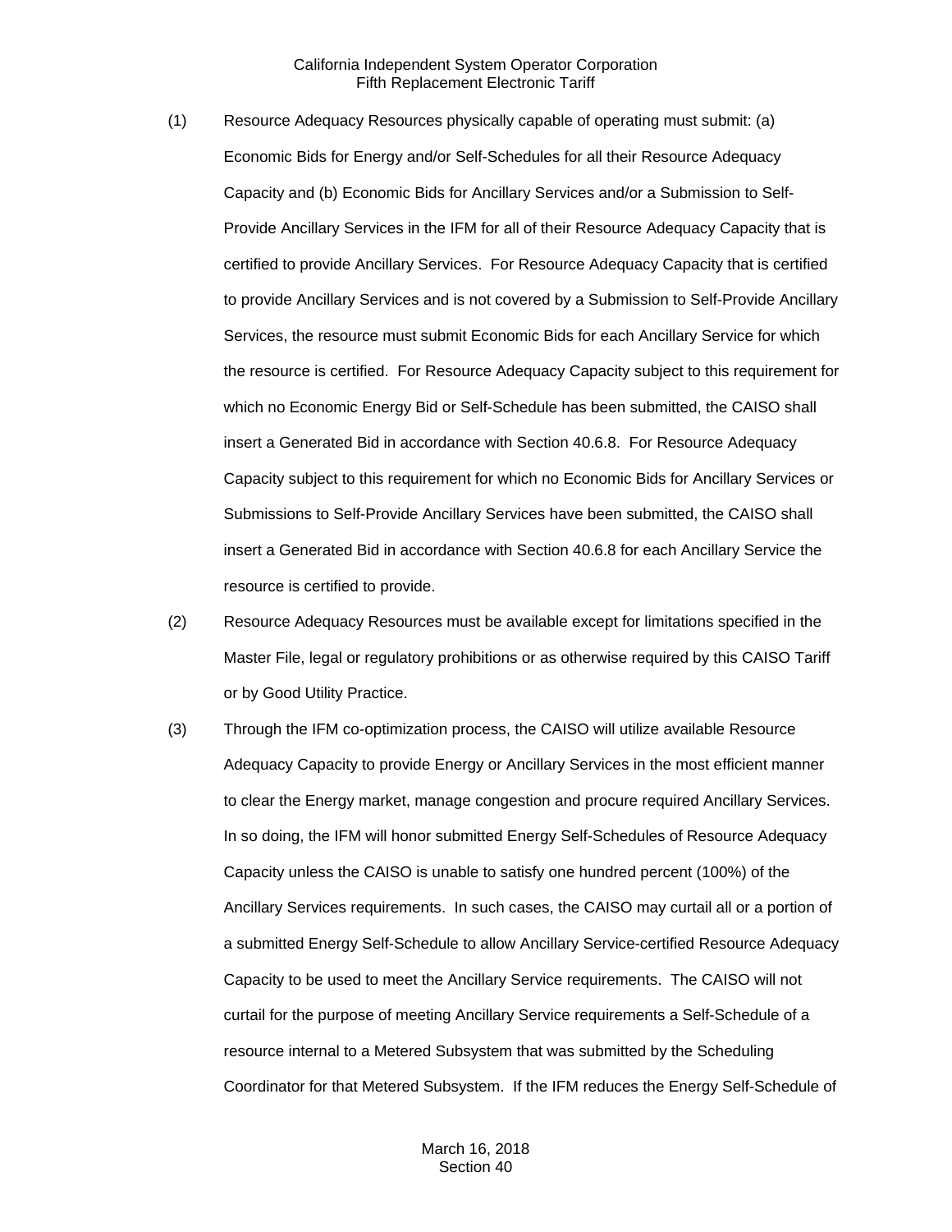(1) Resource Adequacy Resources physically capable of operating must submit: (a) Economic Bids for Energy and/or Self-Schedules for all their Resource Adequacy Capacity and (b) Economic Bids for Ancillary Services and/or a Submission to Self-Provide Ancillary Services in the IFM for all of their Resource Adequacy Capacity that is certified to provide Ancillary Services. For Resource Adequacy Capacity that is certified to provide Ancillary Services and is not covered by a Submission to Self-Provide Ancillary Services, the resource must submit Economic Bids for each Ancillary Service for which the resource is certified. For Resource Adequacy Capacity subject to this requirement for which no Economic Energy Bid or Self-Schedule has been submitted, the CAISO shall insert a Generated Bid in accordance with Section 40.6.8. For Resource Adequacy Capacity subject to this requirement for which no Economic Bids for Ancillary Services or Submissions to Self-Provide Ancillary Services have been submitted, the CAISO shall insert a Generated Bid in accordance with Section 40.6.8 for each Ancillary Service the resource is certified to provide.

(2) Resource Adequacy Resources must be available except for limitations specified in the Master File, legal or regulatory prohibitions or as otherwise required by this CAISO Tariff or by Good Utility Practice.

(3) Through the IFM co-optimization process, the CAISO will utilize available Resource Adequacy Capacity to provide Energy or Ancillary Services in the most efficient manner to clear the Energy market, manage congestion and procure required Ancillary Services. In so doing, the IFM will honor submitted Energy Self-Schedules of Resource Adequacy Capacity unless the CAISO is unable to satisfy one hundred percent (100%) of the Ancillary Services requirements. In such cases, the CAISO may curtail all or a portion of a submitted Energy Self-Schedule to allow Ancillary Service-certified Resource Adequacy Capacity to be used to meet the Ancillary Service requirements. The CAISO will not curtail for the purpose of meeting Ancillary Service requirements a Self-Schedule of a resource internal to a Metered Subsystem that was submitted by the Scheduling Coordinator for that Metered Subsystem. If the IFM reduces the Energy Self-Schedule of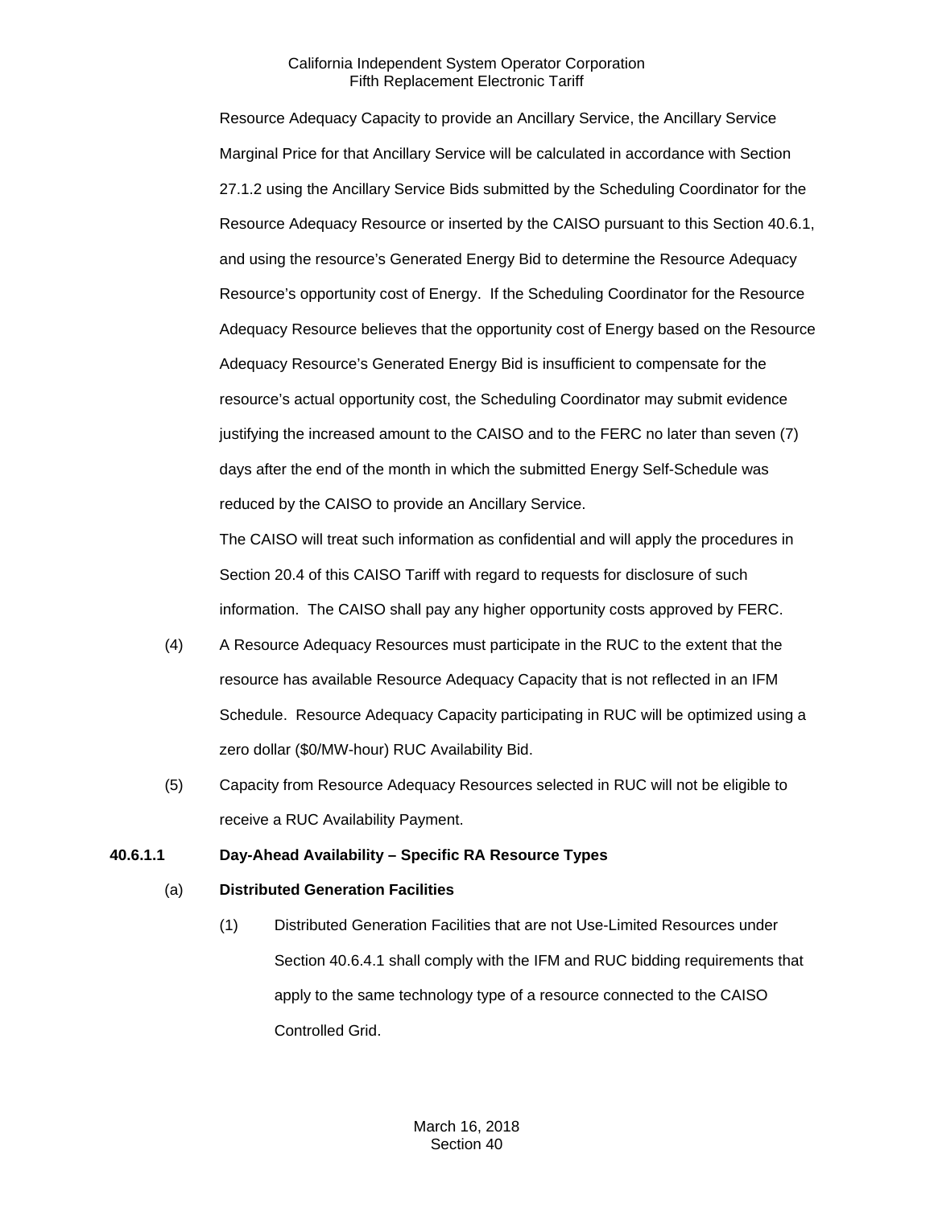Resource Adequacy Capacity to provide an Ancillary Service, the Ancillary Service Marginal Price for that Ancillary Service will be calculated in accordance with Section 27.1.2 using the Ancillary Service Bids submitted by the Scheduling Coordinator for the Resource Adequacy Resource or inserted by the CAISO pursuant to this Section 40.6.1, and using the resource's Generated Energy Bid to determine the Resource Adequacy Resource's opportunity cost of Energy. If the Scheduling Coordinator for the Resource Adequacy Resource believes that the opportunity cost of Energy based on the Resource Adequacy Resource's Generated Energy Bid is insufficient to compensate for the resource's actual opportunity cost, the Scheduling Coordinator may submit evidence justifying the increased amount to the CAISO and to the FERC no later than seven (7) days after the end of the month in which the submitted Energy Self-Schedule was reduced by the CAISO to provide an Ancillary Service.

The CAISO will treat such information as confidential and will apply the procedures in Section 20.4 of this CAISO Tariff with regard to requests for disclosure of such information. The CAISO shall pay any higher opportunity costs approved by FERC.

(4) A Resource Adequacy Resources must participate in the RUC to the extent that the resource has available Resource Adequacy Capacity that is not reflected in an IFM Schedule. Resource Adequacy Capacity participating in RUC will be optimized using a zero dollar ($0/MW-hour) RUC Availability Bid.

(5) Capacity from Resource Adequacy Resources selected in RUC will not be eligible to receive a RUC Availability Payment.

**40.6.1.1 Day-Ahead Availability – Specific RA Resource Types**

(a) **Distributed Generation Facilities**

(1) Distributed Generation Facilities that are not Use-Limited Resources under Section 40.6.4.1 shall comply with the IFM and RUC bidding requirements that apply to the same technology type of a resource connected to the CAISO Controlled Grid.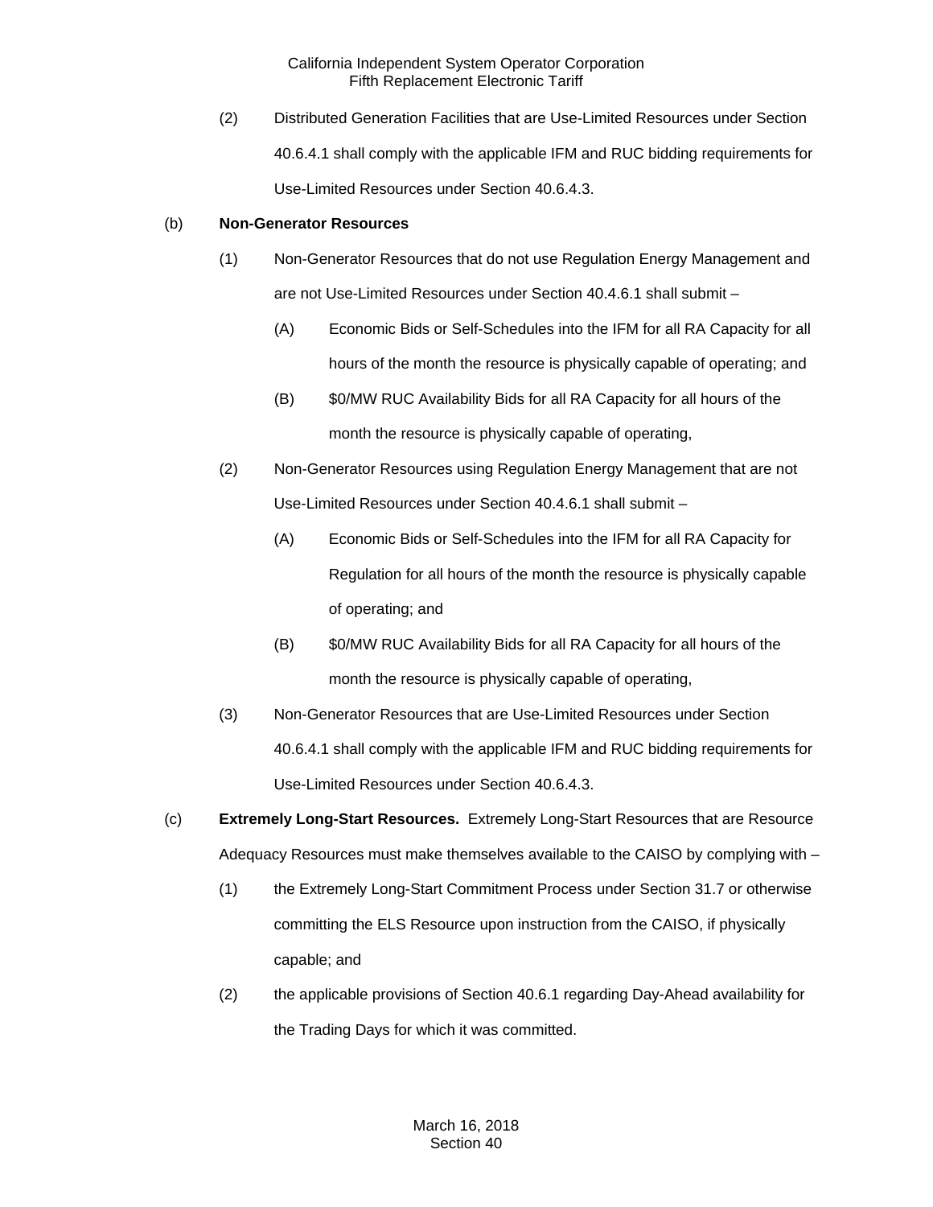(2) Distributed Generation Facilities that are Use-Limited Resources under Section 40.6.4.1 shall comply with the applicable IFM and RUC bidding requirements for Use-Limited Resources under Section 40.6.4.3.

(b) **Non-Generator Resources**

(1) Non-Generator Resources that do not use Regulation Energy Management and are not Use-Limited Resources under Section 40.4.6.1 shall submit –

(A) Economic Bids or Self-Schedules into the IFM for all RA Capacity for all hours of the month the resource is physically capable of operating; and

(B) $0/MW RUC Availability Bids for all RA Capacity for all hours of the month the resource is physically capable of operating,

(2) Non-Generator Resources using Regulation Energy Management that are not Use-Limited Resources under Section 40.4.6.1 shall submit –

(A) Economic Bids or Self-Schedules into the IFM for all RA Capacity for Regulation for all hours of the month the resource is physically capable of operating; and

(B) $0/MW RUC Availability Bids for all RA Capacity for all hours of the month the resource is physically capable of operating,

(3) Non-Generator Resources that are Use-Limited Resources under Section 40.6.4.1 shall comply with the applicable IFM and RUC bidding requirements for Use-Limited Resources under Section 40.6.4.3.

(c) **Extremely Long-Start Resources.** Extremely Long-Start Resources that are Resource Adequacy Resources must make themselves available to the CAISO by complying with –

(1) the Extremely Long-Start Commitment Process under Section 31.7 or otherwise committing the ELS Resource upon instruction from the CAISO, if physically capable; and

(2) the applicable provisions of Section 40.6.1 regarding Day-Ahead availability for the Trading Days for which it was committed.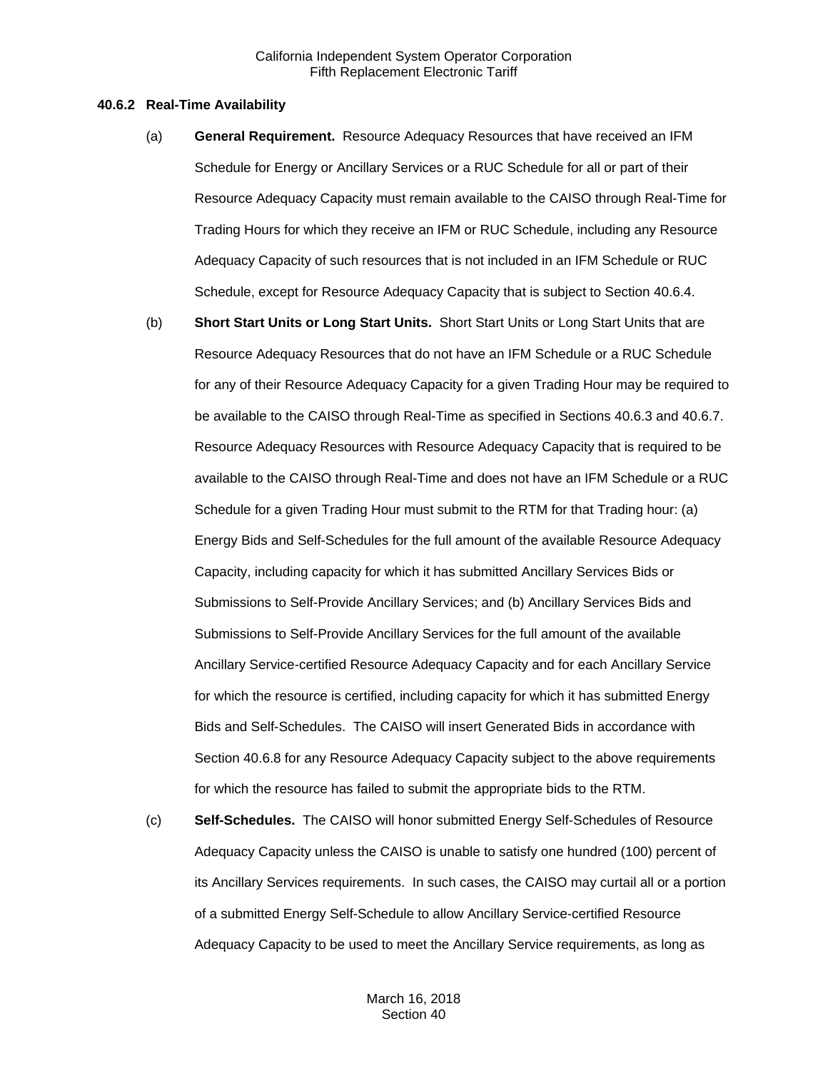#### 40.6.2 Real-Time Availability

(a) **General Requirement.** Resource Adequacy Resources that have received an IFM Schedule for Energy or Ancillary Services or a RUC Schedule for all or part of their Resource Adequacy Capacity must remain available to the CAISO through Real-Time for Trading Hours for which they receive an IFM or RUC Schedule, including any Resource Adequacy Capacity of such resources that is not included in an IFM Schedule or RUC Schedule, except for Resource Adequacy Capacity that is subject to Section 40.6.4.

(b) **Short Start Units or Long Start Units.** Short Start Units or Long Start Units that are Resource Adequacy Resources that do not have an IFM Schedule or a RUC Schedule for any of their Resource Adequacy Capacity for a given Trading Hour may be required to be available to the CAISO through Real-Time as specified in Sections 40.6.3 and 40.6.7. Resource Adequacy Resources with Resource Adequacy Capacity that is required to be available to the CAISO through Real-Time and does not have an IFM Schedule or a RUC Schedule for a given Trading Hour must submit to the RTM for that Trading hour: (a) Energy Bids and Self-Schedules for the full amount of the available Resource Adequacy Capacity, including capacity for which it has submitted Ancillary Services Bids or Submissions to Self-Provide Ancillary Services; and (b) Ancillary Services Bids and Submissions to Self-Provide Ancillary Services for the full amount of the available Ancillary Service-certified Resource Adequacy Capacity and for each Ancillary Service for which the resource is certified, including capacity for which it has submitted Energy Bids and Self-Schedules. The CAISO will insert Generated Bids in accordance with Section 40.6.8 for any Resource Adequacy Capacity subject to the above requirements for which the resource has failed to submit the appropriate bids to the RTM.

(c) **Self-Schedules.** The CAISO will honor submitted Energy Self-Schedules of Resource Adequacy Capacity unless the CAISO is unable to satisfy one hundred (100) percent of its Ancillary Services requirements. In such cases, the CAISO may curtail all or a portion of a submitted Energy Self-Schedule to allow Ancillary Service-certified Resource Adequacy Capacity to be used to meet the Ancillary Service requirements, as long as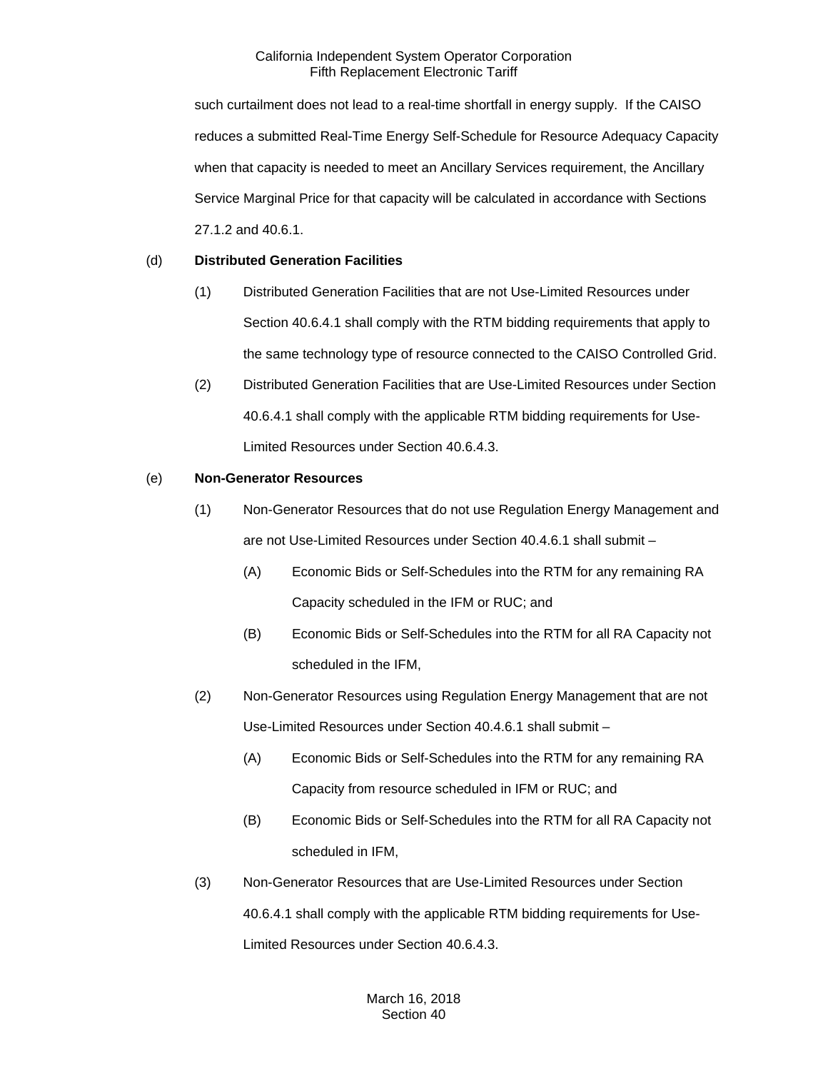such curtailment does not lead to a real-time shortfall in energy supply. If the CAISO reduces a submitted Real-Time Energy Self-Schedule for Resource Adequacy Capacity when that capacity is needed to meet an Ancillary Services requirement, the Ancillary Service Marginal Price for that capacity will be calculated in accordance with Sections 27.1.2 and 40.6.1.

(d) **Distributed Generation Facilities**

(1) Distributed Generation Facilities that are not Use-Limited Resources under Section 40.6.4.1 shall comply with the RTM bidding requirements that apply to the same technology type of resource connected to the CAISO Controlled Grid.

(2) Distributed Generation Facilities that are Use-Limited Resources under Section 40.6.4.1 shall comply with the applicable RTM bidding requirements for Use-Limited Resources under Section 40.6.4.3.

(e) **Non-Generator Resources**

(1) Non-Generator Resources that do not use Regulation Energy Management and are not Use-Limited Resources under Section 40.4.6.1 shall submit –

(A) Economic Bids or Self-Schedules into the RTM for any remaining RA Capacity scheduled in the IFM or RUC; and

(B) Economic Bids or Self-Schedules into the RTM for all RA Capacity not scheduled in the IFM,

(2) Non-Generator Resources using Regulation Energy Management that are not Use-Limited Resources under Section 40.4.6.1 shall submit –

(A) Economic Bids or Self-Schedules into the RTM for any remaining RA Capacity from resource scheduled in IFM or RUC; and

(B) Economic Bids or Self-Schedules into the RTM for all RA Capacity not scheduled in IFM,

(3) Non-Generator Resources that are Use-Limited Resources under Section 40.6.4.1 shall comply with the applicable RTM bidding requirements for Use-Limited Resources under Section 40.6.4.3.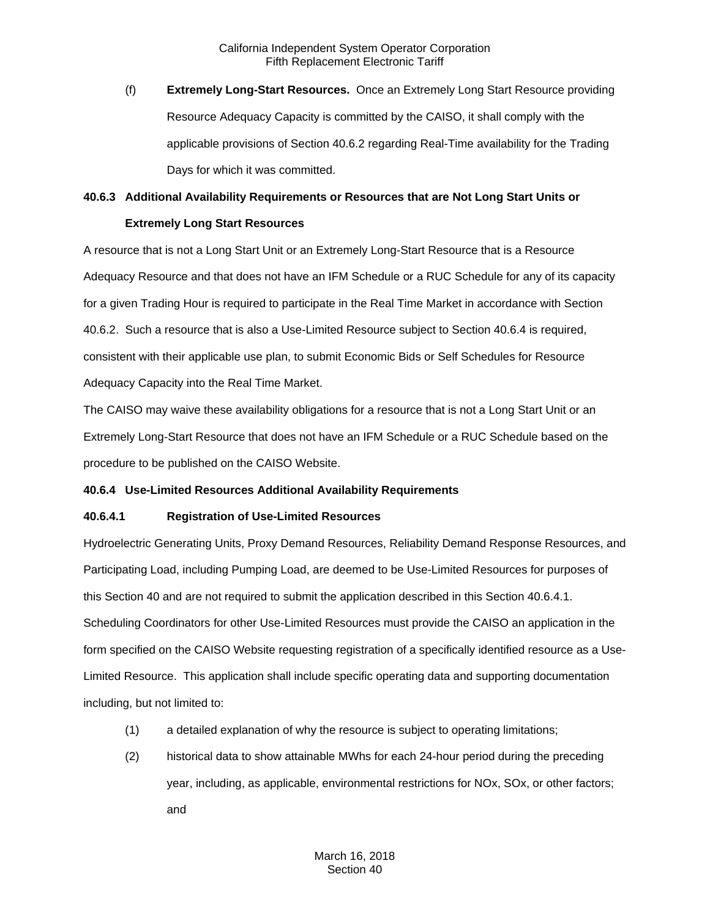(f) **Extremely Long-Start Resources.** Once an Extremely Long Start Resource providing Resource Adequacy Capacity is committed by the CAISO, it shall comply with the applicable provisions of Section 40.6.2 regarding Real-Time availability for the Trading Days for which it was committed.

**40.6.3 Additional Availability Requirements or Resources that are Not Long Start Units or Extremely Long Start Resources**

A resource that is not a Long Start Unit or an Extremely Long-Start Resource that is a Resource Adequacy Resource and that does not have an IFM Schedule or a RUC Schedule for any of its capacity for a given Trading Hour is required to participate in the Real Time Market in accordance with Section 40.6.2. Such a resource that is also a Use-Limited Resource subject to Section 40.6.4 is required, consistent with their applicable use plan, to submit Economic Bids or Self Schedules for Resource Adequacy Capacity into the Real Time Market.

The CAISO may waive these availability obligations for a resource that is not a Long Start Unit or an Extremely Long-Start Resource that does not have an IFM Schedule or a RUC Schedule based on the procedure to be published on the CAISO Website.

**40.6.4 Use-Limited Resources Additional Availability Requirements**

**40.6.4.1 Registration of Use-Limited Resources**

Hydroelectric Generating Units, Proxy Demand Resources, Reliability Demand Response Resources, and Participating Load, including Pumping Load, are deemed to be Use-Limited Resources for purposes of this Section 40 and are not required to submit the application described in this Section 40.6.4.1. Scheduling Coordinators for other Use-Limited Resources must provide the CAISO an application in the form specified on the CAISO Website requesting registration of a specifically identified resource as a Use-Limited Resource. This application shall include specific operating data and supporting documentation including, but not limited to:

(1) a detailed explanation of why the resource is subject to operating limitations;

(2) historical data to show attainable MWhs for each 24-hour period during the preceding year, including, as applicable, environmental restrictions for NOx, SOx, or other factors; and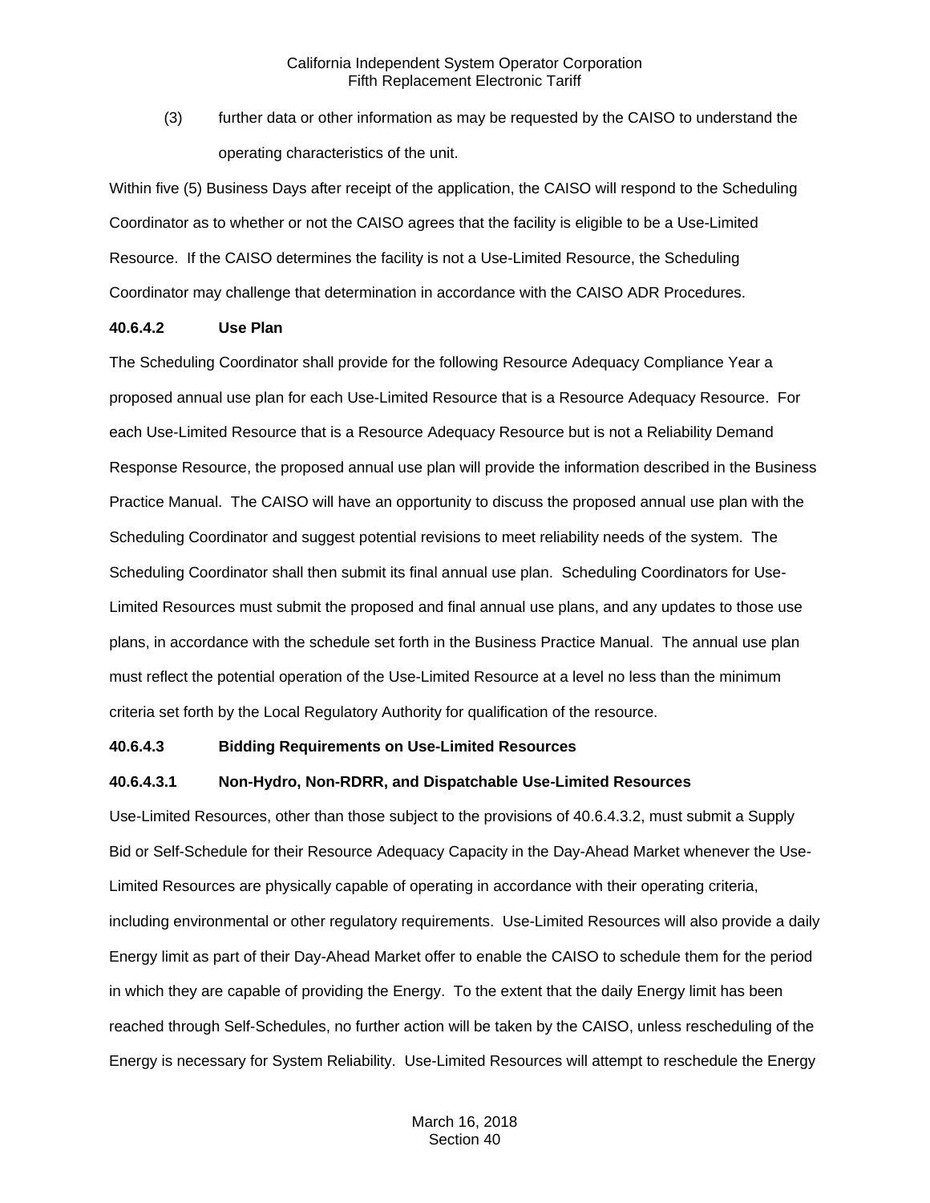(3) further data or other information as may be requested by the CAISO to understand the operating characteristics of the unit.

Within five (5) Business Days after receipt of the application, the CAISO will respond to the Scheduling Coordinator as to whether or not the CAISO agrees that the facility is eligible to be a Use-Limited Resource. If the CAISO determines the facility is not a Use-Limited Resource, the Scheduling Coordinator may challenge that determination in accordance with the CAISO ADR Procedures.

**40.6.4.2 Use Plan**

The Scheduling Coordinator shall provide for the following Resource Adequacy Compliance Year a proposed annual use plan for each Use-Limited Resource that is a Resource Adequacy Resource. For each Use-Limited Resource that is a Resource Adequacy Resource but is not a Reliability Demand Response Resource, the proposed annual use plan will provide the information described in the Business Practice Manual. The CAISO will have an opportunity to discuss the proposed annual use plan with the Scheduling Coordinator and suggest potential revisions to meet reliability needs of the system. The Scheduling Coordinator shall then submit its final annual use plan. Scheduling Coordinators for Use-Limited Resources must submit the proposed and final annual use plans, and any updates to those use plans, in accordance with the schedule set forth in the Business Practice Manual. The annual use plan must reflect the potential operation of the Use-Limited Resource at a level no less than the minimum criteria set forth by the Local Regulatory Authority for qualification of the resource.

**40.6.4.3 Bidding Requirements on Use-Limited Resources**

**40.6.4.3.1 Non-Hydro, Non-RDRR, and Dispatchable Use-Limited Resources**

Use-Limited Resources, other than those subject to the provisions of 40.6.4.3.2, must submit a Supply Bid or Self-Schedule for their Resource Adequacy Capacity in the Day-Ahead Market whenever the Use-Limited Resources are physically capable of operating in accordance with their operating criteria, including environmental or other regulatory requirements. Use-Limited Resources will also provide a daily Energy limit as part of their Day-Ahead Market offer to enable the CAISO to schedule them for the period in which they are capable of providing the Energy. To the extent that the daily Energy limit has been reached through Self-Schedules, no further action will be taken by the CAISO, unless rescheduling of the Energy is necessary for System Reliability. Use-Limited Resources will attempt to reschedule the Energy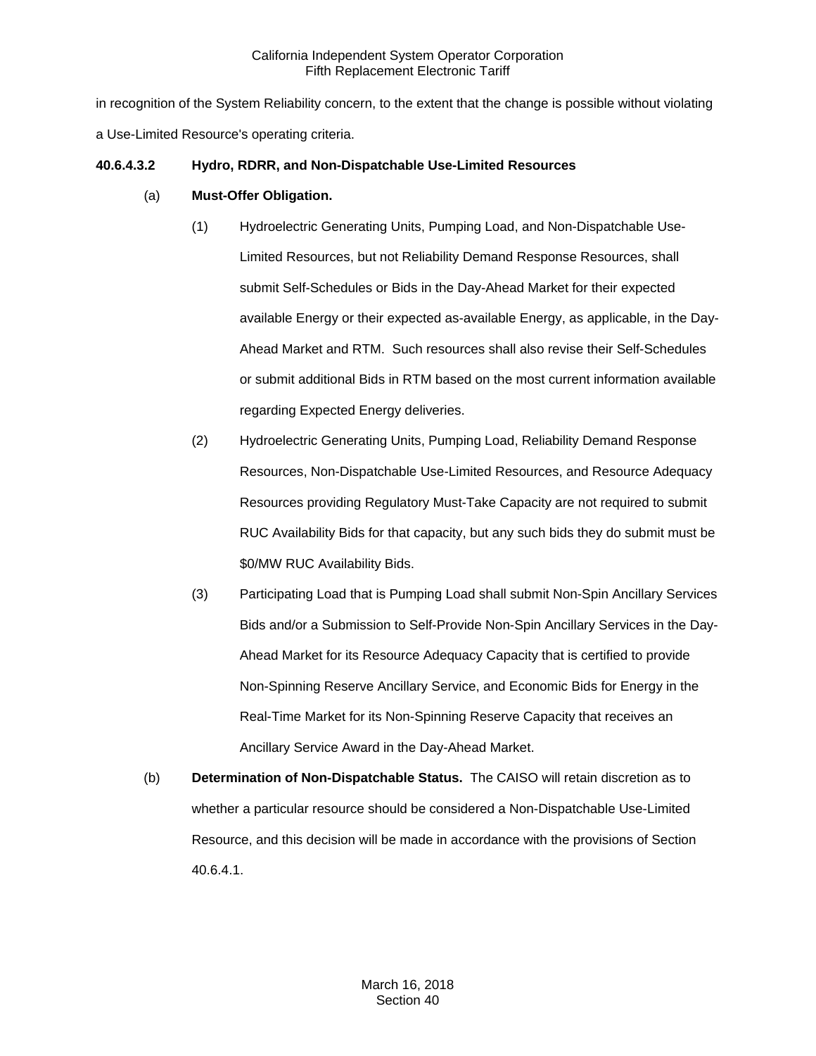in recognition of the System Reliability concern, to the extent that the change is possible without violating a Use-Limited Resource's operating criteria.

**40.6.4.3.2 Hydro, RDRR, and Non-Dispatchable Use-Limited Resources**

(a) **Must-Offer Obligation.**

(1) Hydroelectric Generating Units, Pumping Load, and Non-Dispatchable Use-Limited Resources, but not Reliability Demand Response Resources, shall submit Self-Schedules or Bids in the Day-Ahead Market for their expected available Energy or their expected as-available Energy, as applicable, in the Day-Ahead Market and RTM. Such resources shall also revise their Self-Schedules or submit additional Bids in RTM based on the most current information available regarding Expected Energy deliveries.

(2) Hydroelectric Generating Units, Pumping Load, Reliability Demand Response Resources, Non-Dispatchable Use-Limited Resources, and Resource Adequacy Resources providing Regulatory Must-Take Capacity are not required to submit RUC Availability Bids for that capacity, but any such bids they do submit must be $0/MW RUC Availability Bids.

(3) Participating Load that is Pumping Load shall submit Non-Spin Ancillary Services Bids and/or a Submission to Self-Provide Non-Spin Ancillary Services in the Day-Ahead Market for its Resource Adequacy Capacity that is certified to provide Non-Spinning Reserve Ancillary Service, and Economic Bids for Energy in the Real-Time Market for its Non-Spinning Reserve Capacity that receives an Ancillary Service Award in the Day-Ahead Market.

(b) **Determination of Non-Dispatchable Status.** The CAISO will retain discretion as to whether a particular resource should be considered a Non-Dispatchable Use-Limited Resource, and this decision will be made in accordance with the provisions of Section 40.6.4.1.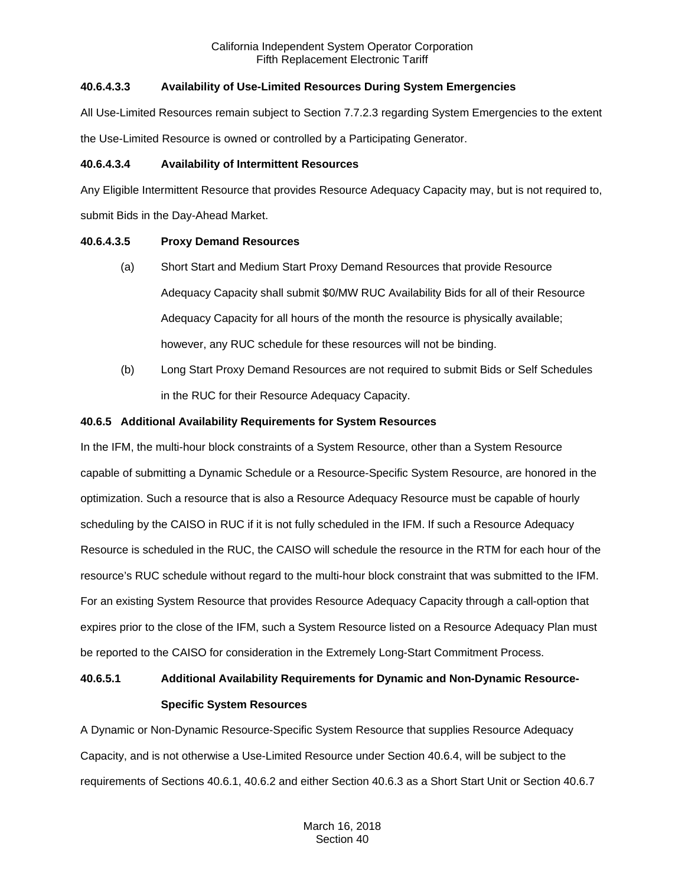### 40.6.4.3.3 Availability of Use-Limited Resources During System Emergencies

All Use-Limited Resources remain subject to Section 7.7.2.3 regarding System Emergencies to the extent the Use-Limited Resource is owned or controlled by a Participating Generator.

### 40.6.4.3.4 Availability of Intermittent Resources

Any Eligible Intermittent Resource that provides Resource Adequacy Capacity may, but is not required to, submit Bids in the Day-Ahead Market.

### 40.6.4.3.5 Proxy Demand Resources

(a) Short Start and Medium Start Proxy Demand Resources that provide Resource Adequacy Capacity shall submit $0/MW RUC Availability Bids for all of their Resource Adequacy Capacity for all hours of the month the resource is physically available; however, any RUC schedule for these resources will not be binding.

(b) Long Start Proxy Demand Resources are not required to submit Bids or Self Schedules in the RUC for their Resource Adequacy Capacity.

### 40.6.5 Additional Availability Requirements for System Resources

In the IFM, the multi-hour block constraints of a System Resource, other than a System Resource capable of submitting a Dynamic Schedule or a Resource-Specific System Resource, are honored in the optimization. Such a resource that is also a Resource Adequacy Resource must be capable of hourly scheduling by the CAISO in RUC if it is not fully scheduled in the IFM. If such a Resource Adequacy Resource is scheduled in the RUC, the CAISO will schedule the resource in the RTM for each hour of the resource's RUC schedule without regard to the multi-hour block constraint that was submitted to the IFM. For an existing System Resource that provides Resource Adequacy Capacity through a call-option that expires prior to the close of the IFM, such a System Resource listed on a Resource Adequacy Plan must be reported to the CAISO for consideration in the Extremely Long-Start Commitment Process.

### 40.6.5.1 Additional Availability Requirements for Dynamic and Non-Dynamic Resource-Specific System Resources

A Dynamic or Non-Dynamic Resource-Specific System Resource that supplies Resource Adequacy Capacity, and is not otherwise a Use-Limited Resource under Section 40.6.4, will be subject to the requirements of Sections 40.6.1, 40.6.2 and either Section 40.6.3 as a Short Start Unit or Section 40.6.7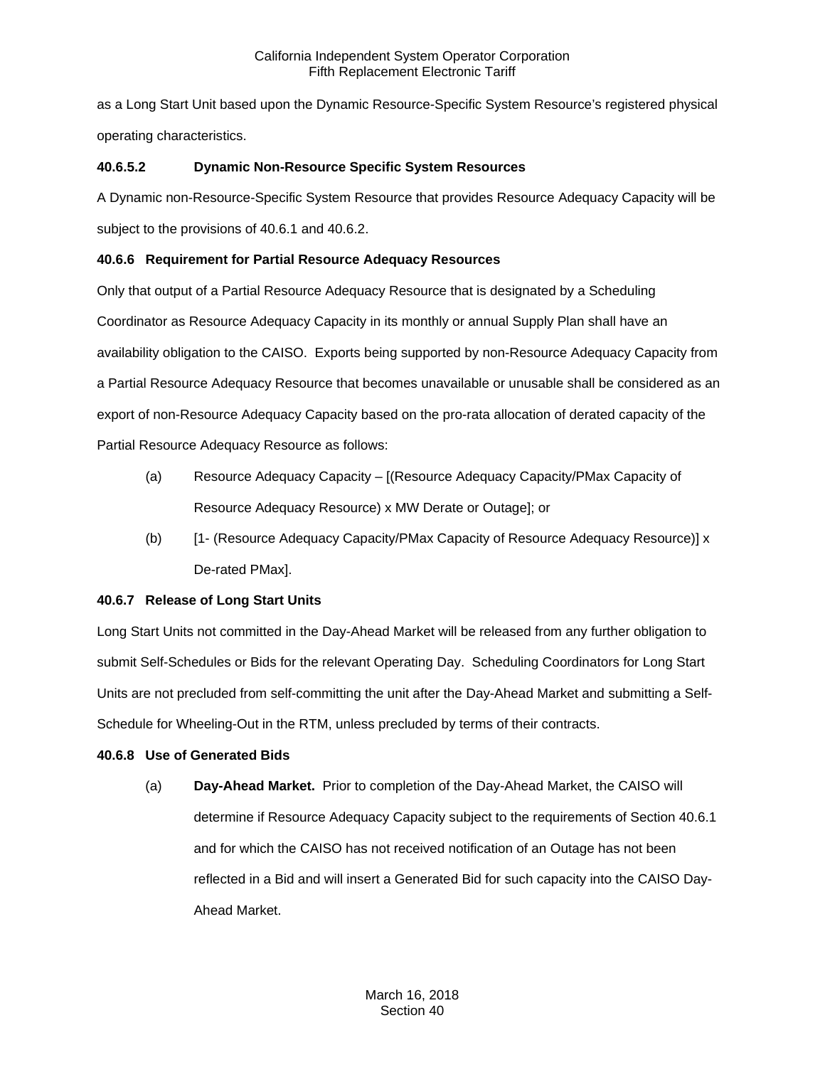as a Long Start Unit based upon the Dynamic Resource-Specific System Resource's registered physical operating characteristics.

**40.6.5.2 Dynamic Non-Resource Specific System Resources**

A Dynamic non-Resource-Specific System Resource that provides Resource Adequacy Capacity will be subject to the provisions of 40.6.1 and 40.6.2.

**40.6.6 Requirement for Partial Resource Adequacy Resources**

Only that output of a Partial Resource Adequacy Resource that is designated by a Scheduling Coordinator as Resource Adequacy Capacity in its monthly or annual Supply Plan shall have an availability obligation to the CAISO. Exports being supported by non-Resource Adequacy Capacity from a Partial Resource Adequacy Resource that becomes unavailable or unusable shall be considered as an export of non-Resource Adequacy Capacity based on the pro-rata allocation of derated capacity of the Partial Resource Adequacy Resource as follows:

(a) Resource Adequacy Capacity – [(Resource Adequacy Capacity/PMax Capacity of Resource Adequacy Resource) x MW Derate or Outage]; or

(b) [1- (Resource Adequacy Capacity/PMax Capacity of Resource Adequacy Resource)] x De-rated PMax].

**40.6.7 Release of Long Start Units**

Long Start Units not committed in the Day-Ahead Market will be released from any further obligation to submit Self-Schedules or Bids for the relevant Operating Day. Scheduling Coordinators for Long Start Units are not precluded from self-committing the unit after the Day-Ahead Market and submitting a Self-Schedule for Wheeling-Out in the RTM, unless precluded by terms of their contracts.

**40.6.8 Use of Generated Bids**

(a) **Day-Ahead Market.** Prior to completion of the Day-Ahead Market, the CAISO will determine if Resource Adequacy Capacity subject to the requirements of Section 40.6.1 and for which the CAISO has not received notification of an Outage has not been reflected in a Bid and will insert a Generated Bid for such capacity into the CAISO Day-Ahead Market.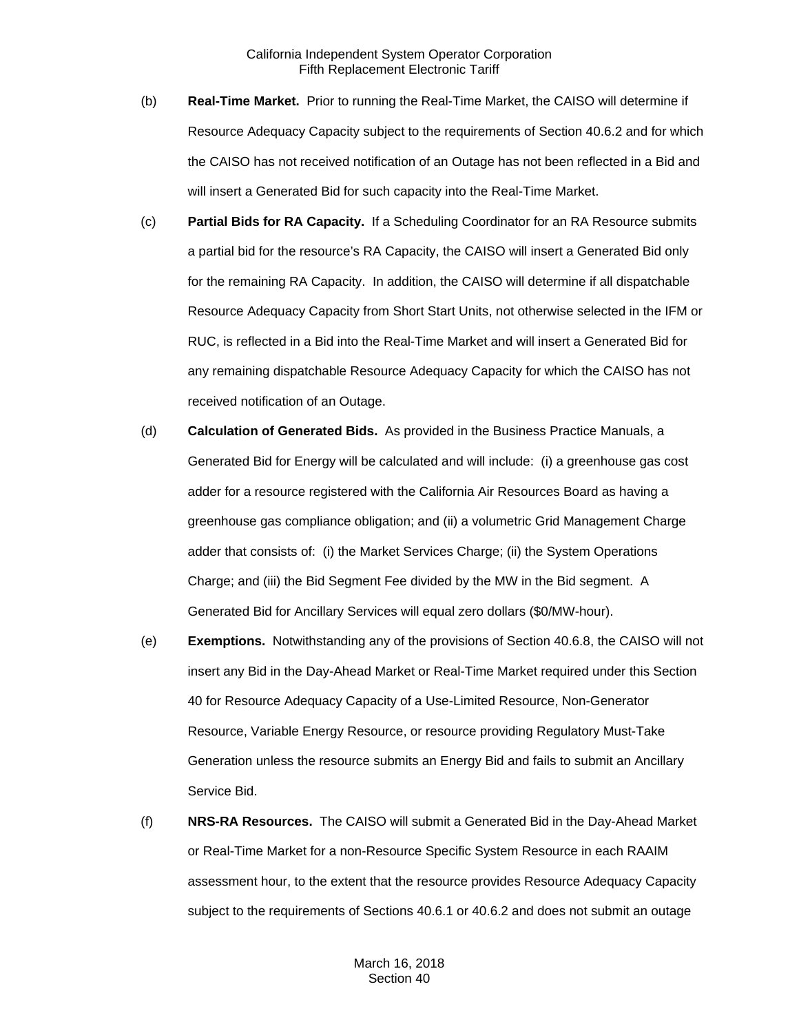(b) **Real-Time Market.** Prior to running the Real-Time Market, the CAISO will determine if Resource Adequacy Capacity subject to the requirements of Section 40.6.2 and for which the CAISO has not received notification of an Outage has not been reflected in a Bid and will insert a Generated Bid for such capacity into the Real-Time Market.

(c) **Partial Bids for RA Capacity.** If a Scheduling Coordinator for an RA Resource submits a partial bid for the resource's RA Capacity, the CAISO will insert a Generated Bid only for the remaining RA Capacity. In addition, the CAISO will determine if all dispatchable Resource Adequacy Capacity from Short Start Units, not otherwise selected in the IFM or RUC, is reflected in a Bid into the Real-Time Market and will insert a Generated Bid for any remaining dispatchable Resource Adequacy Capacity for which the CAISO has not received notification of an Outage.

(d) **Calculation of Generated Bids.** As provided in the Business Practice Manuals, a Generated Bid for Energy will be calculated and will include: (i) a greenhouse gas cost adder for a resource registered with the California Air Resources Board as having a greenhouse gas compliance obligation; and (ii) a volumetric Grid Management Charge adder that consists of: (i) the Market Services Charge; (ii) the System Operations Charge; and (iii) the Bid Segment Fee divided by the MW in the Bid segment. A Generated Bid for Ancillary Services will equal zero dollars ($0/MW-hour).

(e) **Exemptions.** Notwithstanding any of the provisions of Section 40.6.8, the CAISO will not insert any Bid in the Day-Ahead Market or Real-Time Market required under this Section 40 for Resource Adequacy Capacity of a Use-Limited Resource, Non-Generator Resource, Variable Energy Resource, or resource providing Regulatory Must-Take Generation unless the resource submits an Energy Bid and fails to submit an Ancillary Service Bid.

(f) **NRS-RA Resources.** The CAISO will submit a Generated Bid in the Day-Ahead Market or Real-Time Market for a non-Resource Specific System Resource in each RAAIM assessment hour, to the extent that the resource provides Resource Adequacy Capacity subject to the requirements of Sections 40.6.1 or 40.6.2 and does not submit an outage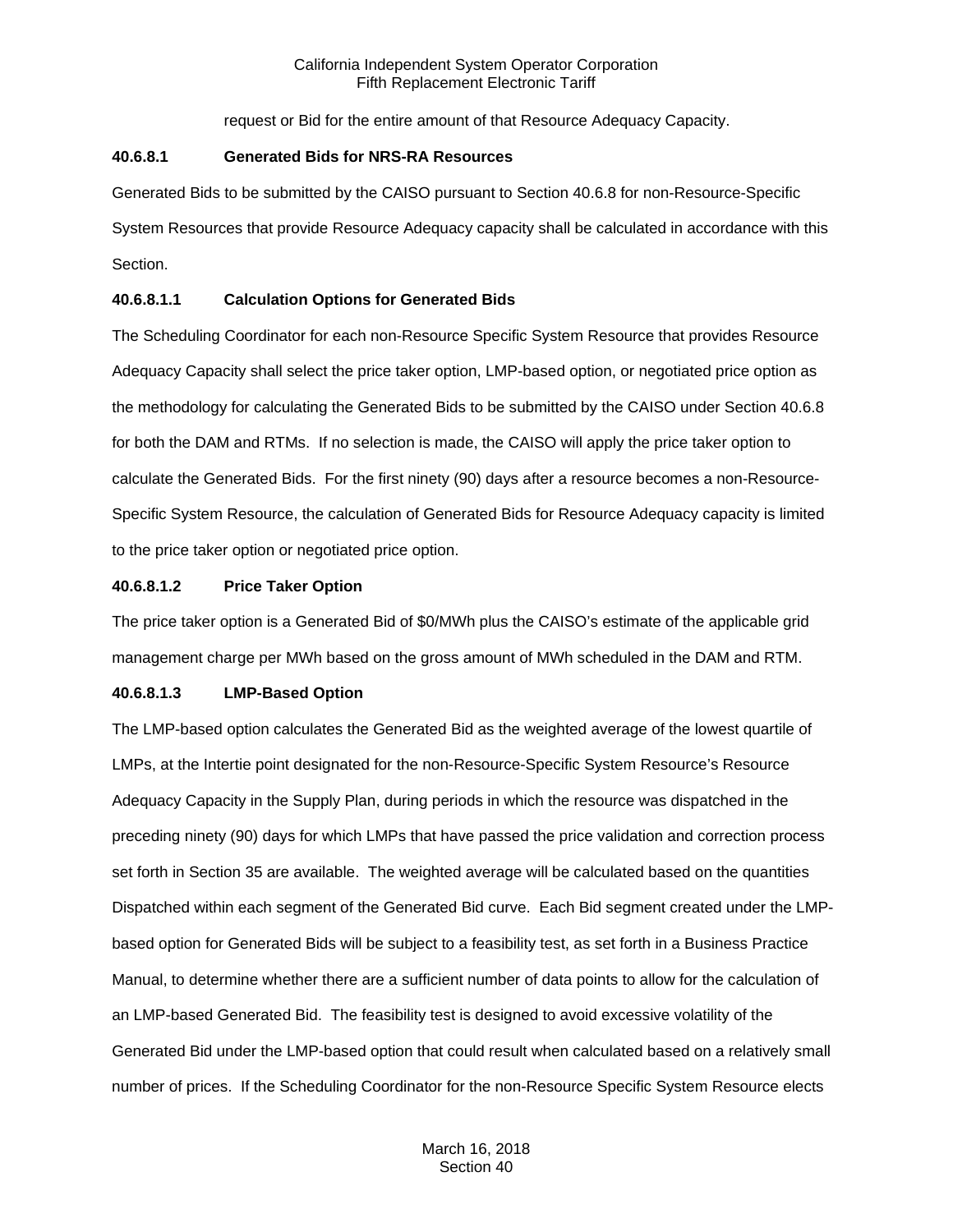request or Bid for the entire amount of that Resource Adequacy Capacity.

### 40.6.8.1 Generated Bids for NRS-RA Resources

Generated Bids to be submitted by the CAISO pursuant to Section 40.6.8 for non-Resource-Specific System Resources that provide Resource Adequacy capacity shall be calculated in accordance with this Section.

### 40.6.8.1.1 Calculation Options for Generated Bids

The Scheduling Coordinator for each non-Resource Specific System Resource that provides Resource Adequacy Capacity shall select the price taker option, LMP-based option, or negotiated price option as the methodology for calculating the Generated Bids to be submitted by the CAISO under Section 40.6.8 for both the DAM and RTMs. If no selection is made, the CAISO will apply the price taker option to calculate the Generated Bids. For the first ninety (90) days after a resource becomes a non-Resource-Specific System Resource, the calculation of Generated Bids for Resource Adequacy capacity is limited to the price taker option or negotiated price option.

### 40.6.8.1.2 Price Taker Option

The price taker option is a Generated Bid of $0/MWh plus the CAISO's estimate of the applicable grid management charge per MWh based on the gross amount of MWh scheduled in the DAM and RTM.

### 40.6.8.1.3 LMP-Based Option

The LMP-based option calculates the Generated Bid as the weighted average of the lowest quartile of LMPs, at the Intertie point designated for the non-Resource-Specific System Resource's Resource Adequacy Capacity in the Supply Plan, during periods in which the resource was dispatched in the preceding ninety (90) days for which LMPs that have passed the price validation and correction process set forth in Section 35 are available. The weighted average will be calculated based on the quantities Dispatched within each segment of the Generated Bid curve. Each Bid segment created under the LMP-based option for Generated Bids will be subject to a feasibility test, as set forth in a Business Practice Manual, to determine whether there are a sufficient number of data points to allow for the calculation of an LMP-based Generated Bid. The feasibility test is designed to avoid excessive volatility of the Generated Bid under the LMP-based option that could result when calculated based on a relatively small number of prices. If the Scheduling Coordinator for the non-Resource Specific System Resource elects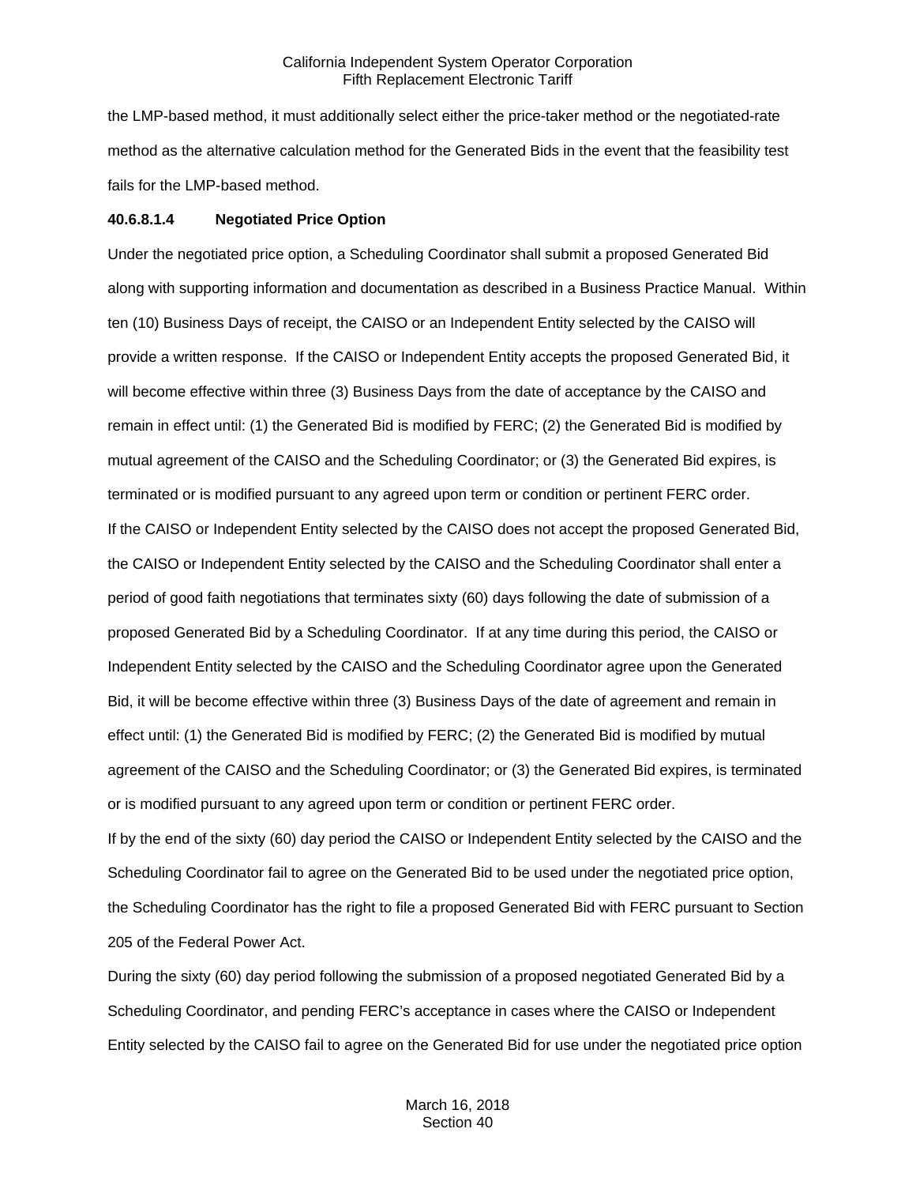the LMP-based method, it must additionally select either the price-taker method or the negotiated-rate method as the alternative calculation method for the Generated Bids in the event that the feasibility test fails for the LMP-based method.

**40.6.8.1.4 Negotiated Price Option**

Under the negotiated price option, a Scheduling Coordinator shall submit a proposed Generated Bid along with supporting information and documentation as described in a Business Practice Manual. Within ten (10) Business Days of receipt, the CAISO or an Independent Entity selected by the CAISO will provide a written response. If the CAISO or Independent Entity accepts the proposed Generated Bid, it will become effective within three (3) Business Days from the date of acceptance by the CAISO and remain in effect until: (1) the Generated Bid is modified by FERC; (2) the Generated Bid is modified by mutual agreement of the CAISO and the Scheduling Coordinator; or (3) the Generated Bid expires, is terminated or is modified pursuant to any agreed upon term or condition or pertinent FERC order.

If the CAISO or Independent Entity selected by the CAISO does not accept the proposed Generated Bid, the CAISO or Independent Entity selected by the CAISO and the Scheduling Coordinator shall enter a period of good faith negotiations that terminates sixty (60) days following the date of submission of a proposed Generated Bid by a Scheduling Coordinator. If at any time during this period, the CAISO or Independent Entity selected by the CAISO and the Scheduling Coordinator agree upon the Generated Bid, it will be become effective within three (3) Business Days of the date of agreement and remain in effect until: (1) the Generated Bid is modified by FERC; (2) the Generated Bid is modified by mutual agreement of the CAISO and the Scheduling Coordinator; or (3) the Generated Bid expires, is terminated or is modified pursuant to any agreed upon term or condition or pertinent FERC order.

If by the end of the sixty (60) day period the CAISO or Independent Entity selected by the CAISO and the Scheduling Coordinator fail to agree on the Generated Bid to be used under the negotiated price option, the Scheduling Coordinator has the right to file a proposed Generated Bid with FERC pursuant to Section 205 of the Federal Power Act.

During the sixty (60) day period following the submission of a proposed negotiated Generated Bid by a Scheduling Coordinator, and pending FERC's acceptance in cases where the CAISO or Independent Entity selected by the CAISO fail to agree on the Generated Bid for use under the negotiated price option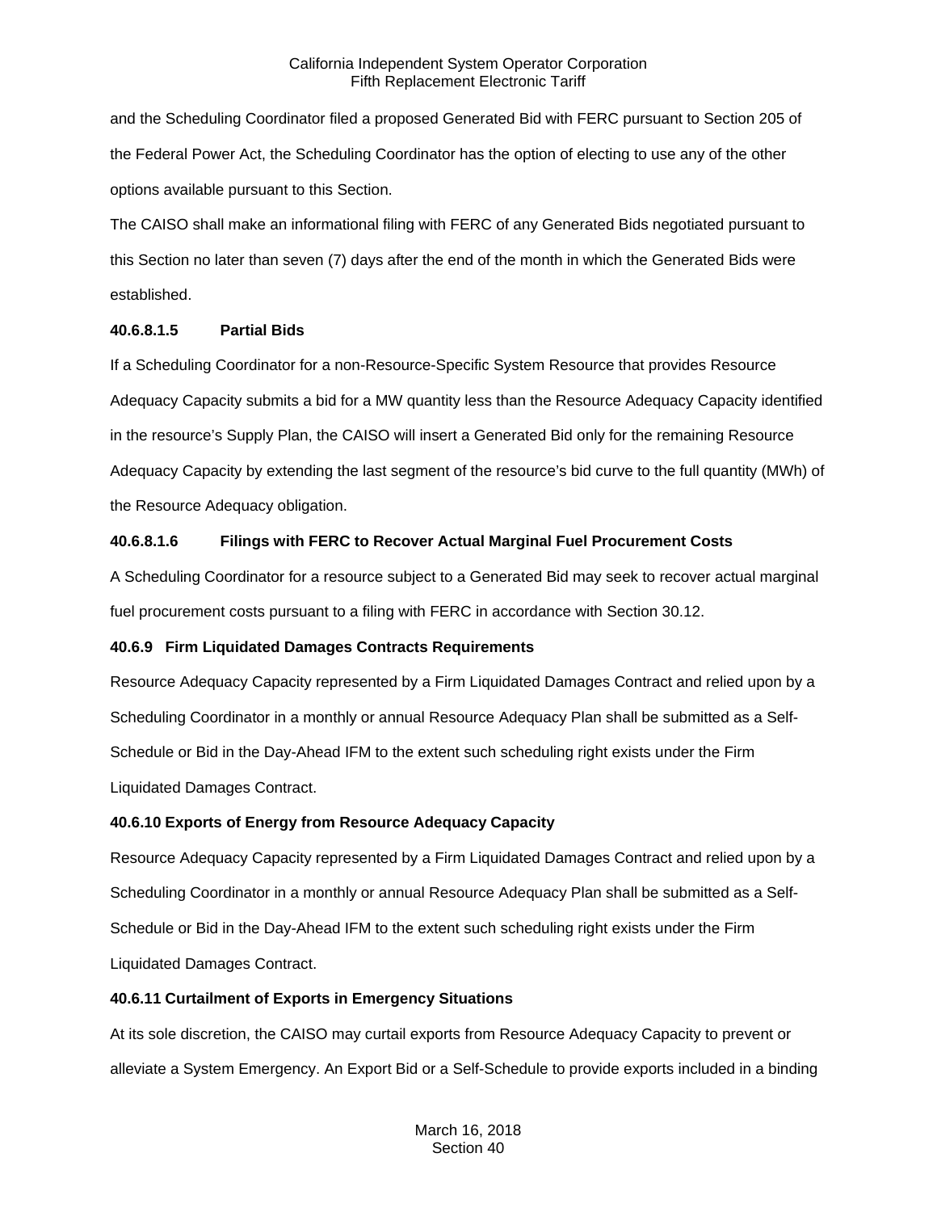and the Scheduling Coordinator filed a proposed Generated Bid with FERC pursuant to Section 205 of the Federal Power Act, the Scheduling Coordinator has the option of electing to use any of the other options available pursuant to this Section.

The CAISO shall make an informational filing with FERC of any Generated Bids negotiated pursuant to this Section no later than seven (7) days after the end of the month in which the Generated Bids were established.

**40.6.8.1.5 Partial Bids**

If a Scheduling Coordinator for a non-Resource-Specific System Resource that provides Resource Adequacy Capacity submits a bid for a MW quantity less than the Resource Adequacy Capacity identified in the resource's Supply Plan, the CAISO will insert a Generated Bid only for the remaining Resource Adequacy Capacity by extending the last segment of the resource's bid curve to the full quantity (MWh) of the Resource Adequacy obligation.

**40.6.8.1.6 Filings with FERC to Recover Actual Marginal Fuel Procurement Costs**

A Scheduling Coordinator for a resource subject to a Generated Bid may seek to recover actual marginal fuel procurement costs pursuant to a filing with FERC in accordance with Section 30.12.

**40.6.9 Firm Liquidated Damages Contracts Requirements**

Resource Adequacy Capacity represented by a Firm Liquidated Damages Contract and relied upon by a Scheduling Coordinator in a monthly or annual Resource Adequacy Plan shall be submitted as a Self-Schedule or Bid in the Day-Ahead IFM to the extent such scheduling right exists under the Firm Liquidated Damages Contract.

**40.6.10 Exports of Energy from Resource Adequacy Capacity**

Resource Adequacy Capacity represented by a Firm Liquidated Damages Contract and relied upon by a Scheduling Coordinator in a monthly or annual Resource Adequacy Plan shall be submitted as a Self-Schedule or Bid in the Day-Ahead IFM to the extent such scheduling right exists under the Firm Liquidated Damages Contract.

**40.6.11 Curtailment of Exports in Emergency Situations**

At its sole discretion, the CAISO may curtail exports from Resource Adequacy Capacity to prevent or alleviate a System Emergency. An Export Bid or a Self-Schedule to provide exports included in a binding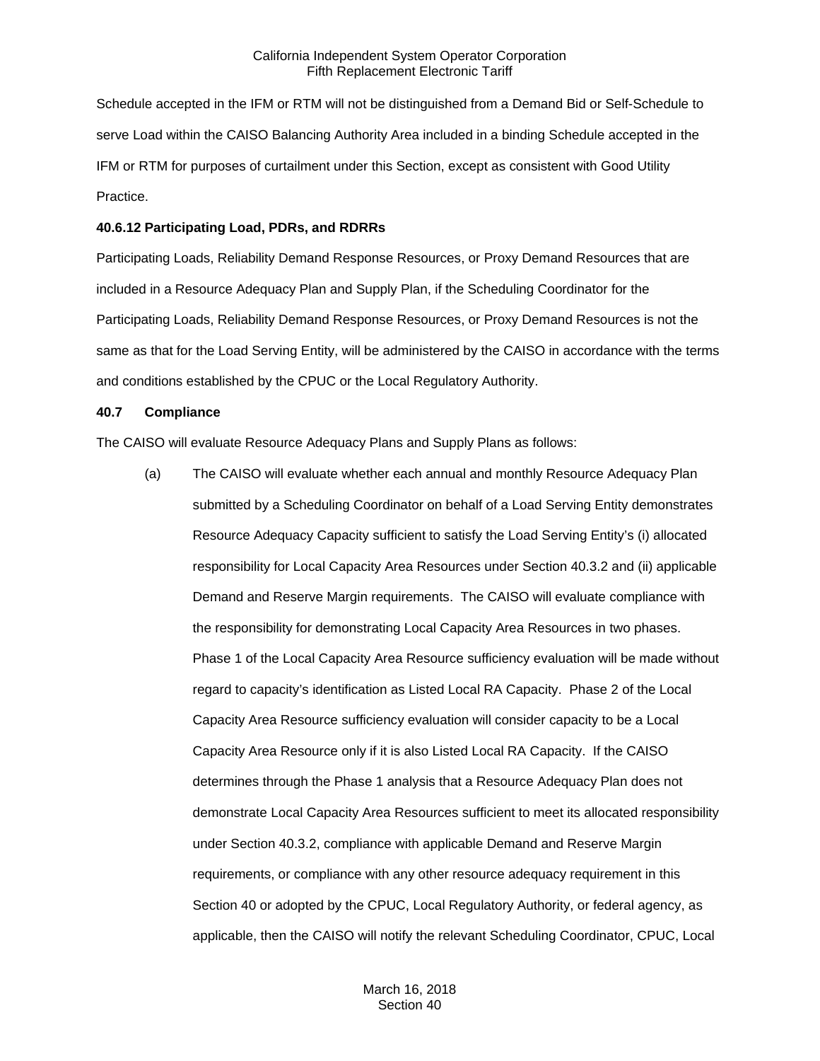Schedule accepted in the IFM or RTM will not be distinguished from a Demand Bid or Self-Schedule to serve Load within the CAISO Balancing Authority Area included in a binding Schedule accepted in the IFM or RTM for purposes of curtailment under this Section, except as consistent with Good Utility Practice.

**40.6.12 Participating Load, PDRs, and RDRRs**

Participating Loads, Reliability Demand Response Resources, or Proxy Demand Resources that are included in a Resource Adequacy Plan and Supply Plan, if the Scheduling Coordinator for the Participating Loads, Reliability Demand Response Resources, or Proxy Demand Resources is not the same as that for the Load Serving Entity, will be administered by the CAISO in accordance with the terms and conditions established by the CPUC or the Local Regulatory Authority.

**40.7 Compliance**

The CAISO will evaluate Resource Adequacy Plans and Supply Plans as follows:

(a) The CAISO will evaluate whether each annual and monthly Resource Adequacy Plan submitted by a Scheduling Coordinator on behalf of a Load Serving Entity demonstrates Resource Adequacy Capacity sufficient to satisfy the Load Serving Entity's (i) allocated responsibility for Local Capacity Area Resources under Section 40.3.2 and (ii) applicable Demand and Reserve Margin requirements. The CAISO will evaluate compliance with the responsibility for demonstrating Local Capacity Area Resources in two phases. Phase 1 of the Local Capacity Area Resource sufficiency evaluation will be made without regard to capacity's identification as Listed Local RA Capacity. Phase 2 of the Local Capacity Area Resource sufficiency evaluation will consider capacity to be a Local Capacity Area Resource only if it is also Listed Local RA Capacity. If the CAISO determines through the Phase 1 analysis that a Resource Adequacy Plan does not demonstrate Local Capacity Area Resources sufficient to meet its allocated responsibility under Section 40.3.2, compliance with applicable Demand and Reserve Margin requirements, or compliance with any other resource adequacy requirement in this Section 40 or adopted by the CPUC, Local Regulatory Authority, or federal agency, as applicable, then the CAISO will notify the relevant Scheduling Coordinator, CPUC, Local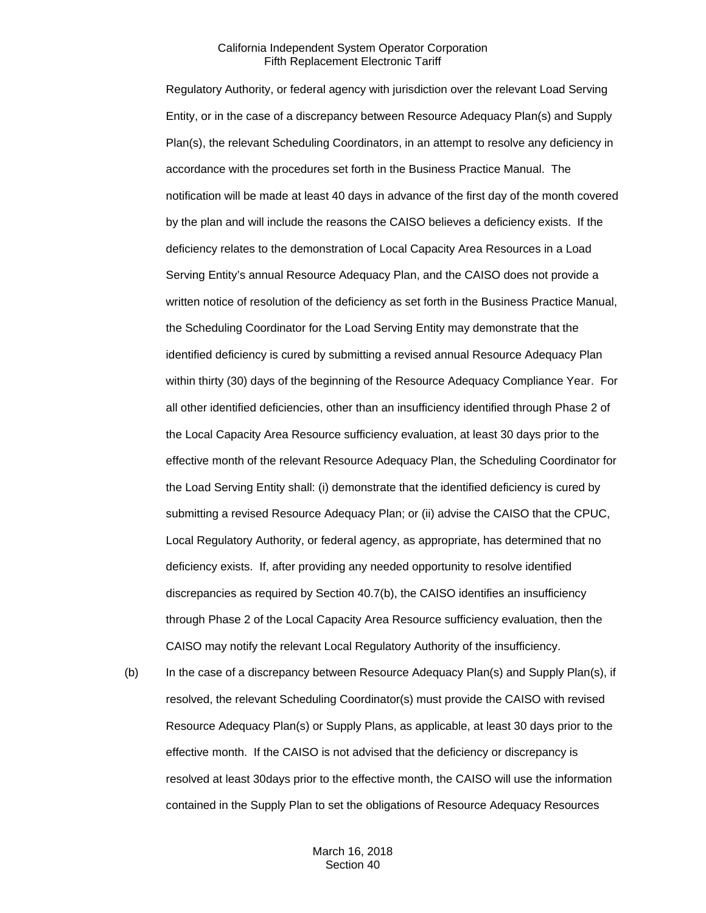Regulatory Authority, or federal agency with jurisdiction over the relevant Load Serving Entity, or in the case of a discrepancy between Resource Adequacy Plan(s) and Supply Plan(s), the relevant Scheduling Coordinators, in an attempt to resolve any deficiency in accordance with the procedures set forth in the Business Practice Manual. The notification will be made at least 40 days in advance of the first day of the month covered by the plan and will include the reasons the CAISO believes a deficiency exists. If the deficiency relates to the demonstration of Local Capacity Area Resources in a Load Serving Entity's annual Resource Adequacy Plan, and the CAISO does not provide a written notice of resolution of the deficiency as set forth in the Business Practice Manual, the Scheduling Coordinator for the Load Serving Entity may demonstrate that the identified deficiency is cured by submitting a revised annual Resource Adequacy Plan within thirty (30) days of the beginning of the Resource Adequacy Compliance Year. For all other identified deficiencies, other than an insufficiency identified through Phase 2 of the Local Capacity Area Resource sufficiency evaluation, at least 30 days prior to the effective month of the relevant Resource Adequacy Plan, the Scheduling Coordinator for the Load Serving Entity shall: (i) demonstrate that the identified deficiency is cured by submitting a revised Resource Adequacy Plan; or (ii) advise the CAISO that the CPUC, Local Regulatory Authority, or federal agency, as appropriate, has determined that no deficiency exists. If, after providing any needed opportunity to resolve identified discrepancies as required by Section 40.7(b), the CAISO identifies an insufficiency through Phase 2 of the Local Capacity Area Resource sufficiency evaluation, then the CAISO may notify the relevant Local Regulatory Authority of the insufficiency.

(b) In the case of a discrepancy between Resource Adequacy Plan(s) and Supply Plan(s), if resolved, the relevant Scheduling Coordinator(s) must provide the CAISO with revised Resource Adequacy Plan(s) or Supply Plans, as applicable, at least 30 days prior to the effective month. If the CAISO is not advised that the deficiency or discrepancy is resolved at least 30days prior to the effective month, the CAISO will use the information contained in the Supply Plan to set the obligations of Resource Adequacy Resources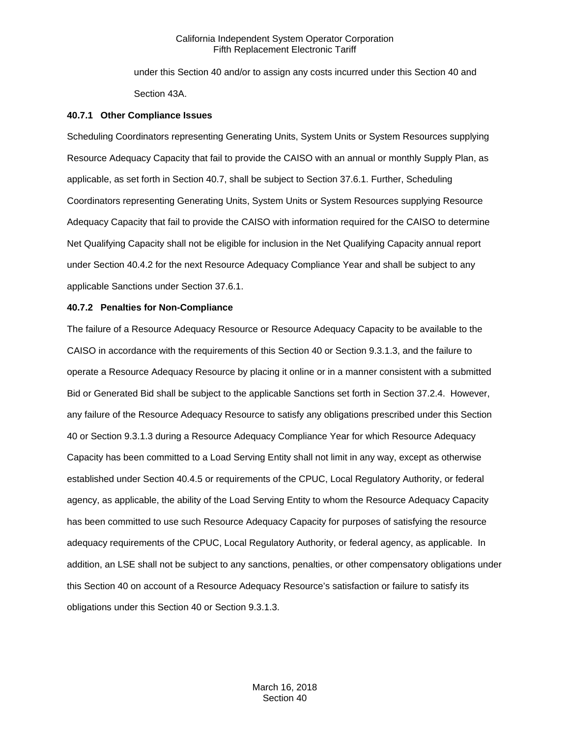under this Section 40 and/or to assign any costs incurred under this Section 40 and Section 43A.

**40.7.1 Other Compliance Issues**

Scheduling Coordinators representing Generating Units, System Units or System Resources supplying Resource Adequacy Capacity that fail to provide the CAISO with an annual or monthly Supply Plan, as applicable, as set forth in Section 40.7, shall be subject to Section 37.6.1. Further, Scheduling Coordinators representing Generating Units, System Units or System Resources supplying Resource Adequacy Capacity that fail to provide the CAISO with information required for the CAISO to determine Net Qualifying Capacity shall not be eligible for inclusion in the Net Qualifying Capacity annual report under Section 40.4.2 for the next Resource Adequacy Compliance Year and shall be subject to any applicable Sanctions under Section 37.6.1.

**40.7.2 Penalties for Non-Compliance**

The failure of a Resource Adequacy Resource or Resource Adequacy Capacity to be available to the CAISO in accordance with the requirements of this Section 40 or Section 9.3.1.3, and the failure to operate a Resource Adequacy Resource by placing it online or in a manner consistent with a submitted Bid or Generated Bid shall be subject to the applicable Sanctions set forth in Section 37.2.4. However, any failure of the Resource Adequacy Resource to satisfy any obligations prescribed under this Section 40 or Section 9.3.1.3 during a Resource Adequacy Compliance Year for which Resource Adequacy Capacity has been committed to a Load Serving Entity shall not limit in any way, except as otherwise established under Section 40.4.5 or requirements of the CPUC, Local Regulatory Authority, or federal agency, as applicable, the ability of the Load Serving Entity to whom the Resource Adequacy Capacity has been committed to use such Resource Adequacy Capacity for purposes of satisfying the resource adequacy requirements of the CPUC, Local Regulatory Authority, or federal agency, as applicable. In addition, an LSE shall not be subject to any sanctions, penalties, or other compensatory obligations under this Section 40 on account of a Resource Adequacy Resource's satisfaction or failure to satisfy its obligations under this Section 40 or Section 9.3.1.3.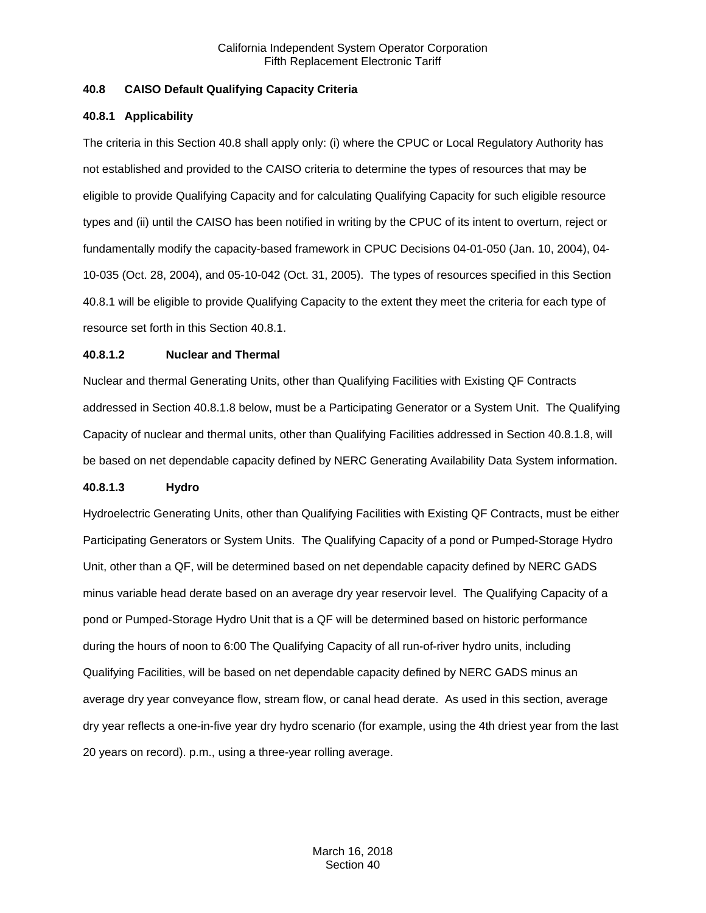### 40.8 CAISO Default Qualifying Capacity Criteria

#### 40.8.1 Applicability

The criteria in this Section 40.8 shall apply only: (i) where the CPUC or Local Regulatory Authority has not established and provided to the CAISO criteria to determine the types of resources that may be eligible to provide Qualifying Capacity and for calculating Qualifying Capacity for such eligible resource types and (ii) until the CAISO has been notified in writing by the CPUC of its intent to overturn, reject or fundamentally modify the capacity-based framework in CPUC Decisions 04-01-050 (Jan. 10, 2004), 04-10-035 (Oct. 28, 2004), and 05-10-042 (Oct. 31, 2005). The types of resources specified in this Section 40.8.1 will be eligible to provide Qualifying Capacity to the extent they meet the criteria for each type of resource set forth in this Section 40.8.1.

#### 40.8.1.2 Nuclear and Thermal

Nuclear and thermal Generating Units, other than Qualifying Facilities with Existing QF Contracts addressed in Section 40.8.1.8 below, must be a Participating Generator or a System Unit. The Qualifying Capacity of nuclear and thermal units, other than Qualifying Facilities addressed in Section 40.8.1.8, will be based on net dependable capacity defined by NERC Generating Availability Data System information.

#### 40.8.1.3 Hydro

Hydroelectric Generating Units, other than Qualifying Facilities with Existing QF Contracts, must be either Participating Generators or System Units. The Qualifying Capacity of a pond or Pumped-Storage Hydro Unit, other than a QF, will be determined based on net dependable capacity defined by NERC GADS minus variable head derate based on an average dry year reservoir level. The Qualifying Capacity of a pond or Pumped-Storage Hydro Unit that is a QF will be determined based on historic performance during the hours of noon to 6:00 The Qualifying Capacity of all run-of-river hydro units, including Qualifying Facilities, will be based on net dependable capacity defined by NERC GADS minus an average dry year conveyance flow, stream flow, or canal head derate. As used in this section, average dry year reflects a one-in-five year dry hydro scenario (for example, using the 4th driest year from the last 20 years on record). p.m., using a three-year rolling average.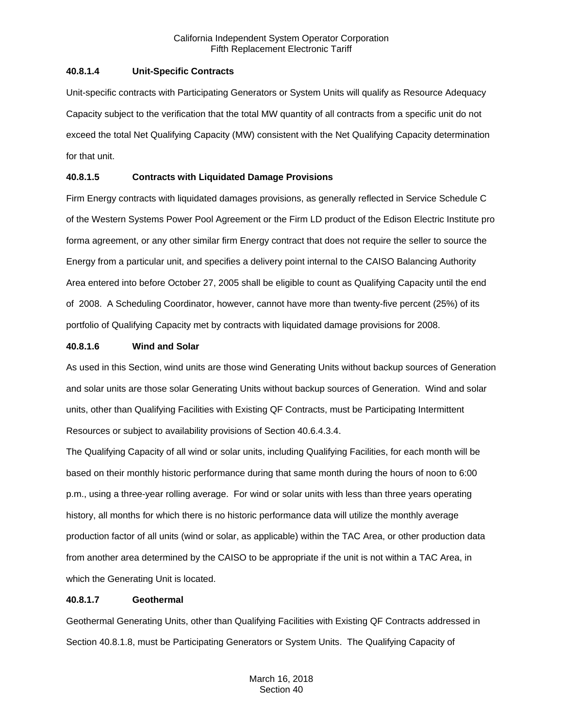### 40.8.1.4 Unit-Specific Contracts

Unit-specific contracts with Participating Generators or System Units will qualify as Resource Adequacy Capacity subject to the verification that the total MW quantity of all contracts from a specific unit do not exceed the total Net Qualifying Capacity (MW) consistent with the Net Qualifying Capacity determination for that unit.

### 40.8.1.5 Contracts with Liquidated Damage Provisions

Firm Energy contracts with liquidated damages provisions, as generally reflected in Service Schedule C of the Western Systems Power Pool Agreement or the Firm LD product of the Edison Electric Institute pro forma agreement, or any other similar firm Energy contract that does not require the seller to source the Energy from a particular unit, and specifies a delivery point internal to the CAISO Balancing Authority Area entered into before October 27, 2005 shall be eligible to count as Qualifying Capacity until the end of 2008. A Scheduling Coordinator, however, cannot have more than twenty-five percent (25%) of its portfolio of Qualifying Capacity met by contracts with liquidated damage provisions for 2008.

### 40.8.1.6 Wind and Solar

As used in this Section, wind units are those wind Generating Units without backup sources of Generation and solar units are those solar Generating Units without backup sources of Generation. Wind and solar units, other than Qualifying Facilities with Existing QF Contracts, must be Participating Intermittent Resources or subject to availability provisions of Section 40.6.4.3.4.

The Qualifying Capacity of all wind or solar units, including Qualifying Facilities, for each month will be based on their monthly historic performance during that same month during the hours of noon to 6:00 p.m., using a three-year rolling average. For wind or solar units with less than three years operating history, all months for which there is no historic performance data will utilize the monthly average production factor of all units (wind or solar, as applicable) within the TAC Area, or other production data from another area determined by the CAISO to be appropriate if the unit is not within a TAC Area, in which the Generating Unit is located.

### 40.8.1.7 Geothermal

Geothermal Generating Units, other than Qualifying Facilities with Existing QF Contracts addressed in Section 40.8.1.8, must be Participating Generators or System Units. The Qualifying Capacity of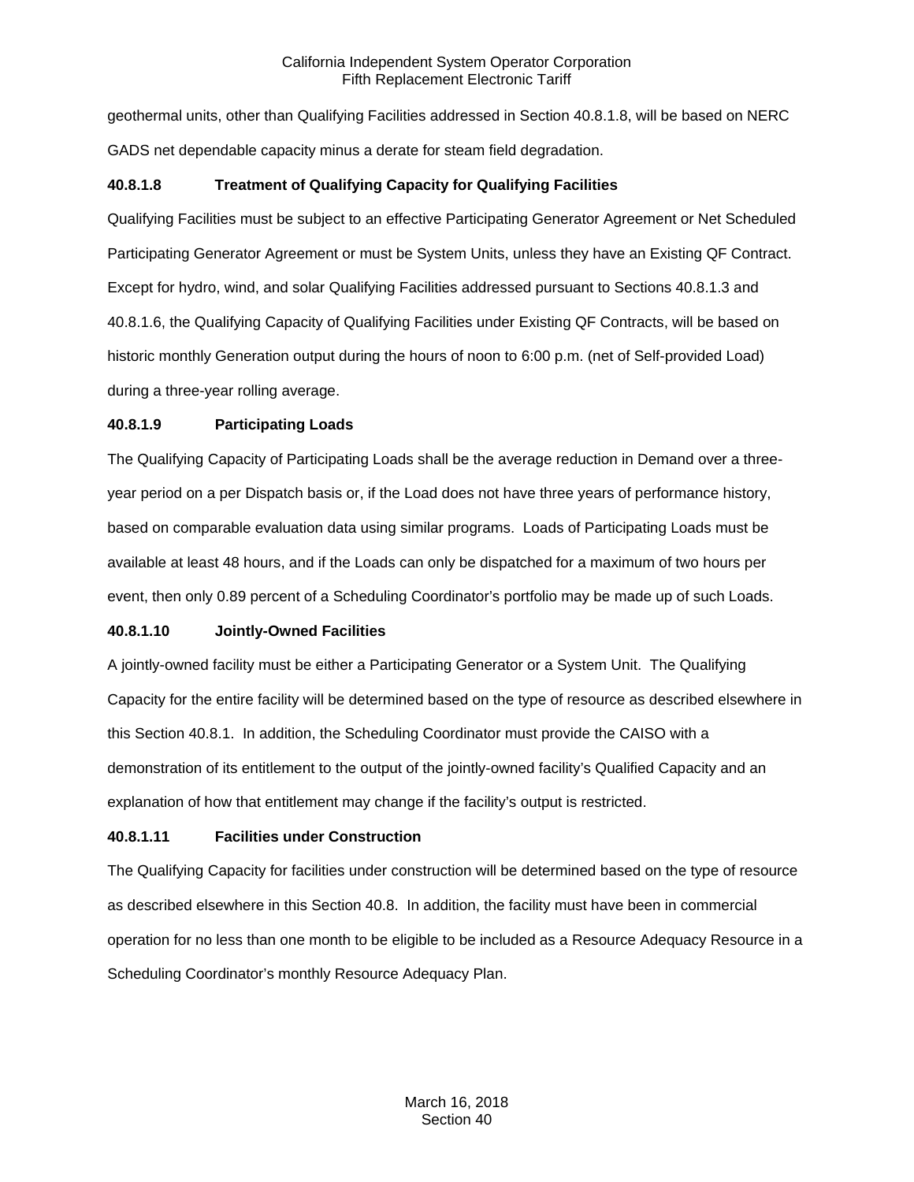geothermal units, other than Qualifying Facilities addressed in Section 40.8.1.8, will be based on NERC GADS net dependable capacity minus a derate for steam field degradation.

**40.8.1.8 Treatment of Qualifying Capacity for Qualifying Facilities**

Qualifying Facilities must be subject to an effective Participating Generator Agreement or Net Scheduled Participating Generator Agreement or must be System Units, unless they have an Existing QF Contract. Except for hydro, wind, and solar Qualifying Facilities addressed pursuant to Sections 40.8.1.3 and 40.8.1.6, the Qualifying Capacity of Qualifying Facilities under Existing QF Contracts, will be based on historic monthly Generation output during the hours of noon to 6:00 p.m. (net of Self-provided Load) during a three-year rolling average.

**40.8.1.9 Participating Loads**

The Qualifying Capacity of Participating Loads shall be the average reduction in Demand over a three-year period on a per Dispatch basis or, if the Load does not have three years of performance history, based on comparable evaluation data using similar programs. Loads of Participating Loads must be available at least 48 hours, and if the Loads can only be dispatched for a maximum of two hours per event, then only 0.89 percent of a Scheduling Coordinator's portfolio may be made up of such Loads.

**40.8.1.10 Jointly-Owned Facilities**

A jointly-owned facility must be either a Participating Generator or a System Unit. The Qualifying Capacity for the entire facility will be determined based on the type of resource as described elsewhere in this Section 40.8.1. In addition, the Scheduling Coordinator must provide the CAISO with a demonstration of its entitlement to the output of the jointly-owned facility's Qualified Capacity and an explanation of how that entitlement may change if the facility's output is restricted.

**40.8.1.11 Facilities under Construction**

The Qualifying Capacity for facilities under construction will be determined based on the type of resource as described elsewhere in this Section 40.8. In addition, the facility must have been in commercial operation for no less than one month to be eligible to be included as a Resource Adequacy Resource in a Scheduling Coordinator's monthly Resource Adequacy Plan.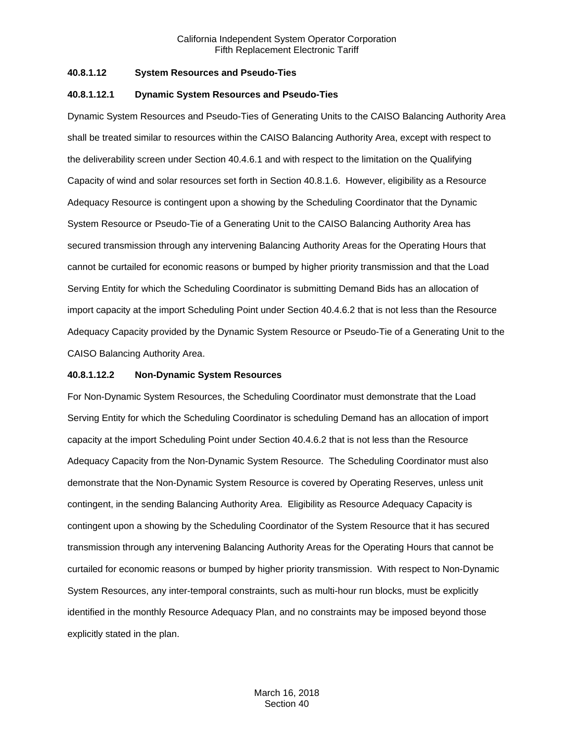### 40.8.1.12 System Resources and Pseudo-Ties

#### 40.8.1.12.1 Dynamic System Resources and Pseudo-Ties

Dynamic System Resources and Pseudo-Ties of Generating Units to the CAISO Balancing Authority Area shall be treated similar to resources within the CAISO Balancing Authority Area, except with respect to the deliverability screen under Section 40.4.6.1 and with respect to the limitation on the Qualifying Capacity of wind and solar resources set forth in Section 40.8.1.6. However, eligibility as a Resource Adequacy Resource is contingent upon a showing by the Scheduling Coordinator that the Dynamic System Resource or Pseudo-Tie of a Generating Unit to the CAISO Balancing Authority Area has secured transmission through any intervening Balancing Authority Areas for the Operating Hours that cannot be curtailed for economic reasons or bumped by higher priority transmission and that the Load Serving Entity for which the Scheduling Coordinator is submitting Demand Bids has an allocation of import capacity at the import Scheduling Point under Section 40.4.6.2 that is not less than the Resource Adequacy Capacity provided by the Dynamic System Resource or Pseudo-Tie of a Generating Unit to the CAISO Balancing Authority Area.

#### 40.8.1.12.2 Non-Dynamic System Resources

For Non-Dynamic System Resources, the Scheduling Coordinator must demonstrate that the Load Serving Entity for which the Scheduling Coordinator is scheduling Demand has an allocation of import capacity at the import Scheduling Point under Section 40.4.6.2 that is not less than the Resource Adequacy Capacity from the Non-Dynamic System Resource. The Scheduling Coordinator must also demonstrate that the Non-Dynamic System Resource is covered by Operating Reserves, unless unit contingent, in the sending Balancing Authority Area. Eligibility as Resource Adequacy Capacity is contingent upon a showing by the Scheduling Coordinator of the System Resource that it has secured transmission through any intervening Balancing Authority Areas for the Operating Hours that cannot be curtailed for economic reasons or bumped by higher priority transmission. With respect to Non-Dynamic System Resources, any inter-temporal constraints, such as multi-hour run blocks, must be explicitly identified in the monthly Resource Adequacy Plan, and no constraints may be imposed beyond those explicitly stated in the plan.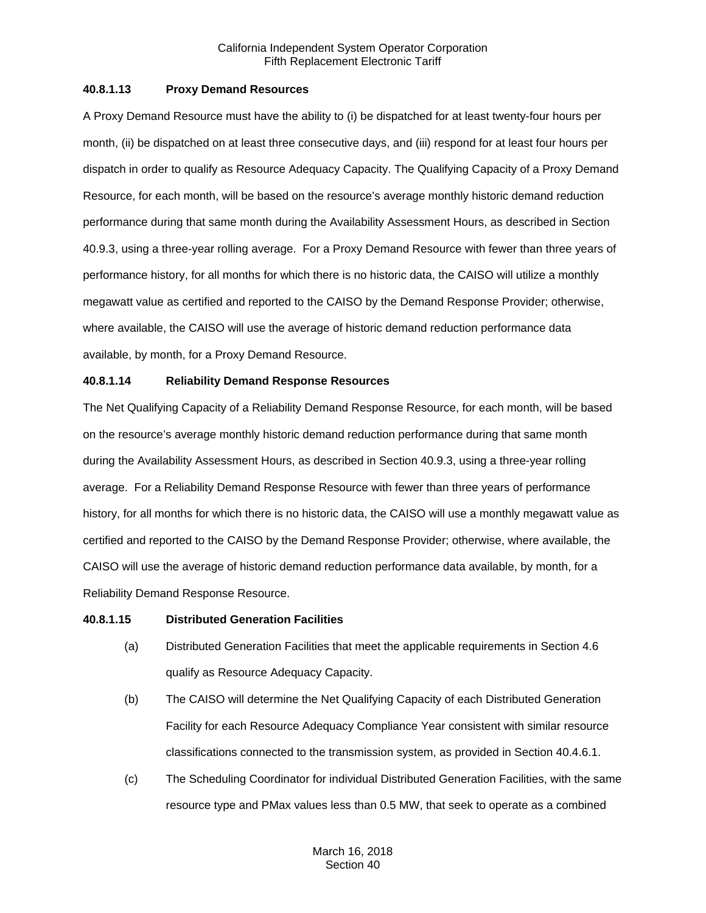### 40.8.1.13 Proxy Demand Resources

A Proxy Demand Resource must have the ability to (i) be dispatched for at least twenty-four hours per month, (ii) be dispatched on at least three consecutive days, and (iii) respond for at least four hours per dispatch in order to qualify as Resource Adequacy Capacity. The Qualifying Capacity of a Proxy Demand Resource, for each month, will be based on the resource's average monthly historic demand reduction performance during that same month during the Availability Assessment Hours, as described in Section 40.9.3, using a three-year rolling average. For a Proxy Demand Resource with fewer than three years of performance history, for all months for which there is no historic data, the CAISO will utilize a monthly megawatt value as certified and reported to the CAISO by the Demand Response Provider; otherwise, where available, the CAISO will use the average of historic demand reduction performance data available, by month, for a Proxy Demand Resource.

### 40.8.1.14 Reliability Demand Response Resources

The Net Qualifying Capacity of a Reliability Demand Response Resource, for each month, will be based on the resource's average monthly historic demand reduction performance during that same month during the Availability Assessment Hours, as described in Section 40.9.3, using a three-year rolling average. For a Reliability Demand Response Resource with fewer than three years of performance history, for all months for which there is no historic data, the CAISO will use a monthly megawatt value as certified and reported to the CAISO by the Demand Response Provider; otherwise, where available, the CAISO will use the average of historic demand reduction performance data available, by month, for a Reliability Demand Response Resource.

### 40.8.1.15 Distributed Generation Facilities

(a) Distributed Generation Facilities that meet the applicable requirements in Section 4.6 qualify as Resource Adequacy Capacity.

(b) The CAISO will determine the Net Qualifying Capacity of each Distributed Generation Facility for each Resource Adequacy Compliance Year consistent with similar resource classifications connected to the transmission system, as provided in Section 40.4.6.1.

(c) The Scheduling Coordinator for individual Distributed Generation Facilities, with the same resource type and PMax values less than 0.5 MW, that seek to operate as a combined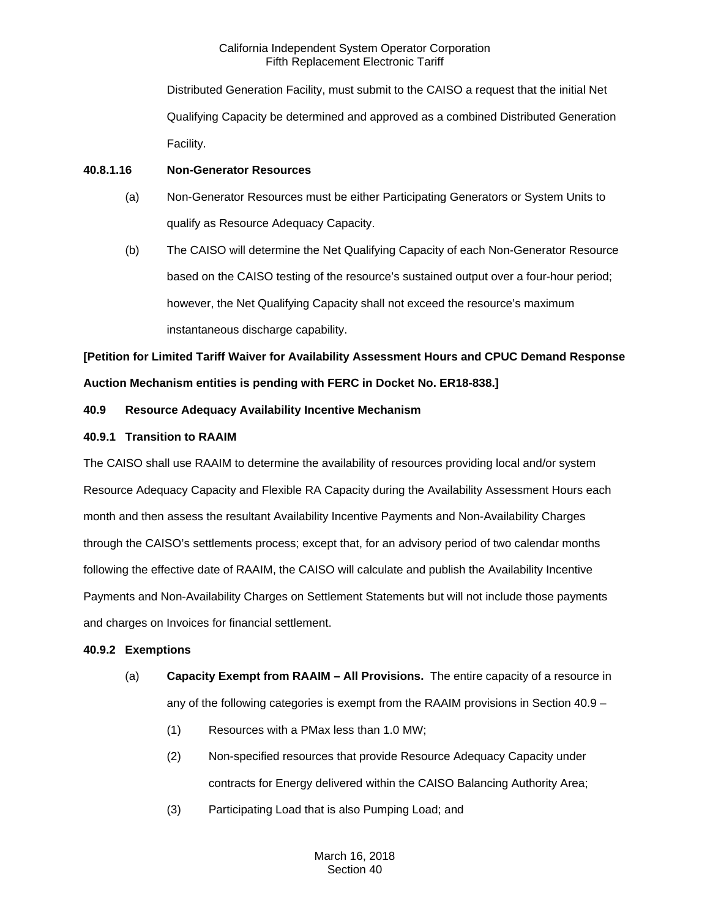Distributed Generation Facility, must submit to the CAISO a request that the initial Net Qualifying Capacity be determined and approved as a combined Distributed Generation Facility.

**40.8.1.16 Non-Generator Resources**

(a) Non-Generator Resources must be either Participating Generators or System Units to qualify as Resource Adequacy Capacity.

(b) The CAISO will determine the Net Qualifying Capacity of each Non-Generator Resource based on the CAISO testing of the resource's sustained output over a four-hour period; however, the Net Qualifying Capacity shall not exceed the resource's maximum instantaneous discharge capability.

**[Petition for Limited Tariff Waiver for Availability Assessment Hours and CPUC Demand Response Auction Mechanism entities is pending with FERC in Docket No. ER18-838.]**

## 40.9 Resource Adequacy Availability Incentive Mechanism

### 40.9.1 Transition to RAAIM

The CAISO shall use RAAIM to determine the availability of resources providing local and/or system Resource Adequacy Capacity and Flexible RA Capacity during the Availability Assessment Hours each month and then assess the resultant Availability Incentive Payments and Non-Availability Charges through the CAISO's settlements process; except that, for an advisory period of two calendar months following the effective date of RAAIM, the CAISO will calculate and publish the Availability Incentive Payments and Non-Availability Charges on Settlement Statements but will not include those payments and charges on Invoices for financial settlement.

### 40.9.2 Exemptions

(a) **Capacity Exempt from RAAIM – All Provisions.** The entire capacity of a resource in any of the following categories is exempt from the RAAIM provisions in Section 40.9 –

(1) Resources with a PMax less than 1.0 MW;

(2) Non-specified resources that provide Resource Adequacy Capacity under contracts for Energy delivered within the CAISO Balancing Authority Area;

(3) Participating Load that is also Pumping Load; and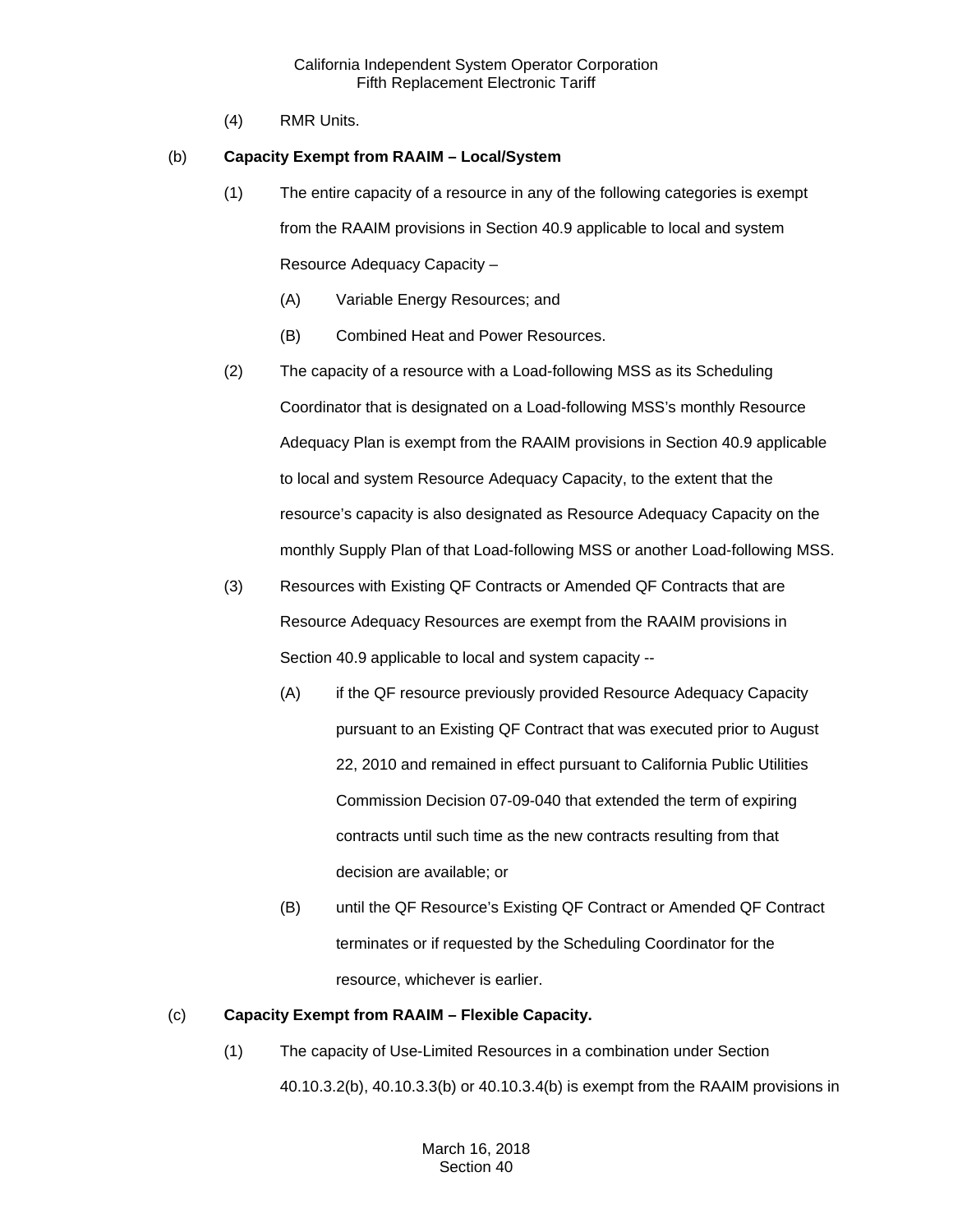(4) RMR Units.

(b) **Capacity Exempt from RAAIM – Local/System**

(1) The entire capacity of a resource in any of the following categories is exempt from the RAAIM provisions in Section 40.9 applicable to local and system Resource Adequacy Capacity –

(A) Variable Energy Resources; and

(B) Combined Heat and Power Resources.

(2) The capacity of a resource with a Load-following MSS as its Scheduling Coordinator that is designated on a Load-following MSS's monthly Resource Adequacy Plan is exempt from the RAAIM provisions in Section 40.9 applicable to local and system Resource Adequacy Capacity, to the extent that the resource's capacity is also designated as Resource Adequacy Capacity on the monthly Supply Plan of that Load-following MSS or another Load-following MSS.

(3) Resources with Existing QF Contracts or Amended QF Contracts that are Resource Adequacy Resources are exempt from the RAAIM provisions in Section 40.9 applicable to local and system capacity --

(A) if the QF resource previously provided Resource Adequacy Capacity pursuant to an Existing QF Contract that was executed prior to August 22, 2010 and remained in effect pursuant to California Public Utilities Commission Decision 07-09-040 that extended the term of expiring contracts until such time as the new contracts resulting from that decision are available; or

(B) until the QF Resource's Existing QF Contract or Amended QF Contract terminates or if requested by the Scheduling Coordinator for the resource, whichever is earlier.

(c) **Capacity Exempt from RAAIM – Flexible Capacity.**

(1) The capacity of Use-Limited Resources in a combination under Section 40.10.3.2(b), 40.10.3.3(b) or 40.10.3.4(b) is exempt from the RAAIM provisions in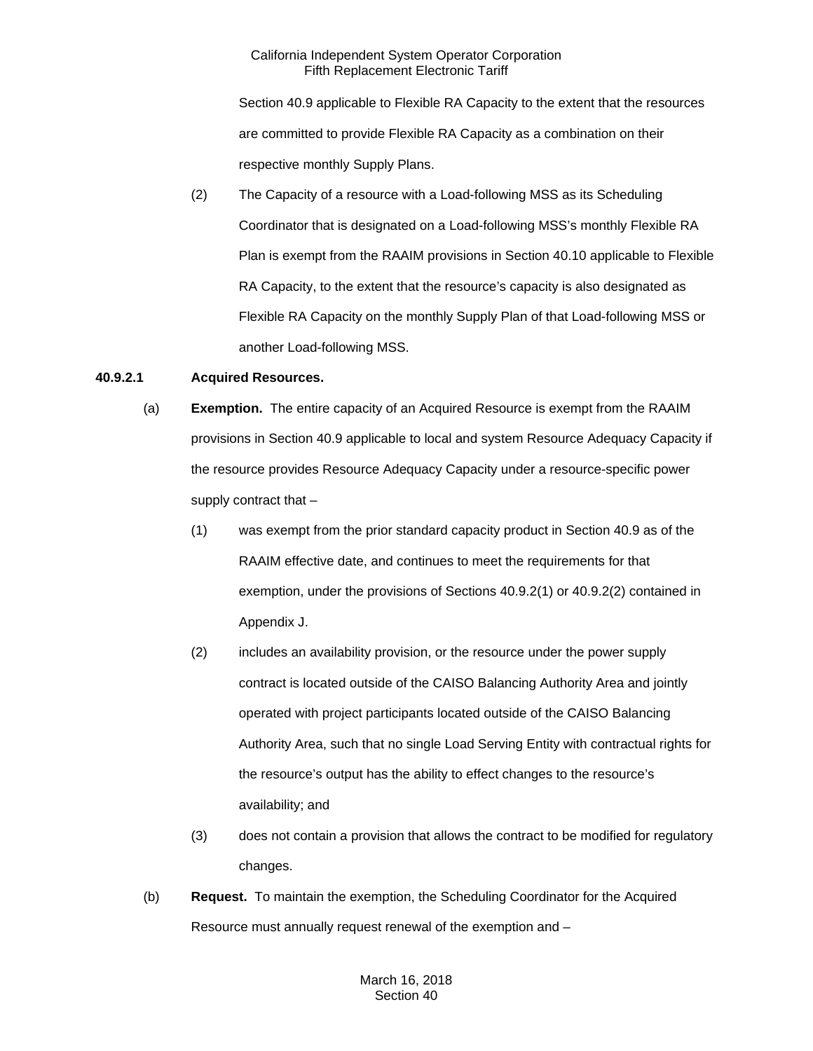Section 40.9 applicable to Flexible RA Capacity to the extent that the resources are committed to provide Flexible RA Capacity as a combination on their respective monthly Supply Plans.

(2) The Capacity of a resource with a Load-following MSS as its Scheduling Coordinator that is designated on a Load-following MSS's monthly Flexible RA Plan is exempt from the RAAIM provisions in Section 40.10 applicable to Flexible RA Capacity, to the extent that the resource's capacity is also designated as Flexible RA Capacity on the monthly Supply Plan of that Load-following MSS or another Load-following MSS.

**40.9.2.1 Acquired Resources.**

(a) **Exemption.** The entire capacity of an Acquired Resource is exempt from the RAAIM provisions in Section 40.9 applicable to local and system Resource Adequacy Capacity if the resource provides Resource Adequacy Capacity under a resource-specific power supply contract that –

(1) was exempt from the prior standard capacity product in Section 40.9 as of the RAAIM effective date, and continues to meet the requirements for that exemption, under the provisions of Sections 40.9.2(1) or 40.9.2(2) contained in Appendix J.

(2) includes an availability provision, or the resource under the power supply contract is located outside of the CAISO Balancing Authority Area and jointly operated with project participants located outside of the CAISO Balancing Authority Area, such that no single Load Serving Entity with contractual rights for the resource's output has the ability to effect changes to the resource's availability; and

(3) does not contain a provision that allows the contract to be modified for regulatory changes.

(b) **Request.** To maintain the exemption, the Scheduling Coordinator for the Acquired Resource must annually request renewal of the exemption and –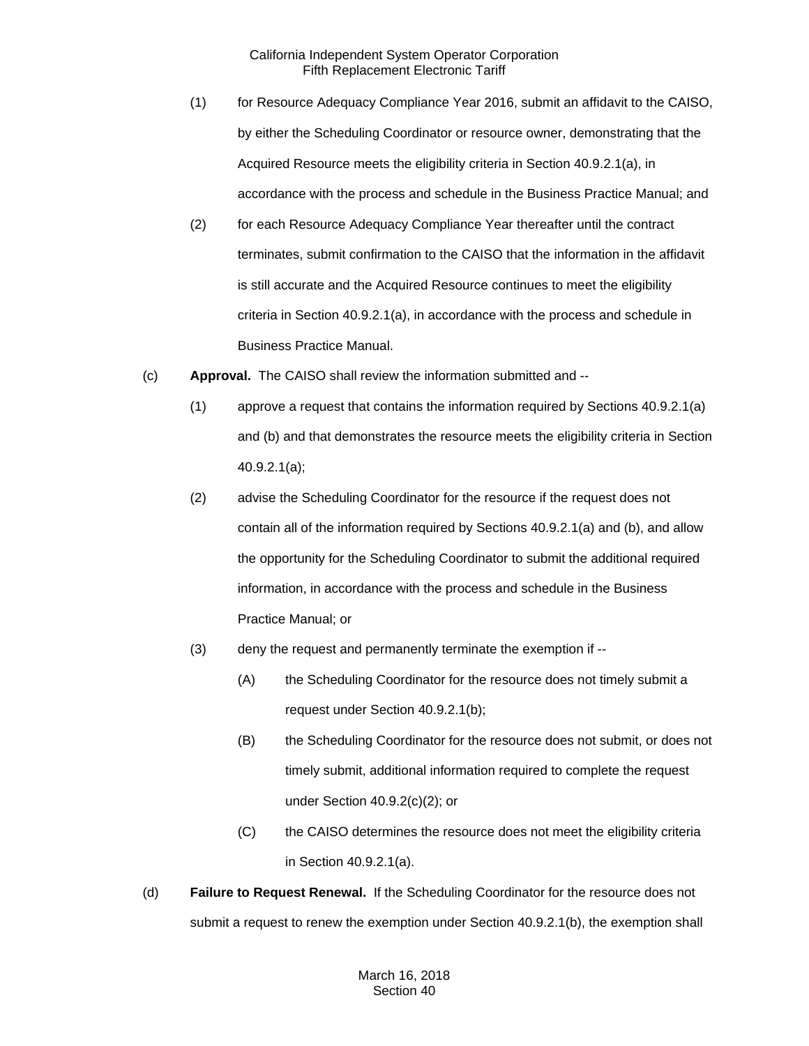(1) for Resource Adequacy Compliance Year 2016, submit an affidavit to the CAISO, by either the Scheduling Coordinator or resource owner, demonstrating that the Acquired Resource meets the eligibility criteria in Section 40.9.2.1(a), in accordance with the process and schedule in the Business Practice Manual; and

(2) for each Resource Adequacy Compliance Year thereafter until the contract terminates, submit confirmation to the CAISO that the information in the affidavit is still accurate and the Acquired Resource continues to meet the eligibility criteria in Section 40.9.2.1(a), in accordance with the process and schedule in Business Practice Manual.

(c) **Approval.** The CAISO shall review the information submitted and --

(1) approve a request that contains the information required by Sections 40.9.2.1(a) and (b) and that demonstrates the resource meets the eligibility criteria in Section 40.9.2.1(a);

(2) advise the Scheduling Coordinator for the resource if the request does not contain all of the information required by Sections 40.9.2.1(a) and (b), and allow the opportunity for the Scheduling Coordinator to submit the additional required information, in accordance with the process and schedule in the Business Practice Manual; or

(3) deny the request and permanently terminate the exemption if --

(A) the Scheduling Coordinator for the resource does not timely submit a request under Section 40.9.2.1(b);

(B) the Scheduling Coordinator for the resource does not submit, or does not timely submit, additional information required to complete the request under Section 40.9.2(c)(2); or

(C) the CAISO determines the resource does not meet the eligibility criteria in Section 40.9.2.1(a).

(d) **Failure to Request Renewal.** If the Scheduling Coordinator for the resource does not submit a request to renew the exemption under Section 40.9.2.1(b), the exemption shall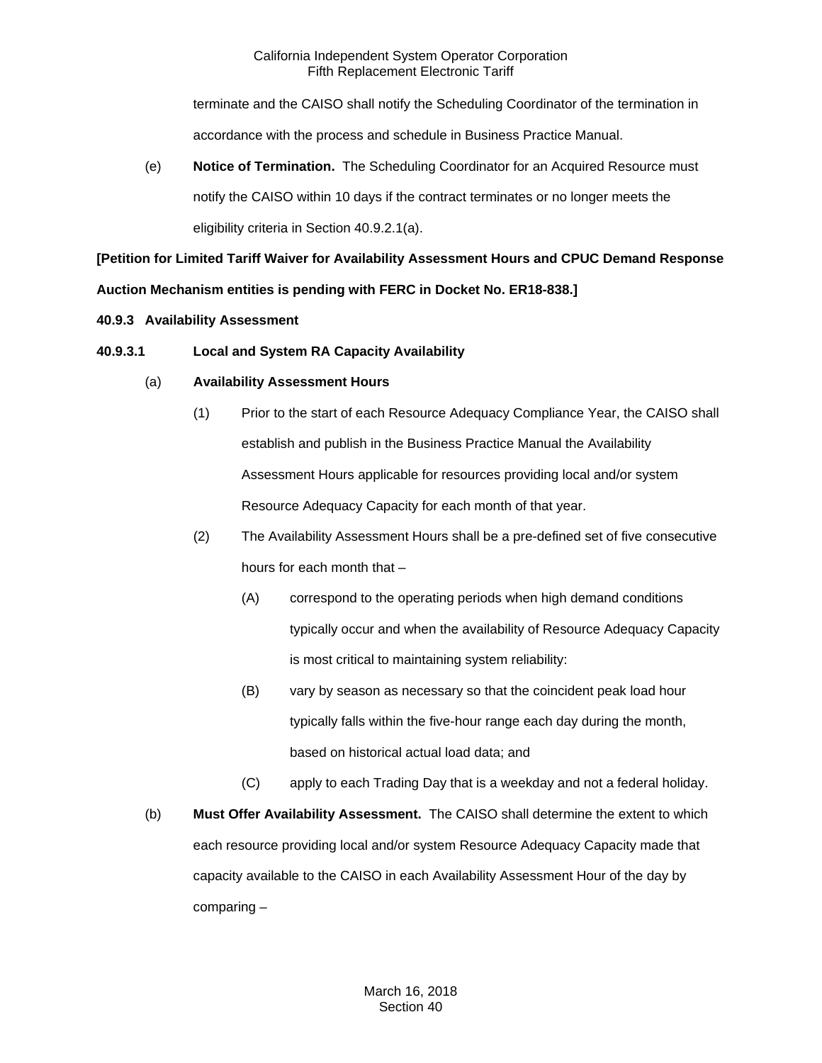terminate and the CAISO shall notify the Scheduling Coordinator of the termination in accordance with the process and schedule in Business Practice Manual.

(e) **Notice of Termination.** The Scheduling Coordinator for an Acquired Resource must notify the CAISO within 10 days if the contract terminates or no longer meets the eligibility criteria in Section 40.9.2.1(a).

**[Petition for Limited Tariff Waiver for Availability Assessment Hours and CPUC Demand Response Auction Mechanism entities is pending with FERC in Docket No. ER18-838.]**

**40.9.3 Availability Assessment**

**40.9.3.1 Local and System RA Capacity Availability**

(a) **Availability Assessment Hours**

(1) Prior to the start of each Resource Adequacy Compliance Year, the CAISO shall establish and publish in the Business Practice Manual the Availability Assessment Hours applicable for resources providing local and/or system Resource Adequacy Capacity for each month of that year.

(2) The Availability Assessment Hours shall be a pre-defined set of five consecutive hours for each month that –

(A) correspond to the operating periods when high demand conditions typically occur and when the availability of Resource Adequacy Capacity is most critical to maintaining system reliability:

(B) vary by season as necessary so that the coincident peak load hour typically falls within the five-hour range each day during the month, based on historical actual load data; and

(C) apply to each Trading Day that is a weekday and not a federal holiday.

(b) **Must Offer Availability Assessment.** The CAISO shall determine the extent to which each resource providing local and/or system Resource Adequacy Capacity made that capacity available to the CAISO in each Availability Assessment Hour of the day by comparing –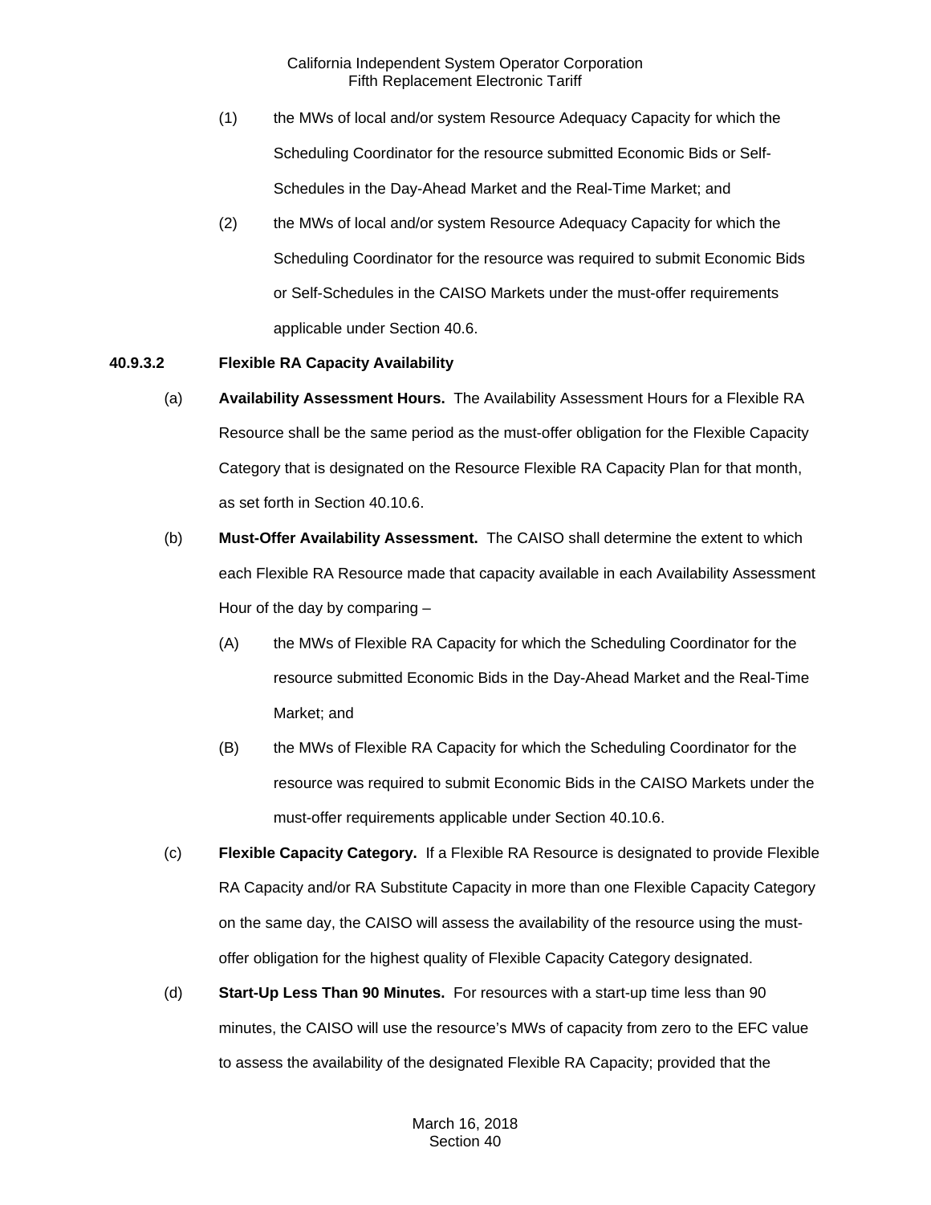(1) the MWs of local and/or system Resource Adequacy Capacity for which the Scheduling Coordinator for the resource submitted Economic Bids or Self-Schedules in the Day-Ahead Market and the Real-Time Market; and

(2) the MWs of local and/or system Resource Adequacy Capacity for which the Scheduling Coordinator for the resource was required to submit Economic Bids or Self-Schedules in the CAISO Markets under the must-offer requirements applicable under Section 40.6.

**40.9.3.2 Flexible RA Capacity Availability**

(a) **Availability Assessment Hours.** The Availability Assessment Hours for a Flexible RA Resource shall be the same period as the must-offer obligation for the Flexible Capacity Category that is designated on the Resource Flexible RA Capacity Plan for that month, as set forth in Section 40.10.6.

(b) **Must-Offer Availability Assessment.** The CAISO shall determine the extent to which each Flexible RA Resource made that capacity available in each Availability Assessment Hour of the day by comparing –

(A) the MWs of Flexible RA Capacity for which the Scheduling Coordinator for the resource submitted Economic Bids in the Day-Ahead Market and the Real-Time Market; and

(B) the MWs of Flexible RA Capacity for which the Scheduling Coordinator for the resource was required to submit Economic Bids in the CAISO Markets under the must-offer requirements applicable under Section 40.10.6.

(c) **Flexible Capacity Category.** If a Flexible RA Resource is designated to provide Flexible RA Capacity and/or RA Substitute Capacity in more than one Flexible Capacity Category on the same day, the CAISO will assess the availability of the resource using the must-offer obligation for the highest quality of Flexible Capacity Category designated.

(d) **Start-Up Less Than 90 Minutes.** For resources with a start-up time less than 90 minutes, the CAISO will use the resource's MWs of capacity from zero to the EFC value to assess the availability of the designated Flexible RA Capacity; provided that the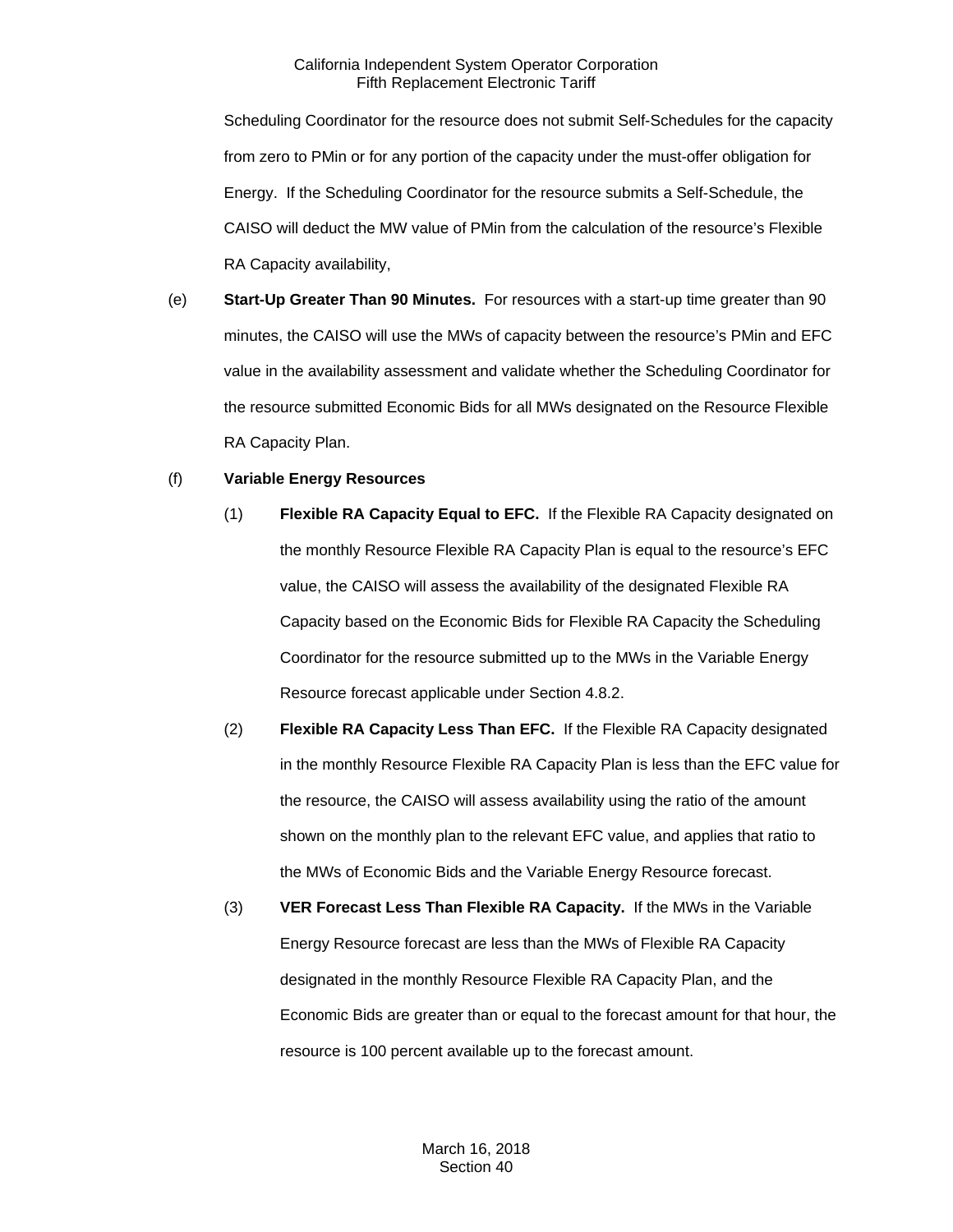Scheduling Coordinator for the resource does not submit Self-Schedules for the capacity from zero to PMin or for any portion of the capacity under the must-offer obligation for Energy. If the Scheduling Coordinator for the resource submits a Self-Schedule, the CAISO will deduct the MW value of PMin from the calculation of the resource's Flexible RA Capacity availability,

(e) **Start-Up Greater Than 90 Minutes.** For resources with a start-up time greater than 90 minutes, the CAISO will use the MWs of capacity between the resource's PMin and EFC value in the availability assessment and validate whether the Scheduling Coordinator for the resource submitted Economic Bids for all MWs designated on the Resource Flexible RA Capacity Plan.

(f) **Variable Energy Resources**

(1) **Flexible RA Capacity Equal to EFC.** If the Flexible RA Capacity designated on the monthly Resource Flexible RA Capacity Plan is equal to the resource's EFC value, the CAISO will assess the availability of the designated Flexible RA Capacity based on the Economic Bids for Flexible RA Capacity the Scheduling Coordinator for the resource submitted up to the MWs in the Variable Energy Resource forecast applicable under Section 4.8.2.

(2) **Flexible RA Capacity Less Than EFC.** If the Flexible RA Capacity designated in the monthly Resource Flexible RA Capacity Plan is less than the EFC value for the resource, the CAISO will assess availability using the ratio of the amount shown on the monthly plan to the relevant EFC value, and applies that ratio to the MWs of Economic Bids and the Variable Energy Resource forecast.

(3) **VER Forecast Less Than Flexible RA Capacity.** If the MWs in the Variable Energy Resource forecast are less than the MWs of Flexible RA Capacity designated in the monthly Resource Flexible RA Capacity Plan, and the Economic Bids are greater than or equal to the forecast amount for that hour, the resource is 100 percent available up to the forecast amount.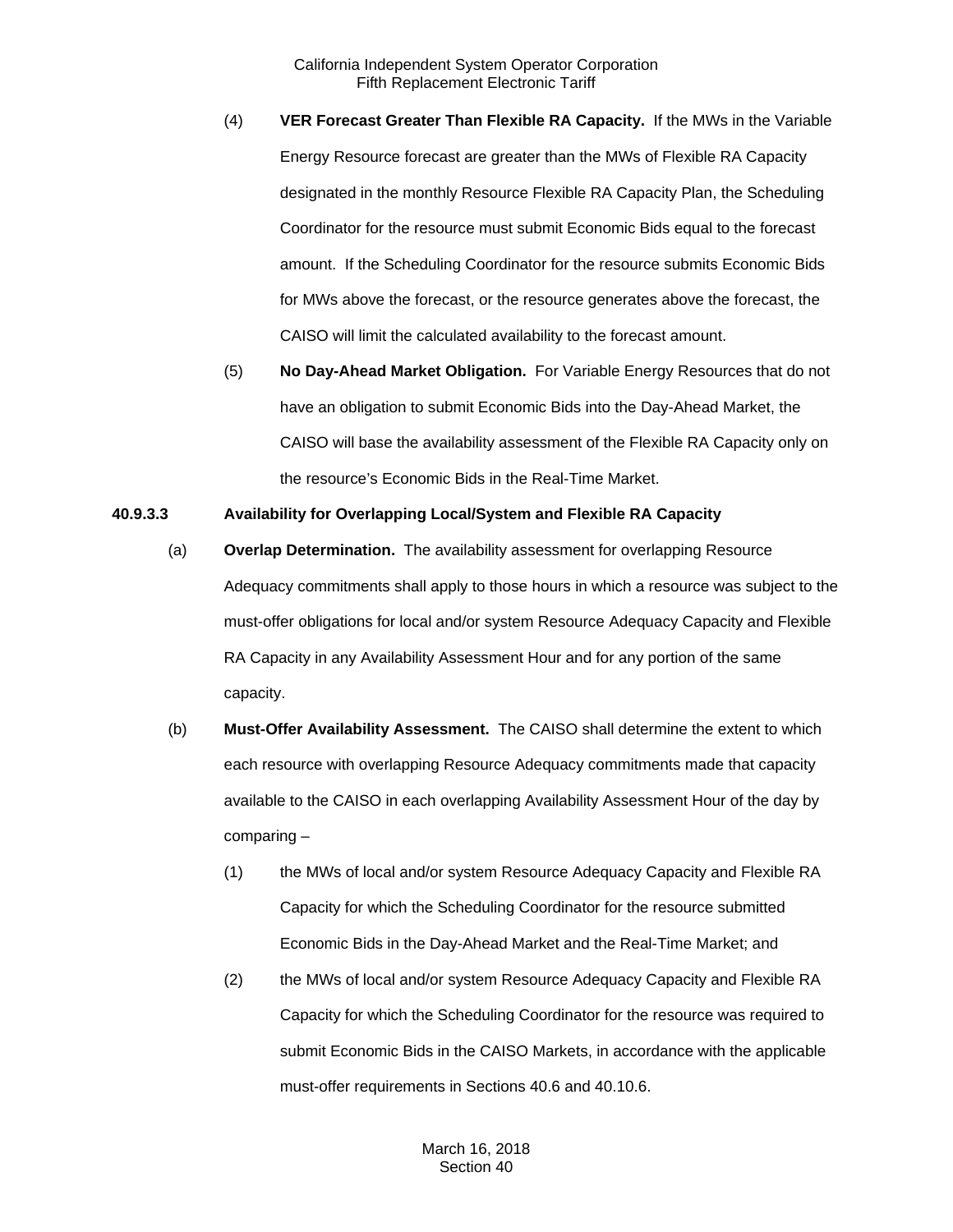(4) **VER Forecast Greater Than Flexible RA Capacity.** If the MWs in the Variable Energy Resource forecast are greater than the MWs of Flexible RA Capacity designated in the monthly Resource Flexible RA Capacity Plan, the Scheduling Coordinator for the resource must submit Economic Bids equal to the forecast amount. If the Scheduling Coordinator for the resource submits Economic Bids for MWs above the forecast, or the resource generates above the forecast, the CAISO will limit the calculated availability to the forecast amount.

(5) **No Day-Ahead Market Obligation.** For Variable Energy Resources that do not have an obligation to submit Economic Bids into the Day-Ahead Market, the CAISO will base the availability assessment of the Flexible RA Capacity only on the resource's Economic Bids in the Real-Time Market.

**40.9.3.3 Availability for Overlapping Local/System and Flexible RA Capacity**

(a) **Overlap Determination.** The availability assessment for overlapping Resource Adequacy commitments shall apply to those hours in which a resource was subject to the must-offer obligations for local and/or system Resource Adequacy Capacity and Flexible RA Capacity in any Availability Assessment Hour and for any portion of the same capacity.

(b) **Must-Offer Availability Assessment.** The CAISO shall determine the extent to which each resource with overlapping Resource Adequacy commitments made that capacity available to the CAISO in each overlapping Availability Assessment Hour of the day by comparing –

(1) the MWs of local and/or system Resource Adequacy Capacity and Flexible RA Capacity for which the Scheduling Coordinator for the resource submitted Economic Bids in the Day-Ahead Market and the Real-Time Market; and

(2) the MWs of local and/or system Resource Adequacy Capacity and Flexible RA Capacity for which the Scheduling Coordinator for the resource was required to submit Economic Bids in the CAISO Markets, in accordance with the applicable must-offer requirements in Sections 40.6 and 40.10.6.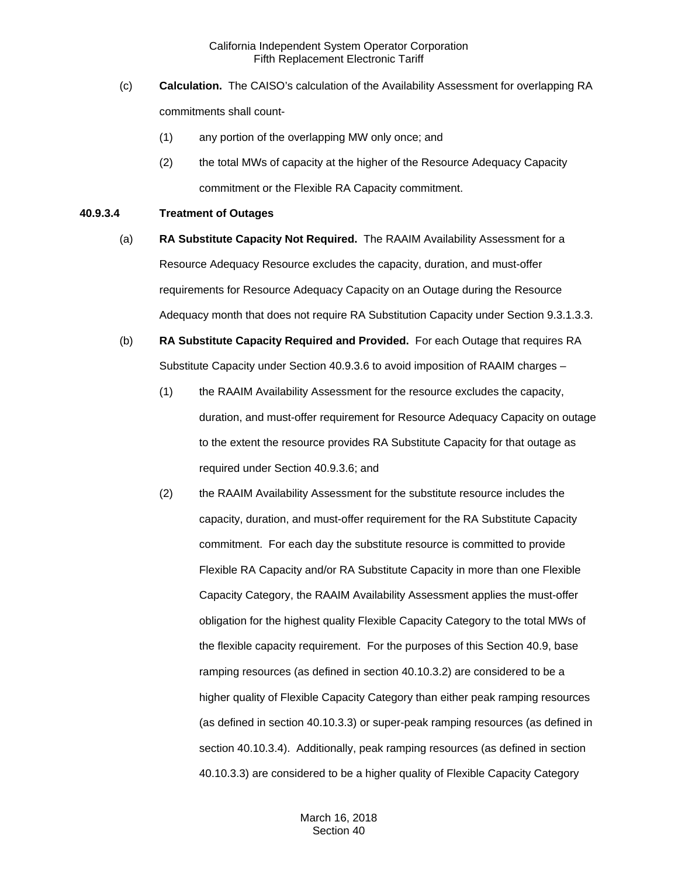(c) **Calculation.** The CAISO's calculation of the Availability Assessment for overlapping RA commitments shall count-

(1) any portion of the overlapping MW only once; and

(2) the total MWs of capacity at the higher of the Resource Adequacy Capacity commitment or the Flexible RA Capacity commitment.

**40.9.3.4 Treatment of Outages**

(a) **RA Substitute Capacity Not Required.** The RAAIM Availability Assessment for a Resource Adequacy Resource excludes the capacity, duration, and must-offer requirements for Resource Adequacy Capacity on an Outage during the Resource Adequacy month that does not require RA Substitution Capacity under Section 9.3.1.3.3.

(b) **RA Substitute Capacity Required and Provided.** For each Outage that requires RA Substitute Capacity under Section 40.9.3.6 to avoid imposition of RAAIM charges –

(1) the RAAIM Availability Assessment for the resource excludes the capacity, duration, and must-offer requirement for Resource Adequacy Capacity on outage to the extent the resource provides RA Substitute Capacity for that outage as required under Section 40.9.3.6; and

(2) the RAAIM Availability Assessment for the substitute resource includes the capacity, duration, and must-offer requirement for the RA Substitute Capacity commitment. For each day the substitute resource is committed to provide Flexible RA Capacity and/or RA Substitute Capacity in more than one Flexible Capacity Category, the RAAIM Availability Assessment applies the must-offer obligation for the highest quality Flexible Capacity Category to the total MWs of the flexible capacity requirement. For the purposes of this Section 40.9, base ramping resources (as defined in section 40.10.3.2) are considered to be a higher quality of Flexible Capacity Category than either peak ramping resources (as defined in section 40.10.3.3) or super-peak ramping resources (as defined in section 40.10.3.4). Additionally, peak ramping resources (as defined in section 40.10.3.3) are considered to be a higher quality of Flexible Capacity Category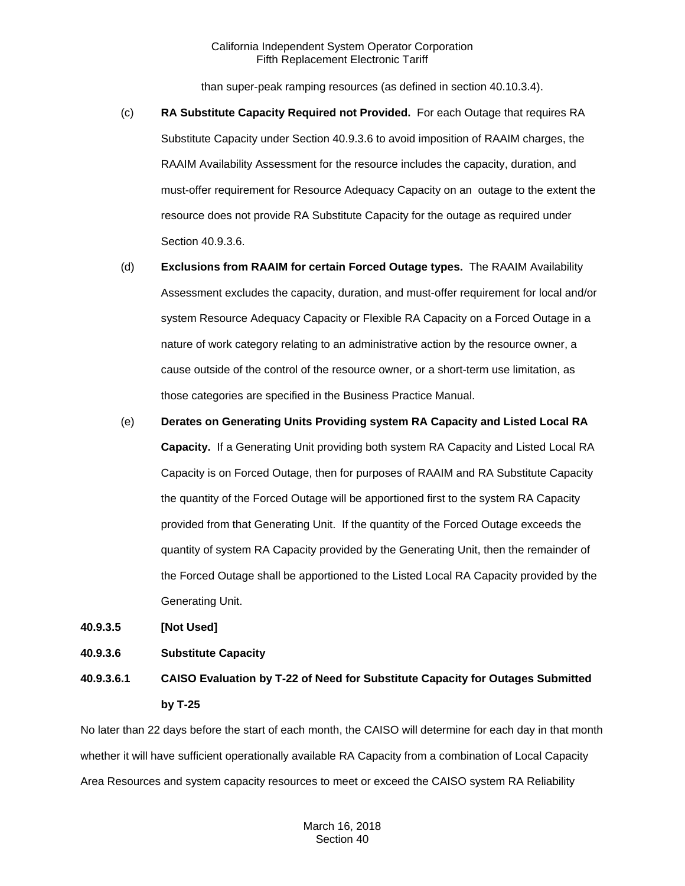than super-peak ramping resources (as defined in section 40.10.3.4).

(c) **RA Substitute Capacity Required not Provided.** For each Outage that requires RA Substitute Capacity under Section 40.9.3.6 to avoid imposition of RAAIM charges, the RAAIM Availability Assessment for the resource includes the capacity, duration, and must-offer requirement for Resource Adequacy Capacity on an outage to the extent the resource does not provide RA Substitute Capacity for the outage as required under Section 40.9.3.6.

(d) **Exclusions from RAAIM for certain Forced Outage types.** The RAAIM Availability Assessment excludes the capacity, duration, and must-offer requirement for local and/or system Resource Adequacy Capacity or Flexible RA Capacity on a Forced Outage in a nature of work category relating to an administrative action by the resource owner, a cause outside of the control of the resource owner, or a short-term use limitation, as those categories are specified in the Business Practice Manual.

(e) **Derates on Generating Units Providing system RA Capacity and Listed Local RA Capacity.** If a Generating Unit providing both system RA Capacity and Listed Local RA Capacity is on Forced Outage, then for purposes of RAAIM and RA Substitute Capacity the quantity of the Forced Outage will be apportioned first to the system RA Capacity provided from that Generating Unit. If the quantity of the Forced Outage exceeds the quantity of system RA Capacity provided by the Generating Unit, then the remainder of the Forced Outage shall be apportioned to the Listed Local RA Capacity provided by the Generating Unit.

**40.9.3.5 [Not Used]**

**40.9.3.6 Substitute Capacity**

**40.9.3.6.1 CAISO Evaluation by T-22 of Need for Substitute Capacity for Outages Submitted by T-25**

No later than 22 days before the start of each month, the CAISO will determine for each day in that month whether it will have sufficient operationally available RA Capacity from a combination of Local Capacity Area Resources and system capacity resources to meet or exceed the CAISO system RA Reliability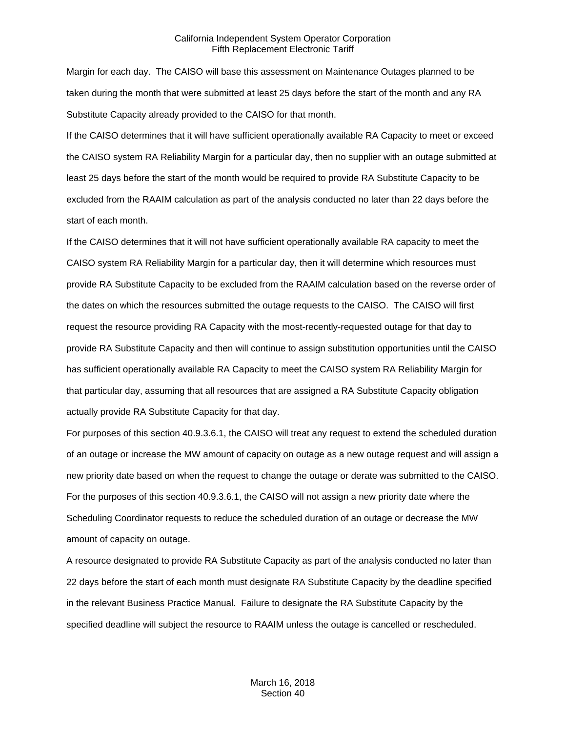Margin for each day. The CAISO will base this assessment on Maintenance Outages planned to be taken during the month that were submitted at least 25 days before the start of the month and any RA Substitute Capacity already provided to the CAISO for that month.

If the CAISO determines that it will have sufficient operationally available RA Capacity to meet or exceed the CAISO system RA Reliability Margin for a particular day, then no supplier with an outage submitted at least 25 days before the start of the month would be required to provide RA Substitute Capacity to be excluded from the RAAIM calculation as part of the analysis conducted no later than 22 days before the start of each month.

If the CAISO determines that it will not have sufficient operationally available RA capacity to meet the CAISO system RA Reliability Margin for a particular day, then it will determine which resources must provide RA Substitute Capacity to be excluded from the RAAIM calculation based on the reverse order of the dates on which the resources submitted the outage requests to the CAISO. The CAISO will first request the resource providing RA Capacity with the most-recently-requested outage for that day to provide RA Substitute Capacity and then will continue to assign substitution opportunities until the CAISO has sufficient operationally available RA Capacity to meet the CAISO system RA Reliability Margin for that particular day, assuming that all resources that are assigned a RA Substitute Capacity obligation actually provide RA Substitute Capacity for that day.

For purposes of this section 40.9.3.6.1, the CAISO will treat any request to extend the scheduled duration of an outage or increase the MW amount of capacity on outage as a new outage request and will assign a new priority date based on when the request to change the outage or derate was submitted to the CAISO. For the purposes of this section 40.9.3.6.1, the CAISO will not assign a new priority date where the Scheduling Coordinator requests to reduce the scheduled duration of an outage or decrease the MW amount of capacity on outage.

A resource designated to provide RA Substitute Capacity as part of the analysis conducted no later than 22 days before the start of each month must designate RA Substitute Capacity by the deadline specified in the relevant Business Practice Manual. Failure to designate the RA Substitute Capacity by the specified deadline will subject the resource to RAAIM unless the outage is cancelled or rescheduled.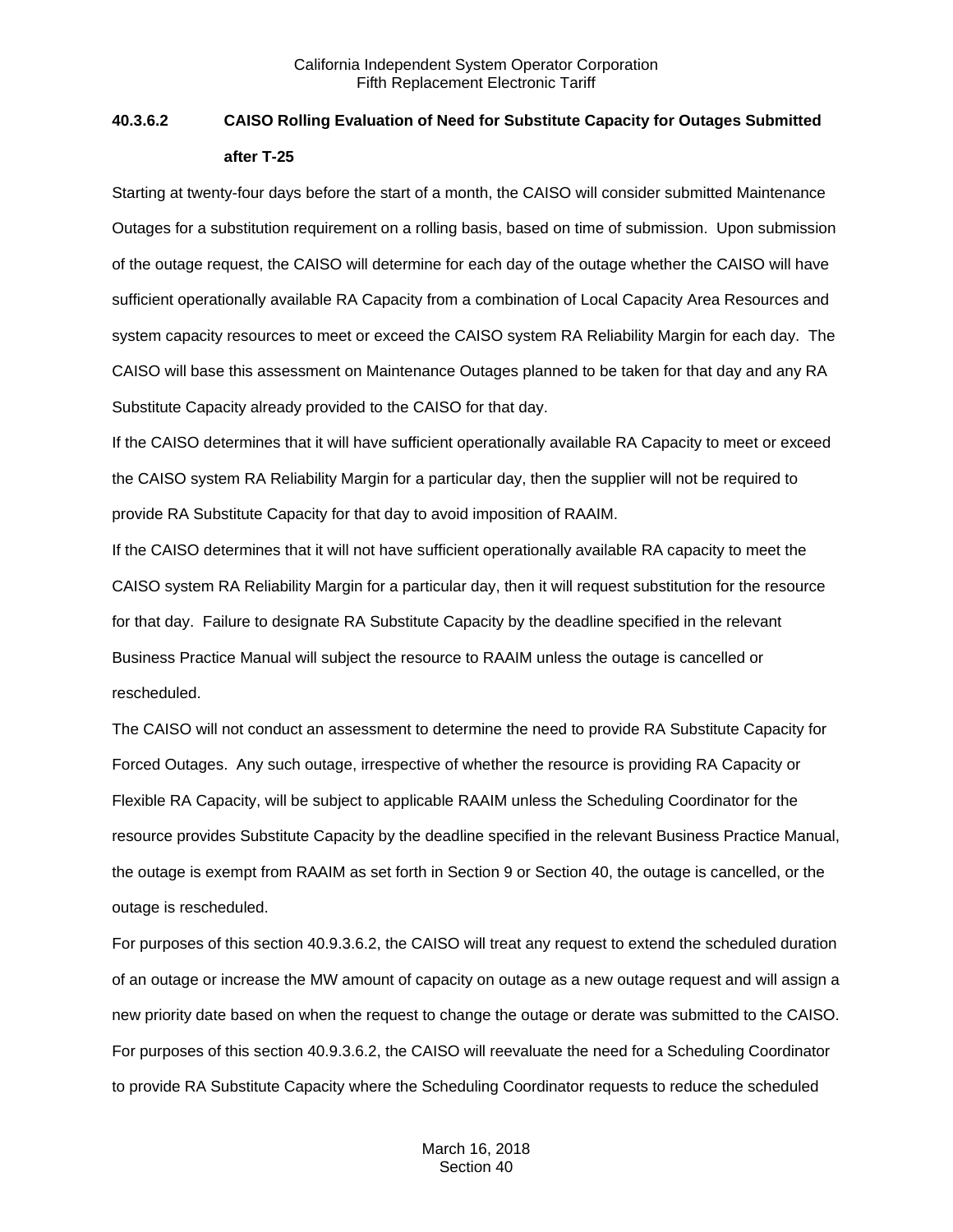#### 40.3.6.2 CAISO Rolling Evaluation of Need for Substitute Capacity for Outages Submitted after T-25

Starting at twenty-four days before the start of a month, the CAISO will consider submitted Maintenance Outages for a substitution requirement on a rolling basis, based on time of submission. Upon submission of the outage request, the CAISO will determine for each day of the outage whether the CAISO will have sufficient operationally available RA Capacity from a combination of Local Capacity Area Resources and system capacity resources to meet or exceed the CAISO system RA Reliability Margin for each day. The CAISO will base this assessment on Maintenance Outages planned to be taken for that day and any RA Substitute Capacity already provided to the CAISO for that day.

If the CAISO determines that it will have sufficient operationally available RA Capacity to meet or exceed the CAISO system RA Reliability Margin for a particular day, then the supplier will not be required to provide RA Substitute Capacity for that day to avoid imposition of RAAIM.

If the CAISO determines that it will not have sufficient operationally available RA capacity to meet the CAISO system RA Reliability Margin for a particular day, then it will request substitution for the resource for that day. Failure to designate RA Substitute Capacity by the deadline specified in the relevant Business Practice Manual will subject the resource to RAAIM unless the outage is cancelled or rescheduled.

The CAISO will not conduct an assessment to determine the need to provide RA Substitute Capacity for Forced Outages. Any such outage, irrespective of whether the resource is providing RA Capacity or Flexible RA Capacity, will be subject to applicable RAAIM unless the Scheduling Coordinator for the resource provides Substitute Capacity by the deadline specified in the relevant Business Practice Manual, the outage is exempt from RAAIM as set forth in Section 9 or Section 40, the outage is cancelled, or the outage is rescheduled.

For purposes of this section 40.9.3.6.2, the CAISO will treat any request to extend the scheduled duration of an outage or increase the MW amount of capacity on outage as a new outage request and will assign a new priority date based on when the request to change the outage or derate was submitted to the CAISO. For purposes of this section 40.9.3.6.2, the CAISO will reevaluate the need for a Scheduling Coordinator to provide RA Substitute Capacity where the Scheduling Coordinator requests to reduce the scheduled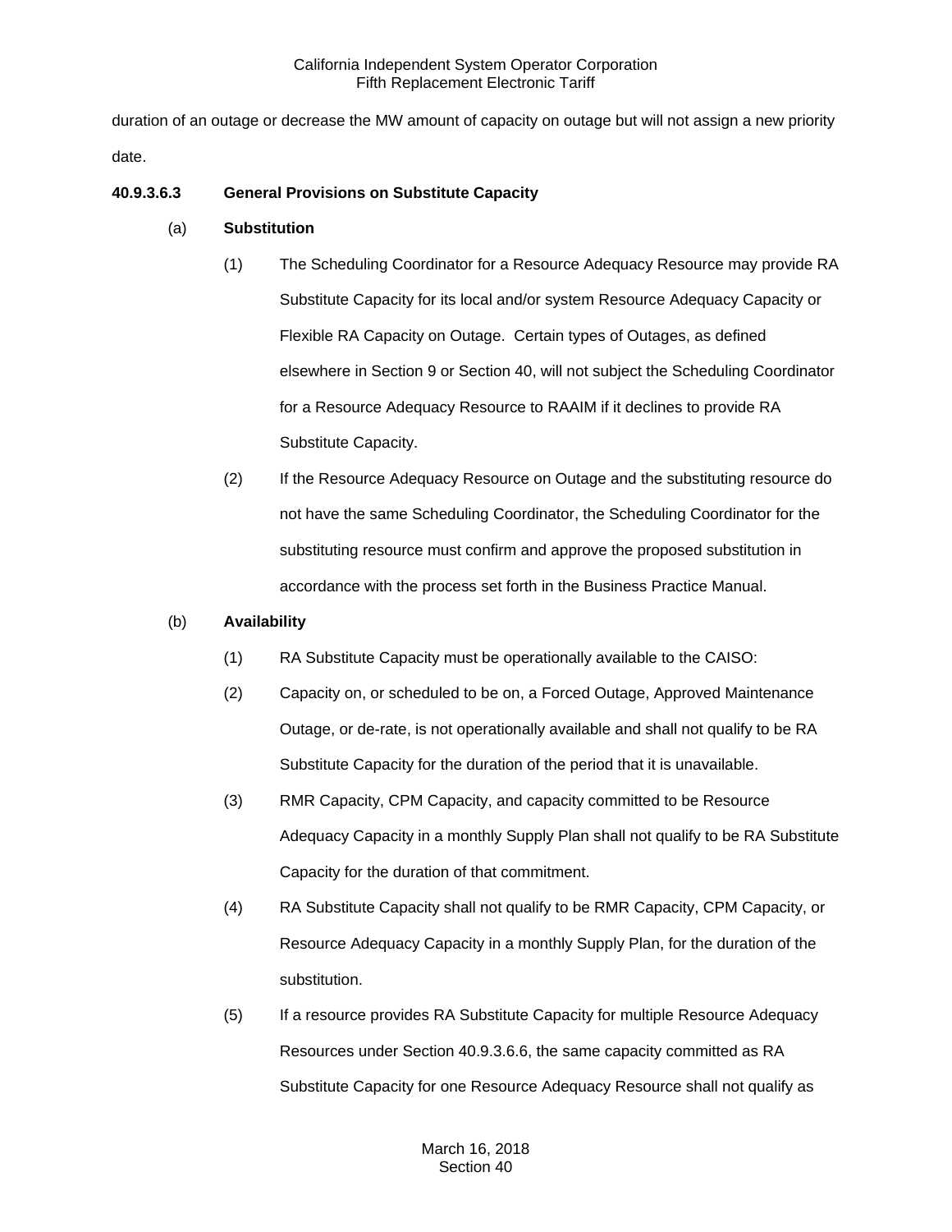duration of an outage or decrease the MW amount of capacity on outage but will not assign a new priority date.

**40.9.3.6.3 General Provisions on Substitute Capacity**

(a) **Substitution**

(1) The Scheduling Coordinator for a Resource Adequacy Resource may provide RA Substitute Capacity for its local and/or system Resource Adequacy Capacity or Flexible RA Capacity on Outage. Certain types of Outages, as defined elsewhere in Section 9 or Section 40, will not subject the Scheduling Coordinator for a Resource Adequacy Resource to RAAIM if it declines to provide RA Substitute Capacity.

(2) If the Resource Adequacy Resource on Outage and the substituting resource do not have the same Scheduling Coordinator, the Scheduling Coordinator for the substituting resource must confirm and approve the proposed substitution in accordance with the process set forth in the Business Practice Manual.

(b) **Availability**

(1) RA Substitute Capacity must be operationally available to the CAISO:

(2) Capacity on, or scheduled to be on, a Forced Outage, Approved Maintenance Outage, or de-rate, is not operationally available and shall not qualify to be RA Substitute Capacity for the duration of the period that it is unavailable.

(3) RMR Capacity, CPM Capacity, and capacity committed to be Resource Adequacy Capacity in a monthly Supply Plan shall not qualify to be RA Substitute Capacity for the duration of that commitment.

(4) RA Substitute Capacity shall not qualify to be RMR Capacity, CPM Capacity, or Resource Adequacy Capacity in a monthly Supply Plan, for the duration of the substitution.

(5) If a resource provides RA Substitute Capacity for multiple Resource Adequacy Resources under Section 40.9.3.6.6, the same capacity committed as RA Substitute Capacity for one Resource Adequacy Resource shall not qualify as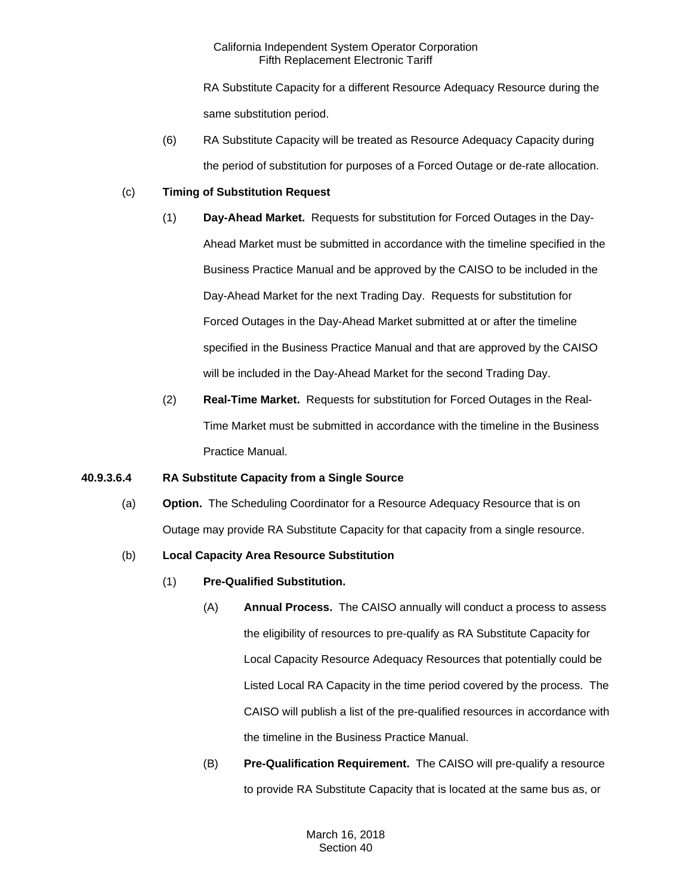RA Substitute Capacity for a different Resource Adequacy Resource during the same substitution period.

(6) RA Substitute Capacity will be treated as Resource Adequacy Capacity during the period of substitution for purposes of a Forced Outage or de-rate allocation.

(c) **Timing of Substitution Request**

(1) **Day-Ahead Market.** Requests for substitution for Forced Outages in the Day-Ahead Market must be submitted in accordance with the timeline specified in the Business Practice Manual and be approved by the CAISO to be included in the Day-Ahead Market for the next Trading Day. Requests for substitution for Forced Outages in the Day-Ahead Market submitted at or after the timeline specified in the Business Practice Manual and that are approved by the CAISO will be included in the Day-Ahead Market for the second Trading Day.

(2) **Real-Time Market.** Requests for substitution for Forced Outages in the Real-Time Market must be submitted in accordance with the timeline in the Business Practice Manual.

**40.9.3.6.4 RA Substitute Capacity from a Single Source**

(a) **Option.** The Scheduling Coordinator for a Resource Adequacy Resource that is on Outage may provide RA Substitute Capacity for that capacity from a single resource.

(b) **Local Capacity Area Resource Substitution**

(1) **Pre-Qualified Substitution.**

(A) **Annual Process.** The CAISO annually will conduct a process to assess the eligibility of resources to pre-qualify as RA Substitute Capacity for Local Capacity Resource Adequacy Resources that potentially could be Listed Local RA Capacity in the time period covered by the process. The CAISO will publish a list of the pre-qualified resources in accordance with the timeline in the Business Practice Manual.

(B) **Pre-Qualification Requirement.** The CAISO will pre-qualify a resource to provide RA Substitute Capacity that is located at the same bus as, or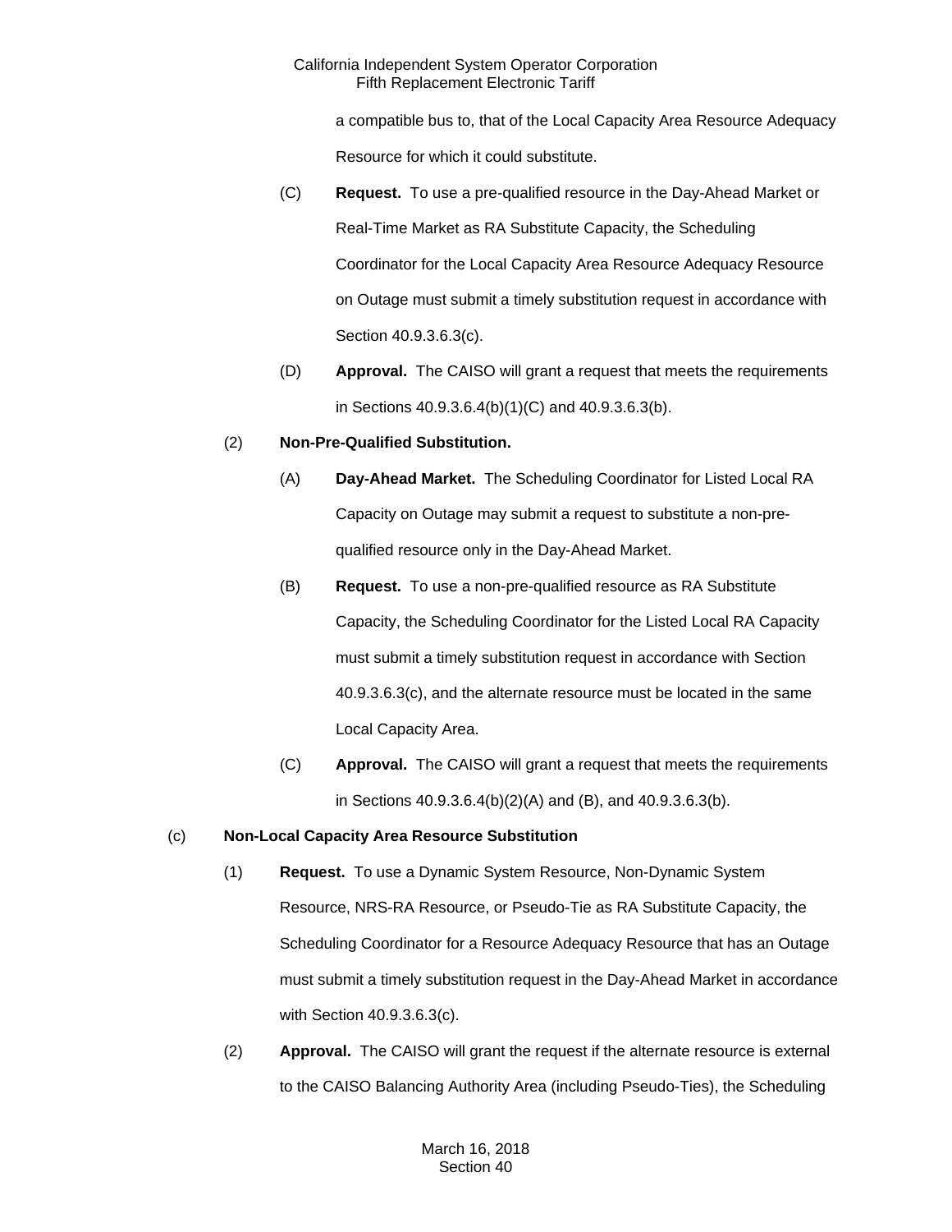a compatible bus to, that of the Local Capacity Area Resource Adequacy Resource for which it could substitute.

(C) **Request.** To use a pre-qualified resource in the Day-Ahead Market or Real-Time Market as RA Substitute Capacity, the Scheduling Coordinator for the Local Capacity Area Resource Adequacy Resource on Outage must submit a timely substitution request in accordance with Section 40.9.3.6.3(c).

(D) **Approval.** The CAISO will grant a request that meets the requirements in Sections 40.9.3.6.4(b)(1)(C) and 40.9.3.6.3(b).

(2) **Non-Pre-Qualified Substitution.**

(A) **Day-Ahead Market.** The Scheduling Coordinator for Listed Local RA Capacity on Outage may submit a request to substitute a non-pre-qualified resource only in the Day-Ahead Market.

(B) **Request.** To use a non-pre-qualified resource as RA Substitute Capacity, the Scheduling Coordinator for the Listed Local RA Capacity must submit a timely substitution request in accordance with Section 40.9.3.6.3(c), and the alternate resource must be located in the same Local Capacity Area.

(C) **Approval.** The CAISO will grant a request that meets the requirements in Sections 40.9.3.6.4(b)(2)(A) and (B), and 40.9.3.6.3(b).

(c) **Non-Local Capacity Area Resource Substitution**

(1) **Request.** To use a Dynamic System Resource, Non-Dynamic System Resource, NRS-RA Resource, or Pseudo-Tie as RA Substitute Capacity, the Scheduling Coordinator for a Resource Adequacy Resource that has an Outage must submit a timely substitution request in the Day-Ahead Market in accordance with Section 40.9.3.6.3(c).

(2) **Approval.** The CAISO will grant the request if the alternate resource is external to the CAISO Balancing Authority Area (including Pseudo-Ties), the Scheduling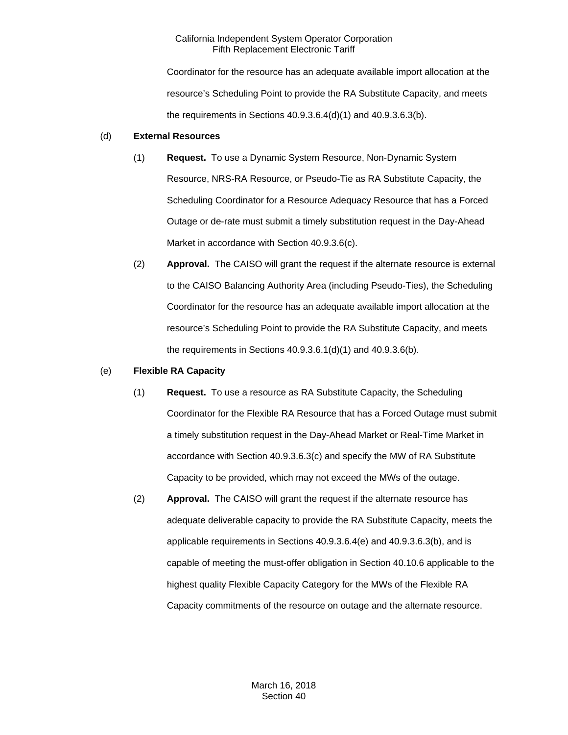Coordinator for the resource has an adequate available import allocation at the resource's Scheduling Point to provide the RA Substitute Capacity, and meets the requirements in Sections 40.9.3.6.4(d)(1) and 40.9.3.6.3(b).

(d) **External Resources**

(1) **Request.** To use a Dynamic System Resource, Non-Dynamic System Resource, NRS-RA Resource, or Pseudo-Tie as RA Substitute Capacity, the Scheduling Coordinator for a Resource Adequacy Resource that has a Forced Outage or de-rate must submit a timely substitution request in the Day-Ahead Market in accordance with Section 40.9.3.6(c).

(2) **Approval.** The CAISO will grant the request if the alternate resource is external to the CAISO Balancing Authority Area (including Pseudo-Ties), the Scheduling Coordinator for the resource has an adequate available import allocation at the resource's Scheduling Point to provide the RA Substitute Capacity, and meets the requirements in Sections 40.9.3.6.1(d)(1) and 40.9.3.6(b).

(e) **Flexible RA Capacity**

(1) **Request.** To use a resource as RA Substitute Capacity, the Scheduling Coordinator for the Flexible RA Resource that has a Forced Outage must submit a timely substitution request in the Day-Ahead Market or Real-Time Market in accordance with Section 40.9.3.6.3(c) and specify the MW of RA Substitute Capacity to be provided, which may not exceed the MWs of the outage.

(2) **Approval.** The CAISO will grant the request if the alternate resource has adequate deliverable capacity to provide the RA Substitute Capacity, meets the applicable requirements in Sections 40.9.3.6.4(e) and 40.9.3.6.3(b), and is capable of meeting the must-offer obligation in Section 40.10.6 applicable to the highest quality Flexible Capacity Category for the MWs of the Flexible RA Capacity commitments of the resource on outage and the alternate resource.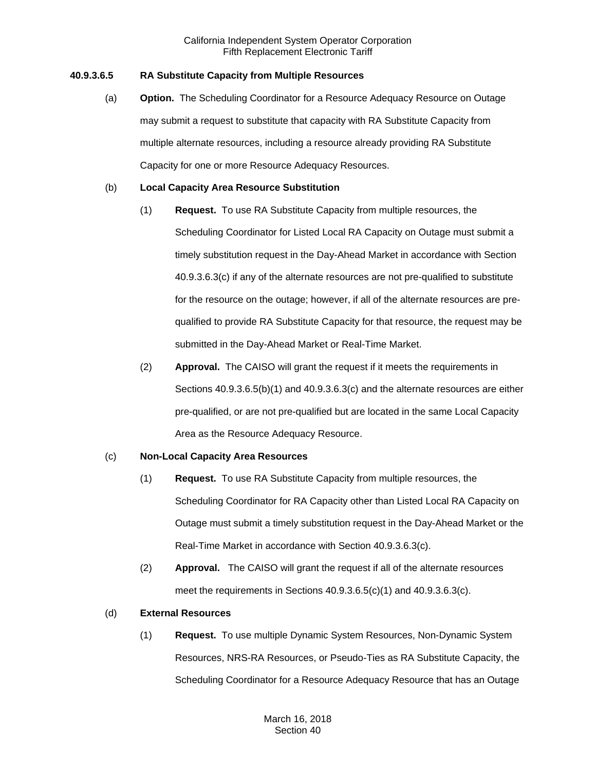**40.9.3.6.5 RA Substitute Capacity from Multiple Resources**

(a) **Option.** The Scheduling Coordinator for a Resource Adequacy Resource on Outage may submit a request to substitute that capacity with RA Substitute Capacity from multiple alternate resources, including a resource already providing RA Substitute Capacity for one or more Resource Adequacy Resources.

(b) **Local Capacity Area Resource Substitution**

(1) **Request.** To use RA Substitute Capacity from multiple resources, the Scheduling Coordinator for Listed Local RA Capacity on Outage must submit a timely substitution request in the Day-Ahead Market in accordance with Section 40.9.3.6.3(c) if any of the alternate resources are not pre-qualified to substitute for the resource on the outage; however, if all of the alternate resources are pre-qualified to provide RA Substitute Capacity for that resource, the request may be submitted in the Day-Ahead Market or Real-Time Market.

(2) **Approval.** The CAISO will grant the request if it meets the requirements in Sections 40.9.3.6.5(b)(1) and 40.9.3.6.3(c) and the alternate resources are either pre-qualified, or are not pre-qualified but are located in the same Local Capacity Area as the Resource Adequacy Resource.

(c) **Non-Local Capacity Area Resources**

(1) **Request.** To use RA Substitute Capacity from multiple resources, the Scheduling Coordinator for RA Capacity other than Listed Local RA Capacity on Outage must submit a timely substitution request in the Day-Ahead Market or the Real-Time Market in accordance with Section 40.9.3.6.3(c).

(2) **Approval.** The CAISO will grant the request if all of the alternate resources meet the requirements in Sections 40.9.3.6.5(c)(1) and 40.9.3.6.3(c).

(d) **External Resources**

(1) **Request.** To use multiple Dynamic System Resources, Non-Dynamic System Resources, NRS-RA Resources, or Pseudo-Ties as RA Substitute Capacity, the Scheduling Coordinator for a Resource Adequacy Resource that has an Outage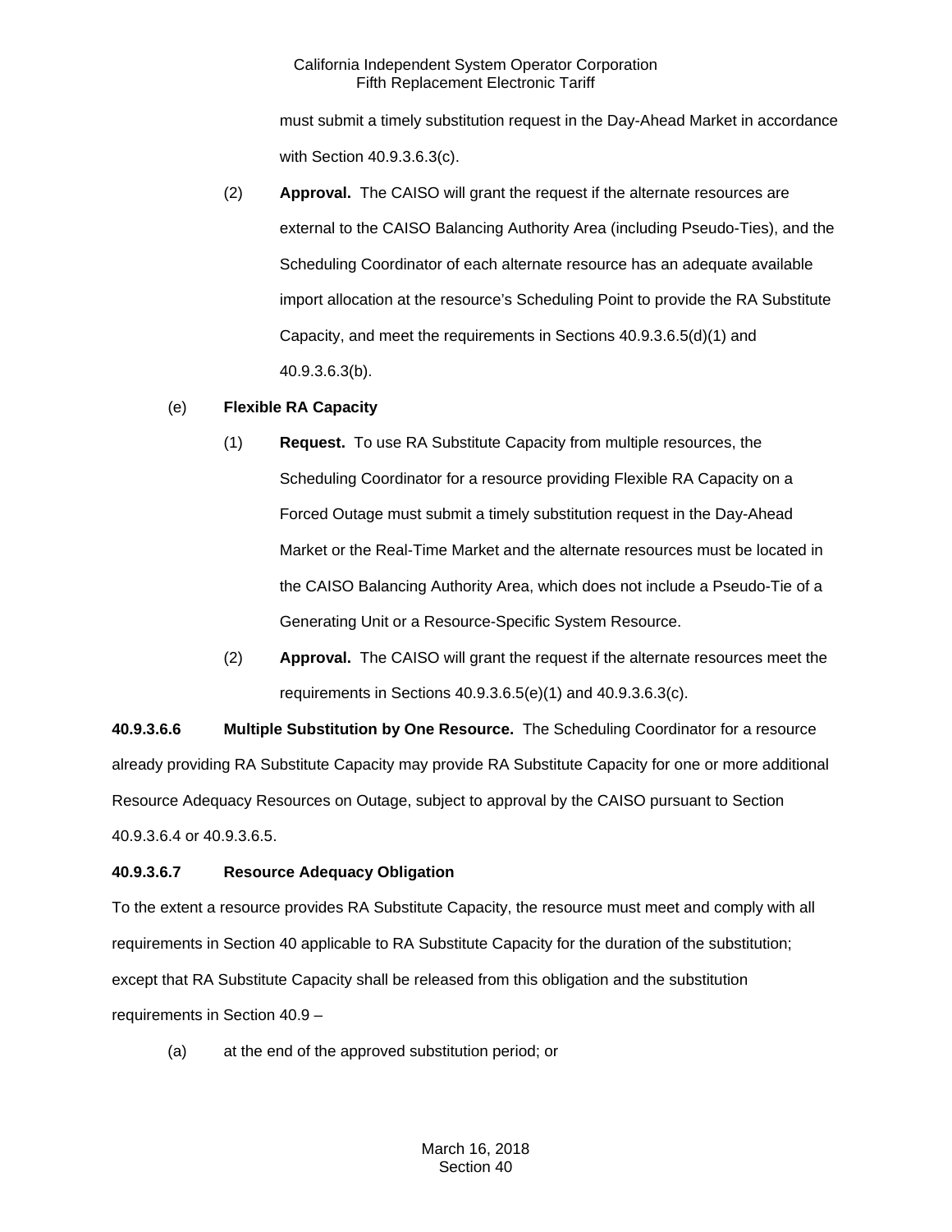must submit a timely substitution request in the Day-Ahead Market in accordance with Section 40.9.3.6.3(c).

(2) **Approval.** The CAISO will grant the request if the alternate resources are external to the CAISO Balancing Authority Area (including Pseudo-Ties), and the Scheduling Coordinator of each alternate resource has an adequate available import allocation at the resource's Scheduling Point to provide the RA Substitute Capacity, and meet the requirements in Sections 40.9.3.6.5(d)(1) and 40.9.3.6.3(b).

(e) **Flexible RA Capacity**

(1) **Request.** To use RA Substitute Capacity from multiple resources, the Scheduling Coordinator for a resource providing Flexible RA Capacity on a Forced Outage must submit a timely substitution request in the Day-Ahead Market or the Real-Time Market and the alternate resources must be located in the CAISO Balancing Authority Area, which does not include a Pseudo-Tie of a Generating Unit or a Resource-Specific System Resource.

(2) **Approval.** The CAISO will grant the request if the alternate resources meet the requirements in Sections 40.9.3.6.5(e)(1) and 40.9.3.6.3(c).

**40.9.3.6.6 Multiple Substitution by One Resource.** The Scheduling Coordinator for a resource already providing RA Substitute Capacity may provide RA Substitute Capacity for one or more additional Resource Adequacy Resources on Outage, subject to approval by the CAISO pursuant to Section 40.9.3.6.4 or 40.9.3.6.5.

**40.9.3.6.7 Resource Adequacy Obligation**

To the extent a resource provides RA Substitute Capacity, the resource must meet and comply with all requirements in Section 40 applicable to RA Substitute Capacity for the duration of the substitution; except that RA Substitute Capacity shall be released from this obligation and the substitution requirements in Section 40.9 –

(a) at the end of the approved substitution period; or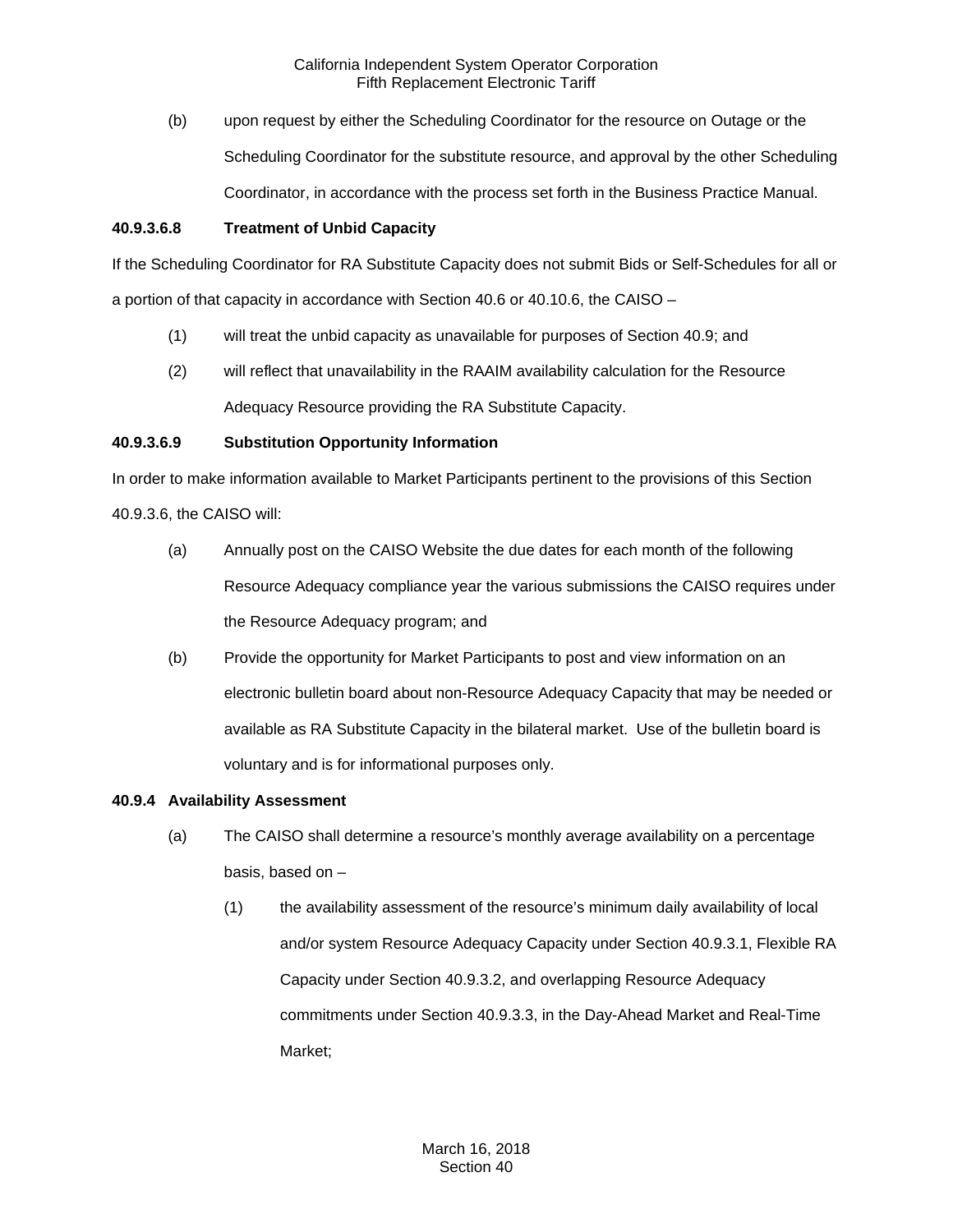(b) upon request by either the Scheduling Coordinator for the resource on Outage or the Scheduling Coordinator for the substitute resource, and approval by the other Scheduling Coordinator, in accordance with the process set forth in the Business Practice Manual.

**40.9.3.6.8 Treatment of Unbid Capacity**

If the Scheduling Coordinator for RA Substitute Capacity does not submit Bids or Self-Schedules for all or a portion of that capacity in accordance with Section 40.6 or 40.10.6, the CAISO –

(1) will treat the unbid capacity as unavailable for purposes of Section 40.9; and

(2) will reflect that unavailability in the RAAIM availability calculation for the Resource Adequacy Resource providing the RA Substitute Capacity.

**40.9.3.6.9 Substitution Opportunity Information**

In order to make information available to Market Participants pertinent to the provisions of this Section 40.9.3.6, the CAISO will:

(a) Annually post on the CAISO Website the due dates for each month of the following Resource Adequacy compliance year the various submissions the CAISO requires under the Resource Adequacy program; and

(b) Provide the opportunity for Market Participants to post and view information on an electronic bulletin board about non-Resource Adequacy Capacity that may be needed or available as RA Substitute Capacity in the bilateral market. Use of the bulletin board is voluntary and is for informational purposes only.

**40.9.4 Availability Assessment**

(a) The CAISO shall determine a resource's monthly average availability on a percentage basis, based on –

(1) the availability assessment of the resource's minimum daily availability of local and/or system Resource Adequacy Capacity under Section 40.9.3.1, Flexible RA Capacity under Section 40.9.3.2, and overlapping Resource Adequacy commitments under Section 40.9.3.3, in the Day-Ahead Market and Real-Time Market;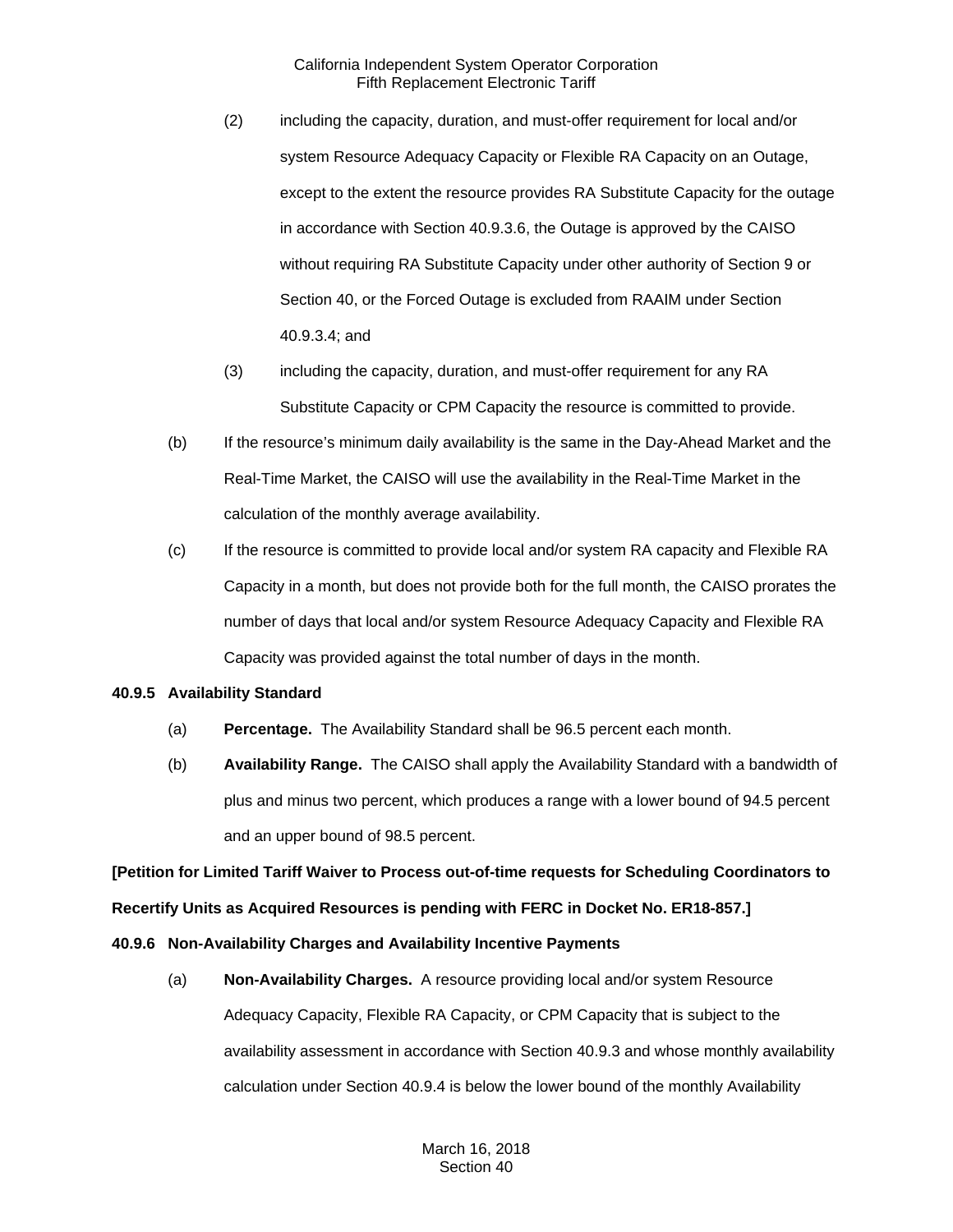(2) including the capacity, duration, and must-offer requirement for local and/or system Resource Adequacy Capacity or Flexible RA Capacity on an Outage, except to the extent the resource provides RA Substitute Capacity for the outage in accordance with Section 40.9.3.6, the Outage is approved by the CAISO without requiring RA Substitute Capacity under other authority of Section 9 or Section 40, or the Forced Outage is excluded from RAAIM under Section 40.9.3.4; and

(3) including the capacity, duration, and must-offer requirement for any RA Substitute Capacity or CPM Capacity the resource is committed to provide.

(b) If the resource's minimum daily availability is the same in the Day-Ahead Market and the Real-Time Market, the CAISO will use the availability in the Real-Time Market in the calculation of the monthly average availability.

(c) If the resource is committed to provide local and/or system RA capacity and Flexible RA Capacity in a month, but does not provide both for the full month, the CAISO prorates the number of days that local and/or system Resource Adequacy Capacity and Flexible RA Capacity was provided against the total number of days in the month.

**40.9.5 Availability Standard**

(a) **Percentage.** The Availability Standard shall be 96.5 percent each month.

(b) **Availability Range.** The CAISO shall apply the Availability Standard with a bandwidth of plus and minus two percent, which produces a range with a lower bound of 94.5 percent and an upper bound of 98.5 percent.

**[Petition for Limited Tariff Waiver to Process out-of-time requests for Scheduling Coordinators to Recertify Units as Acquired Resources is pending with FERC in Docket No. ER18-857.]**

**40.9.6 Non-Availability Charges and Availability Incentive Payments**

(a) **Non-Availability Charges.** A resource providing local and/or system Resource Adequacy Capacity, Flexible RA Capacity, or CPM Capacity that is subject to the availability assessment in accordance with Section 40.9.3 and whose monthly availability calculation under Section 40.9.4 is below the lower bound of the monthly Availability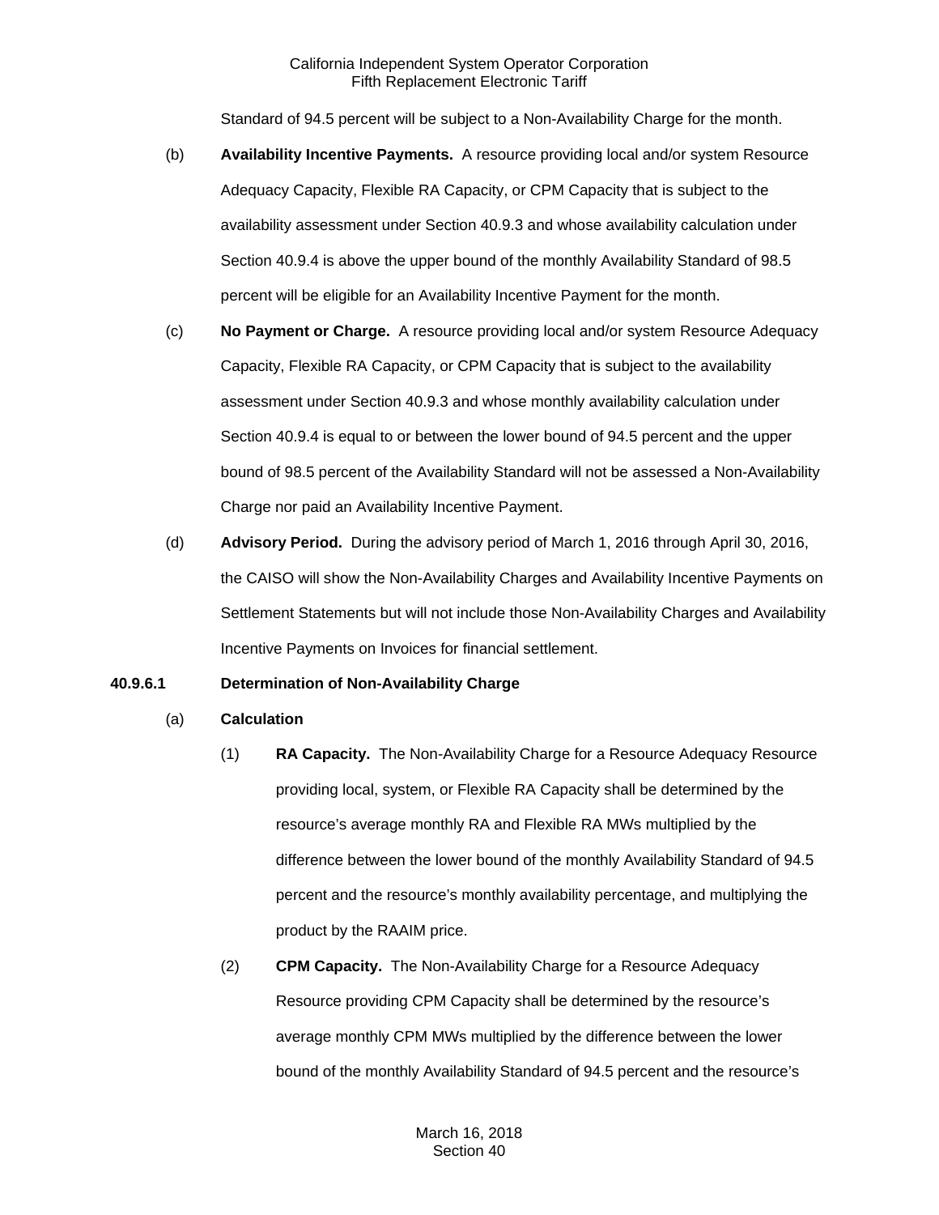Standard of 94.5 percent will be subject to a Non-Availability Charge for the month.

(b) **Availability Incentive Payments.** A resource providing local and/or system Resource Adequacy Capacity, Flexible RA Capacity, or CPM Capacity that is subject to the availability assessment under Section 40.9.3 and whose availability calculation under Section 40.9.4 is above the upper bound of the monthly Availability Standard of 98.5 percent will be eligible for an Availability Incentive Payment for the month.

(c) **No Payment or Charge.** A resource providing local and/or system Resource Adequacy Capacity, Flexible RA Capacity, or CPM Capacity that is subject to the availability assessment under Section 40.9.3 and whose monthly availability calculation under Section 40.9.4 is equal to or between the lower bound of 94.5 percent and the upper bound of 98.5 percent of the Availability Standard will not be assessed a Non-Availability Charge nor paid an Availability Incentive Payment.

(d) **Advisory Period.** During the advisory period of March 1, 2016 through April 30, 2016, the CAISO will show the Non-Availability Charges and Availability Incentive Payments on Settlement Statements but will not include those Non-Availability Charges and Availability Incentive Payments on Invoices for financial settlement.

**40.9.6.1 Determination of Non-Availability Charge**

(a) **Calculation**

(1) **RA Capacity.** The Non-Availability Charge for a Resource Adequacy Resource providing local, system, or Flexible RA Capacity shall be determined by the resource's average monthly RA and Flexible RA MWs multiplied by the difference between the lower bound of the monthly Availability Standard of 94.5 percent and the resource's monthly availability percentage, and multiplying the product by the RAAIM price.

(2) **CPM Capacity.** The Non-Availability Charge for a Resource Adequacy Resource providing CPM Capacity shall be determined by the resource's average monthly CPM MWs multiplied by the difference between the lower bound of the monthly Availability Standard of 94.5 percent and the resource's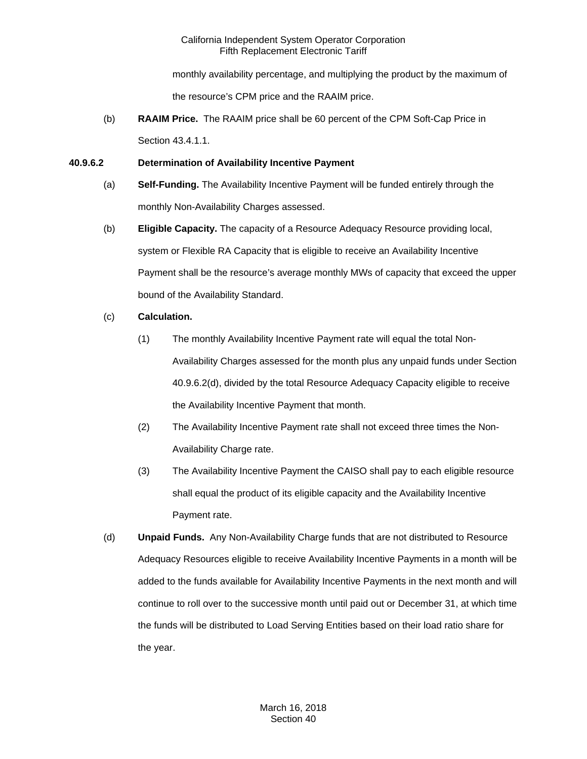monthly availability percentage, and multiplying the product by the maximum of the resource's CPM price and the RAAIM price.

(b) **RAAIM Price.** The RAAIM price shall be 60 percent of the CPM Soft-Cap Price in Section 43.4.1.1.

**40.9.6.2 Determination of Availability Incentive Payment**

(a) **Self-Funding.** The Availability Incentive Payment will be funded entirely through the monthly Non-Availability Charges assessed.

(b) **Eligible Capacity.** The capacity of a Resource Adequacy Resource providing local, system or Flexible RA Capacity that is eligible to receive an Availability Incentive Payment shall be the resource's average monthly MWs of capacity that exceed the upper bound of the Availability Standard.

(c) **Calculation.**

(1) The monthly Availability Incentive Payment rate will equal the total Non-Availability Charges assessed for the month plus any unpaid funds under Section 40.9.6.2(d), divided by the total Resource Adequacy Capacity eligible to receive the Availability Incentive Payment that month.

(2) The Availability Incentive Payment rate shall not exceed three times the Non-Availability Charge rate.

(3) The Availability Incentive Payment the CAISO shall pay to each eligible resource shall equal the product of its eligible capacity and the Availability Incentive Payment rate.

(d) **Unpaid Funds.** Any Non-Availability Charge funds that are not distributed to Resource Adequacy Resources eligible to receive Availability Incentive Payments in a month will be added to the funds available for Availability Incentive Payments in the next month and will continue to roll over to the successive month until paid out or December 31, at which time the funds will be distributed to Load Serving Entities based on their load ratio share for the year.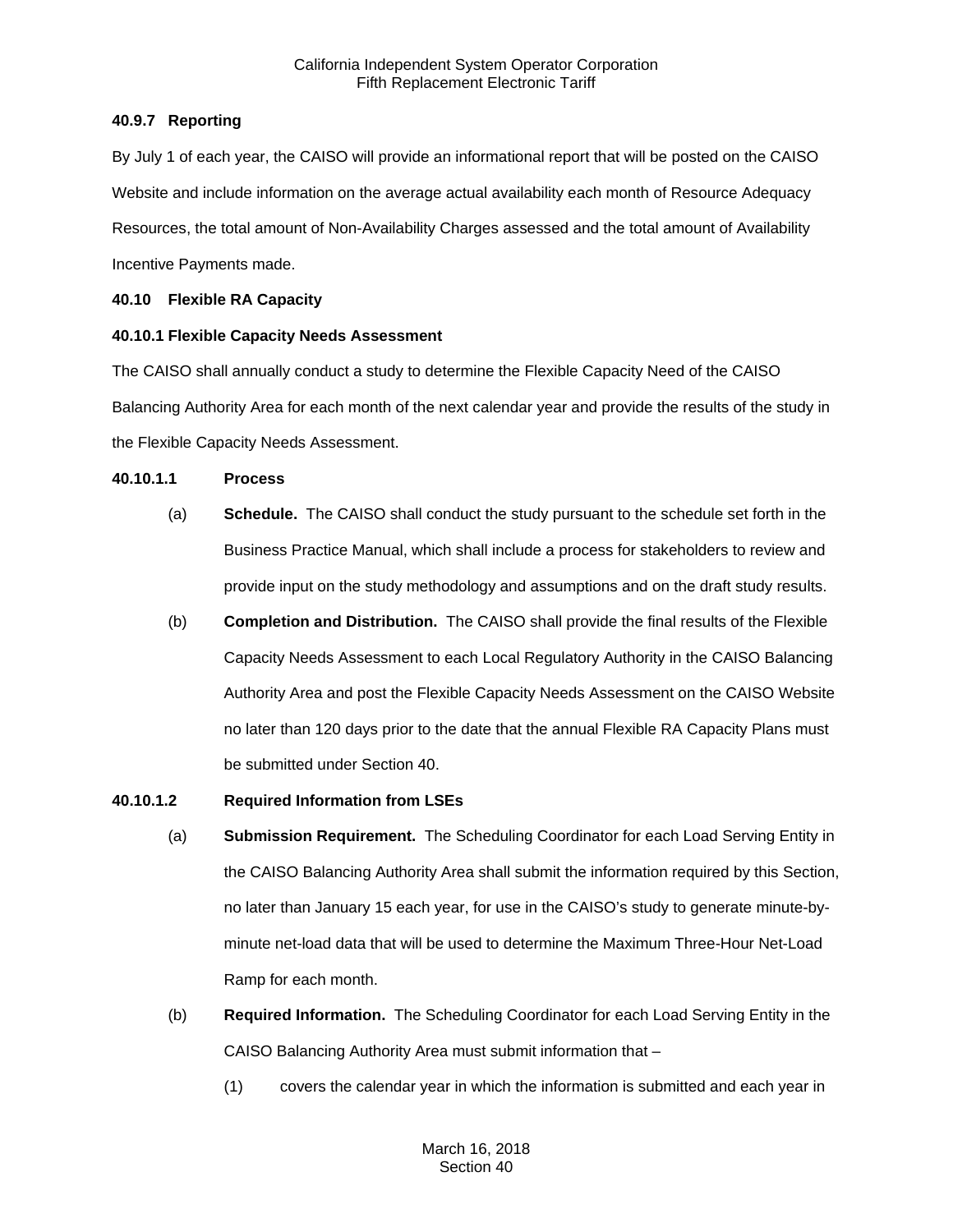#### 40.9.7 Reporting

By July 1 of each year, the CAISO will provide an informational report that will be posted on the CAISO Website and include information on the average actual availability each month of Resource Adequacy Resources, the total amount of Non-Availability Charges assessed and the total amount of Availability Incentive Payments made.

### 40.10 Flexible RA Capacity

#### 40.10.1 Flexible Capacity Needs Assessment

The CAISO shall annually conduct a study to determine the Flexible Capacity Need of the CAISO Balancing Authority Area for each month of the next calendar year and provide the results of the study in the Flexible Capacity Needs Assessment.

##### 40.10.1.1 Process

(a) **Schedule.** The CAISO shall conduct the study pursuant to the schedule set forth in the Business Practice Manual, which shall include a process for stakeholders to review and provide input on the study methodology and assumptions and on the draft study results.

(b) **Completion and Distribution.** The CAISO shall provide the final results of the Flexible Capacity Needs Assessment to each Local Regulatory Authority in the CAISO Balancing Authority Area and post the Flexible Capacity Needs Assessment on the CAISO Website no later than 120 days prior to the date that the annual Flexible RA Capacity Plans must be submitted under Section 40.

##### 40.10.1.2 Required Information from LSEs

(a) **Submission Requirement.** The Scheduling Coordinator for each Load Serving Entity in the CAISO Balancing Authority Area shall submit the information required by this Section, no later than January 15 each year, for use in the CAISO's study to generate minute-by-minute net-load data that will be used to determine the Maximum Three-Hour Net-Load Ramp for each month.

(b) **Required Information.** The Scheduling Coordinator for each Load Serving Entity in the CAISO Balancing Authority Area must submit information that –

(1) covers the calendar year in which the information is submitted and each year in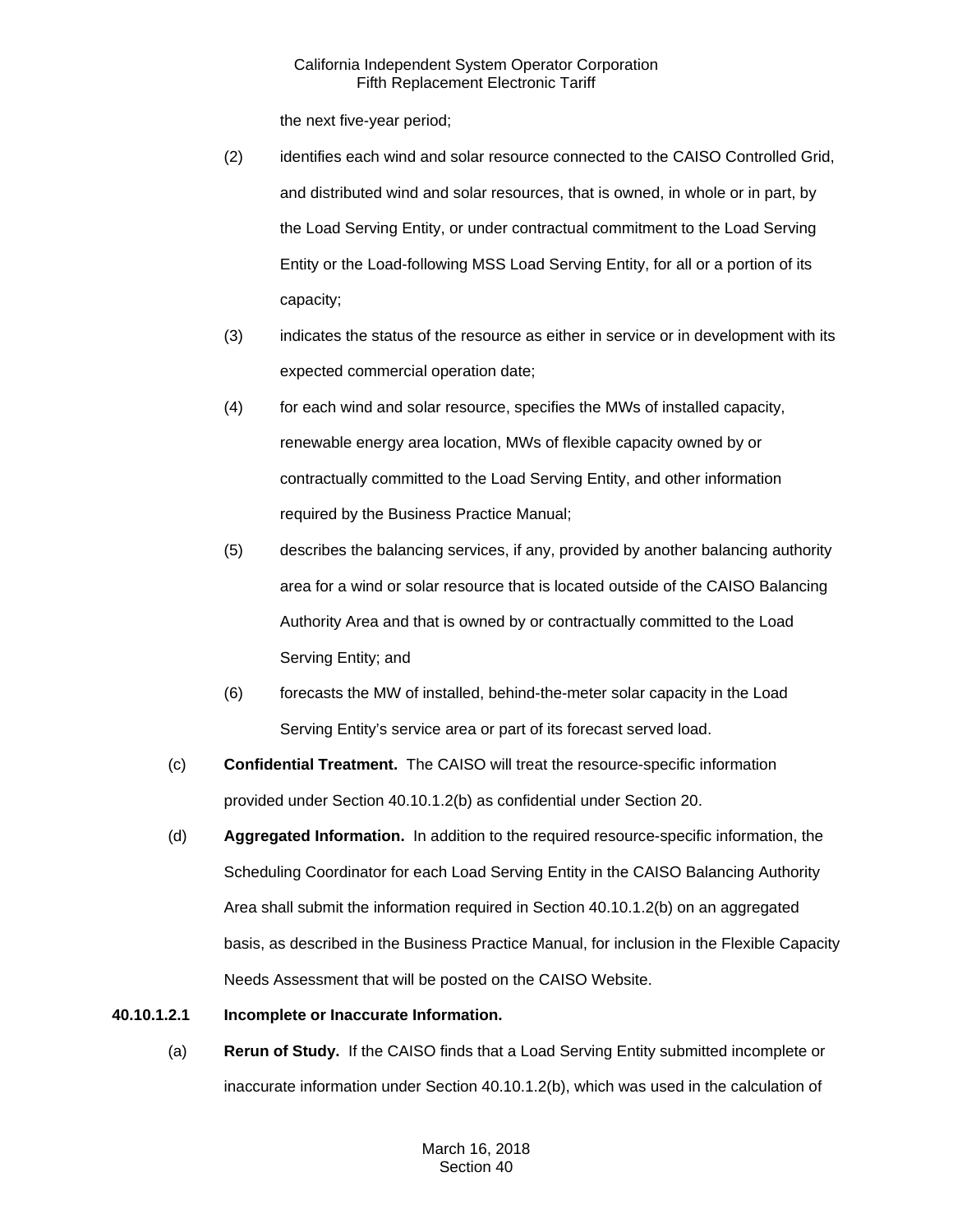the next five-year period;

(2) identifies each wind and solar resource connected to the CAISO Controlled Grid, and distributed wind and solar resources, that is owned, in whole or in part, by the Load Serving Entity, or under contractual commitment to the Load Serving Entity or the Load-following MSS Load Serving Entity, for all or a portion of its capacity;

(3) indicates the status of the resource as either in service or in development with its expected commercial operation date;

(4) for each wind and solar resource, specifies the MWs of installed capacity, renewable energy area location, MWs of flexible capacity owned by or contractually committed to the Load Serving Entity, and other information required by the Business Practice Manual;

(5) describes the balancing services, if any, provided by another balancing authority area for a wind or solar resource that is located outside of the CAISO Balancing Authority Area and that is owned by or contractually committed to the Load Serving Entity; and

(6) forecasts the MW of installed, behind-the-meter solar capacity in the Load Serving Entity's service area or part of its forecast served load.

(c) **Confidential Treatment.** The CAISO will treat the resource-specific information provided under Section 40.10.1.2(b) as confidential under Section 20.

(d) **Aggregated Information.** In addition to the required resource-specific information, the Scheduling Coordinator for each Load Serving Entity in the CAISO Balancing Authority Area shall submit the information required in Section 40.10.1.2(b) on an aggregated basis, as described in the Business Practice Manual, for inclusion in the Flexible Capacity Needs Assessment that will be posted on the CAISO Website.

**40.10.1.2.1 Incomplete or Inaccurate Information.**

(a) **Rerun of Study.** If the CAISO finds that a Load Serving Entity submitted incomplete or inaccurate information under Section 40.10.1.2(b), which was used in the calculation of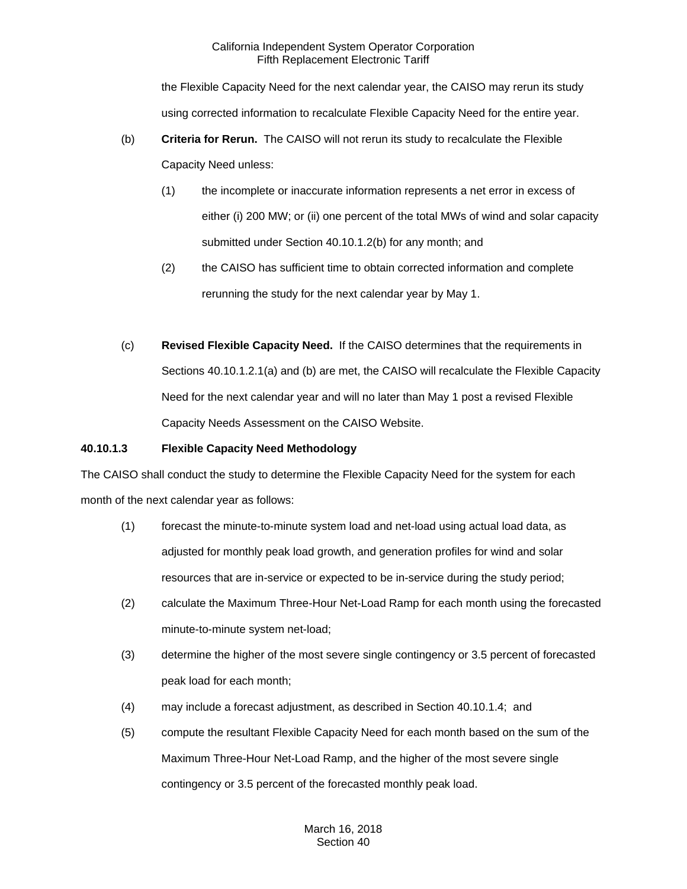the Flexible Capacity Need for the next calendar year, the CAISO may rerun its study using corrected information to recalculate Flexible Capacity Need for the entire year.

(b) **Criteria for Rerun.** The CAISO will not rerun its study to recalculate the Flexible Capacity Need unless:

(1) the incomplete or inaccurate information represents a net error in excess of either (i) 200 MW; or (ii) one percent of the total MWs of wind and solar capacity submitted under Section 40.10.1.2(b) for any month; and

(2) the CAISO has sufficient time to obtain corrected information and complete rerunning the study for the next calendar year by May 1.

(c) **Revised Flexible Capacity Need.** If the CAISO determines that the requirements in Sections 40.10.1.2.1(a) and (b) are met, the CAISO will recalculate the Flexible Capacity Need for the next calendar year and will no later than May 1 post a revised Flexible Capacity Needs Assessment on the CAISO Website.

**40.10.1.3 Flexible Capacity Need Methodology**

The CAISO shall conduct the study to determine the Flexible Capacity Need for the system for each month of the next calendar year as follows:

(1) forecast the minute-to-minute system load and net-load using actual load data, as adjusted for monthly peak load growth, and generation profiles for wind and solar resources that are in-service or expected to be in-service during the study period;

(2) calculate the Maximum Three-Hour Net-Load Ramp for each month using the forecasted minute-to-minute system net-load;

(3) determine the higher of the most severe single contingency or 3.5 percent of forecasted peak load for each month;

(4) may include a forecast adjustment, as described in Section 40.10.1.4; and

(5) compute the resultant Flexible Capacity Need for each month based on the sum of the Maximum Three-Hour Net-Load Ramp, and the higher of the most severe single contingency or 3.5 percent of the forecasted monthly peak load.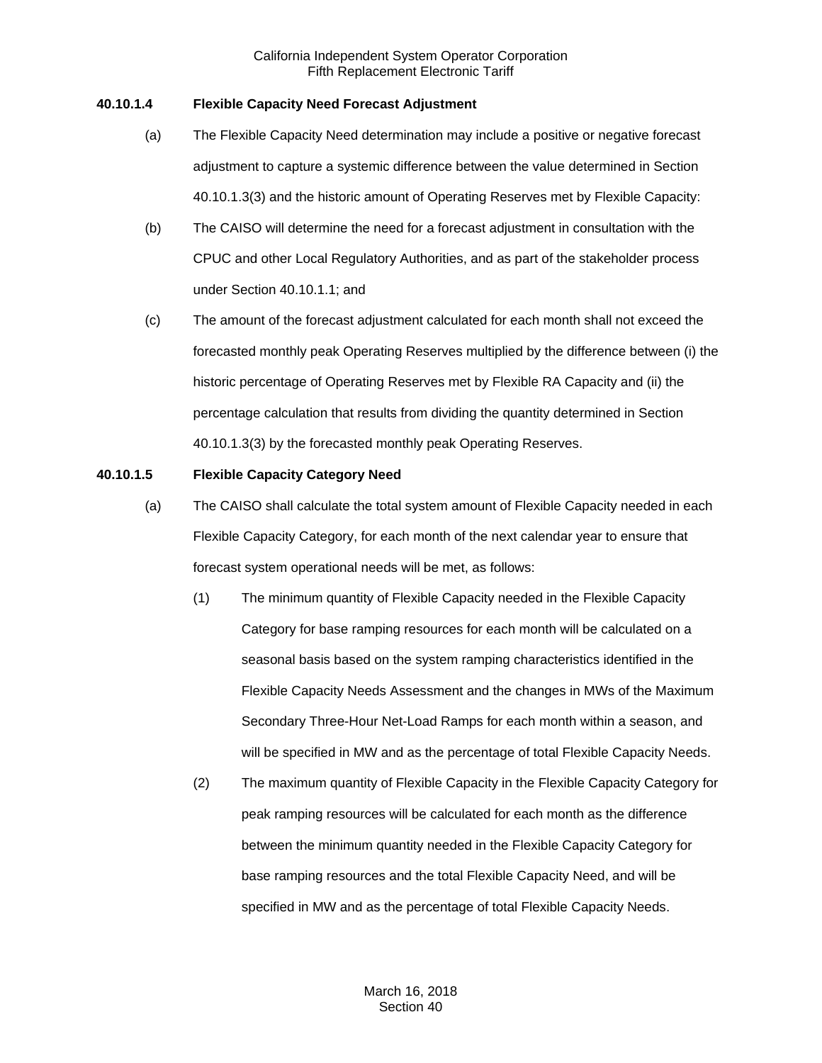**40.10.1.4 Flexible Capacity Need Forecast Adjustment**

(a) The Flexible Capacity Need determination may include a positive or negative forecast adjustment to capture a systemic difference between the value determined in Section 40.10.1.3(3) and the historic amount of Operating Reserves met by Flexible Capacity:

(b) The CAISO will determine the need for a forecast adjustment in consultation with the CPUC and other Local Regulatory Authorities, and as part of the stakeholder process under Section 40.10.1.1; and

(c) The amount of the forecast adjustment calculated for each month shall not exceed the forecasted monthly peak Operating Reserves multiplied by the difference between (i) the historic percentage of Operating Reserves met by Flexible RA Capacity and (ii) the percentage calculation that results from dividing the quantity determined in Section 40.10.1.3(3) by the forecasted monthly peak Operating Reserves.

**40.10.1.5 Flexible Capacity Category Need**

(a) The CAISO shall calculate the total system amount of Flexible Capacity needed in each Flexible Capacity Category, for each month of the next calendar year to ensure that forecast system operational needs will be met, as follows:

(1) The minimum quantity of Flexible Capacity needed in the Flexible Capacity Category for base ramping resources for each month will be calculated on a seasonal basis based on the system ramping characteristics identified in the Flexible Capacity Needs Assessment and the changes in MWs of the Maximum Secondary Three-Hour Net-Load Ramps for each month within a season, and will be specified in MW and as the percentage of total Flexible Capacity Needs.

(2) The maximum quantity of Flexible Capacity in the Flexible Capacity Category for peak ramping resources will be calculated for each month as the difference between the minimum quantity needed in the Flexible Capacity Category for base ramping resources and the total Flexible Capacity Need, and will be specified in MW and as the percentage of total Flexible Capacity Needs.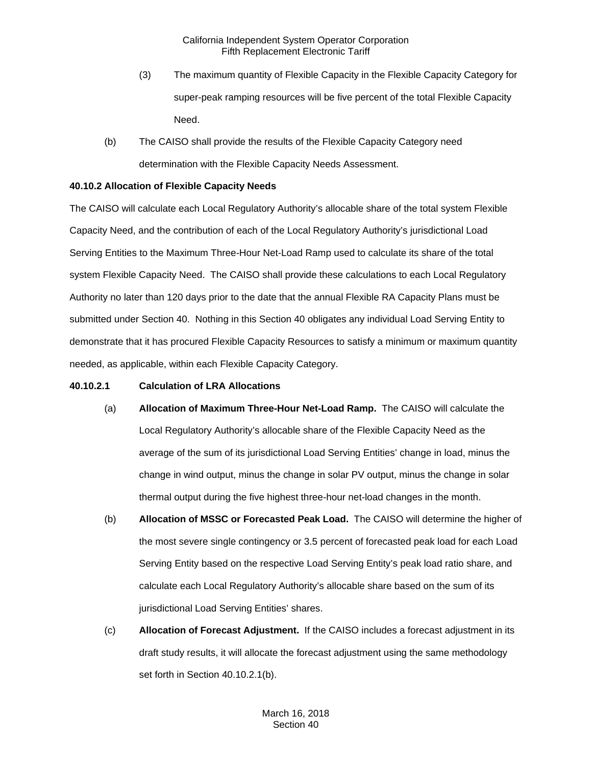(3) The maximum quantity of Flexible Capacity in the Flexible Capacity Category for super-peak ramping resources will be five percent of the total Flexible Capacity Need.

(b) The CAISO shall provide the results of the Flexible Capacity Category need determination with the Flexible Capacity Needs Assessment.

**40.10.2 Allocation of Flexible Capacity Needs**

The CAISO will calculate each Local Regulatory Authority's allocable share of the total system Flexible Capacity Need, and the contribution of each of the Local Regulatory Authority's jurisdictional Load Serving Entities to the Maximum Three-Hour Net-Load Ramp used to calculate its share of the total system Flexible Capacity Need. The CAISO shall provide these calculations to each Local Regulatory Authority no later than 120 days prior to the date that the annual Flexible RA Capacity Plans must be submitted under Section 40. Nothing in this Section 40 obligates any individual Load Serving Entity to demonstrate that it has procured Flexible Capacity Resources to satisfy a minimum or maximum quantity needed, as applicable, within each Flexible Capacity Category.

**40.10.2.1 Calculation of LRA Allocations**

(a) **Allocation of Maximum Three-Hour Net-Load Ramp.** The CAISO will calculate the Local Regulatory Authority's allocable share of the Flexible Capacity Need as the average of the sum of its jurisdictional Load Serving Entities' change in load, minus the change in wind output, minus the change in solar PV output, minus the change in solar thermal output during the five highest three-hour net-load changes in the month.

(b) **Allocation of MSSC or Forecasted Peak Load.** The CAISO will determine the higher of the most severe single contingency or 3.5 percent of forecasted peak load for each Load Serving Entity based on the respective Load Serving Entity's peak load ratio share, and calculate each Local Regulatory Authority's allocable share based on the sum of its jurisdictional Load Serving Entities' shares.

(c) **Allocation of Forecast Adjustment.** If the CAISO includes a forecast adjustment in its draft study results, it will allocate the forecast adjustment using the same methodology set forth in Section 40.10.2.1(b).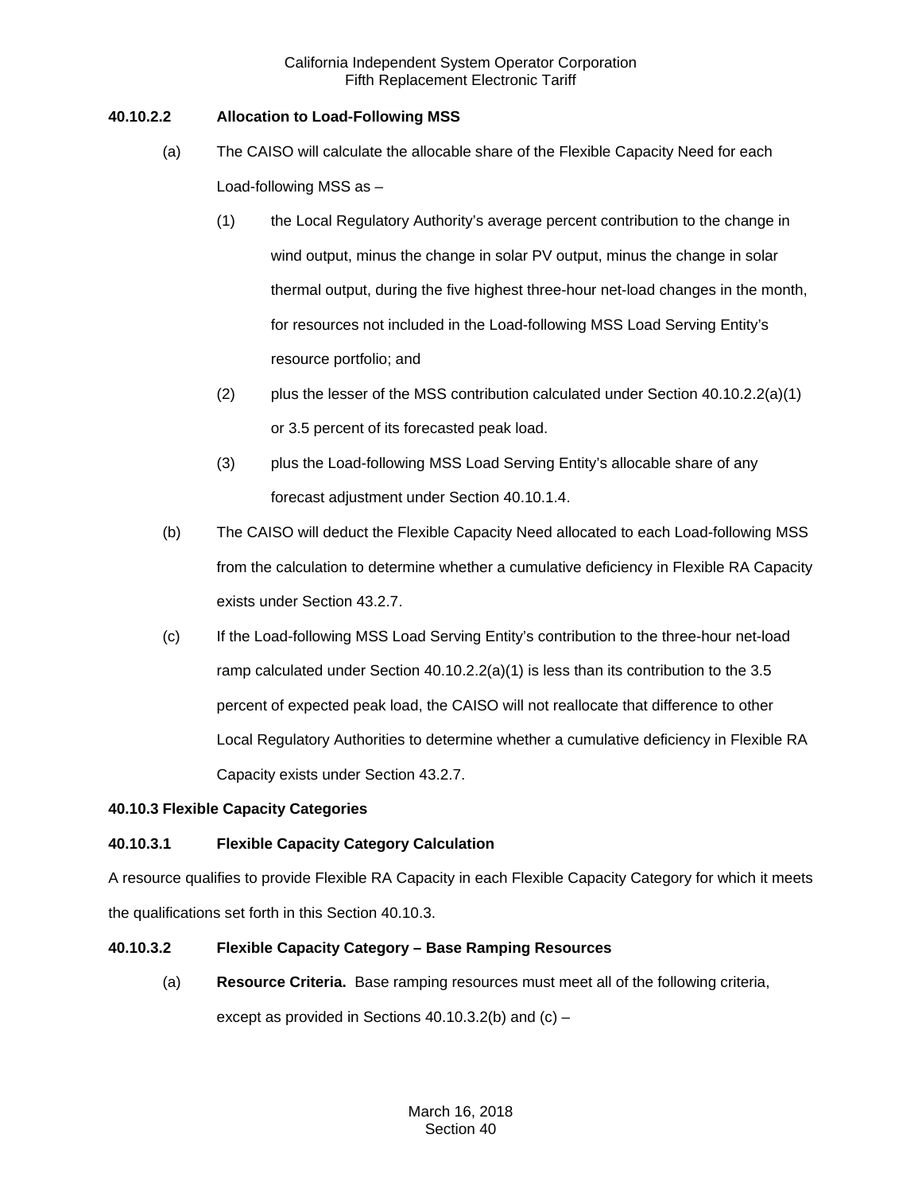**40.10.2.2 Allocation to Load-Following MSS**

(a) The CAISO will calculate the allocable share of the Flexible Capacity Need for each Load-following MSS as –

(1) the Local Regulatory Authority's average percent contribution to the change in wind output, minus the change in solar PV output, minus the change in solar thermal output, during the five highest three-hour net-load changes in the month, for resources not included in the Load-following MSS Load Serving Entity's resource portfolio; and

(2) plus the lesser of the MSS contribution calculated under Section 40.10.2.2(a)(1) or 3.5 percent of its forecasted peak load.

(3) plus the Load-following MSS Load Serving Entity's allocable share of any forecast adjustment under Section 40.10.1.4.

(b) The CAISO will deduct the Flexible Capacity Need allocated to each Load-following MSS from the calculation to determine whether a cumulative deficiency in Flexible RA Capacity exists under Section 43.2.7.

(c) If the Load-following MSS Load Serving Entity's contribution to the three-hour net-load ramp calculated under Section 40.10.2.2(a)(1) is less than its contribution to the 3.5 percent of expected peak load, the CAISO will not reallocate that difference to other Local Regulatory Authorities to determine whether a cumulative deficiency in Flexible RA Capacity exists under Section 43.2.7.

**40.10.3 Flexible Capacity Categories**

**40.10.3.1 Flexible Capacity Category Calculation**

A resource qualifies to provide Flexible RA Capacity in each Flexible Capacity Category for which it meets the qualifications set forth in this Section 40.10.3.

**40.10.3.2 Flexible Capacity Category – Base Ramping Resources**

(a) **Resource Criteria.** Base ramping resources must meet all of the following criteria, except as provided in Sections 40.10.3.2(b) and (c) –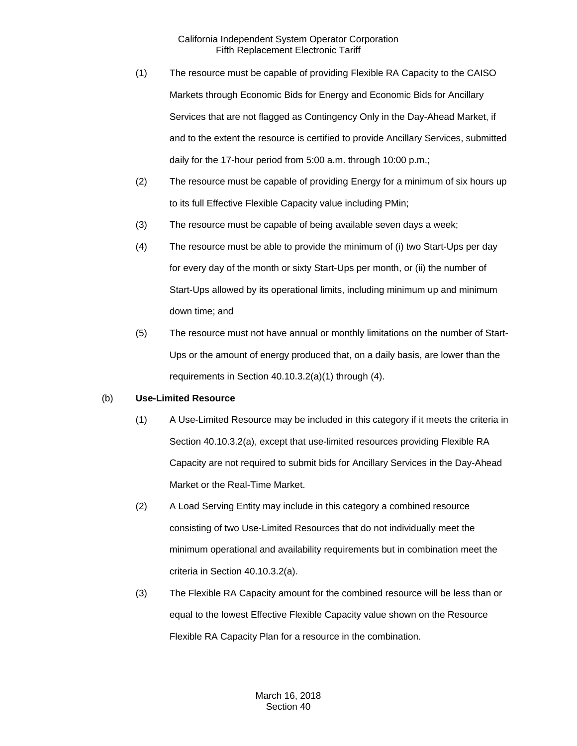(1) The resource must be capable of providing Flexible RA Capacity to the CAISO Markets through Economic Bids for Energy and Economic Bids for Ancillary Services that are not flagged as Contingency Only in the Day-Ahead Market, if and to the extent the resource is certified to provide Ancillary Services, submitted daily for the 17-hour period from 5:00 a.m. through 10:00 p.m.;

(2) The resource must be capable of providing Energy for a minimum of six hours up to its full Effective Flexible Capacity value including PMin;

(3) The resource must be capable of being available seven days a week;

(4) The resource must be able to provide the minimum of (i) two Start-Ups per day for every day of the month or sixty Start-Ups per month, or (ii) the number of Start-Ups allowed by its operational limits, including minimum up and minimum down time; and

(5) The resource must not have annual or monthly limitations on the number of Start-Ups or the amount of energy produced that, on a daily basis, are lower than the requirements in Section 40.10.3.2(a)(1) through (4).

(b) **Use-Limited Resource**

(1) A Use-Limited Resource may be included in this category if it meets the criteria in Section 40.10.3.2(a), except that use-limited resources providing Flexible RA Capacity are not required to submit bids for Ancillary Services in the Day-Ahead Market or the Real-Time Market.

(2) A Load Serving Entity may include in this category a combined resource consisting of two Use-Limited Resources that do not individually meet the minimum operational and availability requirements but in combination meet the criteria in Section 40.10.3.2(a).

(3) The Flexible RA Capacity amount for the combined resource will be less than or equal to the lowest Effective Flexible Capacity value shown on the Resource Flexible RA Capacity Plan for a resource in the combination.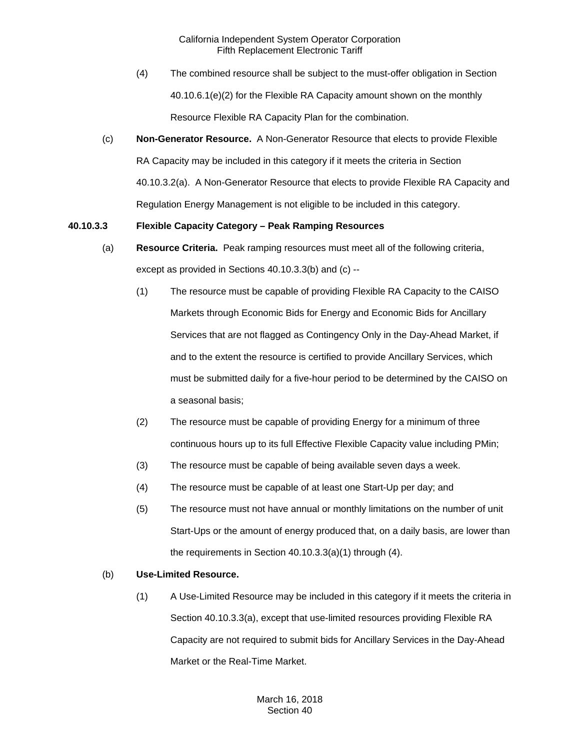(4) The combined resource shall be subject to the must-offer obligation in Section 40.10.6.1(e)(2) for the Flexible RA Capacity amount shown on the monthly Resource Flexible RA Capacity Plan for the combination.

(c) **Non-Generator Resource.** A Non-Generator Resource that elects to provide Flexible RA Capacity may be included in this category if it meets the criteria in Section 40.10.3.2(a). A Non-Generator Resource that elects to provide Flexible RA Capacity and Regulation Energy Management is not eligible to be included in this category.

**40.10.3.3 Flexible Capacity Category – Peak Ramping Resources**

(a) **Resource Criteria.** Peak ramping resources must meet all of the following criteria, except as provided in Sections 40.10.3.3(b) and (c) --

(1) The resource must be capable of providing Flexible RA Capacity to the CAISO Markets through Economic Bids for Energy and Economic Bids for Ancillary Services that are not flagged as Contingency Only in the Day-Ahead Market, if and to the extent the resource is certified to provide Ancillary Services, which must be submitted daily for a five-hour period to be determined by the CAISO on a seasonal basis;

(2) The resource must be capable of providing Energy for a minimum of three continuous hours up to its full Effective Flexible Capacity value including PMin;

(3) The resource must be capable of being available seven days a week.

(4) The resource must be capable of at least one Start-Up per day; and

(5) The resource must not have annual or monthly limitations on the number of unit Start-Ups or the amount of energy produced that, on a daily basis, are lower than the requirements in Section 40.10.3.3(a)(1) through (4).

(b) **Use-Limited Resource.**

(1) A Use-Limited Resource may be included in this category if it meets the criteria in Section 40.10.3.3(a), except that use-limited resources providing Flexible RA Capacity are not required to submit bids for Ancillary Services in the Day-Ahead Market or the Real-Time Market.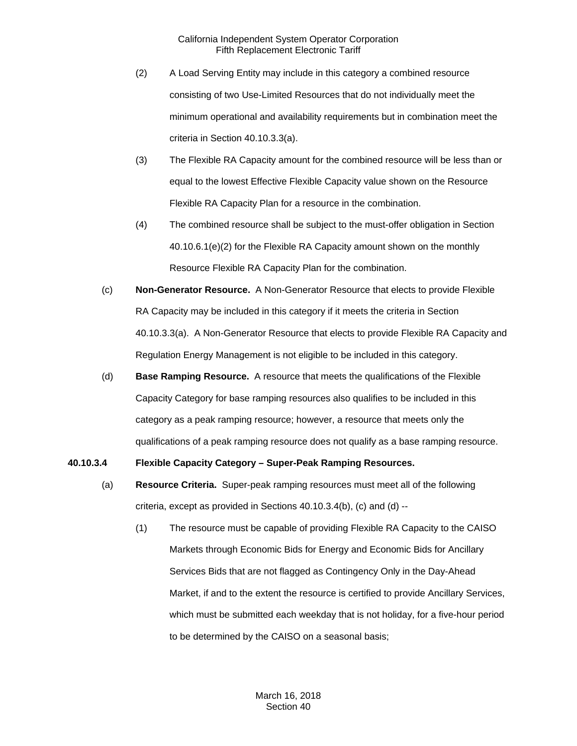(2) A Load Serving Entity may include in this category a combined resource consisting of two Use-Limited Resources that do not individually meet the minimum operational and availability requirements but in combination meet the criteria in Section 40.10.3.3(a).

(3) The Flexible RA Capacity amount for the combined resource will be less than or equal to the lowest Effective Flexible Capacity value shown on the Resource Flexible RA Capacity Plan for a resource in the combination.

(4) The combined resource shall be subject to the must-offer obligation in Section 40.10.6.1(e)(2) for the Flexible RA Capacity amount shown on the monthly Resource Flexible RA Capacity Plan for the combination.

(c) **Non-Generator Resource.** A Non-Generator Resource that elects to provide Flexible RA Capacity may be included in this category if it meets the criteria in Section 40.10.3.3(a). A Non-Generator Resource that elects to provide Flexible RA Capacity and Regulation Energy Management is not eligible to be included in this category.

(d) **Base Ramping Resource.** A resource that meets the qualifications of the Flexible Capacity Category for base ramping resources also qualifies to be included in this category as a peak ramping resource; however, a resource that meets only the qualifications of a peak ramping resource does not qualify as a base ramping resource.

**40.10.3.4 Flexible Capacity Category – Super-Peak Ramping Resources.**

(a) **Resource Criteria.** Super-peak ramping resources must meet all of the following criteria, except as provided in Sections 40.10.3.4(b), (c) and (d) --

(1) The resource must be capable of providing Flexible RA Capacity to the CAISO Markets through Economic Bids for Energy and Economic Bids for Ancillary Services Bids that are not flagged as Contingency Only in the Day-Ahead Market, if and to the extent the resource is certified to provide Ancillary Services, which must be submitted each weekday that is not holiday, for a five-hour period to be determined by the CAISO on a seasonal basis;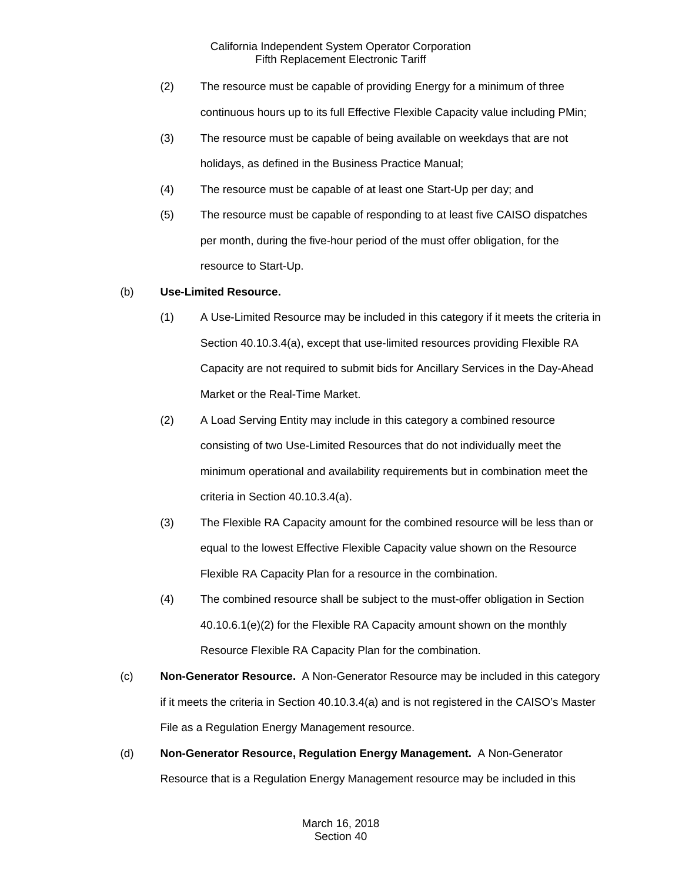(2) The resource must be capable of providing Energy for a minimum of three continuous hours up to its full Effective Flexible Capacity value including PMin;

(3) The resource must be capable of being available on weekdays that are not holidays, as defined in the Business Practice Manual;

(4) The resource must be capable of at least one Start-Up per day; and

(5) The resource must be capable of responding to at least five CAISO dispatches per month, during the five-hour period of the must offer obligation, for the resource to Start-Up.

(b) **Use-Limited Resource.**

(1) A Use-Limited Resource may be included in this category if it meets the criteria in Section 40.10.3.4(a), except that use-limited resources providing Flexible RA Capacity are not required to submit bids for Ancillary Services in the Day-Ahead Market or the Real-Time Market.

(2) A Load Serving Entity may include in this category a combined resource consisting of two Use-Limited Resources that do not individually meet the minimum operational and availability requirements but in combination meet the criteria in Section 40.10.3.4(a).

(3) The Flexible RA Capacity amount for the combined resource will be less than or equal to the lowest Effective Flexible Capacity value shown on the Resource Flexible RA Capacity Plan for a resource in the combination.

(4) The combined resource shall be subject to the must-offer obligation in Section 40.10.6.1(e)(2) for the Flexible RA Capacity amount shown on the monthly Resource Flexible RA Capacity Plan for the combination.

(c) **Non-Generator Resource.** A Non-Generator Resource may be included in this category if it meets the criteria in Section 40.10.3.4(a) and is not registered in the CAISO's Master File as a Regulation Energy Management resource.

(d) **Non-Generator Resource, Regulation Energy Management.** A Non-Generator Resource that is a Regulation Energy Management resource may be included in this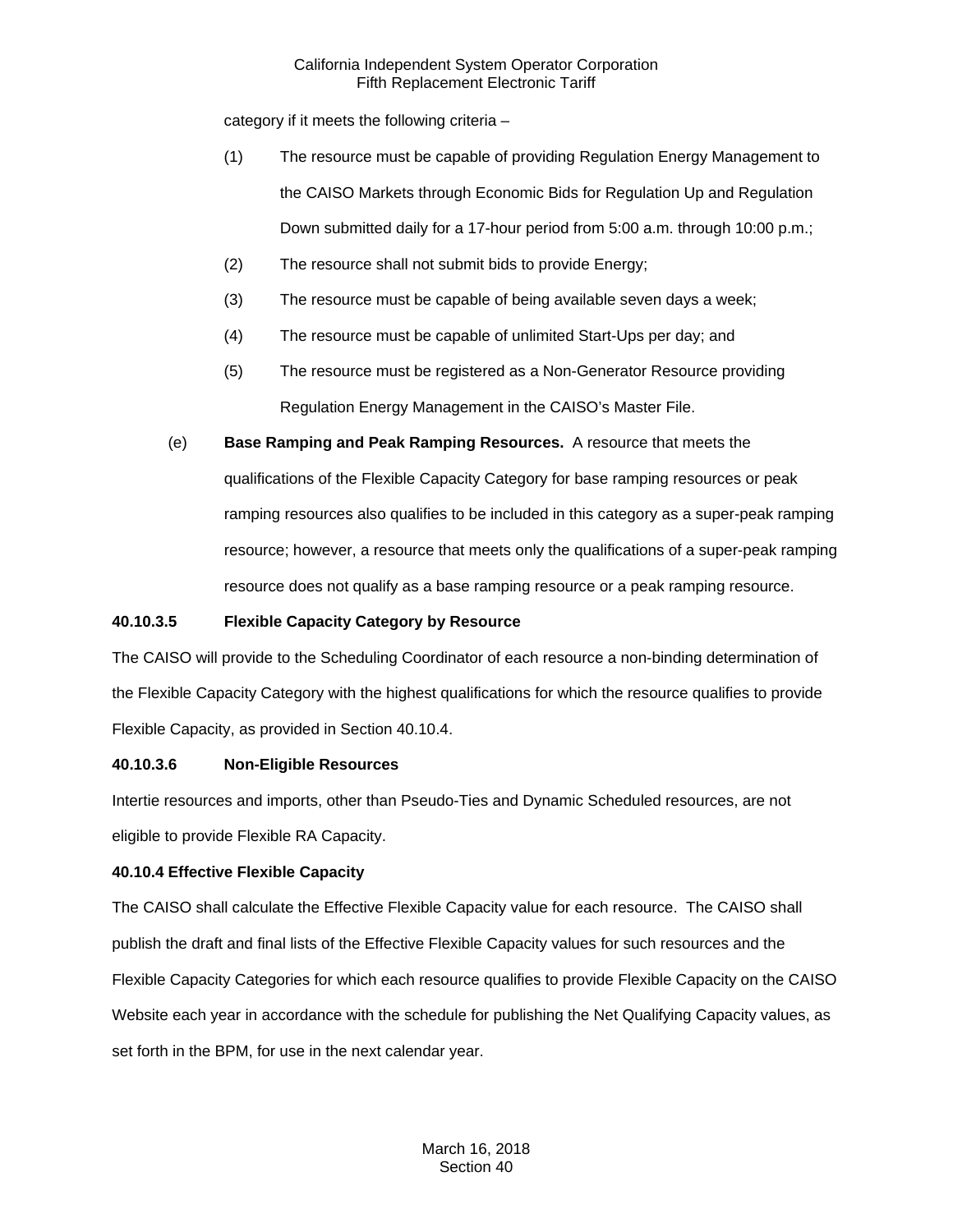category if it meets the following criteria –

(1) The resource must be capable of providing Regulation Energy Management to the CAISO Markets through Economic Bids for Regulation Up and Regulation Down submitted daily for a 17-hour period from 5:00 a.m. through 10:00 p.m.;

(2) The resource shall not submit bids to provide Energy;

(3) The resource must be capable of being available seven days a week;

(4) The resource must be capable of unlimited Start-Ups per day; and

(5) The resource must be registered as a Non-Generator Resource providing Regulation Energy Management in the CAISO's Master File.

(e) **Base Ramping and Peak Ramping Resources.** A resource that meets the qualifications of the Flexible Capacity Category for base ramping resources or peak ramping resources also qualifies to be included in this category as a super-peak ramping resource; however, a resource that meets only the qualifications of a super-peak ramping resource does not qualify as a base ramping resource or a peak ramping resource.

**40.10.3.5 Flexible Capacity Category by Resource**

The CAISO will provide to the Scheduling Coordinator of each resource a non-binding determination of the Flexible Capacity Category with the highest qualifications for which the resource qualifies to provide Flexible Capacity, as provided in Section 40.10.4.

**40.10.3.6 Non-Eligible Resources**

Intertie resources and imports, other than Pseudo-Ties and Dynamic Scheduled resources, are not eligible to provide Flexible RA Capacity.

**40.10.4 Effective Flexible Capacity**

The CAISO shall calculate the Effective Flexible Capacity value for each resource. The CAISO shall publish the draft and final lists of the Effective Flexible Capacity values for such resources and the Flexible Capacity Categories for which each resource qualifies to provide Flexible Capacity on the CAISO Website each year in accordance with the schedule for publishing the Net Qualifying Capacity values, as set forth in the BPM, for use in the next calendar year.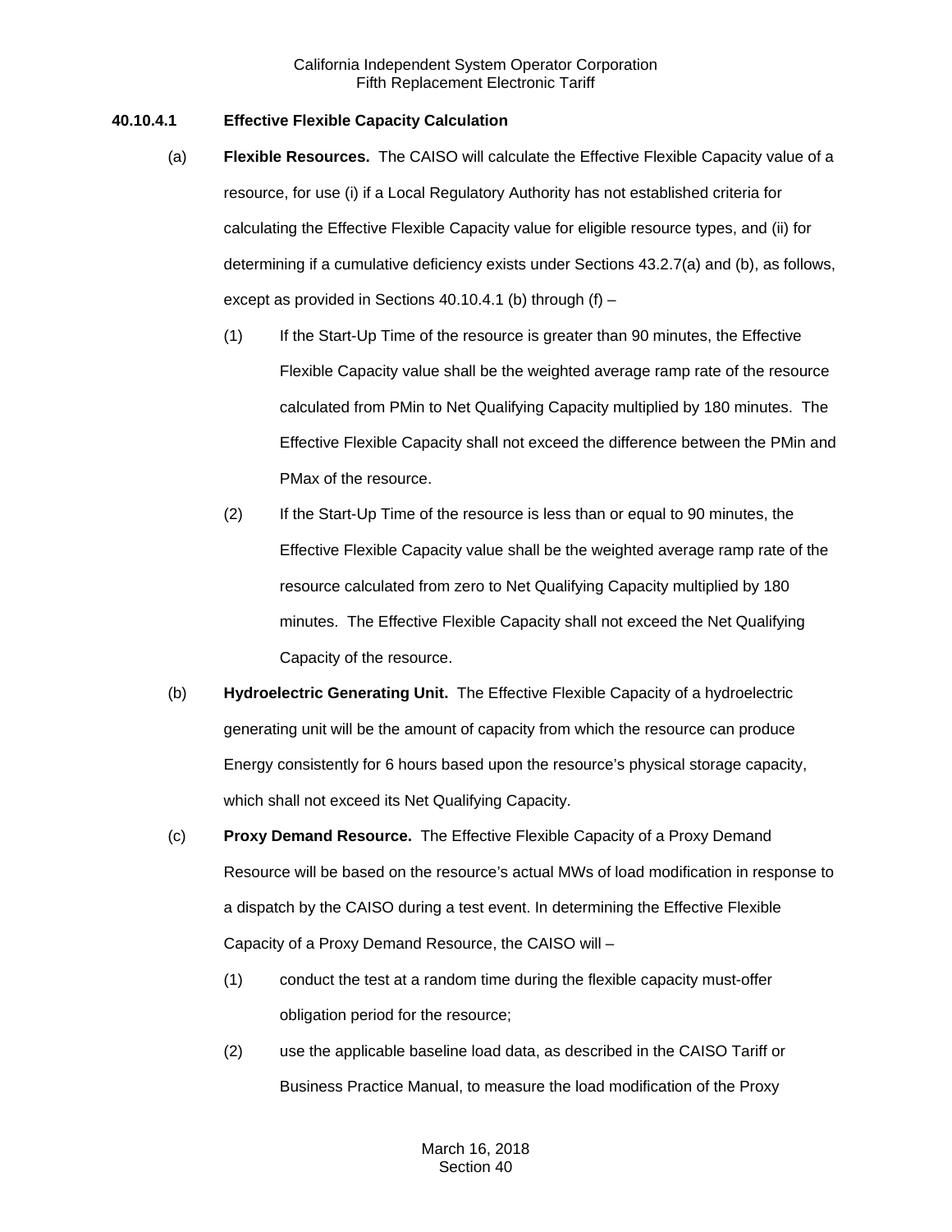### 40.10.4.1 Effective Flexible Capacity Calculation

(a) **Flexible Resources.** The CAISO will calculate the Effective Flexible Capacity value of a resource, for use (i) if a Local Regulatory Authority has not established criteria for calculating the Effective Flexible Capacity value for eligible resource types, and (ii) for determining if a cumulative deficiency exists under Sections 43.2.7(a) and (b), as follows, except as provided in Sections 40.10.4.1 (b) through (f) –

(1) If the Start-Up Time of the resource is greater than 90 minutes, the Effective Flexible Capacity value shall be the weighted average ramp rate of the resource calculated from PMin to Net Qualifying Capacity multiplied by 180 minutes. The Effective Flexible Capacity shall not exceed the difference between the PMin and PMax of the resource.

(2) If the Start-Up Time of the resource is less than or equal to 90 minutes, the Effective Flexible Capacity value shall be the weighted average ramp rate of the resource calculated from zero to Net Qualifying Capacity multiplied by 180 minutes. The Effective Flexible Capacity shall not exceed the Net Qualifying Capacity of the resource.

(b) **Hydroelectric Generating Unit.** The Effective Flexible Capacity of a hydroelectric generating unit will be the amount of capacity from which the resource can produce Energy consistently for 6 hours based upon the resource's physical storage capacity, which shall not exceed its Net Qualifying Capacity.

(c) **Proxy Demand Resource.** The Effective Flexible Capacity of a Proxy Demand Resource will be based on the resource's actual MWs of load modification in response to a dispatch by the CAISO during a test event. In determining the Effective Flexible Capacity of a Proxy Demand Resource, the CAISO will –

(1) conduct the test at a random time during the flexible capacity must-offer obligation period for the resource;

(2) use the applicable baseline load data, as described in the CAISO Tariff or Business Practice Manual, to measure the load modification of the Proxy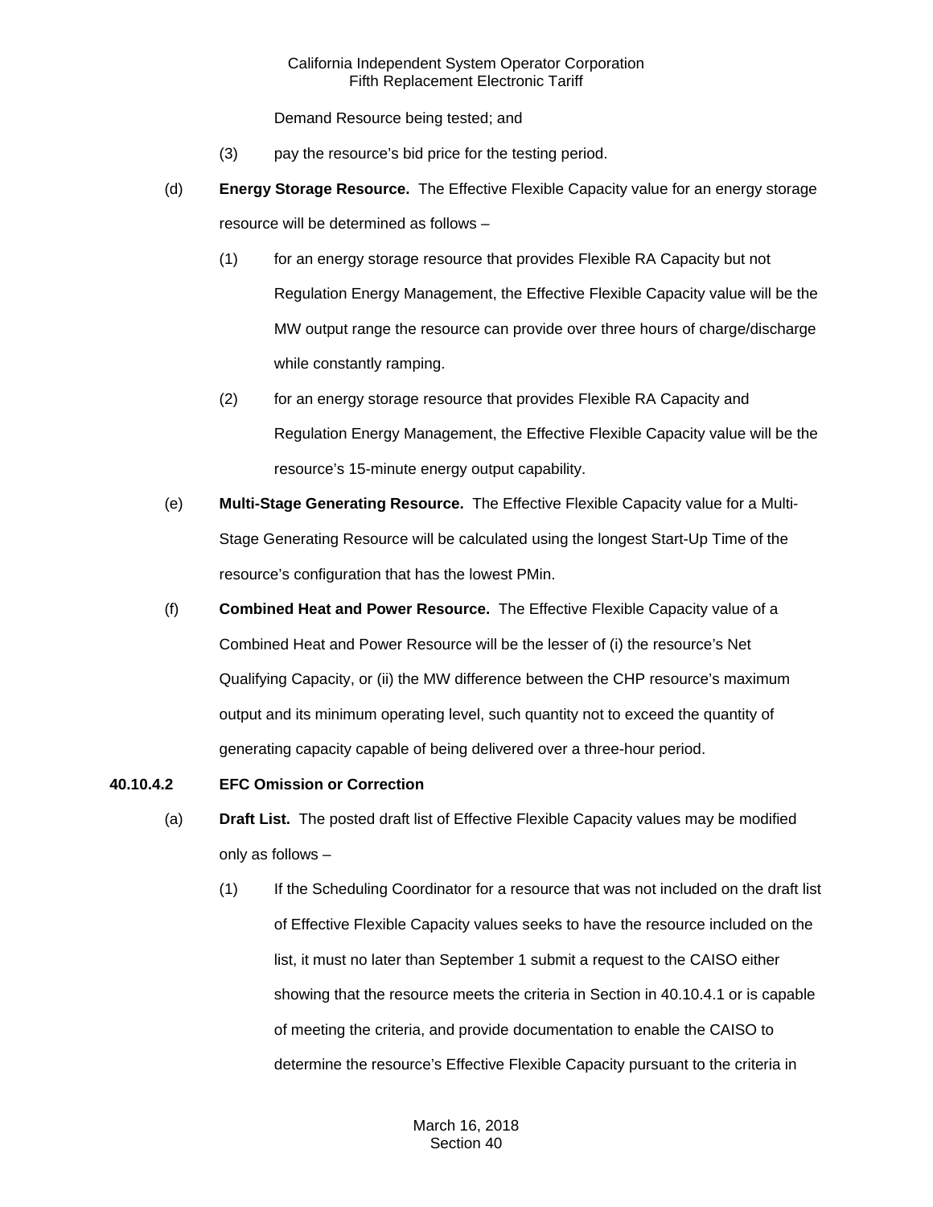Demand Resource being tested; and

(3) pay the resource's bid price for the testing period.

(d) **Energy Storage Resource.** The Effective Flexible Capacity value for an energy storage resource will be determined as follows –

(1) for an energy storage resource that provides Flexible RA Capacity but not Regulation Energy Management, the Effective Flexible Capacity value will be the MW output range the resource can provide over three hours of charge/discharge while constantly ramping.

(2) for an energy storage resource that provides Flexible RA Capacity and Regulation Energy Management, the Effective Flexible Capacity value will be the resource's 15-minute energy output capability.

(e) **Multi-Stage Generating Resource.** The Effective Flexible Capacity value for a Multi-Stage Generating Resource will be calculated using the longest Start-Up Time of the resource's configuration that has the lowest PMin.

(f) **Combined Heat and Power Resource.** The Effective Flexible Capacity value of a Combined Heat and Power Resource will be the lesser of (i) the resource's Net Qualifying Capacity, or (ii) the MW difference between the CHP resource's maximum output and its minimum operating level, such quantity not to exceed the quantity of generating capacity capable of being delivered over a three-hour period.

### 40.10.4.2 EFC Omission or Correction

(a) **Draft List.** The posted draft list of Effective Flexible Capacity values may be modified only as follows –

(1) If the Scheduling Coordinator for a resource that was not included on the draft list of Effective Flexible Capacity values seeks to have the resource included on the list, it must no later than September 1 submit a request to the CAISO either showing that the resource meets the criteria in Section in 40.10.4.1 or is capable of meeting the criteria, and provide documentation to enable the CAISO to determine the resource's Effective Flexible Capacity pursuant to the criteria in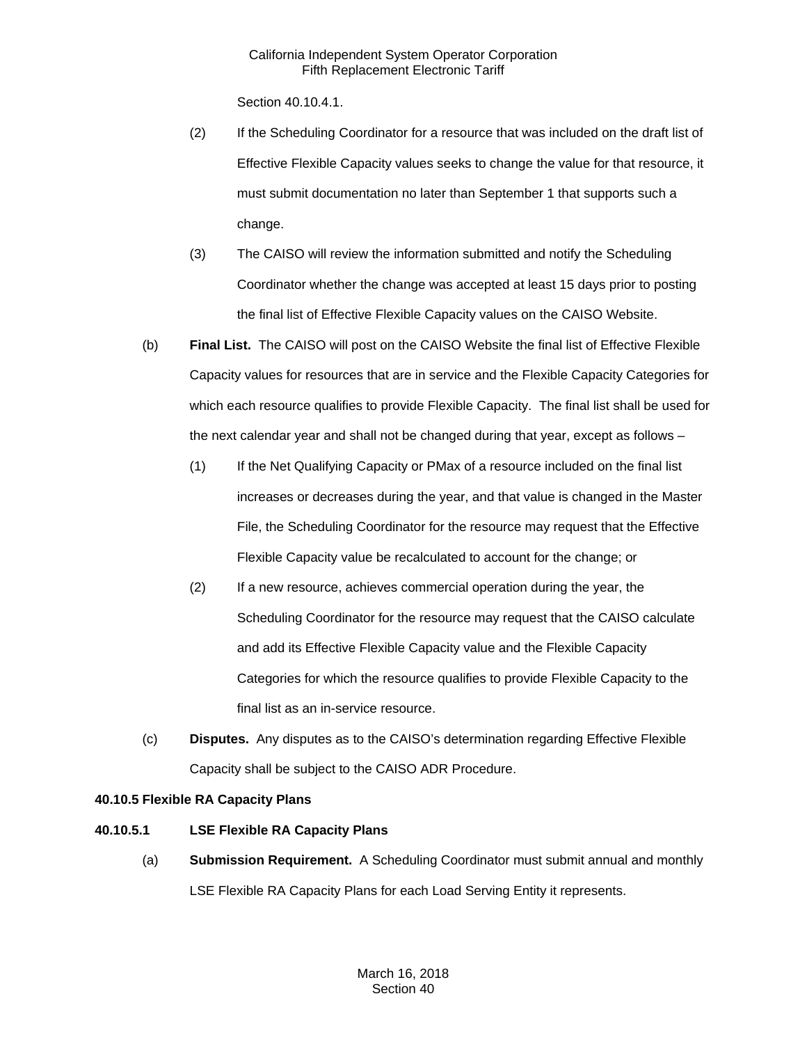Section 40.10.4.1.

(2) If the Scheduling Coordinator for a resource that was included on the draft list of Effective Flexible Capacity values seeks to change the value for that resource, it must submit documentation no later than September 1 that supports such a change.

(3) The CAISO will review the information submitted and notify the Scheduling Coordinator whether the change was accepted at least 15 days prior to posting the final list of Effective Flexible Capacity values on the CAISO Website.

(b) **Final List.** The CAISO will post on the CAISO Website the final list of Effective Flexible Capacity values for resources that are in service and the Flexible Capacity Categories for which each resource qualifies to provide Flexible Capacity. The final list shall be used for the next calendar year and shall not be changed during that year, except as follows –

(1) If the Net Qualifying Capacity or PMax of a resource included on the final list increases or decreases during the year, and that value is changed in the Master File, the Scheduling Coordinator for the resource may request that the Effective Flexible Capacity value be recalculated to account for the change; or

(2) If a new resource, achieves commercial operation during the year, the Scheduling Coordinator for the resource may request that the CAISO calculate and add its Effective Flexible Capacity value and the Flexible Capacity Categories for which the resource qualifies to provide Flexible Capacity to the final list as an in-service resource.

(c) **Disputes.** Any disputes as to the CAISO's determination regarding Effective Flexible Capacity shall be subject to the CAISO ADR Procedure.

**40.10.5 Flexible RA Capacity Plans**

**40.10.5.1 LSE Flexible RA Capacity Plans**

(a) **Submission Requirement.** A Scheduling Coordinator must submit annual and monthly LSE Flexible RA Capacity Plans for each Load Serving Entity it represents.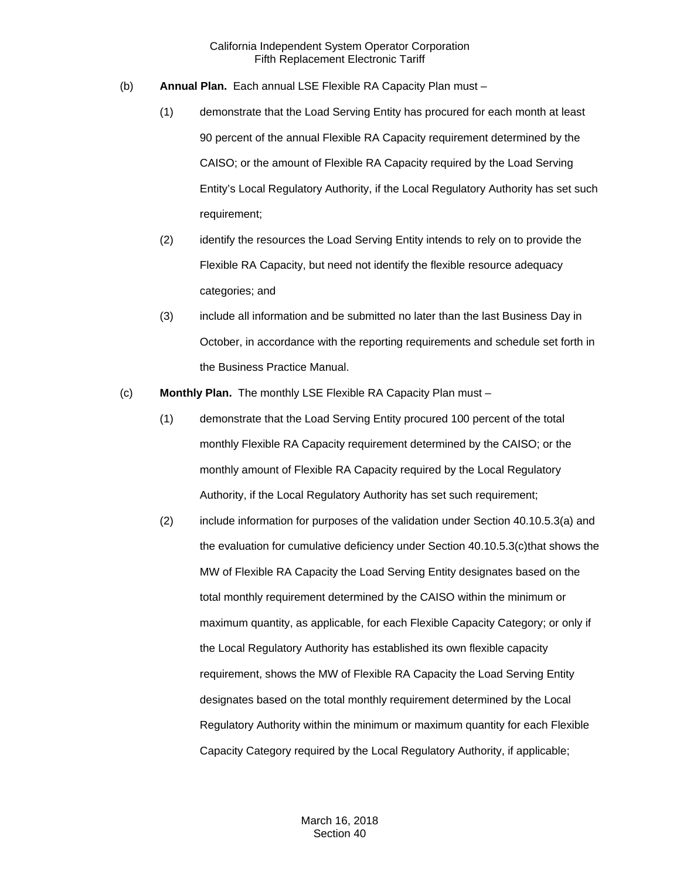(b) **Annual Plan.** Each annual LSE Flexible RA Capacity Plan must –

(1) demonstrate that the Load Serving Entity has procured for each month at least 90 percent of the annual Flexible RA Capacity requirement determined by the CAISO; or the amount of Flexible RA Capacity required by the Load Serving Entity's Local Regulatory Authority, if the Local Regulatory Authority has set such requirement;

(2) identify the resources the Load Serving Entity intends to rely on to provide the Flexible RA Capacity, but need not identify the flexible resource adequacy categories; and

(3) include all information and be submitted no later than the last Business Day in October, in accordance with the reporting requirements and schedule set forth in the Business Practice Manual.

(c) **Monthly Plan.** The monthly LSE Flexible RA Capacity Plan must –

(1) demonstrate that the Load Serving Entity procured 100 percent of the total monthly Flexible RA Capacity requirement determined by the CAISO; or the monthly amount of Flexible RA Capacity required by the Local Regulatory Authority, if the Local Regulatory Authority has set such requirement;

(2) include information for purposes of the validation under Section 40.10.5.3(a) and the evaluation for cumulative deficiency under Section 40.10.5.3(c)that shows the MW of Flexible RA Capacity the Load Serving Entity designates based on the total monthly requirement determined by the CAISO within the minimum or maximum quantity, as applicable, for each Flexible Capacity Category; or only if the Local Regulatory Authority has established its own flexible capacity requirement, shows the MW of Flexible RA Capacity the Load Serving Entity designates based on the total monthly requirement determined by the Local Regulatory Authority within the minimum or maximum quantity for each Flexible Capacity Category required by the Local Regulatory Authority, if applicable;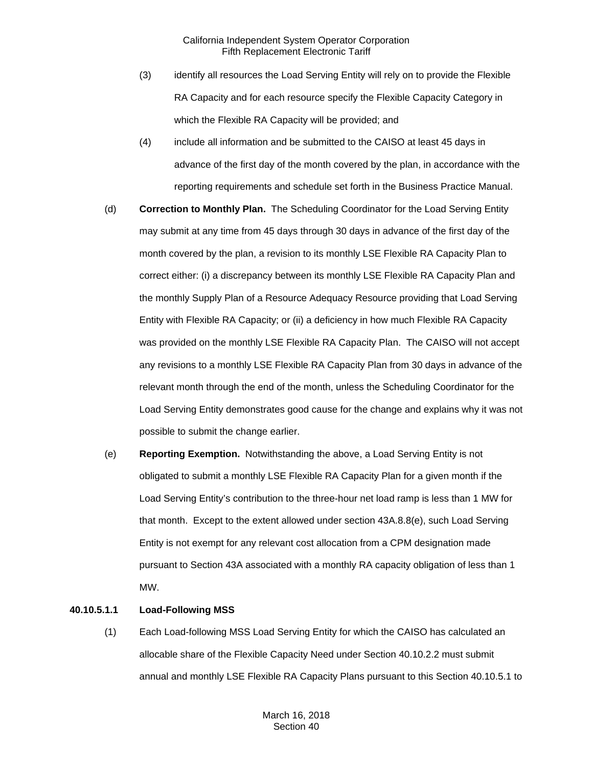(3) identify all resources the Load Serving Entity will rely on to provide the Flexible RA Capacity and for each resource specify the Flexible Capacity Category in which the Flexible RA Capacity will be provided; and

(4) include all information and be submitted to the CAISO at least 45 days in advance of the first day of the month covered by the plan, in accordance with the reporting requirements and schedule set forth in the Business Practice Manual.

(d) **Correction to Monthly Plan.** The Scheduling Coordinator for the Load Serving Entity may submit at any time from 45 days through 30 days in advance of the first day of the month covered by the plan, a revision to its monthly LSE Flexible RA Capacity Plan to correct either: (i) a discrepancy between its monthly LSE Flexible RA Capacity Plan and the monthly Supply Plan of a Resource Adequacy Resource providing that Load Serving Entity with Flexible RA Capacity; or (ii) a deficiency in how much Flexible RA Capacity was provided on the monthly LSE Flexible RA Capacity Plan. The CAISO will not accept any revisions to a monthly LSE Flexible RA Capacity Plan from 30 days in advance of the relevant month through the end of the month, unless the Scheduling Coordinator for the Load Serving Entity demonstrates good cause for the change and explains why it was not possible to submit the change earlier.

(e) **Reporting Exemption.** Notwithstanding the above, a Load Serving Entity is not obligated to submit a monthly LSE Flexible RA Capacity Plan for a given month if the Load Serving Entity's contribution to the three-hour net load ramp is less than 1 MW for that month. Except to the extent allowed under section 43A.8.8(e), such Load Serving Entity is not exempt for any relevant cost allocation from a CPM designation made pursuant to Section 43A associated with a monthly RA capacity obligation of less than 1 MW.

**40.10.5.1.1 Load-Following MSS**

(1) Each Load-following MSS Load Serving Entity for which the CAISO has calculated an allocable share of the Flexible Capacity Need under Section 40.10.2.2 must submit annual and monthly LSE Flexible RA Capacity Plans pursuant to this Section 40.10.5.1 to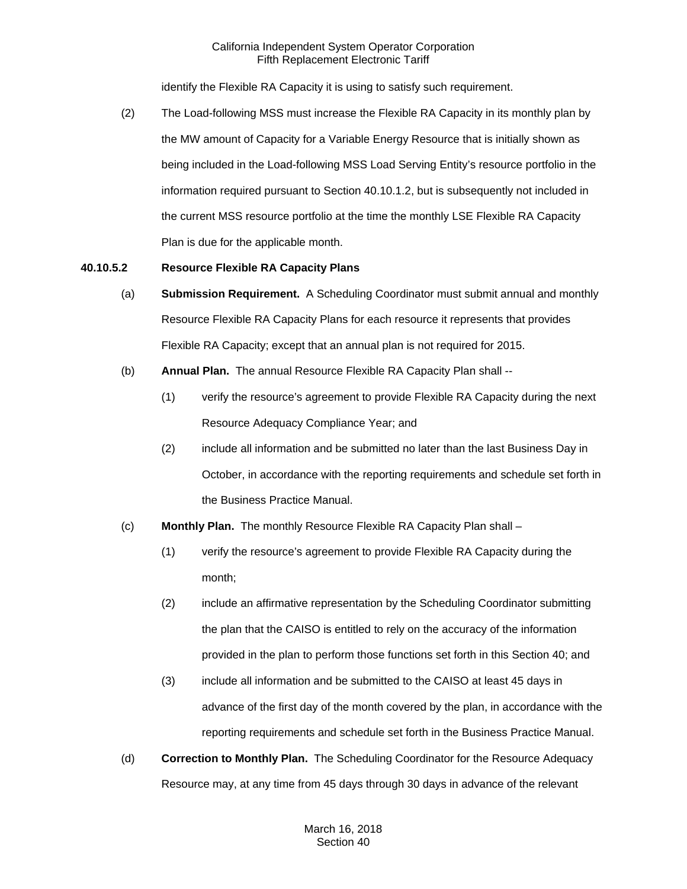identify the Flexible RA Capacity it is using to satisfy such requirement.

(2) The Load-following MSS must increase the Flexible RA Capacity in its monthly plan by the MW amount of Capacity for a Variable Energy Resource that is initially shown as being included in the Load-following MSS Load Serving Entity's resource portfolio in the information required pursuant to Section 40.10.1.2, but is subsequently not included in the current MSS resource portfolio at the time the monthly LSE Flexible RA Capacity Plan is due for the applicable month.

**40.10.5.2 Resource Flexible RA Capacity Plans**

(a) **Submission Requirement.** A Scheduling Coordinator must submit annual and monthly Resource Flexible RA Capacity Plans for each resource it represents that provides Flexible RA Capacity; except that an annual plan is not required for 2015.

(b) **Annual Plan.** The annual Resource Flexible RA Capacity Plan shall --

(1) verify the resource's agreement to provide Flexible RA Capacity during the next Resource Adequacy Compliance Year; and

(2) include all information and be submitted no later than the last Business Day in October, in accordance with the reporting requirements and schedule set forth in the Business Practice Manual.

(c) **Monthly Plan.** The monthly Resource Flexible RA Capacity Plan shall –

(1) verify the resource's agreement to provide Flexible RA Capacity during the month;

(2) include an affirmative representation by the Scheduling Coordinator submitting the plan that the CAISO is entitled to rely on the accuracy of the information provided in the plan to perform those functions set forth in this Section 40; and

(3) include all information and be submitted to the CAISO at least 45 days in advance of the first day of the month covered by the plan, in accordance with the reporting requirements and schedule set forth in the Business Practice Manual.

(d) **Correction to Monthly Plan.** The Scheduling Coordinator for the Resource Adequacy Resource may, at any time from 45 days through 30 days in advance of the relevant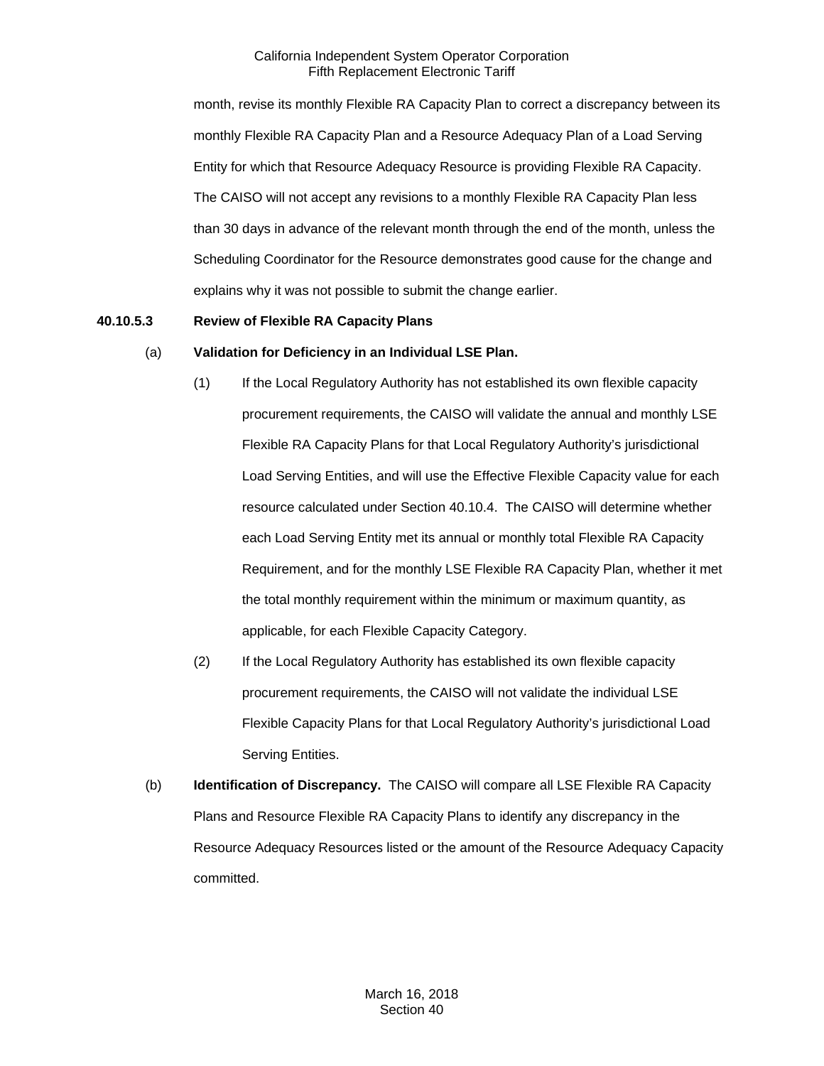month, revise its monthly Flexible RA Capacity Plan to correct a discrepancy between its monthly Flexible RA Capacity Plan and a Resource Adequacy Plan of a Load Serving Entity for which that Resource Adequacy Resource is providing Flexible RA Capacity. The CAISO will not accept any revisions to a monthly Flexible RA Capacity Plan less than 30 days in advance of the relevant month through the end of the month, unless the Scheduling Coordinator for the Resource demonstrates good cause for the change and explains why it was not possible to submit the change earlier.

**40.10.5.3 Review of Flexible RA Capacity Plans**

(a) **Validation for Deficiency in an Individual LSE Plan.**

(1) If the Local Regulatory Authority has not established its own flexible capacity procurement requirements, the CAISO will validate the annual and monthly LSE Flexible RA Capacity Plans for that Local Regulatory Authority's jurisdictional Load Serving Entities, and will use the Effective Flexible Capacity value for each resource calculated under Section 40.10.4. The CAISO will determine whether each Load Serving Entity met its annual or monthly total Flexible RA Capacity Requirement, and for the monthly LSE Flexible RA Capacity Plan, whether it met the total monthly requirement within the minimum or maximum quantity, as applicable, for each Flexible Capacity Category.

(2) If the Local Regulatory Authority has established its own flexible capacity procurement requirements, the CAISO will not validate the individual LSE Flexible Capacity Plans for that Local Regulatory Authority's jurisdictional Load Serving Entities.

(b) **Identification of Discrepancy.** The CAISO will compare all LSE Flexible RA Capacity Plans and Resource Flexible RA Capacity Plans to identify any discrepancy in the Resource Adequacy Resources listed or the amount of the Resource Adequacy Capacity committed.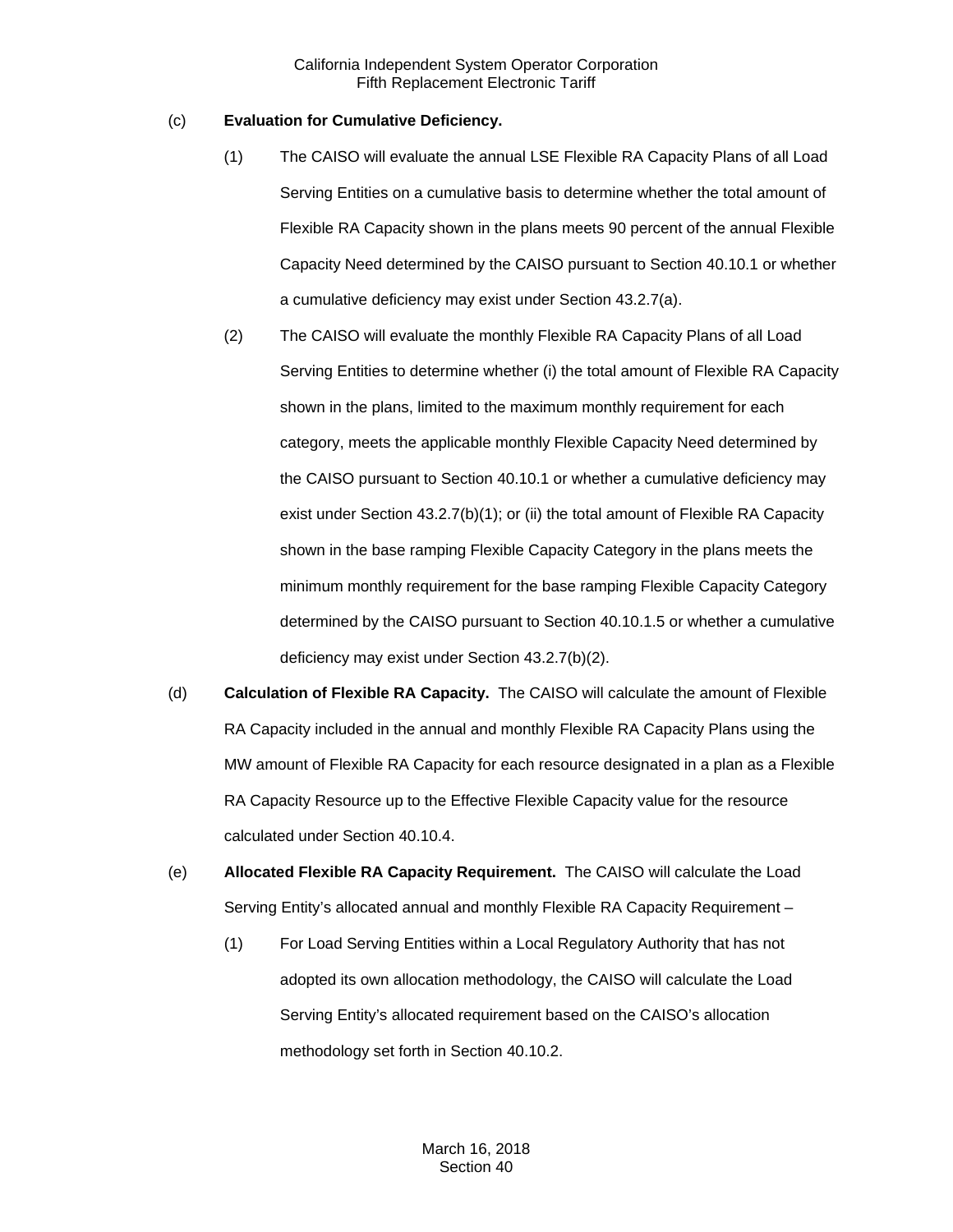(c) **Evaluation for Cumulative Deficiency.**

(1) The CAISO will evaluate the annual LSE Flexible RA Capacity Plans of all Load Serving Entities on a cumulative basis to determine whether the total amount of Flexible RA Capacity shown in the plans meets 90 percent of the annual Flexible Capacity Need determined by the CAISO pursuant to Section 40.10.1 or whether a cumulative deficiency may exist under Section 43.2.7(a).

(2) The CAISO will evaluate the monthly Flexible RA Capacity Plans of all Load Serving Entities to determine whether (i) the total amount of Flexible RA Capacity shown in the plans, limited to the maximum monthly requirement for each category, meets the applicable monthly Flexible Capacity Need determined by the CAISO pursuant to Section 40.10.1 or whether a cumulative deficiency may exist under Section 43.2.7(b)(1); or (ii) the total amount of Flexible RA Capacity shown in the base ramping Flexible Capacity Category in the plans meets the minimum monthly requirement for the base ramping Flexible Capacity Category determined by the CAISO pursuant to Section 40.10.1.5 or whether a cumulative deficiency may exist under Section 43.2.7(b)(2).

(d) **Calculation of Flexible RA Capacity.** The CAISO will calculate the amount of Flexible RA Capacity included in the annual and monthly Flexible RA Capacity Plans using the MW amount of Flexible RA Capacity for each resource designated in a plan as a Flexible RA Capacity Resource up to the Effective Flexible Capacity value for the resource calculated under Section 40.10.4.

(e) **Allocated Flexible RA Capacity Requirement.** The CAISO will calculate the Load Serving Entity's allocated annual and monthly Flexible RA Capacity Requirement –

(1) For Load Serving Entities within a Local Regulatory Authority that has not adopted its own allocation methodology, the CAISO will calculate the Load Serving Entity's allocated requirement based on the CAISO's allocation methodology set forth in Section 40.10.2.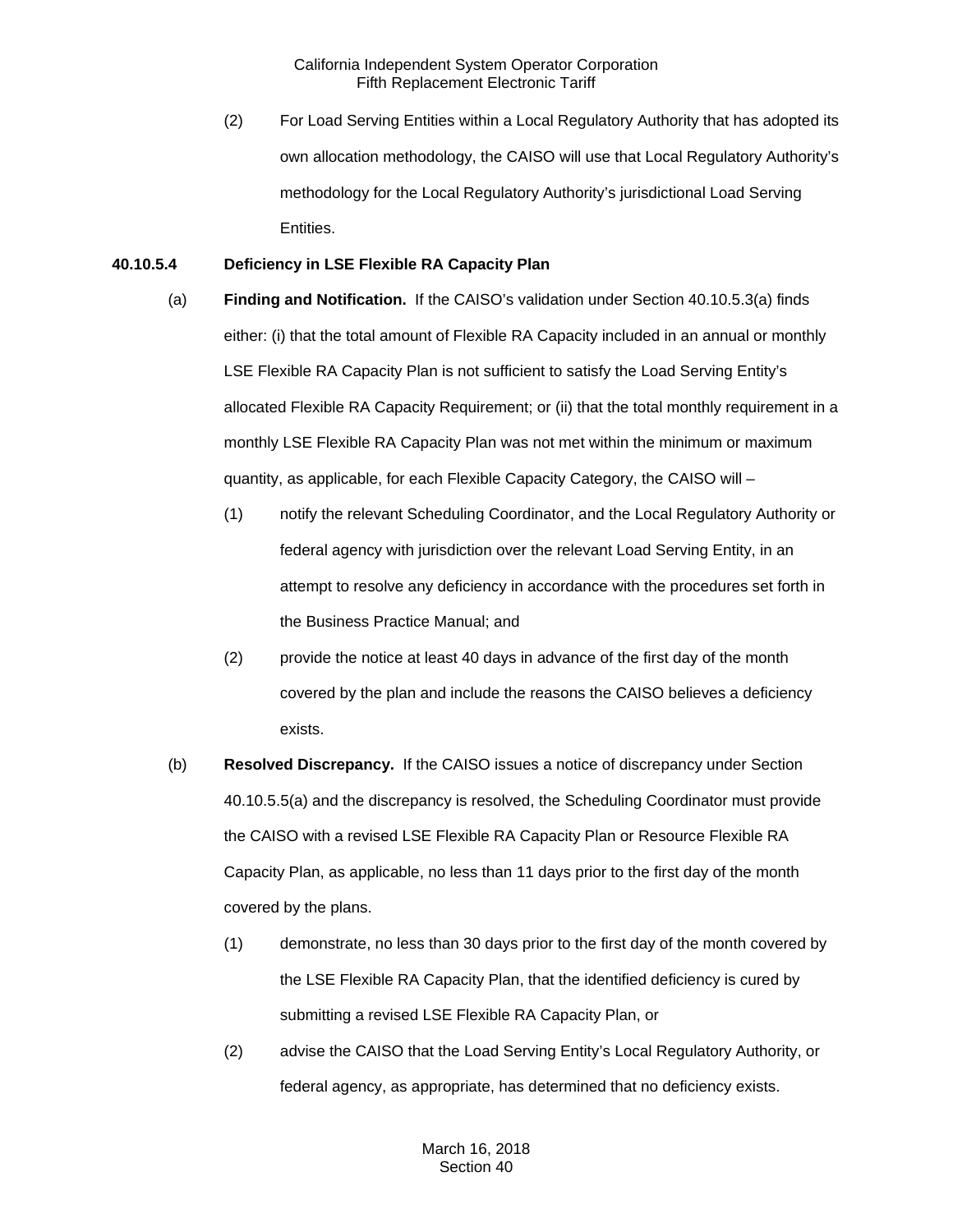(2) For Load Serving Entities within a Local Regulatory Authority that has adopted its own allocation methodology, the CAISO will use that Local Regulatory Authority's methodology for the Local Regulatory Authority's jurisdictional Load Serving Entities.

**40.10.5.4 Deficiency in LSE Flexible RA Capacity Plan**

(a) **Finding and Notification.** If the CAISO's validation under Section 40.10.5.3(a) finds either: (i) that the total amount of Flexible RA Capacity included in an annual or monthly LSE Flexible RA Capacity Plan is not sufficient to satisfy the Load Serving Entity's allocated Flexible RA Capacity Requirement; or (ii) that the total monthly requirement in a monthly LSE Flexible RA Capacity Plan was not met within the minimum or maximum quantity, as applicable, for each Flexible Capacity Category, the CAISO will –

(1) notify the relevant Scheduling Coordinator, and the Local Regulatory Authority or federal agency with jurisdiction over the relevant Load Serving Entity, in an attempt to resolve any deficiency in accordance with the procedures set forth in the Business Practice Manual; and

(2) provide the notice at least 40 days in advance of the first day of the month covered by the plan and include the reasons the CAISO believes a deficiency exists.

(b) **Resolved Discrepancy.** If the CAISO issues a notice of discrepancy under Section 40.10.5.5(a) and the discrepancy is resolved, the Scheduling Coordinator must provide the CAISO with a revised LSE Flexible RA Capacity Plan or Resource Flexible RA Capacity Plan, as applicable, no less than 11 days prior to the first day of the month covered by the plans.

(1) demonstrate, no less than 30 days prior to the first day of the month covered by the LSE Flexible RA Capacity Plan, that the identified deficiency is cured by submitting a revised LSE Flexible RA Capacity Plan, or

(2) advise the CAISO that the Load Serving Entity's Local Regulatory Authority, or federal agency, as appropriate, has determined that no deficiency exists.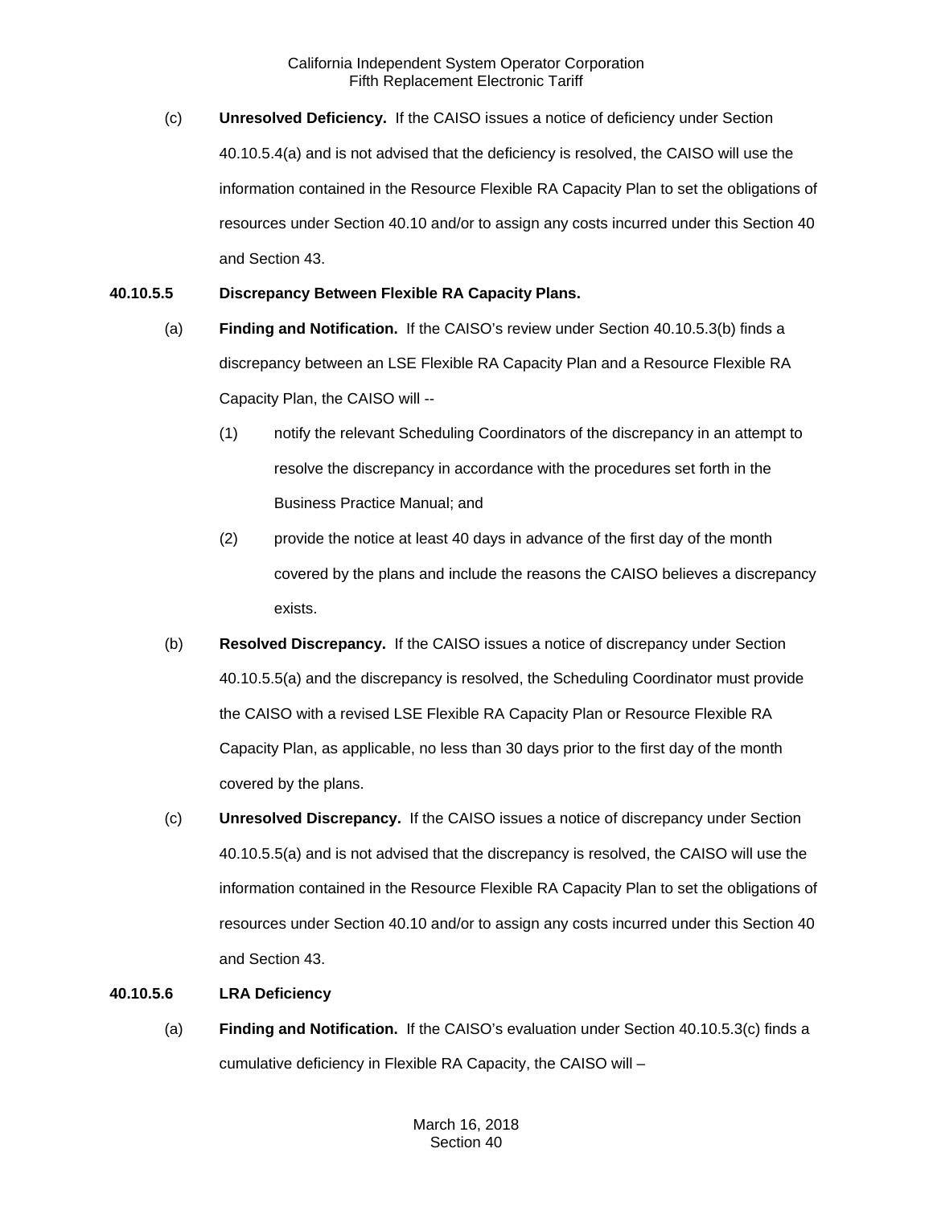(c) **Unresolved Deficiency.** If the CAISO issues a notice of deficiency under Section 40.10.5.4(a) and is not advised that the deficiency is resolved, the CAISO will use the information contained in the Resource Flexible RA Capacity Plan to set the obligations of resources under Section 40.10 and/or to assign any costs incurred under this Section 40 and Section 43.

**40.10.5.5 Discrepancy Between Flexible RA Capacity Plans.**

(a) **Finding and Notification.** If the CAISO's review under Section 40.10.5.3(b) finds a discrepancy between an LSE Flexible RA Capacity Plan and a Resource Flexible RA Capacity Plan, the CAISO will --

(1) notify the relevant Scheduling Coordinators of the discrepancy in an attempt to resolve the discrepancy in accordance with the procedures set forth in the Business Practice Manual; and

(2) provide the notice at least 40 days in advance of the first day of the month covered by the plans and include the reasons the CAISO believes a discrepancy exists.

(b) **Resolved Discrepancy.** If the CAISO issues a notice of discrepancy under Section 40.10.5.5(a) and the discrepancy is resolved, the Scheduling Coordinator must provide the CAISO with a revised LSE Flexible RA Capacity Plan or Resource Flexible RA Capacity Plan, as applicable, no less than 30 days prior to the first day of the month covered by the plans.

(c) **Unresolved Discrepancy.** If the CAISO issues a notice of discrepancy under Section 40.10.5.5(a) and is not advised that the discrepancy is resolved, the CAISO will use the information contained in the Resource Flexible RA Capacity Plan to set the obligations of resources under Section 40.10 and/or to assign any costs incurred under this Section 40 and Section 43.

**40.10.5.6 LRA Deficiency**

(a) **Finding and Notification.** If the CAISO's evaluation under Section 40.10.5.3(c) finds a cumulative deficiency in Flexible RA Capacity, the CAISO will –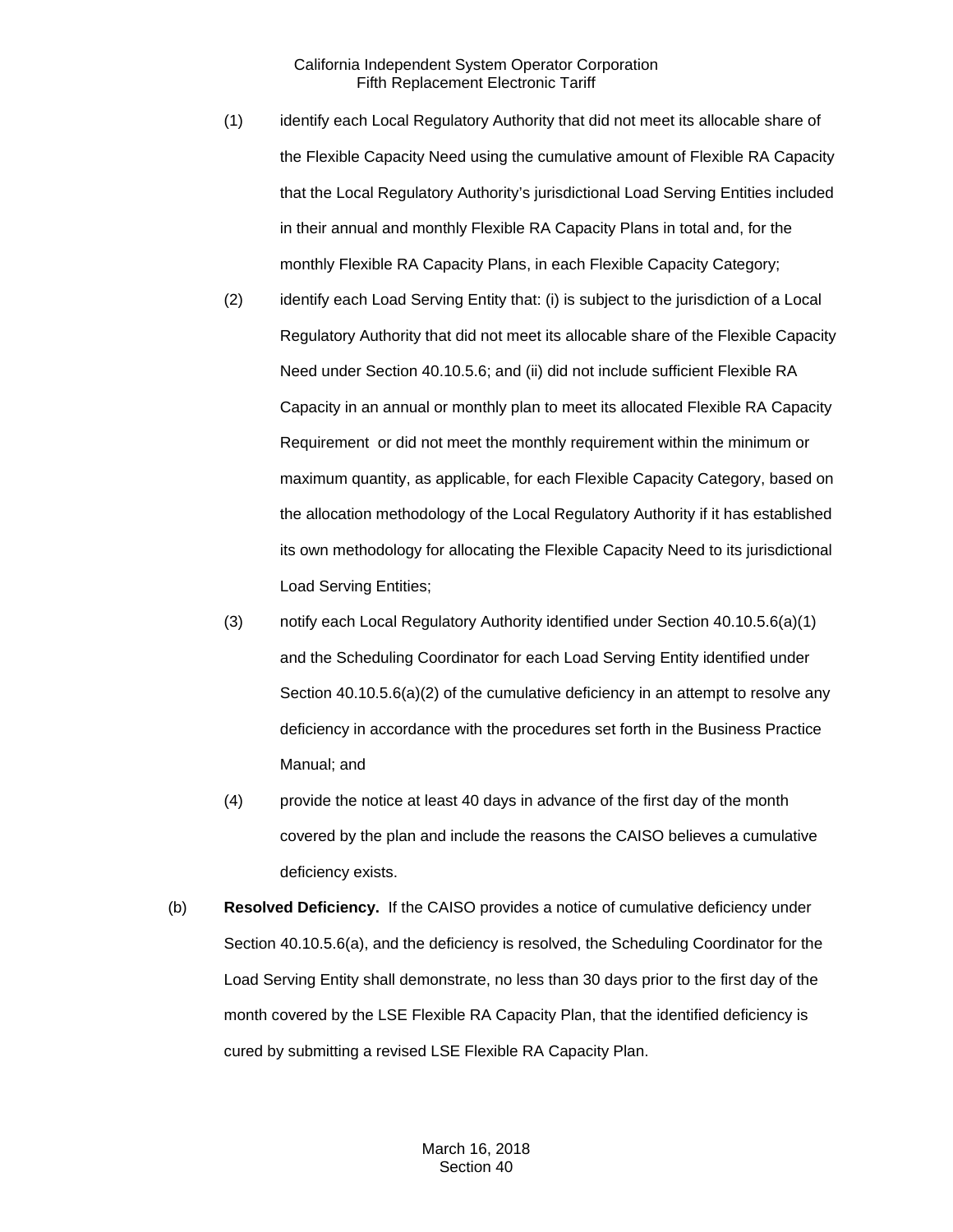(1) identify each Local Regulatory Authority that did not meet its allocable share of the Flexible Capacity Need using the cumulative amount of Flexible RA Capacity that the Local Regulatory Authority's jurisdictional Load Serving Entities included in their annual and monthly Flexible RA Capacity Plans in total and, for the monthly Flexible RA Capacity Plans, in each Flexible Capacity Category;

(2) identify each Load Serving Entity that: (i) is subject to the jurisdiction of a Local Regulatory Authority that did not meet its allocable share of the Flexible Capacity Need under Section 40.10.5.6; and (ii) did not include sufficient Flexible RA Capacity in an annual or monthly plan to meet its allocated Flexible RA Capacity Requirement or did not meet the monthly requirement within the minimum or maximum quantity, as applicable, for each Flexible Capacity Category, based on the allocation methodology of the Local Regulatory Authority if it has established its own methodology for allocating the Flexible Capacity Need to its jurisdictional Load Serving Entities;

(3) notify each Local Regulatory Authority identified under Section 40.10.5.6(a)(1) and the Scheduling Coordinator for each Load Serving Entity identified under Section 40.10.5.6(a)(2) of the cumulative deficiency in an attempt to resolve any deficiency in accordance with the procedures set forth in the Business Practice Manual; and

(4) provide the notice at least 40 days in advance of the first day of the month covered by the plan and include the reasons the CAISO believes a cumulative deficiency exists.

(b) **Resolved Deficiency.** If the CAISO provides a notice of cumulative deficiency under Section 40.10.5.6(a), and the deficiency is resolved, the Scheduling Coordinator for the Load Serving Entity shall demonstrate, no less than 30 days prior to the first day of the month covered by the LSE Flexible RA Capacity Plan, that the identified deficiency is cured by submitting a revised LSE Flexible RA Capacity Plan.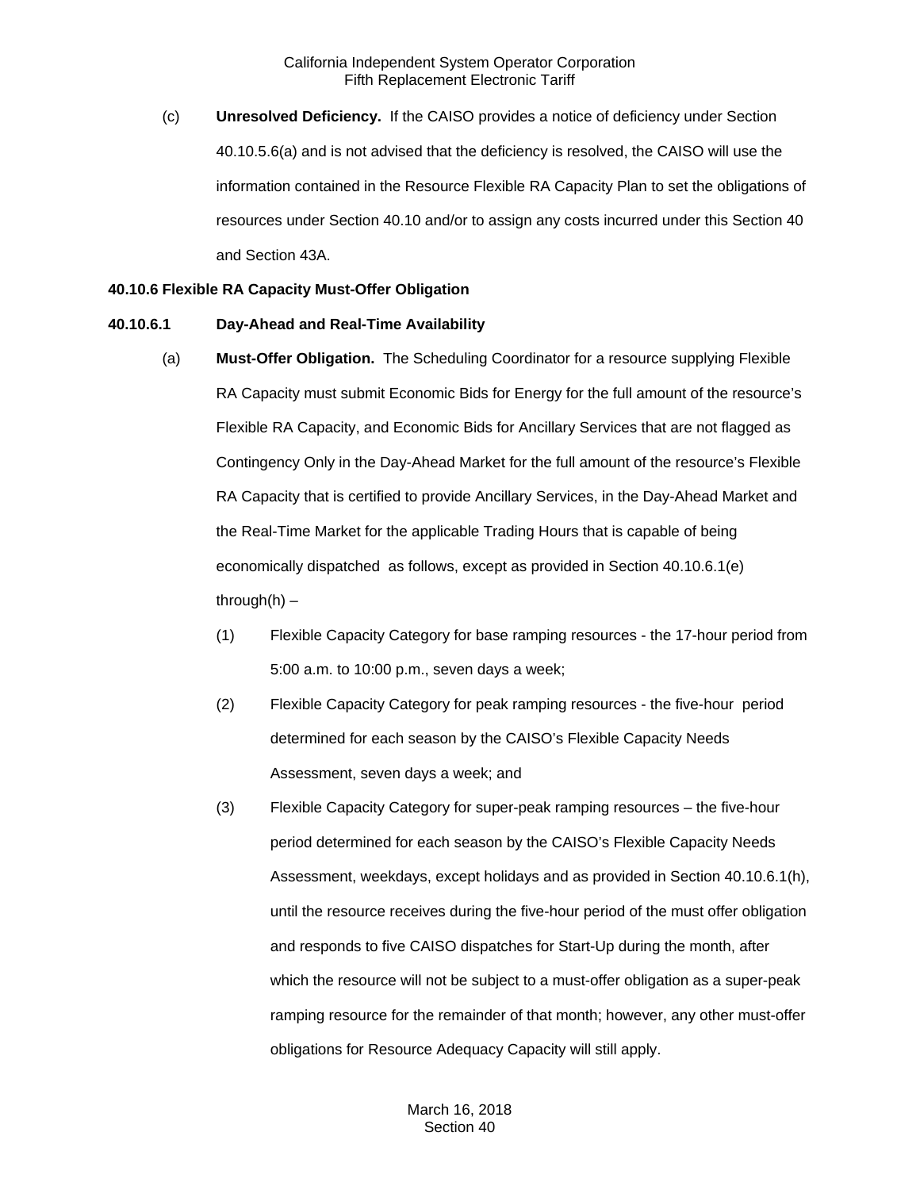(c) **Unresolved Deficiency.** If the CAISO provides a notice of deficiency under Section 40.10.5.6(a) and is not advised that the deficiency is resolved, the CAISO will use the information contained in the Resource Flexible RA Capacity Plan to set the obligations of resources under Section 40.10 and/or to assign any costs incurred under this Section 40 and Section 43A.

### 40.10.6 Flexible RA Capacity Must-Offer Obligation

#### 40.10.6.1 Day-Ahead and Real-Time Availability

(a) **Must-Offer Obligation.** The Scheduling Coordinator for a resource supplying Flexible RA Capacity must submit Economic Bids for Energy for the full amount of the resource's Flexible RA Capacity, and Economic Bids for Ancillary Services that are not flagged as Contingency Only in the Day-Ahead Market for the full amount of the resource's Flexible RA Capacity that is certified to provide Ancillary Services, in the Day-Ahead Market and the Real-Time Market for the applicable Trading Hours that is capable of being economically dispatched as follows, except as provided in Section 40.10.6.1(e) through(h) –

(1) Flexible Capacity Category for base ramping resources - the 17-hour period from 5:00 a.m. to 10:00 p.m., seven days a week;

(2) Flexible Capacity Category for peak ramping resources - the five-hour period determined for each season by the CAISO's Flexible Capacity Needs Assessment, seven days a week; and

(3) Flexible Capacity Category for super-peak ramping resources – the five-hour period determined for each season by the CAISO's Flexible Capacity Needs Assessment, weekdays, except holidays and as provided in Section 40.10.6.1(h), until the resource receives during the five-hour period of the must offer obligation and responds to five CAISO dispatches for Start-Up during the month, after which the resource will not be subject to a must-offer obligation as a super-peak ramping resource for the remainder of that month; however, any other must-offer obligations for Resource Adequacy Capacity will still apply.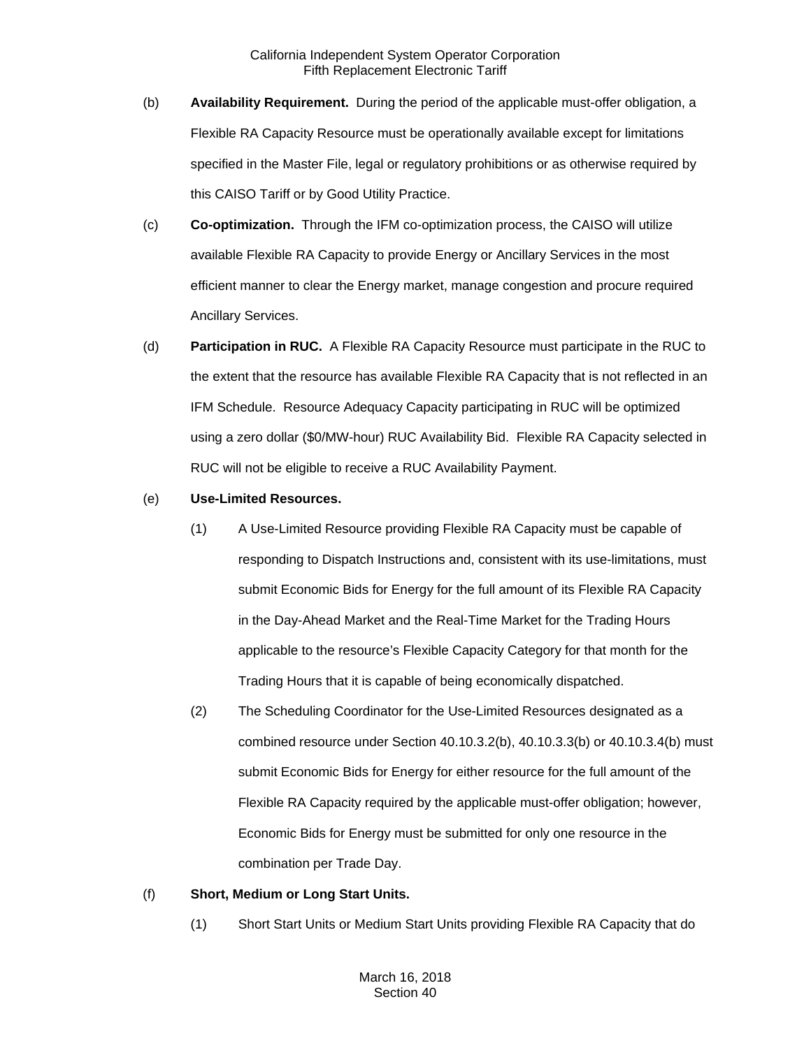(b) **Availability Requirement.** During the period of the applicable must-offer obligation, a Flexible RA Capacity Resource must be operationally available except for limitations specified in the Master File, legal or regulatory prohibitions or as otherwise required by this CAISO Tariff or by Good Utility Practice.

(c) **Co-optimization.** Through the IFM co-optimization process, the CAISO will utilize available Flexible RA Capacity to provide Energy or Ancillary Services in the most efficient manner to clear the Energy market, manage congestion and procure required Ancillary Services.

(d) **Participation in RUC.** A Flexible RA Capacity Resource must participate in the RUC to the extent that the resource has available Flexible RA Capacity that is not reflected in an IFM Schedule. Resource Adequacy Capacity participating in RUC will be optimized using a zero dollar ($0/MW-hour) RUC Availability Bid. Flexible RA Capacity selected in RUC will not be eligible to receive a RUC Availability Payment.

(e) **Use-Limited Resources.**

(1) A Use-Limited Resource providing Flexible RA Capacity must be capable of responding to Dispatch Instructions and, consistent with its use-limitations, must submit Economic Bids for Energy for the full amount of its Flexible RA Capacity in the Day-Ahead Market and the Real-Time Market for the Trading Hours applicable to the resource's Flexible Capacity Category for that month for the Trading Hours that it is capable of being economically dispatched.

(2) The Scheduling Coordinator for the Use-Limited Resources designated as a combined resource under Section 40.10.3.2(b), 40.10.3.3(b) or 40.10.3.4(b) must submit Economic Bids for Energy for either resource for the full amount of the Flexible RA Capacity required by the applicable must-offer obligation; however, Economic Bids for Energy must be submitted for only one resource in the combination per Trade Day.

(f) **Short, Medium or Long Start Units.**

(1) Short Start Units or Medium Start Units providing Flexible RA Capacity that do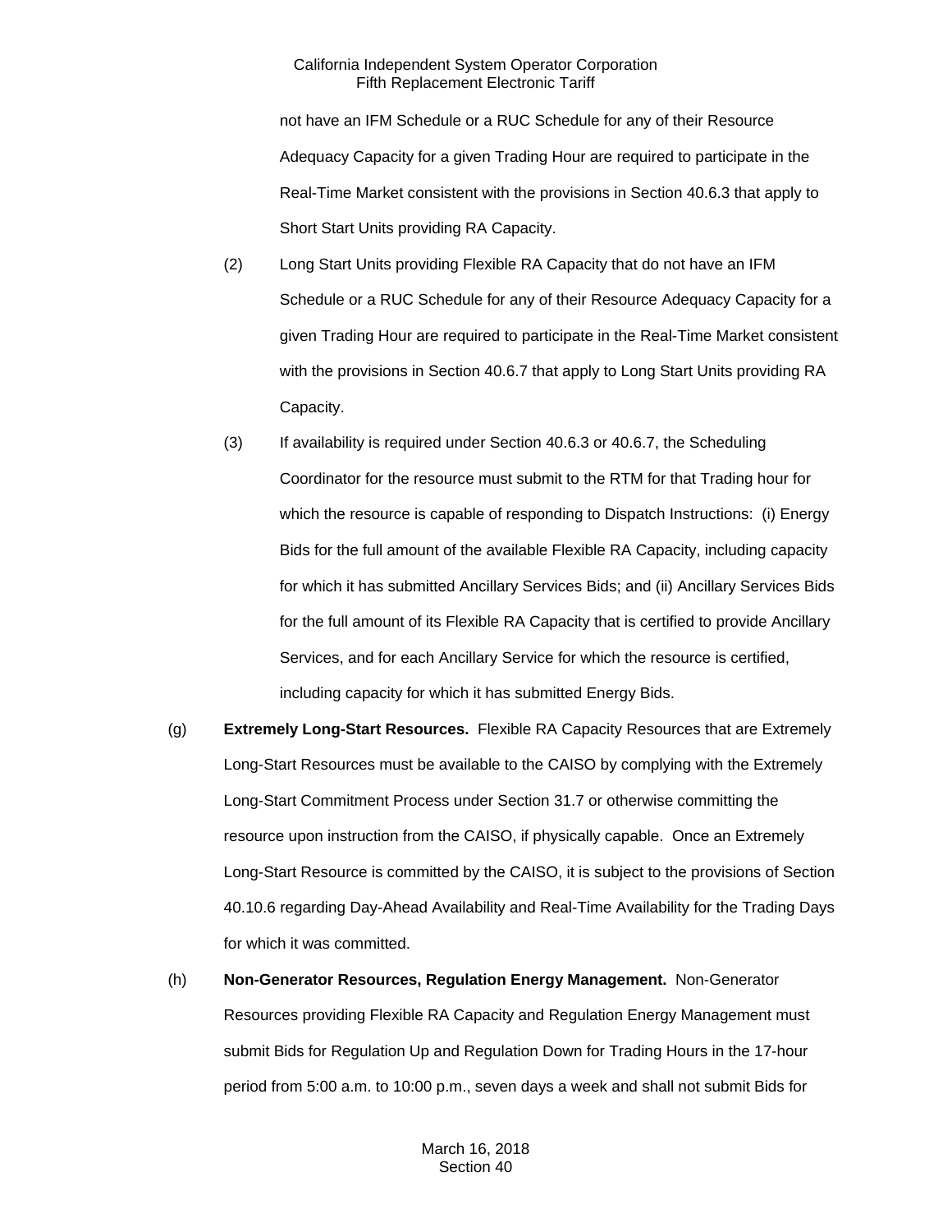not have an IFM Schedule or a RUC Schedule for any of their Resource Adequacy Capacity for a given Trading Hour are required to participate in the Real-Time Market consistent with the provisions in Section 40.6.3 that apply to Short Start Units providing RA Capacity.

(2) Long Start Units providing Flexible RA Capacity that do not have an IFM Schedule or a RUC Schedule for any of their Resource Adequacy Capacity for a given Trading Hour are required to participate in the Real-Time Market consistent with the provisions in Section 40.6.7 that apply to Long Start Units providing RA Capacity.

(3) If availability is required under Section 40.6.3 or 40.6.7, the Scheduling Coordinator for the resource must submit to the RTM for that Trading hour for which the resource is capable of responding to Dispatch Instructions: (i) Energy Bids for the full amount of the available Flexible RA Capacity, including capacity for which it has submitted Ancillary Services Bids; and (ii) Ancillary Services Bids for the full amount of its Flexible RA Capacity that is certified to provide Ancillary Services, and for each Ancillary Service for which the resource is certified, including capacity for which it has submitted Energy Bids.

(g) **Extremely Long-Start Resources.** Flexible RA Capacity Resources that are Extremely Long-Start Resources must be available to the CAISO by complying with the Extremely Long-Start Commitment Process under Section 31.7 or otherwise committing the resource upon instruction from the CAISO, if physically capable. Once an Extremely Long-Start Resource is committed by the CAISO, it is subject to the provisions of Section 40.10.6 regarding Day-Ahead Availability and Real-Time Availability for the Trading Days for which it was committed.

(h) **Non-Generator Resources, Regulation Energy Management.** Non-Generator Resources providing Flexible RA Capacity and Regulation Energy Management must submit Bids for Regulation Up and Regulation Down for Trading Hours in the 17-hour period from 5:00 a.m. to 10:00 p.m., seven days a week and shall not submit Bids for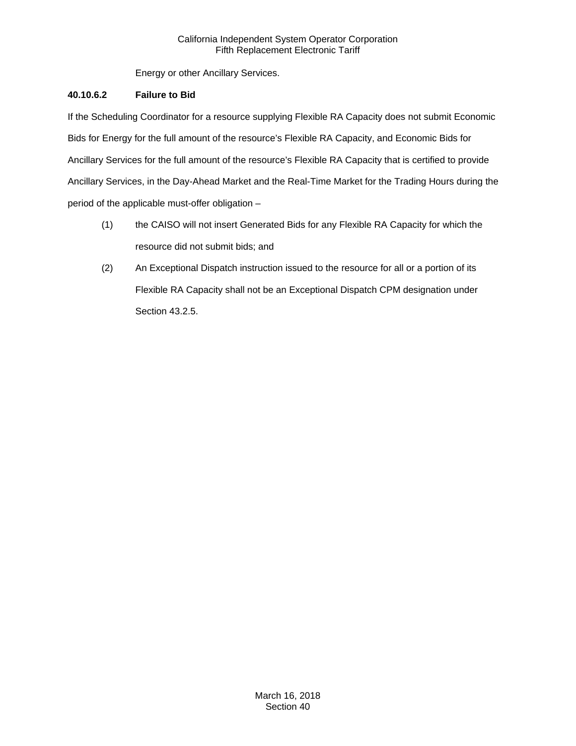Energy or other Ancillary Services.

**40.10.6.2 Failure to Bid**

If the Scheduling Coordinator for a resource supplying Flexible RA Capacity does not submit Economic Bids for Energy for the full amount of the resource's Flexible RA Capacity, and Economic Bids for Ancillary Services for the full amount of the resource's Flexible RA Capacity that is certified to provide Ancillary Services, in the Day-Ahead Market and the Real-Time Market for the Trading Hours during the period of the applicable must-offer obligation –

(1) the CAISO will not insert Generated Bids for any Flexible RA Capacity for which the resource did not submit bids; and

(2) An Exceptional Dispatch instruction issued to the resource for all or a portion of its Flexible RA Capacity shall not be an Exceptional Dispatch CPM designation under Section 43.2.5.